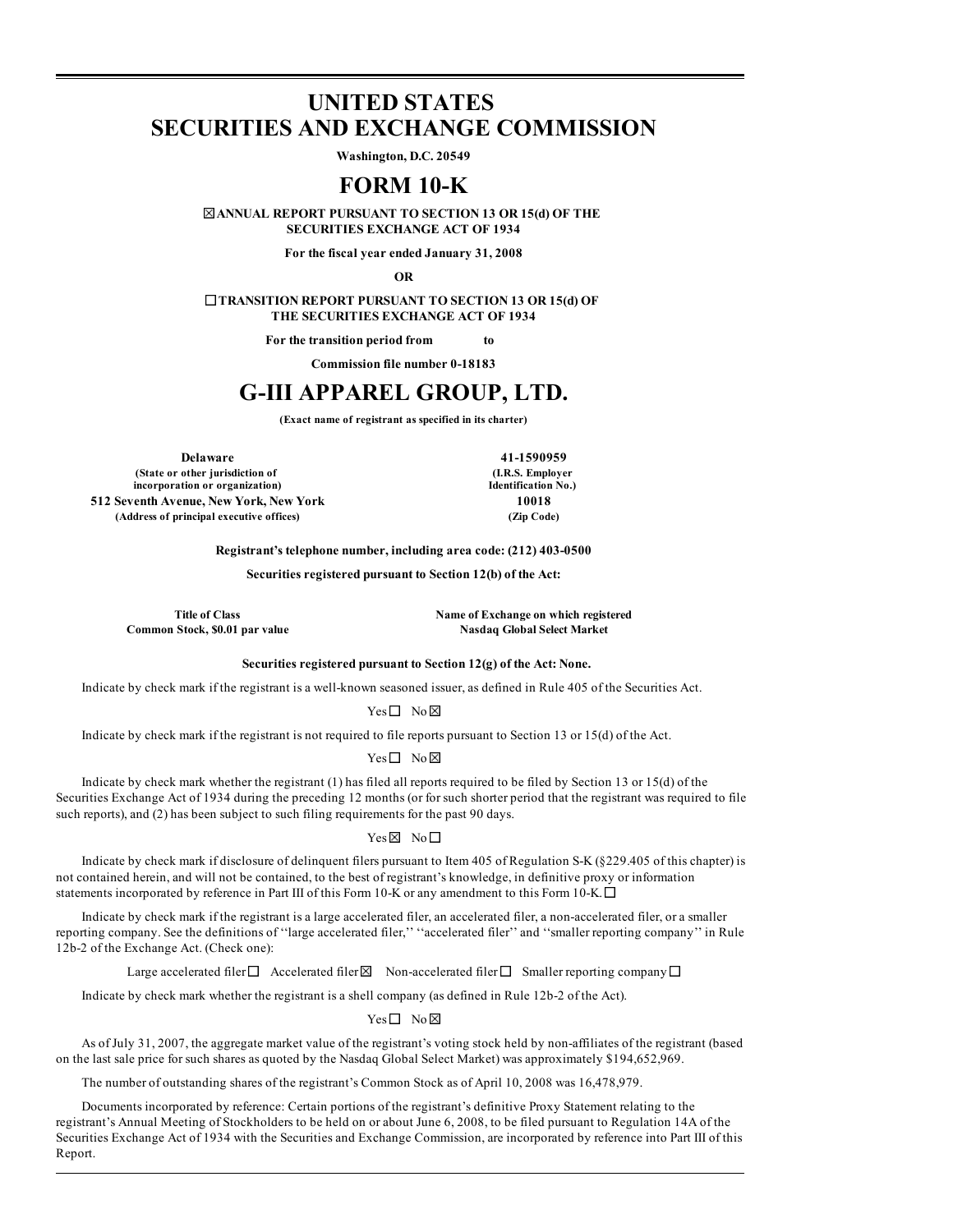# UNITED STATES
# SECURITIES AND EXCHANGE COMMISSION

**Washington, D.C. 20549**

# FORM 10-K

☒ **ANNUAL REPORT PURSUANT TO SECTION 13 OR 15(d) OF THE SECURITIES EXCHANGE ACT OF 1934**

**For the fiscal year ended January 31, 2008**

**OR**

☐ **TRANSITION REPORT PURSUANT TO SECTION 13 OR 15(d) OF THE SECURITIES EXCHANGE ACT OF 1934**

**For the transition period from to**

**Commission file number 0-18183**

# G-III APPAREL GROUP, LTD.

**(Exact name of registrant as specified in its charter)**

| | |
|---|---|
| **Delaware** | **41-1590959** |
| **(State or other jurisdiction of incorporation or organization)** | **(I.R.S. Employer Identification No.)** |
| **512 Seventh Avenue, New York, New York** | **10018** |
| **(Address of principal executive offices)** | **(Zip Code)** |

**Registrant's telephone number, including area code: (212) 403-0500**

**Securities registered pursuant to Section 12(b) of the Act:**

| Title of Class | Name of Exchange on which registered |
|---|---|
| Common Stock, $0.01 par value | Nasdaq Global Select Market |

**Securities registered pursuant to Section 12(g) of the Act: None.**

Indicate by check mark if the registrant is a well-known seasoned issuer, as defined in Rule 405 of the Securities Act.

Yes ☐ No ☒

Indicate by check mark if the registrant is not required to file reports pursuant to Section 13 or 15(d) of the Act.

Yes ☐ No ☒

Indicate by check mark whether the registrant (1) has filed all reports required to be filed by Section 13 or 15(d) of the Securities Exchange Act of 1934 during the preceding 12 months (or for such shorter period that the registrant was required to file such reports), and (2) has been subject to such filing requirements for the past 90 days.

Yes ☒ No ☐

Indicate by check mark if disclosure of delinquent filers pursuant to Item 405 of Regulation S-K (§229.405 of this chapter) is not contained herein, and will not be contained, to the best of registrant's knowledge, in definitive proxy or information statements incorporated by reference in Part III of this Form 10-K or any amendment to this Form 10-K. ☐

Indicate by check mark if the registrant is a large accelerated filer, an accelerated filer, a non-accelerated filer, or a smaller reporting company. See the definitions of "large accelerated filer," "accelerated filer" and "smaller reporting company" in Rule 12b-2 of the Exchange Act. (Check one):

Large accelerated filer ☐ Accelerated filer ☒ Non-accelerated filer ☐ Smaller reporting company ☐

Indicate by check mark whether the registrant is a shell company (as defined in Rule 12b-2 of the Act).

Yes ☐ No ☒

As of July 31, 2007, the aggregate market value of the registrant's voting stock held by non-affiliates of the registrant (based on the last sale price for such shares as quoted by the Nasdaq Global Select Market) was approximately $194,652,969.

The number of outstanding shares of the registrant's Common Stock as of April 10, 2008 was 16,478,979.

Documents incorporated by reference: Certain portions of the registrant's definitive Proxy Statement relating to the registrant's Annual Meeting of Stockholders to be held on or about June 6, 2008, to be filed pursuant to Regulation 14A of the Securities Exchange Act of 1934 with the Securities and Exchange Commission, are incorporated by reference into Part III of this Report.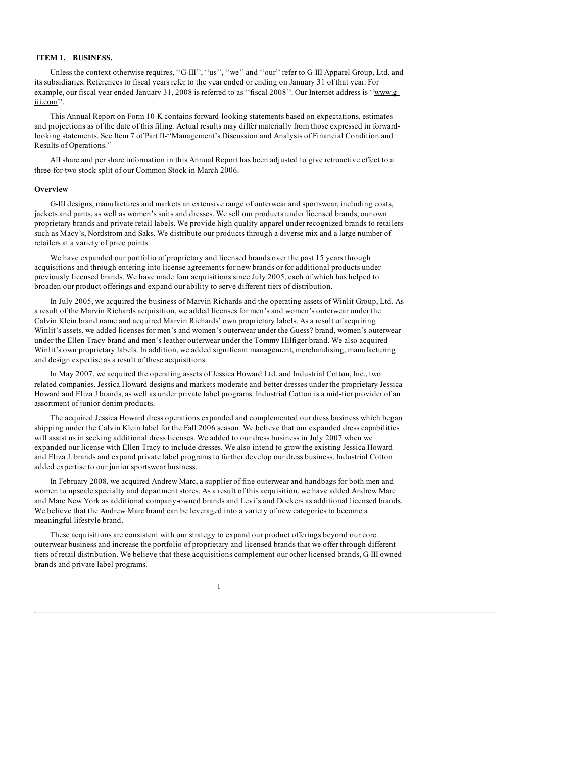## ITEM 1. BUSINESS.

Unless the context otherwise requires, ''G-III'', ''us'', ''we'' and ''our'' refer to G-III Apparel Group, Ltd. and its subsidiaries. References to fiscal years refer to the year ended or ending on January 31 of that year. For example, our fiscal year ended January 31, 2008 is referred to as ''fiscal 2008''. Our Internet address is ''www.g-iii.com''.

This Annual Report on Form 10-K contains forward-looking statements based on expectations, estimates and projections as of the date of this filing. Actual results may differ materially from those expressed in forward-looking statements. See Item 7 of Part II-''Management's Discussion and Analysis of Financial Condition and Results of Operations.''

All share and per share information in this Annual Report has been adjusted to give retroactive effect to a three-for-two stock split of our Common Stock in March 2006.

### Overview

G-III designs, manufactures and markets an extensive range of outerwear and sportswear, including coats, jackets and pants, as well as women's suits and dresses. We sell our products under licensed brands, our own proprietary brands and private retail labels. We provide high quality apparel under recognized brands to retailers such as Macy's, Nordstrom and Saks. We distribute our products through a diverse mix and a large number of retailers at a variety of price points.

We have expanded our portfolio of proprietary and licensed brands over the past 15 years through acquisitions and through entering into license agreements for new brands or for additional products under previously licensed brands. We have made four acquisitions since July 2005, each of which has helped to broaden our product offerings and expand our ability to serve different tiers of distribution.

In July 2005, we acquired the business of Marvin Richards and the operating assets of Winlit Group, Ltd. As a result of the Marvin Richards acquisition, we added licenses for men's and women's outerwear under the Calvin Klein brand name and acquired Marvin Richards' own proprietary labels. As a result of acquiring Winlit's assets, we added licenses for men's and women's outerwear under the Guess? brand, women's outerwear under the Ellen Tracy brand and men's leather outerwear under the Tommy Hilfiger brand. We also acquired Winlit's own proprietary labels. In addition, we added significant management, merchandising, manufacturing and design expertise as a result of these acquisitions.

In May 2007, we acquired the operating assets of Jessica Howard Ltd. and Industrial Cotton, Inc., two related companies. Jessica Howard designs and markets moderate and better dresses under the proprietary Jessica Howard and Eliza J brands, as well as under private label programs. Industrial Cotton is a mid-tier provider of an assortment of junior denim products.

The acquired Jessica Howard dress operations expanded and complemented our dress business which began shipping under the Calvin Klein label for the Fall 2006 season. We believe that our expanded dress capabilities will assist us in seeking additional dress licenses. We added to our dress business in July 2007 when we expanded our license with Ellen Tracy to include dresses. We also intend to grow the existing Jessica Howard and Eliza J. brands and expand private label programs to further develop our dress business. Industrial Cotton added expertise to our junior sportswear business.

In February 2008, we acquired Andrew Marc, a supplier of fine outerwear and handbags for both men and women to upscale specialty and department stores. As a result of this acquisition, we have added Andrew Marc and Marc New York as additional company-owned brands and Levi's and Dockers as additional licensed brands. We believe that the Andrew Marc brand can be leveraged into a variety of new categories to become a meaningful lifestyle brand.

These acquisitions are consistent with our strategy to expand our product offerings beyond our core outerwear business and increase the portfolio of proprietary and licensed brands that we offer through different tiers of retail distribution. We believe that these acquisitions complement our other licensed brands, G-III owned brands and private label programs.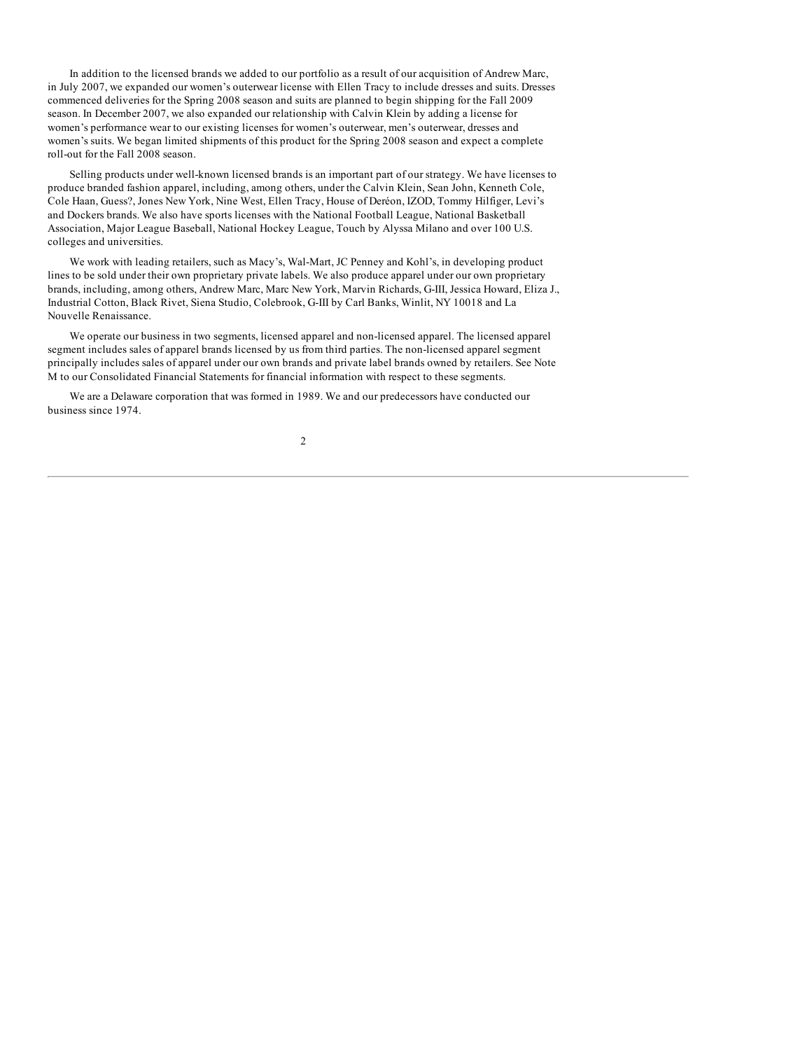In addition to the licensed brands we added to our portfolio as a result of our acquisition of Andrew Marc, in July 2007, we expanded our women's outerwear license with Ellen Tracy to include dresses and suits. Dresses commenced deliveries for the Spring 2008 season and suits are planned to begin shipping for the Fall 2009 season. In December 2007, we also expanded our relationship with Calvin Klein by adding a license for women's performance wear to our existing licenses for women's outerwear, men's outerwear, dresses and women's suits. We began limited shipments of this product for the Spring 2008 season and expect a complete roll-out for the Fall 2008 season.

Selling products under well-known licensed brands is an important part of our strategy. We have licenses to produce branded fashion apparel, including, among others, under the Calvin Klein, Sean John, Kenneth Cole, Cole Haan, Guess?, Jones New York, Nine West, Ellen Tracy, House of Deréon, IZOD, Tommy Hilfiger, Levi's and Dockers brands. We also have sports licenses with the National Football League, National Basketball Association, Major League Baseball, National Hockey League, Touch by Alyssa Milano and over 100 U.S. colleges and universities.

We work with leading retailers, such as Macy's, Wal-Mart, JC Penney and Kohl's, in developing product lines to be sold under their own proprietary private labels. We also produce apparel under our own proprietary brands, including, among others, Andrew Marc, Marc New York, Marvin Richards, G-III, Jessica Howard, Eliza J., Industrial Cotton, Black Rivet, Siena Studio, Colebrook, G-III by Carl Banks, Winlit, NY 10018 and La Nouvelle Renaissance.

We operate our business in two segments, licensed apparel and non-licensed apparel. The licensed apparel segment includes sales of apparel brands licensed by us from third parties. The non-licensed apparel segment principally includes sales of apparel under our own brands and private label brands owned by retailers. See Note M to our Consolidated Financial Statements for financial information with respect to these segments.

We are a Delaware corporation that was formed in 1989. We and our predecessors have conducted our business since 1974.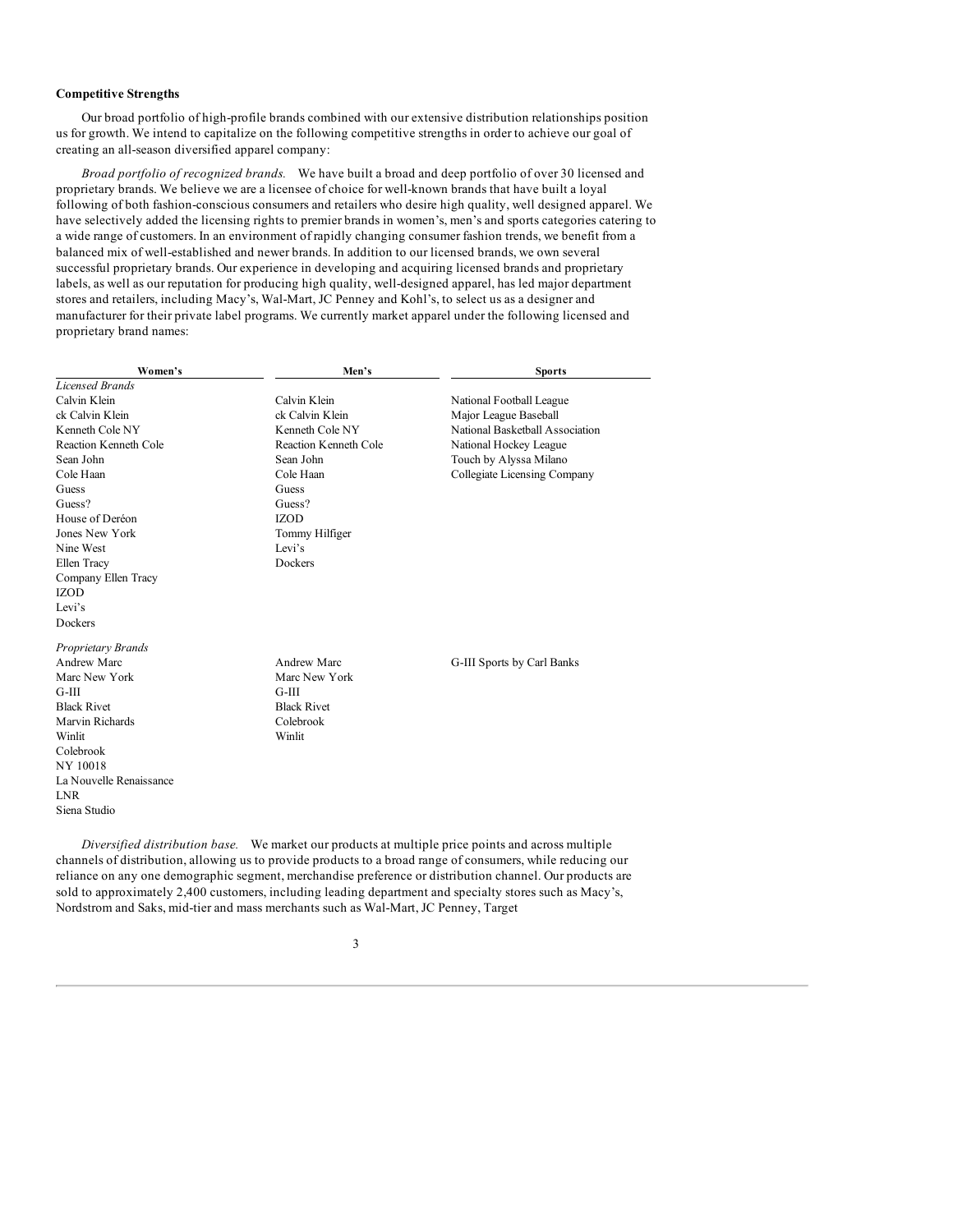**Competitive Strengths**

Our broad portfolio of high-profile brands combined with our extensive distribution relationships position us for growth. We intend to capitalize on the following competitive strengths in order to achieve our goal of creating an all-season diversified apparel company:

*Broad portfolio of recognized brands.* We have built a broad and deep portfolio of over 30 licensed and proprietary brands. We believe we are a licensee of choice for well-known brands that have built a loyal following of both fashion-conscious consumers and retailers who desire high quality, well designed apparel. We have selectively added the licensing rights to premier brands in women's, men's and sports categories catering to a wide range of customers. In an environment of rapidly changing consumer fashion trends, we benefit from a balanced mix of well-established and newer brands. In addition to our licensed brands, we own several successful proprietary brands. Our experience in developing and acquiring licensed brands and proprietary labels, as well as our reputation for producing high quality, well-designed apparel, has led major department stores and retailers, including Macy's, Wal-Mart, JC Penney and Kohl's, to select us as a designer and manufacturer for their private label programs. We currently market apparel under the following licensed and proprietary brand names:

| Women's | Men's | Sports |
|---|---|---|
| *Licensed Brands* | | |
| Calvin Klein | Calvin Klein | National Football League |
| ck Calvin Klein | ck Calvin Klein | Major League Baseball |
| Kenneth Cole NY | Kenneth Cole NY | National Basketball Association |
| Reaction Kenneth Cole | Reaction Kenneth Cole | National Hockey League |
| Sean John | Sean John | Touch by Alyssa Milano |
| Cole Haan | Cole Haan | Collegiate Licensing Company |
| Guess | Guess | |
| Guess? | Guess? | |
| House of Deréon | IZOD | |
| Jones New York | Tommy Hilfiger | |
| Nine West | Levi's | |
| Ellen Tracy | Dockers | |
| Company Ellen Tracy | | |
| IZOD | | |
| Levi's | | |
| Dockers | | |
| *Proprietary Brands* | | |
| Andrew Marc | Andrew Marc | G-III Sports by Carl Banks |
| Marc New York | Marc New York | |
| G-III | G-III | |
| Black Rivet | Black Rivet | |
| Marvin Richards | Colebrook | |
| Winlit | Winlit | |
| Colebrook | | |
| NY 10018 | | |
| La Nouvelle Renaissance | | |
| LNR | | |
| Siena Studio | | |

*Diversified distribution base.* We market our products at multiple price points and across multiple channels of distribution, allowing us to provide products to a broad range of consumers, while reducing our reliance on any one demographic segment, merchandise preference or distribution channel. Our products are sold to approximately 2,400 customers, including leading department and specialty stores such as Macy's, Nordstrom and Saks, mid-tier and mass merchants such as Wal-Mart, JC Penney, Target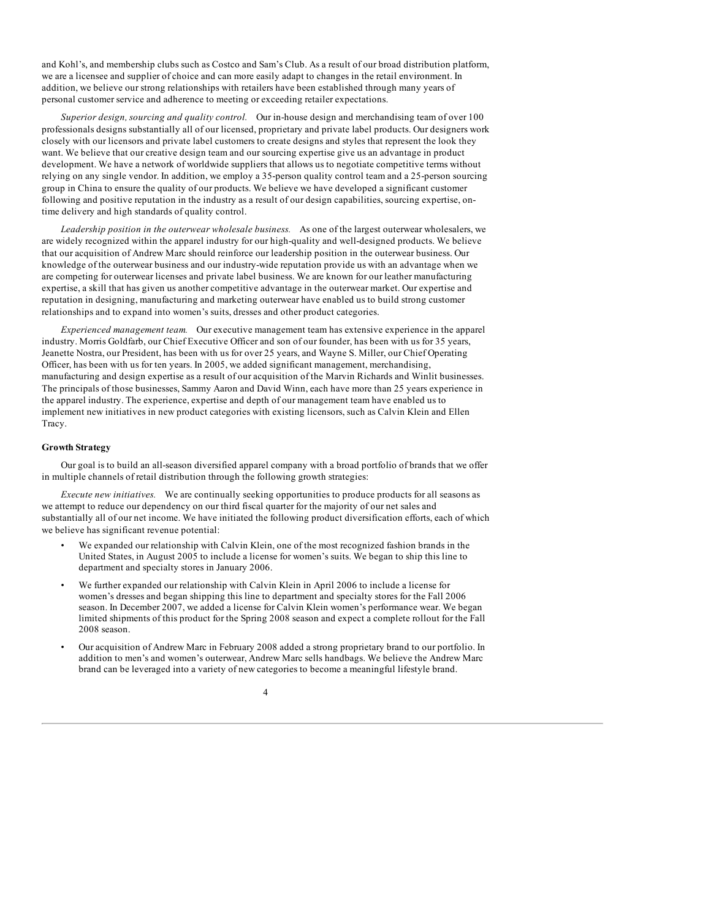and Kohl's, and membership clubs such as Costco and Sam's Club. As a result of our broad distribution platform, we are a licensee and supplier of choice and can more easily adapt to changes in the retail environment. In addition, we believe our strong relationships with retailers have been established through many years of personal customer service and adherence to meeting or exceeding retailer expectations.

*Superior design, sourcing and quality control.* Our in-house design and merchandising team of over 100 professionals designs substantially all of our licensed, proprietary and private label products. Our designers work closely with our licensors and private label customers to create designs and styles that represent the look they want. We believe that our creative design team and our sourcing expertise give us an advantage in product development. We have a network of worldwide suppliers that allows us to negotiate competitive terms without relying on any single vendor. In addition, we employ a 35-person quality control team and a 25-person sourcing group in China to ensure the quality of our products. We believe we have developed a significant customer following and positive reputation in the industry as a result of our design capabilities, sourcing expertise, on-time delivery and high standards of quality control.

*Leadership position in the outerwear wholesale business.* As one of the largest outerwear wholesalers, we are widely recognized within the apparel industry for our high-quality and well-designed products. We believe that our acquisition of Andrew Marc should reinforce our leadership position in the outerwear business. Our knowledge of the outerwear business and our industry-wide reputation provide us with an advantage when we are competing for outerwear licenses and private label business. We are known for our leather manufacturing expertise, a skill that has given us another competitive advantage in the outerwear market. Our expertise and reputation in designing, manufacturing and marketing outerwear have enabled us to build strong customer relationships and to expand into women's suits, dresses and other product categories.

*Experienced management team.* Our executive management team has extensive experience in the apparel industry. Morris Goldfarb, our Chief Executive Officer and son of our founder, has been with us for 35 years, Jeanette Nostra, our President, has been with us for over 25 years, and Wayne S. Miller, our Chief Operating Officer, has been with us for ten years. In 2005, we added significant management, merchandising, manufacturing and design expertise as a result of our acquisition of the Marvin Richards and Winlit businesses. The principals of those businesses, Sammy Aaron and David Winn, each have more than 25 years experience in the apparel industry. The experience, expertise and depth of our management team have enabled us to implement new initiatives in new product categories with existing licensors, such as Calvin Klein and Ellen Tracy.

**Growth Strategy**

Our goal is to build an all-season diversified apparel company with a broad portfolio of brands that we offer in multiple channels of retail distribution through the following growth strategies:

*Execute new initiatives.* We are continually seeking opportunities to produce products for all seasons as we attempt to reduce our dependency on our third fiscal quarter for the majority of our net sales and substantially all of our net income. We have initiated the following product diversification efforts, each of which we believe has significant revenue potential:

- We expanded our relationship with Calvin Klein, one of the most recognized fashion brands in the United States, in August 2005 to include a license for women's suits. We began to ship this line to department and specialty stores in January 2006.
- We further expanded our relationship with Calvin Klein in April 2006 to include a license for women's dresses and began shipping this line to department and specialty stores for the Fall 2006 season. In December 2007, we added a license for Calvin Klein women's performance wear. We began limited shipments of this product for the Spring 2008 season and expect a complete rollout for the Fall 2008 season.
- Our acquisition of Andrew Marc in February 2008 added a strong proprietary brand to our portfolio. In addition to men's and women's outerwear, Andrew Marc sells handbags. We believe the Andrew Marc brand can be leveraged into a variety of new categories to become a meaningful lifestyle brand.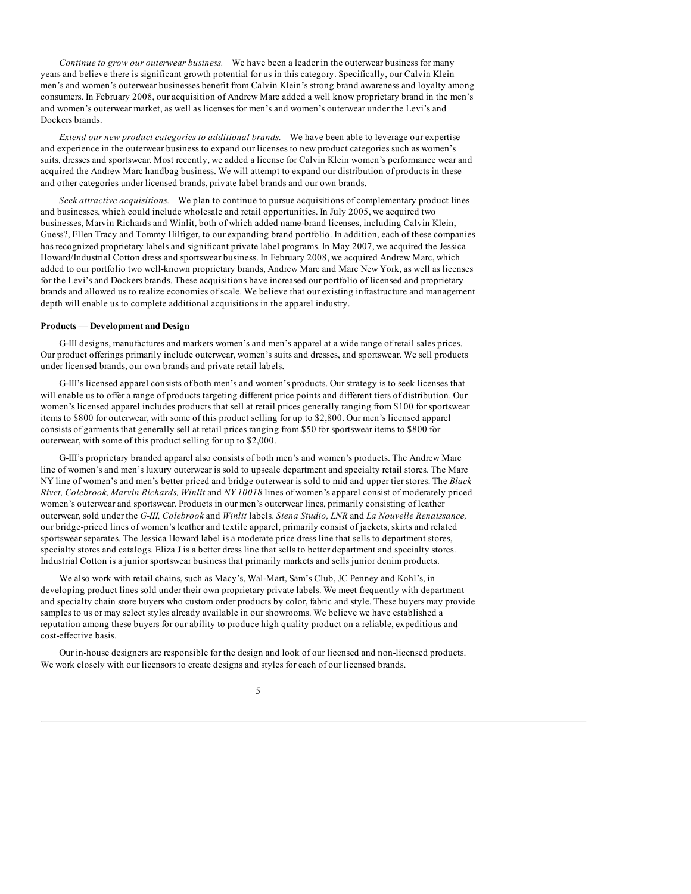*Continue to grow our outerwear business.* We have been a leader in the outerwear business for many years and believe there is significant growth potential for us in this category. Specifically, our Calvin Klein men's and women's outerwear businesses benefit from Calvin Klein's strong brand awareness and loyalty among consumers. In February 2008, our acquisition of Andrew Marc added a well know proprietary brand in the men's and women's outerwear market, as well as licenses for men's and women's outerwear under the Levi's and Dockers brands.

*Extend our new product categories to additional brands.* We have been able to leverage our expertise and experience in the outerwear business to expand our licenses to new product categories such as women's suits, dresses and sportswear. Most recently, we added a license for Calvin Klein women's performance wear and acquired the Andrew Marc handbag business. We will attempt to expand our distribution of products in these and other categories under licensed brands, private label brands and our own brands.

*Seek attractive acquisitions.* We plan to continue to pursue acquisitions of complementary product lines and businesses, which could include wholesale and retail opportunities. In July 2005, we acquired two businesses, Marvin Richards and Winlit, both of which added name-brand licenses, including Calvin Klein, Guess?, Ellen Tracy and Tommy Hilfiger, to our expanding brand portfolio. In addition, each of these companies has recognized proprietary labels and significant private label programs. In May 2007, we acquired the Jessica Howard/Industrial Cotton dress and sportswear business. In February 2008, we acquired Andrew Marc, which added to our portfolio two well-known proprietary brands, Andrew Marc and Marc New York, as well as licenses for the Levi's and Dockers brands. These acquisitions have increased our portfolio of licensed and proprietary brands and allowed us to realize economies of scale. We believe that our existing infrastructure and management depth will enable us to complete additional acquisitions in the apparel industry.

**Products — Development and Design**

G-III designs, manufactures and markets women's and men's apparel at a wide range of retail sales prices. Our product offerings primarily include outerwear, women's suits and dresses, and sportswear. We sell products under licensed brands, our own brands and private retail labels.

G-III's licensed apparel consists of both men's and women's products. Our strategy is to seek licenses that will enable us to offer a range of products targeting different price points and different tiers of distribution. Our women's licensed apparel includes products that sell at retail prices generally ranging from $100 for sportswear items to $800 for outerwear, with some of this product selling for up to $2,800. Our men's licensed apparel consists of garments that generally sell at retail prices ranging from $50 for sportswear items to $800 for outerwear, with some of this product selling for up to $2,000.

G-III's proprietary branded apparel also consists of both men's and women's products. The Andrew Marc line of women's and men's luxury outerwear is sold to upscale department and specialty retail stores. The Marc NY line of women's and men's better priced and bridge outerwear is sold to mid and upper tier stores. The *Black Rivet, Colebrook, Marvin Richards, Winlit* and *NY 10018* lines of women's apparel consist of moderately priced women's outerwear and sportswear. Products in our men's outerwear lines, primarily consisting of leather outerwear, sold under the *G-III, Colebrook* and *Winlit* labels. *Siena Studio, LNR* and *La Nouvelle Renaissance,* our bridge-priced lines of women's leather and textile apparel, primarily consist of jackets, skirts and related sportswear separates. The Jessica Howard label is a moderate price dress line that sells to department stores, specialty stores and catalogs. Eliza J is a better dress line that sells to better department and specialty stores. Industrial Cotton is a junior sportswear business that primarily markets and sells junior denim products.

We also work with retail chains, such as Macy's, Wal-Mart, Sam's Club, JC Penney and Kohl's, in developing product lines sold under their own proprietary private labels. We meet frequently with department and specialty chain store buyers who custom order products by color, fabric and style. These buyers may provide samples to us or may select styles already available in our showrooms. We believe we have established a reputation among these buyers for our ability to produce high quality product on a reliable, expeditious and cost-effective basis.

Our in-house designers are responsible for the design and look of our licensed and non-licensed products. We work closely with our licensors to create designs and styles for each of our licensed brands.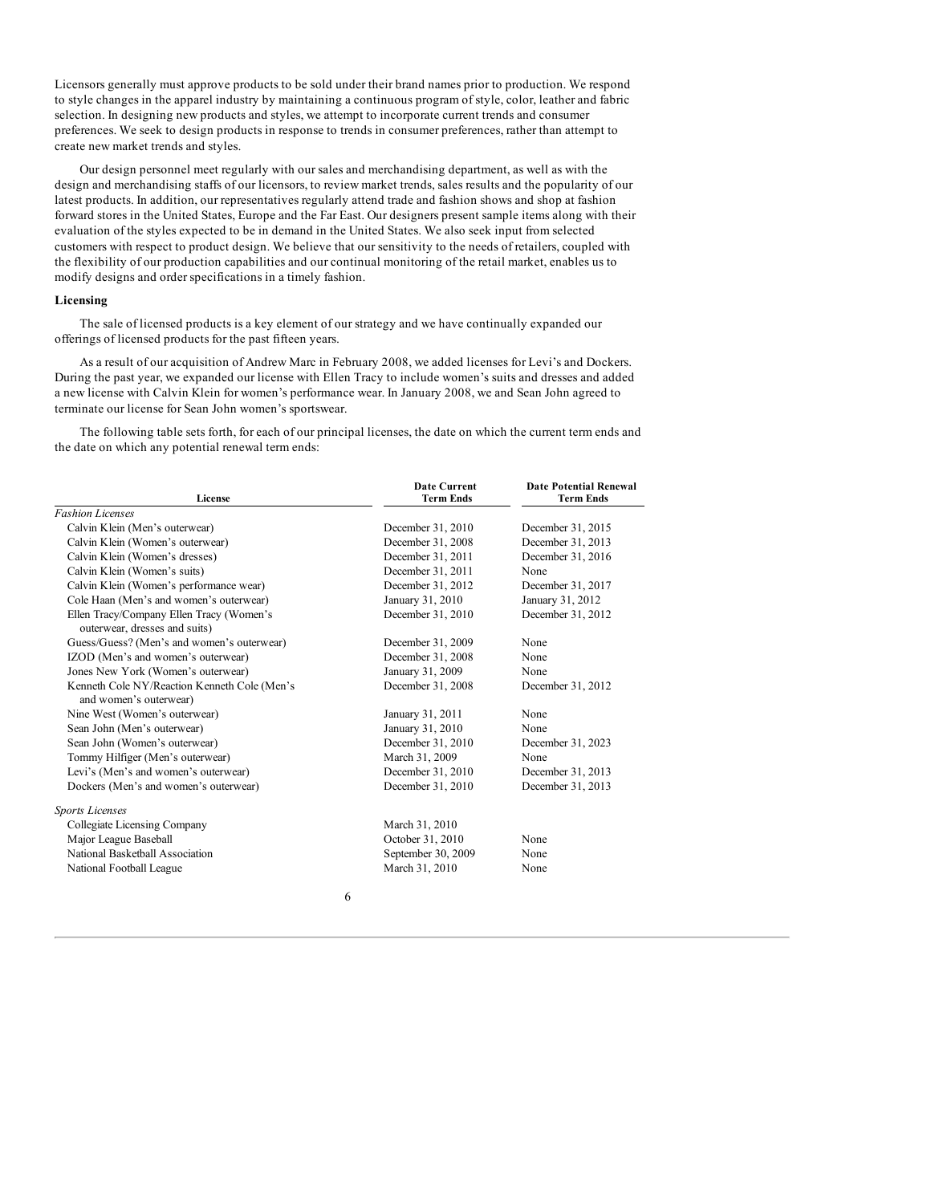Licensors generally must approve products to be sold under their brand names prior to production. We respond to style changes in the apparel industry by maintaining a continuous program of style, color, leather and fabric selection. In designing new products and styles, we attempt to incorporate current trends and consumer preferences. We seek to design products in response to trends in consumer preferences, rather than attempt to create new market trends and styles.

Our design personnel meet regularly with our sales and merchandising department, as well as with the design and merchandising staffs of our licensors, to review market trends, sales results and the popularity of our latest products. In addition, our representatives regularly attend trade and fashion shows and shop at fashion forward stores in the United States, Europe and the Far East. Our designers present sample items along with their evaluation of the styles expected to be in demand in the United States. We also seek input from selected customers with respect to product design. We believe that our sensitivity to the needs of retailers, coupled with the flexibility of our production capabilities and our continual monitoring of the retail market, enables us to modify designs and order specifications in a timely fashion.

**Licensing**

The sale of licensed products is a key element of our strategy and we have continually expanded our offerings of licensed products for the past fifteen years.

As a result of our acquisition of Andrew Marc in February 2008, we added licenses for Levi's and Dockers. During the past year, we expanded our license with Ellen Tracy to include women's suits and dresses and added a new license with Calvin Klein for women's performance wear. In January 2008, we and Sean John agreed to terminate our license for Sean John women's sportswear.

The following table sets forth, for each of our principal licenses, the date on which the current term ends and the date on which any potential renewal term ends:

| License | Date Current Term Ends | Date Potential Renewal Term Ends |
|---|---|---|
| *Fashion Licenses* | | |
| Calvin Klein (Men's outerwear) | December 31, 2010 | December 31, 2015 |
| Calvin Klein (Women's outerwear) | December 31, 2008 | December 31, 2013 |
| Calvin Klein (Women's dresses) | December 31, 2011 | December 31, 2016 |
| Calvin Klein (Women's suits) | December 31, 2011 | None |
| Calvin Klein (Women's performance wear) | December 31, 2012 | December 31, 2017 |
| Cole Haan (Men's and women's outerwear) | January 31, 2010 | January 31, 2012 |
| Ellen Tracy/Company Ellen Tracy (Women's outerwear, dresses and suits) | December 31, 2010 | December 31, 2012 |
| Guess/Guess? (Men's and women's outerwear) | December 31, 2009 | None |
| IZOD (Men's and women's outerwear) | December 31, 2008 | None |
| Jones New York (Women's outerwear) | January 31, 2009 | None |
| Kenneth Cole NY/Reaction Kenneth Cole (Men's and women's outerwear) | December 31, 2008 | December 31, 2012 |
| Nine West (Women's outerwear) | January 31, 2011 | None |
| Sean John (Men's outerwear) | January 31, 2010 | None |
| Sean John (Women's outerwear) | December 31, 2010 | December 31, 2023 |
| Tommy Hilfiger (Men's outerwear) | March 31, 2009 | None |
| Levi's (Men's and women's outerwear) | December 31, 2010 | December 31, 2013 |
| Dockers (Men's and women's outerwear) | December 31, 2010 | December 31, 2013 |
| *Sports Licenses* | | |
| Collegiate Licensing Company | March 31, 2010 | |
| Major League Baseball | October 31, 2010 | None |
| National Basketball Association | September 30, 2009 | None |
| National Football League | March 31, 2010 | None |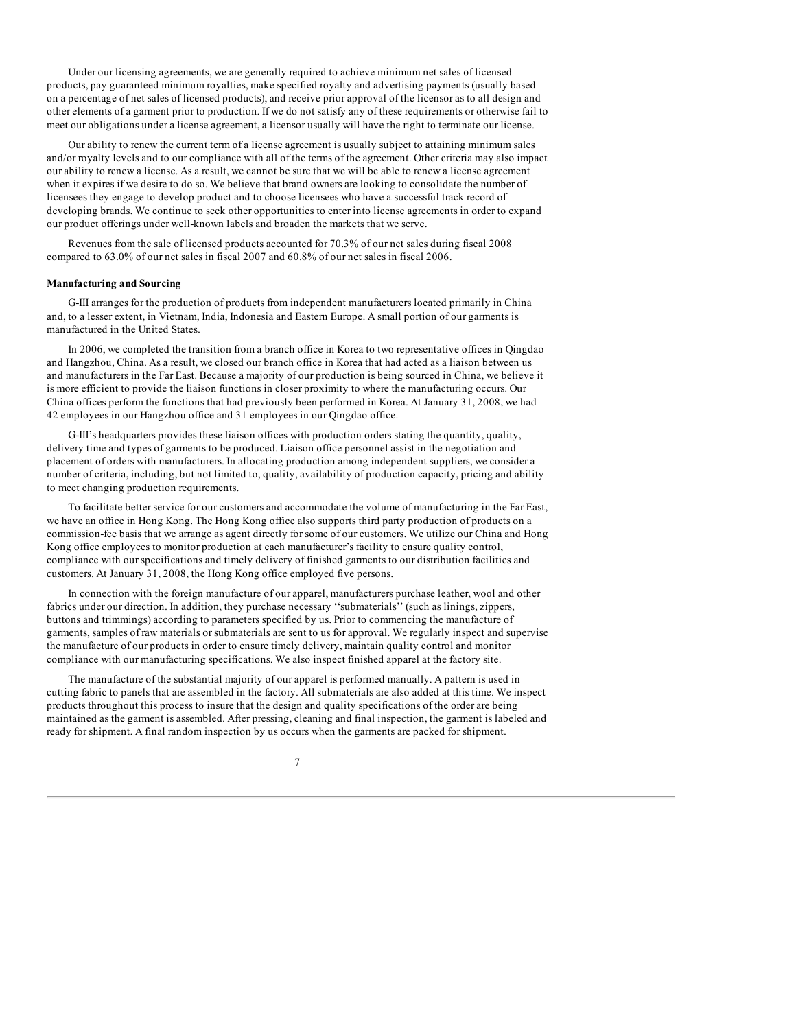Under our licensing agreements, we are generally required to achieve minimum net sales of licensed products, pay guaranteed minimum royalties, make specified royalty and advertising payments (usually based on a percentage of net sales of licensed products), and receive prior approval of the licensor as to all design and other elements of a garment prior to production. If we do not satisfy any of these requirements or otherwise fail to meet our obligations under a license agreement, a licensor usually will have the right to terminate our license.

Our ability to renew the current term of a license agreement is usually subject to attaining minimum sales and/or royalty levels and to our compliance with all of the terms of the agreement. Other criteria may also impact our ability to renew a license. As a result, we cannot be sure that we will be able to renew a license agreement when it expires if we desire to do so. We believe that brand owners are looking to consolidate the number of licensees they engage to develop product and to choose licensees who have a successful track record of developing brands. We continue to seek other opportunities to enter into license agreements in order to expand our product offerings under well-known labels and broaden the markets that we serve.

Revenues from the sale of licensed products accounted for 70.3% of our net sales during fiscal 2008 compared to 63.0% of our net sales in fiscal 2007 and 60.8% of our net sales in fiscal 2006.

**Manufacturing and Sourcing**

G-III arranges for the production of products from independent manufacturers located primarily in China and, to a lesser extent, in Vietnam, India, Indonesia and Eastern Europe. A small portion of our garments is manufactured in the United States.

In 2006, we completed the transition from a branch office in Korea to two representative offices in Qingdao and Hangzhou, China. As a result, we closed our branch office in Korea that had acted as a liaison between us and manufacturers in the Far East. Because a majority of our production is being sourced in China, we believe it is more efficient to provide the liaison functions in closer proximity to where the manufacturing occurs. Our China offices perform the functions that had previously been performed in Korea. At January 31, 2008, we had 42 employees in our Hangzhou office and 31 employees in our Qingdao office.

G-III's headquarters provides these liaison offices with production orders stating the quantity, quality, delivery time and types of garments to be produced. Liaison office personnel assist in the negotiation and placement of orders with manufacturers. In allocating production among independent suppliers, we consider a number of criteria, including, but not limited to, quality, availability of production capacity, pricing and ability to meet changing production requirements.

To facilitate better service for our customers and accommodate the volume of manufacturing in the Far East, we have an office in Hong Kong. The Hong Kong office also supports third party production of products on a commission-fee basis that we arrange as agent directly for some of our customers. We utilize our China and Hong Kong office employees to monitor production at each manufacturer's facility to ensure quality control, compliance with our specifications and timely delivery of finished garments to our distribution facilities and customers. At January 31, 2008, the Hong Kong office employed five persons.

In connection with the foreign manufacture of our apparel, manufacturers purchase leather, wool and other fabrics under our direction. In addition, they purchase necessary ''submaterials'' (such as linings, zippers, buttons and trimmings) according to parameters specified by us. Prior to commencing the manufacture of garments, samples of raw materials or submaterials are sent to us for approval. We regularly inspect and supervise the manufacture of our products in order to ensure timely delivery, maintain quality control and monitor compliance with our manufacturing specifications. We also inspect finished apparel at the factory site.

The manufacture of the substantial majority of our apparel is performed manually. A pattern is used in cutting fabric to panels that are assembled in the factory. All submaterials are also added at this time. We inspect products throughout this process to insure that the design and quality specifications of the order are being maintained as the garment is assembled. After pressing, cleaning and final inspection, the garment is labeled and ready for shipment. A final random inspection by us occurs when the garments are packed for shipment.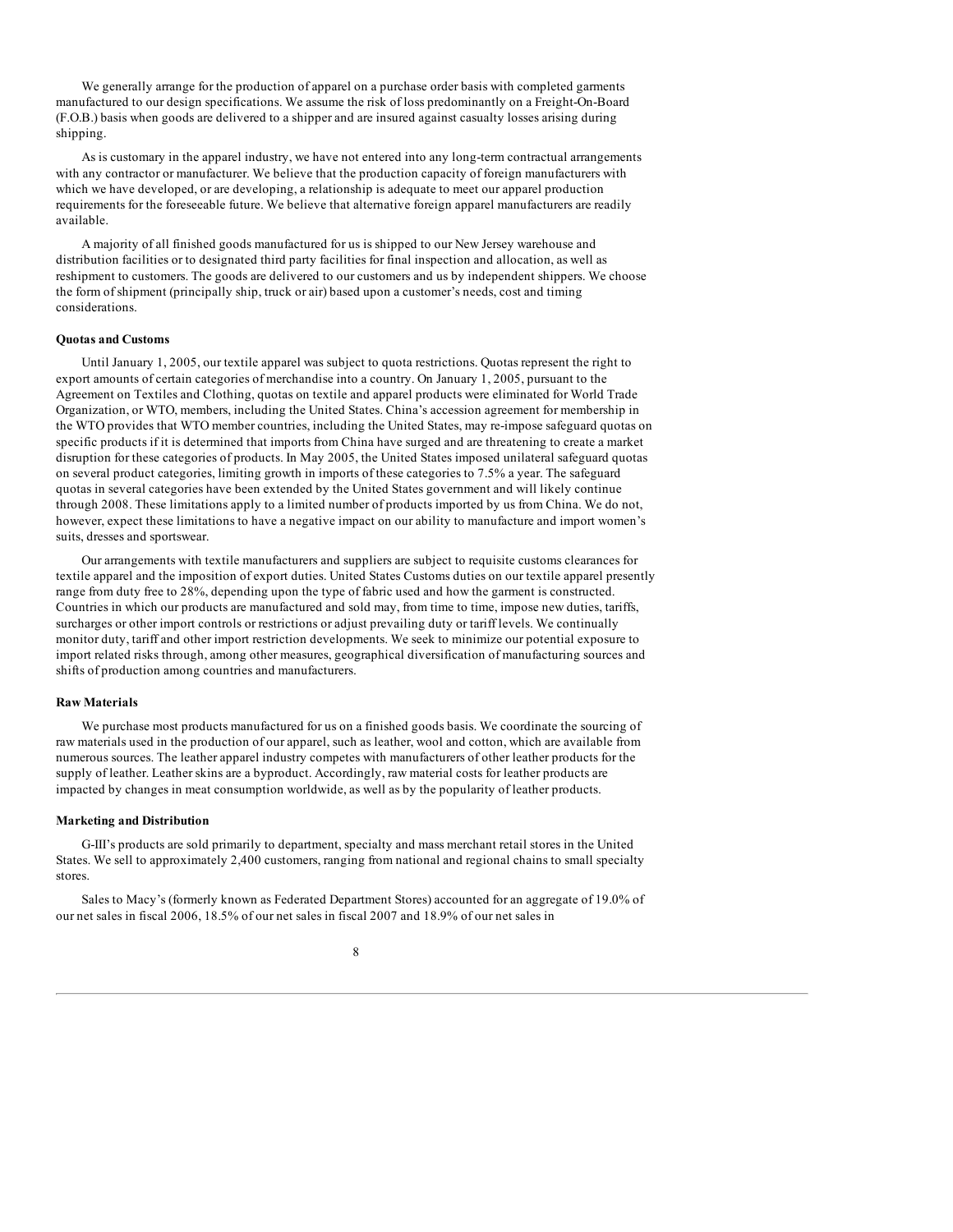We generally arrange for the production of apparel on a purchase order basis with completed garments manufactured to our design specifications. We assume the risk of loss predominantly on a Freight-On-Board (F.O.B.) basis when goods are delivered to a shipper and are insured against casualty losses arising during shipping.

As is customary in the apparel industry, we have not entered into any long-term contractual arrangements with any contractor or manufacturer. We believe that the production capacity of foreign manufacturers with which we have developed, or are developing, a relationship is adequate to meet our apparel production requirements for the foreseeable future. We believe that alternative foreign apparel manufacturers are readily available.

A majority of all finished goods manufactured for us is shipped to our New Jersey warehouse and distribution facilities or to designated third party facilities for final inspection and allocation, as well as reshipment to customers. The goods are delivered to our customers and us by independent shippers. We choose the form of shipment (principally ship, truck or air) based upon a customer's needs, cost and timing considerations.

**Quotas and Customs**

Until January 1, 2005, our textile apparel was subject to quota restrictions. Quotas represent the right to export amounts of certain categories of merchandise into a country. On January 1, 2005, pursuant to the Agreement on Textiles and Clothing, quotas on textile and apparel products were eliminated for World Trade Organization, or WTO, members, including the United States. China's accession agreement for membership in the WTO provides that WTO member countries, including the United States, may re-impose safeguard quotas on specific products if it is determined that imports from China have surged and are threatening to create a market disruption for these categories of products. In May 2005, the United States imposed unilateral safeguard quotas on several product categories, limiting growth in imports of these categories to 7.5% a year. The safeguard quotas in several categories have been extended by the United States government and will likely continue through 2008. These limitations apply to a limited number of products imported by us from China. We do not, however, expect these limitations to have a negative impact on our ability to manufacture and import women's suits, dresses and sportswear.

Our arrangements with textile manufacturers and suppliers are subject to requisite customs clearances for textile apparel and the imposition of export duties. United States Customs duties on our textile apparel presently range from duty free to 28%, depending upon the type of fabric used and how the garment is constructed. Countries in which our products are manufactured and sold may, from time to time, impose new duties, tariffs, surcharges or other import controls or restrictions or adjust prevailing duty or tariff levels. We continually monitor duty, tariff and other import restriction developments. We seek to minimize our potential exposure to import related risks through, among other measures, geographical diversification of manufacturing sources and shifts of production among countries and manufacturers.

**Raw Materials**

We purchase most products manufactured for us on a finished goods basis. We coordinate the sourcing of raw materials used in the production of our apparel, such as leather, wool and cotton, which are available from numerous sources. The leather apparel industry competes with manufacturers of other leather products for the supply of leather. Leather skins are a byproduct. Accordingly, raw material costs for leather products are impacted by changes in meat consumption worldwide, as well as by the popularity of leather products.

**Marketing and Distribution**

G-III's products are sold primarily to department, specialty and mass merchant retail stores in the United States. We sell to approximately 2,400 customers, ranging from national and regional chains to small specialty stores.

Sales to Macy's (formerly known as Federated Department Stores) accounted for an aggregate of 19.0% of our net sales in fiscal 2006, 18.5% of our net sales in fiscal 2007 and 18.9% of our net sales in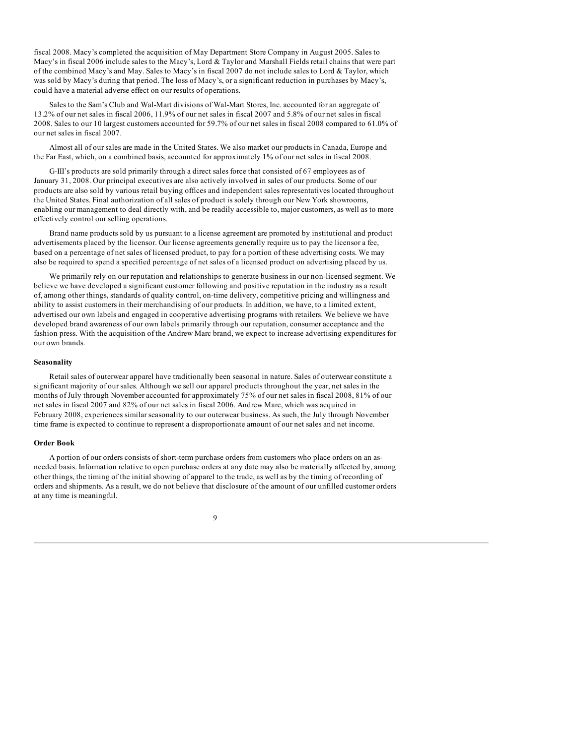fiscal 2008. Macy's completed the acquisition of May Department Store Company in August 2005. Sales to Macy's in fiscal 2006 include sales to the Macy's, Lord & Taylor and Marshall Fields retail chains that were part of the combined Macy's and May. Sales to Macy's in fiscal 2007 do not include sales to Lord & Taylor, which was sold by Macy's during that period. The loss of Macy's, or a significant reduction in purchases by Macy's, could have a material adverse effect on our results of operations.

Sales to the Sam's Club and Wal-Mart divisions of Wal-Mart Stores, Inc. accounted for an aggregate of 13.2% of our net sales in fiscal 2006, 11.9% of our net sales in fiscal 2007 and 5.8% of our net sales in fiscal 2008. Sales to our 10 largest customers accounted for 59.7% of our net sales in fiscal 2008 compared to 61.0% of our net sales in fiscal 2007.

Almost all of our sales are made in the United States. We also market our products in Canada, Europe and the Far East, which, on a combined basis, accounted for approximately 1% of our net sales in fiscal 2008.

G-III's products are sold primarily through a direct sales force that consisted of 67 employees as of January 31, 2008. Our principal executives are also actively involved in sales of our products. Some of our products are also sold by various retail buying offices and independent sales representatives located throughout the United States. Final authorization of all sales of product is solely through our New York showrooms, enabling our management to deal directly with, and be readily accessible to, major customers, as well as to more effectively control our selling operations.

Brand name products sold by us pursuant to a license agreement are promoted by institutional and product advertisements placed by the licensor. Our license agreements generally require us to pay the licensor a fee, based on a percentage of net sales of licensed product, to pay for a portion of these advertising costs. We may also be required to spend a specified percentage of net sales of a licensed product on advertising placed by us.

We primarily rely on our reputation and relationships to generate business in our non-licensed segment. We believe we have developed a significant customer following and positive reputation in the industry as a result of, among other things, standards of quality control, on-time delivery, competitive pricing and willingness and ability to assist customers in their merchandising of our products. In addition, we have, to a limited extent, advertised our own labels and engaged in cooperative advertising programs with retailers. We believe we have developed brand awareness of our own labels primarily through our reputation, consumer acceptance and the fashion press. With the acquisition of the Andrew Marc brand, we expect to increase advertising expenditures for our own brands.

**Seasonality**

Retail sales of outerwear apparel have traditionally been seasonal in nature. Sales of outerwear constitute a significant majority of our sales. Although we sell our apparel products throughout the year, net sales in the months of July through November accounted for approximately 75% of our net sales in fiscal 2008, 81% of our net sales in fiscal 2007 and 82% of our net sales in fiscal 2006. Andrew Marc, which was acquired in February 2008, experiences similar seasonality to our outerwear business. As such, the July through November time frame is expected to continue to represent a disproportionate amount of our net sales and net income.

**Order Book**

A portion of our orders consists of short-term purchase orders from customers who place orders on an as-needed basis. Information relative to open purchase orders at any date may also be materially affected by, among other things, the timing of the initial showing of apparel to the trade, as well as by the timing of recording of orders and shipments. As a result, we do not believe that disclosure of the amount of our unfilled customer orders at any time is meaningful.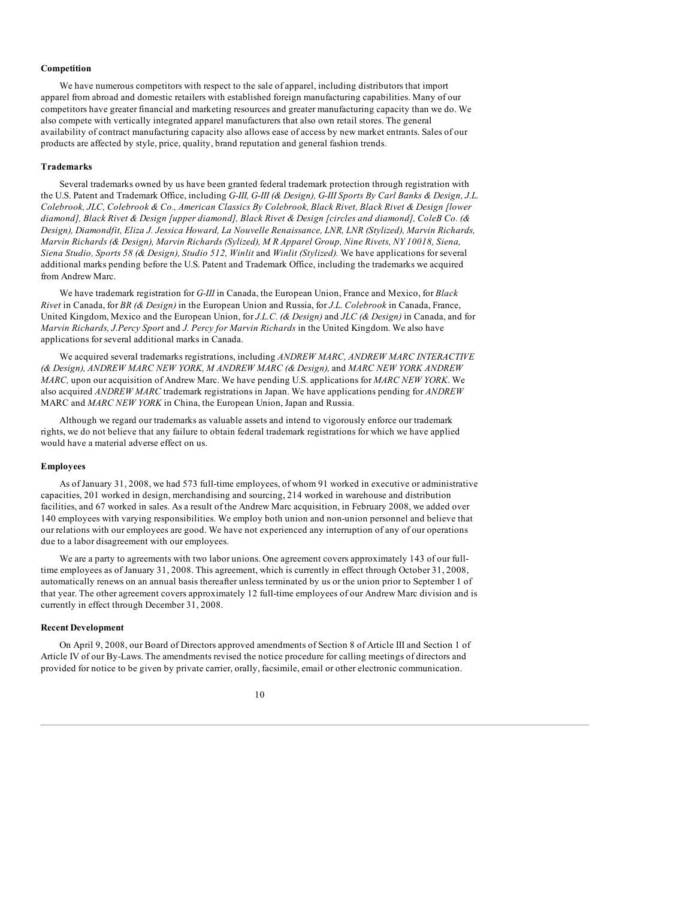**Competition**

We have numerous competitors with respect to the sale of apparel, including distributors that import apparel from abroad and domestic retailers with established foreign manufacturing capabilities. Many of our competitors have greater financial and marketing resources and greater manufacturing capacity than we do. We also compete with vertically integrated apparel manufacturers that also own retail stores. The general availability of contract manufacturing capacity also allows ease of access by new market entrants. Sales of our products are affected by style, price, quality, brand reputation and general fashion trends.

**Trademarks**

Several trademarks owned by us have been granted federal trademark protection through registration with the U.S. Patent and Trademark Office, including *G-III, G-III (& Design), G-III Sports By Carl Banks & Design, J.L. Colebrook, JLC, Colebrook & Co., American Classics By Colebrook, Black Rivet, Black Rivet & Design [lower diamond], Black Rivet & Design [upper diamond], Black Rivet & Design [circles and diamond], ColeB Co. (& Design), Diamondfit, Eliza J. Jessica Howard, La Nouvelle Renaissance, LNR, LNR (Stylized), Marvin Richards, Marvin Richards (& Design), Marvin Richards (Sylized), M R Apparel Group, Nine Rivets, NY 10018, Siena, Siena Studio, Sports 58 (& Design), Studio 512, Winlit* and *Winlit (Stylized).* We have applications for several additional marks pending before the U.S. Patent and Trademark Office, including the trademarks we acquired from Andrew Marc.

We have trademark registration for *G-III* in Canada, the European Union, France and Mexico, for *Black Rivet* in Canada, for *BR (& Design)* in the European Union and Russia, for *J.L. Colebrook* in Canada, France, United Kingdom, Mexico and the European Union, for *J.L.C. (& Design)* and *JLC (& Design)* in Canada, and for *Marvin Richards, J.Percy Sport* and *J. Percy for Marvin Richards* in the United Kingdom. We also have applications for several additional marks in Canada.

We acquired several trademarks registrations, including *ANDREW MARC, ANDREW MARC INTERACTIVE (& Design), ANDREW MARC NEW YORK, M ANDREW MARC (& Design),* and *MARC NEW YORK ANDREW MARC,* upon our acquisition of Andrew Marc. We have pending U.S. applications for *MARC NEW YORK*. We also acquired *ANDREW MARC* trademark registrations in Japan. We have applications pending for *ANDREW* MARC and *MARC NEW YORK* in China, the European Union, Japan and Russia.

Although we regard our trademarks as valuable assets and intend to vigorously enforce our trademark rights, we do not believe that any failure to obtain federal trademark registrations for which we have applied would have a material adverse effect on us.

**Employees**

As of January 31, 2008, we had 573 full-time employees, of whom 91 worked in executive or administrative capacities, 201 worked in design, merchandising and sourcing, 214 worked in warehouse and distribution facilities, and 67 worked in sales. As a result of the Andrew Marc acquisition, in February 2008, we added over 140 employees with varying responsibilities. We employ both union and non-union personnel and believe that our relations with our employees are good. We have not experienced any interruption of any of our operations due to a labor disagreement with our employees.

We are a party to agreements with two labor unions. One agreement covers approximately 143 of our full-time employees as of January 31, 2008. This agreement, which is currently in effect through October 31, 2008, automatically renews on an annual basis thereafter unless terminated by us or the union prior to September 1 of that year. The other agreement covers approximately 12 full-time employees of our Andrew Marc division and is currently in effect through December 31, 2008.

**Recent Development**

On April 9, 2008, our Board of Directors approved amendments of Section 8 of Article III and Section 1 of Article IV of our By-Laws. The amendments revised the notice procedure for calling meetings of directors and provided for notice to be given by private carrier, orally, facsimile, email or other electronic communication.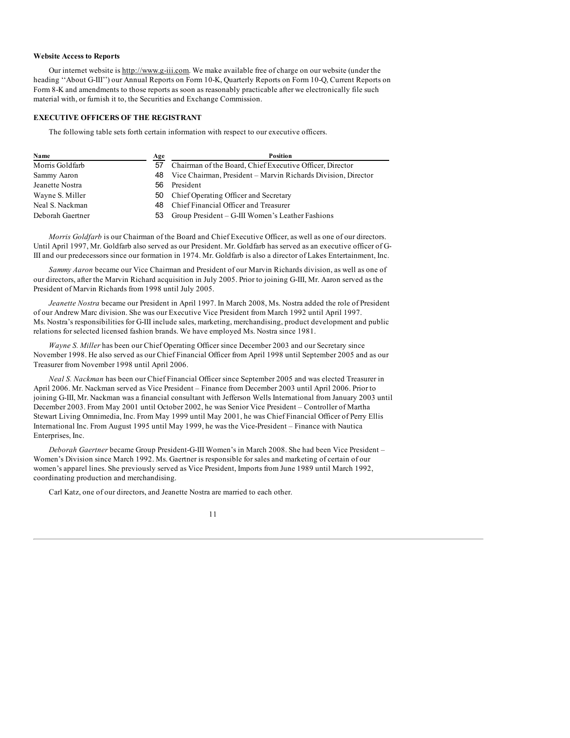**Website Access to Reports**

Our internet website is http://www.g-iii.com. We make available free of charge on our website (under the heading ''About G-III'') our Annual Reports on Form 10-K, Quarterly Reports on Form 10-Q, Current Reports on Form 8-K and amendments to those reports as soon as reasonably practicable after we electronically file such material with, or furnish it to, the Securities and Exchange Commission.

**EXECUTIVE OFFICERS OF THE REGISTRANT**

The following table sets forth certain information with respect to our executive officers.

| Name | Age | Position |
|---|---|---|
| Morris Goldfarb | 57 | Chairman of the Board, Chief Executive Officer, Director |
| Sammy Aaron | 48 | Vice Chairman, President – Marvin Richards Division, Director |
| Jeanette Nostra | 56 | President |
| Wayne S. Miller | 50 | Chief Operating Officer and Secretary |
| Neal S. Nackman | 48 | Chief Financial Officer and Treasurer |
| Deborah Gaertner | 53 | Group President – G-III Women's Leather Fashions |

*Morris Goldfarb* is our Chairman of the Board and Chief Executive Officer, as well as one of our directors. Until April 1997, Mr. Goldfarb also served as our President. Mr. Goldfarb has served as an executive officer of G-III and our predecessors since our formation in 1974. Mr. Goldfarb is also a director of Lakes Entertainment, Inc.

*Sammy Aaron* became our Vice Chairman and President of our Marvin Richards division, as well as one of our directors, after the Marvin Richard acquisition in July 2005. Prior to joining G-III, Mr. Aaron served as the President of Marvin Richards from 1998 until July 2005.

*Jeanette Nostra* became our President in April 1997. In March 2008, Ms. Nostra added the role of President of our Andrew Marc division. She was our Executive Vice President from March 1992 until April 1997. Ms. Nostra's responsibilities for G-III include sales, marketing, merchandising, product development and public relations for selected licensed fashion brands. We have employed Ms. Nostra since 1981.

*Wayne S. Miller* has been our Chief Operating Officer since December 2003 and our Secretary since November 1998. He also served as our Chief Financial Officer from April 1998 until September 2005 and as our Treasurer from November 1998 until April 2006.

*Neal S. Nackman* has been our Chief Financial Officer since September 2005 and was elected Treasurer in April 2006. Mr. Nackman served as Vice President – Finance from December 2003 until April 2006. Prior to joining G-III, Mr. Nackman was a financial consultant with Jefferson Wells International from January 2003 until December 2003. From May 2001 until October 2002, he was Senior Vice President – Controller of Martha Stewart Living Omnimedia, Inc. From May 1999 until May 2001, he was Chief Financial Officer of Perry Ellis International Inc. From August 1995 until May 1999, he was the Vice-President – Finance with Nautica Enterprises, Inc.

*Deborah Gaertner* became Group President-G-III Women's in March 2008. She had been Vice President – Women's Division since March 1992. Ms. Gaertner is responsible for sales and marketing of certain of our women's apparel lines. She previously served as Vice President, Imports from June 1989 until March 1992, coordinating production and merchandising.

Carl Katz, one of our directors, and Jeanette Nostra are married to each other.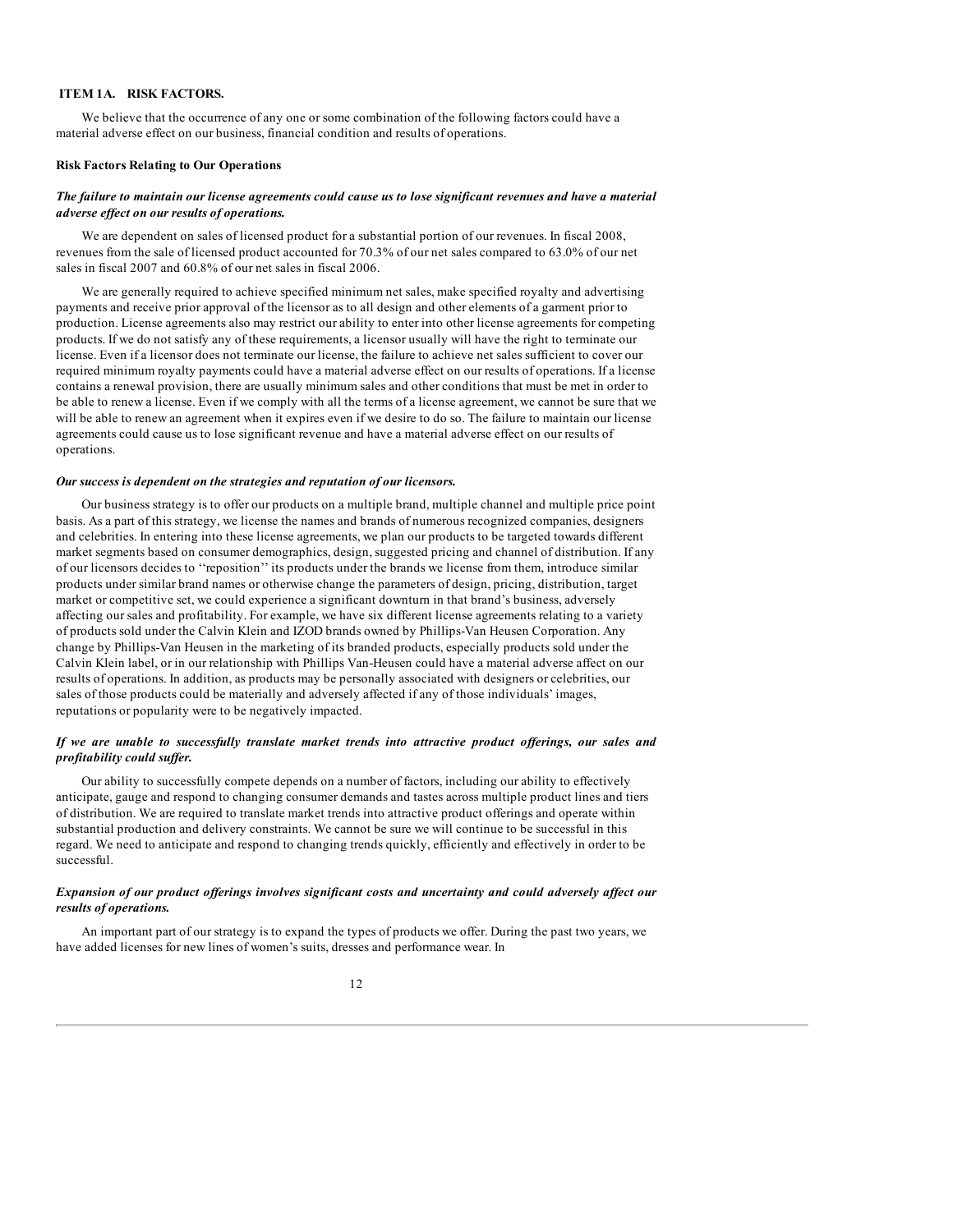## ITEM 1A. RISK FACTORS.

We believe that the occurrence of any one or some combination of the following factors could have a material adverse effect on our business, financial condition and results of operations.

### Risk Factors Relating to Our Operations

***The failure to maintain our license agreements could cause us to lose significant revenues and have a material adverse effect on our results of operations.***

We are dependent on sales of licensed product for a substantial portion of our revenues. In fiscal 2008, revenues from the sale of licensed product accounted for 70.3% of our net sales compared to 63.0% of our net sales in fiscal 2007 and 60.8% of our net sales in fiscal 2006.

We are generally required to achieve specified minimum net sales, make specified royalty and advertising payments and receive prior approval of the licensor as to all design and other elements of a garment prior to production. License agreements also may restrict our ability to enter into other license agreements for competing products. If we do not satisfy any of these requirements, a licensor usually will have the right to terminate our license. Even if a licensor does not terminate our license, the failure to achieve net sales sufficient to cover our required minimum royalty payments could have a material adverse effect on our results of operations. If a license contains a renewal provision, there are usually minimum sales and other conditions that must be met in order to be able to renew a license. Even if we comply with all the terms of a license agreement, we cannot be sure that we will be able to renew an agreement when it expires even if we desire to do so. The failure to maintain our license agreements could cause us to lose significant revenue and have a material adverse effect on our results of operations.

***Our success is dependent on the strategies and reputation of our licensors.***

Our business strategy is to offer our products on a multiple brand, multiple channel and multiple price point basis. As a part of this strategy, we license the names and brands of numerous recognized companies, designers and celebrities. In entering into these license agreements, we plan our products to be targeted towards different market segments based on consumer demographics, design, suggested pricing and channel of distribution. If any of our licensors decides to ''reposition'' its products under the brands we license from them, introduce similar products under similar brand names or otherwise change the parameters of design, pricing, distribution, target market or competitive set, we could experience a significant downturn in that brand's business, adversely affecting our sales and profitability. For example, we have six different license agreements relating to a variety of products sold under the Calvin Klein and IZOD brands owned by Phillips-Van Heusen Corporation. Any change by Phillips-Van Heusen in the marketing of its branded products, especially products sold under the Calvin Klein label, or in our relationship with Phillips Van-Heusen could have a material adverse affect on our results of operations. In addition, as products may be personally associated with designers or celebrities, our sales of those products could be materially and adversely affected if any of those individuals' images, reputations or popularity were to be negatively impacted.

***If we are unable to successfully translate market trends into attractive product offerings, our sales and profitability could suffer.***

Our ability to successfully compete depends on a number of factors, including our ability to effectively anticipate, gauge and respond to changing consumer demands and tastes across multiple product lines and tiers of distribution. We are required to translate market trends into attractive product offerings and operate within substantial production and delivery constraints. We cannot be sure we will continue to be successful in this regard. We need to anticipate and respond to changing trends quickly, efficiently and effectively in order to be successful.

***Expansion of our product offerings involves significant costs and uncertainty and could adversely affect our results of operations.***

An important part of our strategy is to expand the types of products we offer. During the past two years, we have added licenses for new lines of women's suits, dresses and performance wear. In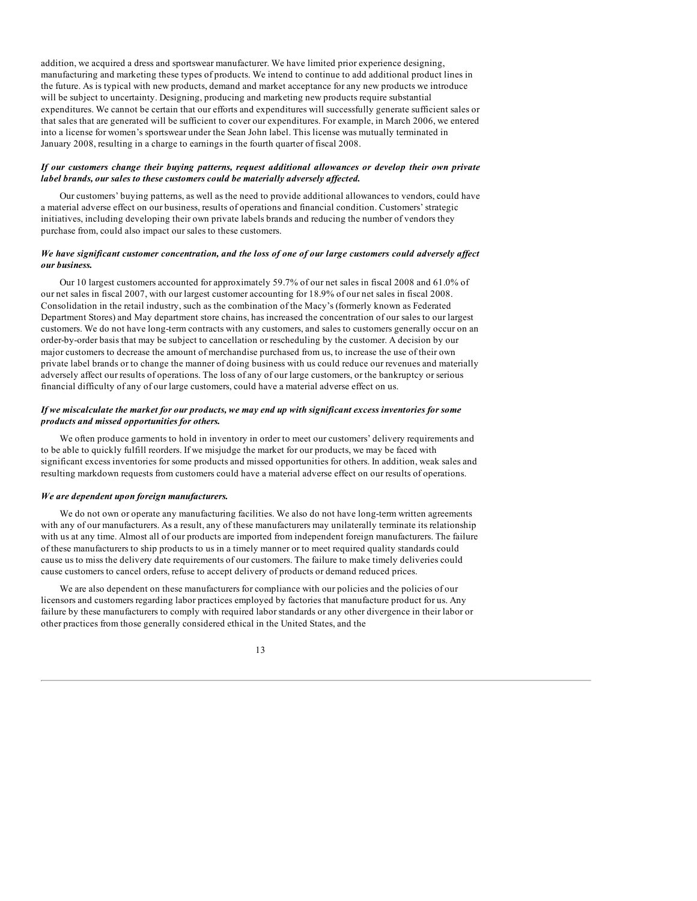addition, we acquired a dress and sportswear manufacturer. We have limited prior experience designing, manufacturing and marketing these types of products. We intend to continue to add additional product lines in the future. As is typical with new products, demand and market acceptance for any new products we introduce will be subject to uncertainty. Designing, producing and marketing new products require substantial expenditures. We cannot be certain that our efforts and expenditures will successfully generate sufficient sales or that sales that are generated will be sufficient to cover our expenditures. For example, in March 2006, we entered into a license for women's sportswear under the Sean John label. This license was mutually terminated in January 2008, resulting in a charge to earnings in the fourth quarter of fiscal 2008.

***If our customers change their buying patterns, request additional allowances or develop their own private label brands, our sales to these customers could be materially adversely affected.***

Our customers' buying patterns, as well as the need to provide additional allowances to vendors, could have a material adverse effect on our business, results of operations and financial condition. Customers' strategic initiatives, including developing their own private labels brands and reducing the number of vendors they purchase from, could also impact our sales to these customers.

***We have significant customer concentration, and the loss of one of our large customers could adversely affect our business.***

Our 10 largest customers accounted for approximately 59.7% of our net sales in fiscal 2008 and 61.0% of our net sales in fiscal 2007, with our largest customer accounting for 18.9% of our net sales in fiscal 2008. Consolidation in the retail industry, such as the combination of the Macy's (formerly known as Federated Department Stores) and May department store chains, has increased the concentration of our sales to our largest customers. We do not have long-term contracts with any customers, and sales to customers generally occur on an order-by-order basis that may be subject to cancellation or rescheduling by the customer. A decision by our major customers to decrease the amount of merchandise purchased from us, to increase the use of their own private label brands or to change the manner of doing business with us could reduce our revenues and materially adversely affect our results of operations. The loss of any of our large customers, or the bankruptcy or serious financial difficulty of any of our large customers, could have a material adverse effect on us.

***If we miscalculate the market for our products, we may end up with significant excess inventories for some products and missed opportunities for others.***

We often produce garments to hold in inventory in order to meet our customers' delivery requirements and to be able to quickly fulfill reorders. If we misjudge the market for our products, we may be faced with significant excess inventories for some products and missed opportunities for others. In addition, weak sales and resulting markdown requests from customers could have a material adverse effect on our results of operations.

***We are dependent upon foreign manufacturers.***

We do not own or operate any manufacturing facilities. We also do not have long-term written agreements with any of our manufacturers. As a result, any of these manufacturers may unilaterally terminate its relationship with us at any time. Almost all of our products are imported from independent foreign manufacturers. The failure of these manufacturers to ship products to us in a timely manner or to meet required quality standards could cause us to miss the delivery date requirements of our customers. The failure to make timely deliveries could cause customers to cancel orders, refuse to accept delivery of products or demand reduced prices.

We are also dependent on these manufacturers for compliance with our policies and the policies of our licensors and customers regarding labor practices employed by factories that manufacture product for us. Any failure by these manufacturers to comply with required labor standards or any other divergence in their labor or other practices from those generally considered ethical in the United States, and the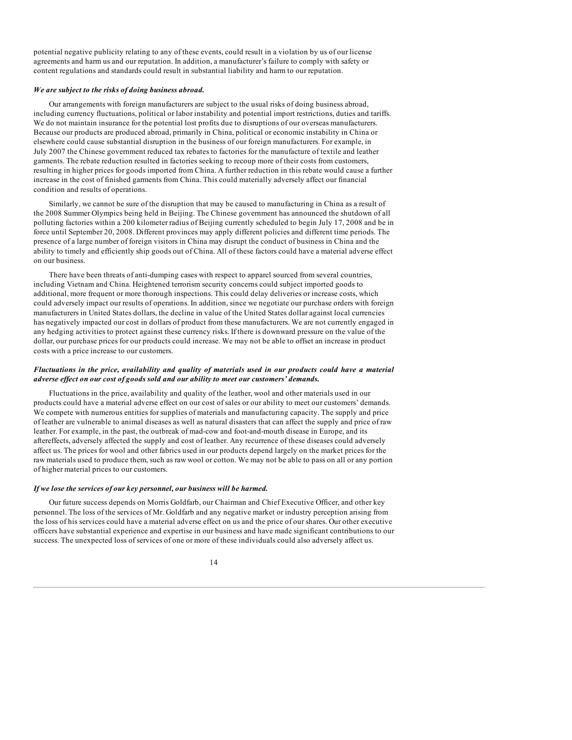potential negative publicity relating to any of these events, could result in a violation by us of our license agreements and harm us and our reputation. In addition, a manufacturer's failure to comply with safety or content regulations and standards could result in substantial liability and harm to our reputation.

***We are subject to the risks of doing business abroad.***

Our arrangements with foreign manufacturers are subject to the usual risks of doing business abroad, including currency fluctuations, political or labor instability and potential import restrictions, duties and tariffs. We do not maintain insurance for the potential lost profits due to disruptions of our overseas manufacturers. Because our products are produced abroad, primarily in China, political or economic instability in China or elsewhere could cause substantial disruption in the business of our foreign manufacturers. For example, in July 2007 the Chinese government reduced tax rebates to factories for the manufacture of textile and leather garments. The rebate reduction resulted in factories seeking to recoup more of their costs from customers, resulting in higher prices for goods imported from China. A further reduction in this rebate would cause a further increase in the cost of finished garments from China. This could materially adversely affect our financial condition and results of operations.

Similarly, we cannot be sure of the disruption that may be caused to manufacturing in China as a result of the 2008 Summer Olympics being held in Beijing. The Chinese government has announced the shutdown of all polluting factories within a 200 kilometer radius of Beijing currently scheduled to begin July 17, 2008 and be in force until September 20, 2008. Different provinces may apply different policies and different time periods. The presence of a large number of foreign visitors in China may disrupt the conduct of business in China and the ability to timely and efficiently ship goods out of China. All of these factors could have a material adverse effect on our business.

There have been threats of anti-dumping cases with respect to apparel sourced from several countries, including Vietnam and China. Heightened terrorism security concerns could subject imported goods to additional, more frequent or more thorough inspections. This could delay deliveries or increase costs, which could adversely impact our results of operations. In addition, since we negotiate our purchase orders with foreign manufacturers in United States dollars, the decline in value of the United States dollar against local currencies has negatively impacted our cost in dollars of product from these manufacturers. We are not currently engaged in any hedging activities to protect against these currency risks. If there is downward pressure on the value of the dollar, our purchase prices for our products could increase. We may not be able to offset an increase in product costs with a price increase to our customers.

***Fluctuations in the price, availability and quality of materials used in our products could have a material adverse effect on our cost of goods sold and our ability to meet our customers' demands.***

Fluctuations in the price, availability and quality of the leather, wool and other materials used in our products could have a material adverse effect on our cost of sales or our ability to meet our customers' demands. We compete with numerous entities for supplies of materials and manufacturing capacity. The supply and price of leather are vulnerable to animal diseases as well as natural disasters that can affect the supply and price of raw leather. For example, in the past, the outbreak of mad-cow and foot-and-mouth disease in Europe, and its aftereffects, adversely affected the supply and cost of leather. Any recurrence of these diseases could adversely affect us. The prices for wool and other fabrics used in our products depend largely on the market prices for the raw materials used to produce them, such as raw wool or cotton. We may not be able to pass on all or any portion of higher material prices to our customers.

***If we lose the services of our key personnel, our business will be harmed.***

Our future success depends on Morris Goldfarb, our Chairman and Chief Executive Officer, and other key personnel. The loss of the services of Mr. Goldfarb and any negative market or industry perception arising from the loss of his services could have a material adverse effect on us and the price of our shares. Our other executive officers have substantial experience and expertise in our business and have made significant contributions to our success. The unexpected loss of services of one or more of these individuals could also adversely affect us.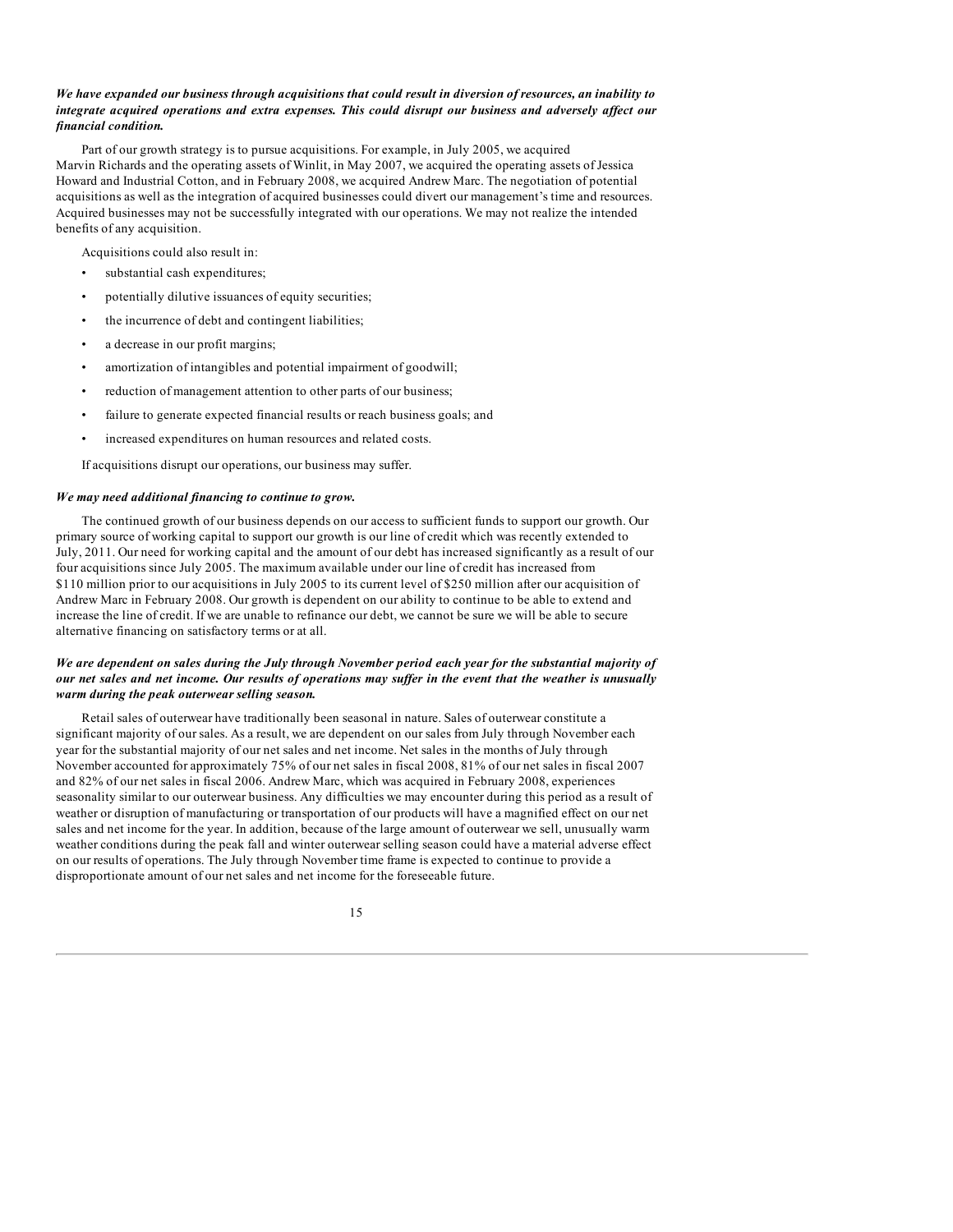***We have expanded our business through acquisitions that could result in diversion of resources, an inability to integrate acquired operations and extra expenses. This could disrupt our business and adversely affect our financial condition.***

Part of our growth strategy is to pursue acquisitions. For example, in July 2005, we acquired Marvin Richards and the operating assets of Winlit, in May 2007, we acquired the operating assets of Jessica Howard and Industrial Cotton, and in February 2008, we acquired Andrew Marc. The negotiation of potential acquisitions as well as the integration of acquired businesses could divert our management's time and resources. Acquired businesses may not be successfully integrated with our operations. We may not realize the intended benefits of any acquisition.

Acquisitions could also result in:

- substantial cash expenditures;
- potentially dilutive issuances of equity securities;
- the incurrence of debt and contingent liabilities;
- a decrease in our profit margins;
- amortization of intangibles and potential impairment of goodwill;
- reduction of management attention to other parts of our business;
- failure to generate expected financial results or reach business goals; and
- increased expenditures on human resources and related costs.

If acquisitions disrupt our operations, our business may suffer.

***We may need additional financing to continue to grow.***

The continued growth of our business depends on our access to sufficient funds to support our growth. Our primary source of working capital to support our growth is our line of credit which was recently extended to July, 2011. Our need for working capital and the amount of our debt has increased significantly as a result of our four acquisitions since July 2005. The maximum available under our line of credit has increased from $110 million prior to our acquisitions in July 2005 to its current level of $250 million after our acquisition of Andrew Marc in February 2008. Our growth is dependent on our ability to continue to be able to extend and increase the line of credit. If we are unable to refinance our debt, we cannot be sure we will be able to secure alternative financing on satisfactory terms or at all.

***We are dependent on sales during the July through November period each year for the substantial majority of our net sales and net income. Our results of operations may suffer in the event that the weather is unusually warm during the peak outerwear selling season.***

Retail sales of outerwear have traditionally been seasonal in nature. Sales of outerwear constitute a significant majority of our sales. As a result, we are dependent on our sales from July through November each year for the substantial majority of our net sales and net income. Net sales in the months of July through November accounted for approximately 75% of our net sales in fiscal 2008, 81% of our net sales in fiscal 2007 and 82% of our net sales in fiscal 2006. Andrew Marc, which was acquired in February 2008, experiences seasonality similar to our outerwear business. Any difficulties we may encounter during this period as a result of weather or disruption of manufacturing or transportation of our products will have a magnified effect on our net sales and net income for the year. In addition, because of the large amount of outerwear we sell, unusually warm weather conditions during the peak fall and winter outerwear selling season could have a material adverse effect on our results of operations. The July through November time frame is expected to continue to provide a disproportionate amount of our net sales and net income for the foreseeable future.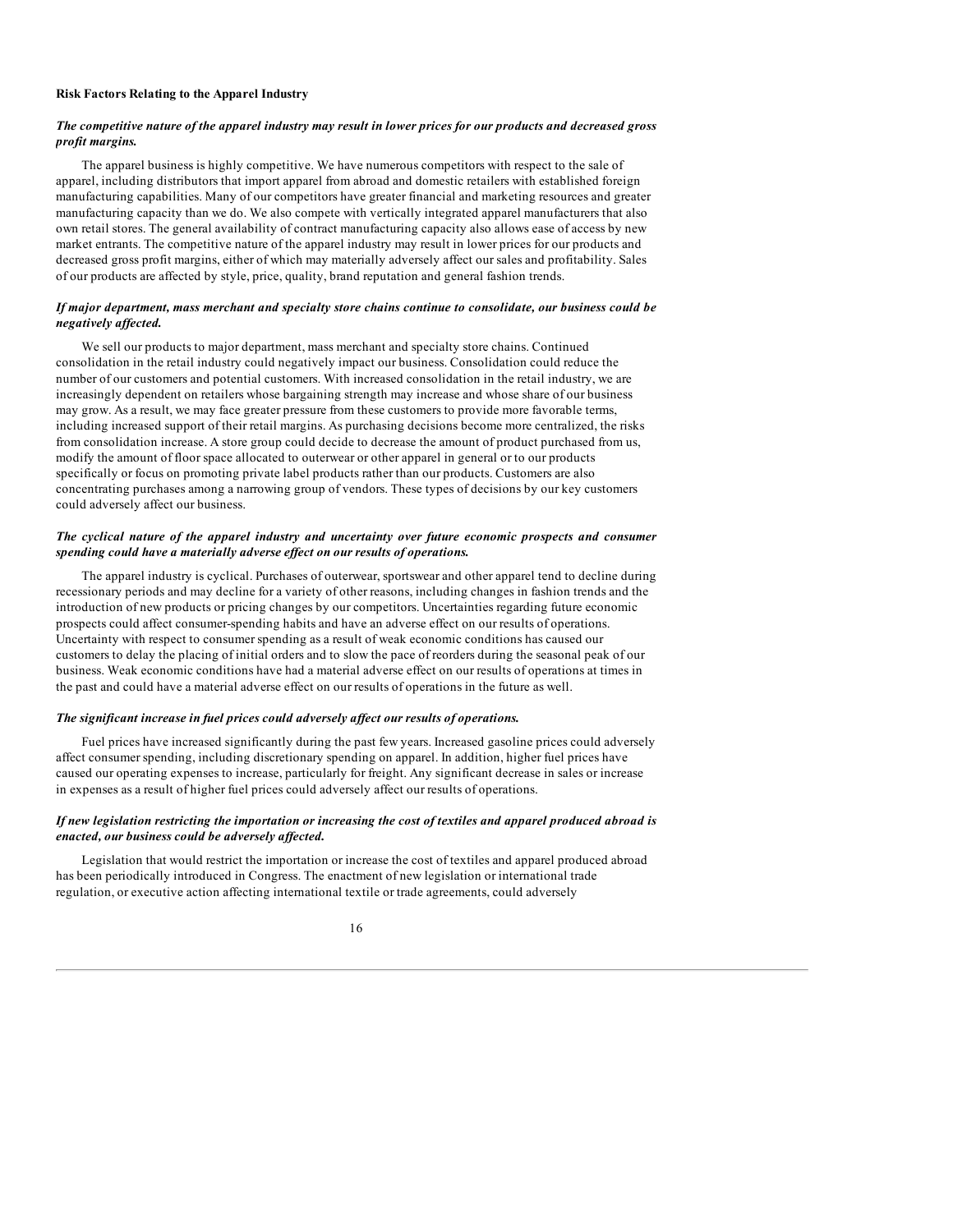**Risk Factors Relating to the Apparel Industry**

***The competitive nature of the apparel industry may result in lower prices for our products and decreased gross profit margins.***

The apparel business is highly competitive. We have numerous competitors with respect to the sale of apparel, including distributors that import apparel from abroad and domestic retailers with established foreign manufacturing capabilities. Many of our competitors have greater financial and marketing resources and greater manufacturing capacity than we do. We also compete with vertically integrated apparel manufacturers that also own retail stores. The general availability of contract manufacturing capacity also allows ease of access by new market entrants. The competitive nature of the apparel industry may result in lower prices for our products and decreased gross profit margins, either of which may materially adversely affect our sales and profitability. Sales of our products are affected by style, price, quality, brand reputation and general fashion trends.

***If major department, mass merchant and specialty store chains continue to consolidate, our business could be negatively affected.***

We sell our products to major department, mass merchant and specialty store chains. Continued consolidation in the retail industry could negatively impact our business. Consolidation could reduce the number of our customers and potential customers. With increased consolidation in the retail industry, we are increasingly dependent on retailers whose bargaining strength may increase and whose share of our business may grow. As a result, we may face greater pressure from these customers to provide more favorable terms, including increased support of their retail margins. As purchasing decisions become more centralized, the risks from consolidation increase. A store group could decide to decrease the amount of product purchased from us, modify the amount of floor space allocated to outerwear or other apparel in general or to our products specifically or focus on promoting private label products rather than our products. Customers are also concentrating purchases among a narrowing group of vendors. These types of decisions by our key customers could adversely affect our business.

***The cyclical nature of the apparel industry and uncertainty over future economic prospects and consumer spending could have a materially adverse effect on our results of operations.***

The apparel industry is cyclical. Purchases of outerwear, sportswear and other apparel tend to decline during recessionary periods and may decline for a variety of other reasons, including changes in fashion trends and the introduction of new products or pricing changes by our competitors. Uncertainties regarding future economic prospects could affect consumer-spending habits and have an adverse effect on our results of operations. Uncertainty with respect to consumer spending as a result of weak economic conditions has caused our customers to delay the placing of initial orders and to slow the pace of reorders during the seasonal peak of our business. Weak economic conditions have had a material adverse effect on our results of operations at times in the past and could have a material adverse effect on our results of operations in the future as well.

***The significant increase in fuel prices could adversely affect our results of operations.***

Fuel prices have increased significantly during the past few years. Increased gasoline prices could adversely affect consumer spending, including discretionary spending on apparel. In addition, higher fuel prices have caused our operating expenses to increase, particularly for freight. Any significant decrease in sales or increase in expenses as a result of higher fuel prices could adversely affect our results of operations.

***If new legislation restricting the importation or increasing the cost of textiles and apparel produced abroad is enacted, our business could be adversely affected.***

Legislation that would restrict the importation or increase the cost of textiles and apparel produced abroad has been periodically introduced in Congress. The enactment of new legislation or international trade regulation, or executive action affecting international textile or trade agreements, could adversely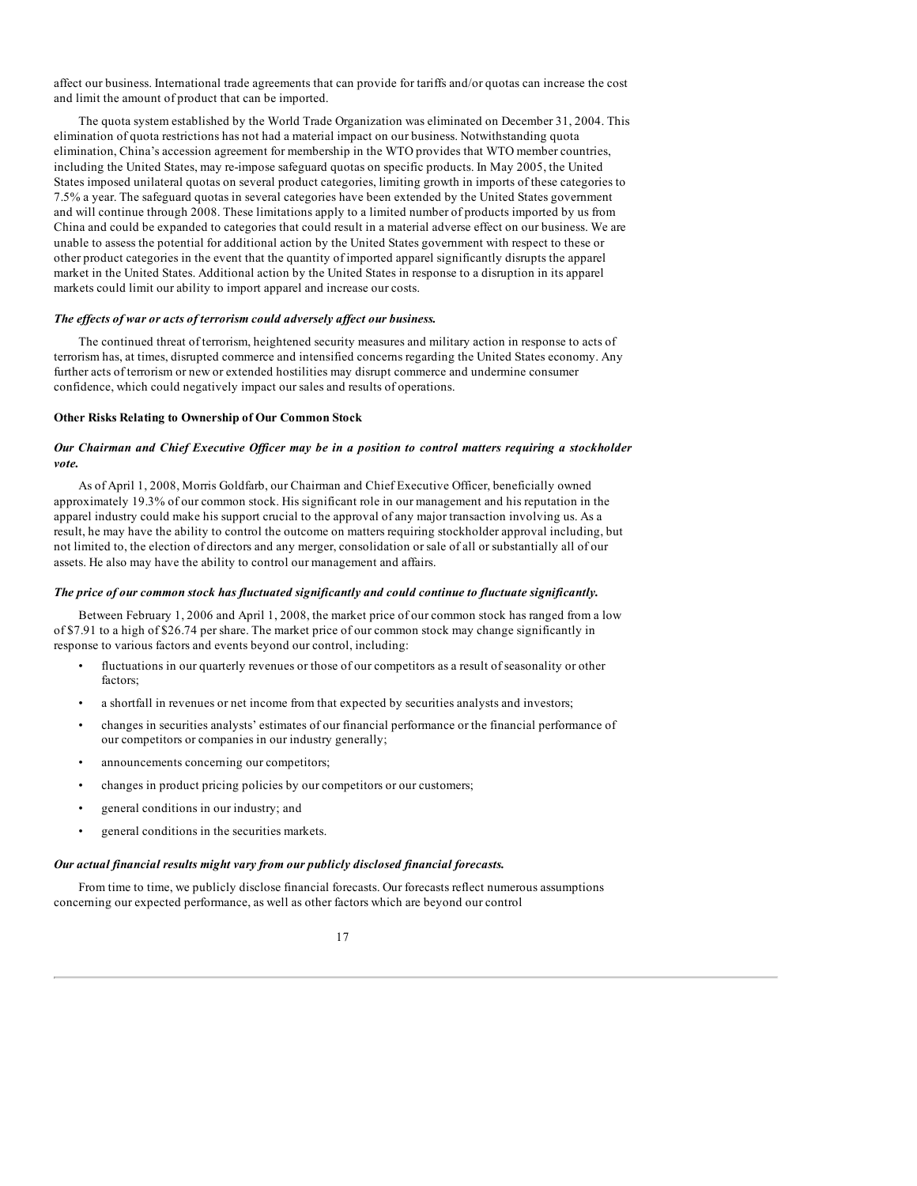affect our business. International trade agreements that can provide for tariffs and/or quotas can increase the cost and limit the amount of product that can be imported.

The quota system established by the World Trade Organization was eliminated on December 31, 2004. This elimination of quota restrictions has not had a material impact on our business. Notwithstanding quota elimination, China's accession agreement for membership in the WTO provides that WTO member countries, including the United States, may re-impose safeguard quotas on specific products. In May 2005, the United States imposed unilateral quotas on several product categories, limiting growth in imports of these categories to 7.5% a year. The safeguard quotas in several categories have been extended by the United States government and will continue through 2008. These limitations apply to a limited number of products imported by us from China and could be expanded to categories that could result in a material adverse effect on our business. We are unable to assess the potential for additional action by the United States government with respect to these or other product categories in the event that the quantity of imported apparel significantly disrupts the apparel market in the United States. Additional action by the United States in response to a disruption in its apparel markets could limit our ability to import apparel and increase our costs.

***The effects of war or acts of terrorism could adversely affect our business.***

The continued threat of terrorism, heightened security measures and military action in response to acts of terrorism has, at times, disrupted commerce and intensified concerns regarding the United States economy. Any further acts of terrorism or new or extended hostilities may disrupt commerce and undermine consumer confidence, which could negatively impact our sales and results of operations.

**Other Risks Relating to Ownership of Our Common Stock**

***Our Chairman and Chief Executive Officer may be in a position to control matters requiring a stockholder vote.***

As of April 1, 2008, Morris Goldfarb, our Chairman and Chief Executive Officer, beneficially owned approximately 19.3% of our common stock. His significant role in our management and his reputation in the apparel industry could make his support crucial to the approval of any major transaction involving us. As a result, he may have the ability to control the outcome on matters requiring stockholder approval including, but not limited to, the election of directors and any merger, consolidation or sale of all or substantially all of our assets. He also may have the ability to control our management and affairs.

***The price of our common stock has fluctuated significantly and could continue to fluctuate significantly.***

Between February 1, 2006 and April 1, 2008, the market price of our common stock has ranged from a low of $7.91 to a high of $26.74 per share. The market price of our common stock may change significantly in response to various factors and events beyond our control, including:

- fluctuations in our quarterly revenues or those of our competitors as a result of seasonality or other factors;
- a shortfall in revenues or net income from that expected by securities analysts and investors;
- changes in securities analysts' estimates of our financial performance or the financial performance of our competitors or companies in our industry generally;
- announcements concerning our competitors;
- changes in product pricing policies by our competitors or our customers;
- general conditions in our industry; and
- general conditions in the securities markets.

***Our actual financial results might vary from our publicly disclosed financial forecasts.***

From time to time, we publicly disclose financial forecasts. Our forecasts reflect numerous assumptions concerning our expected performance, as well as other factors which are beyond our control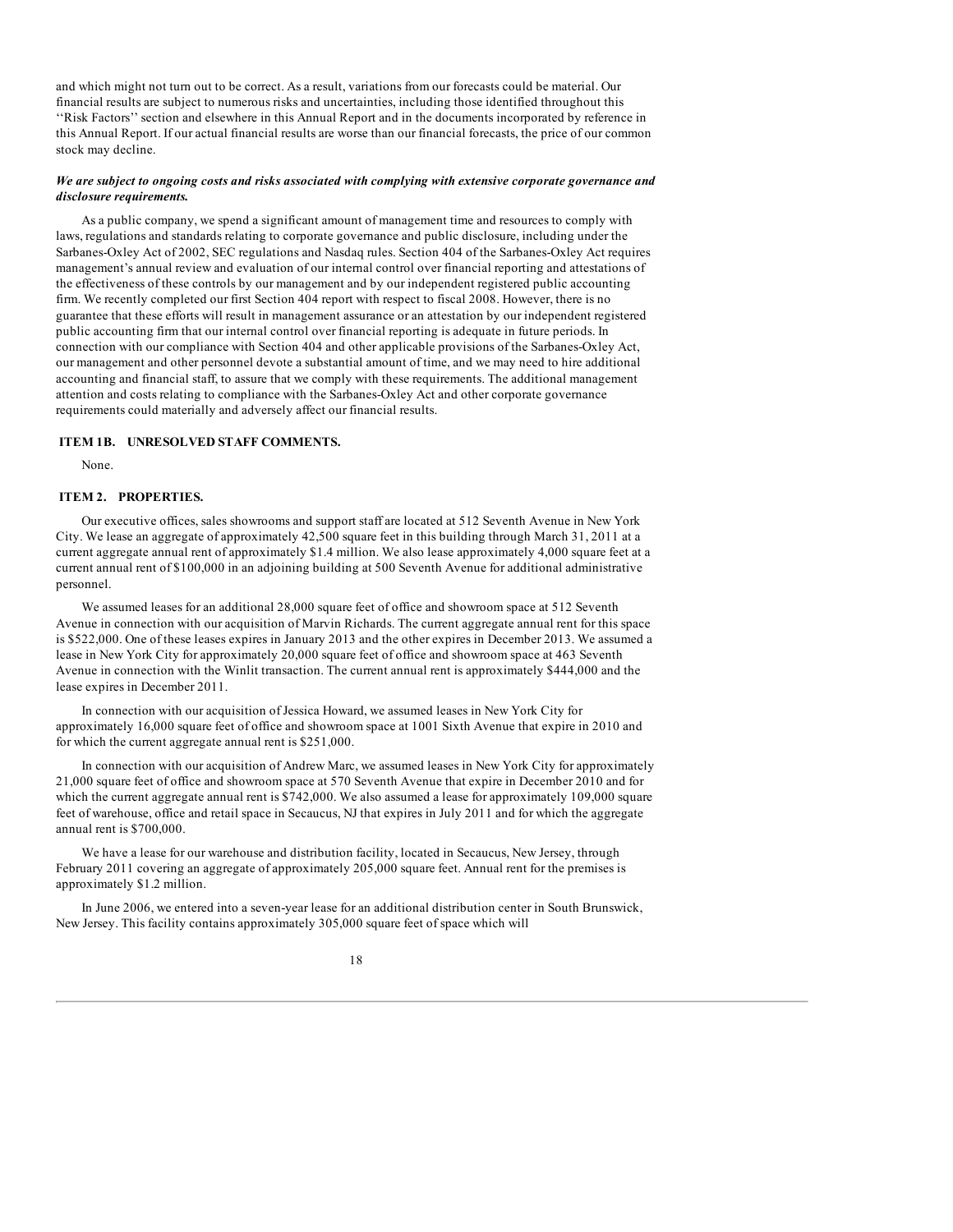and which might not turn out to be correct. As a result, variations from our forecasts could be material. Our financial results are subject to numerous risks and uncertainties, including those identified throughout this ''Risk Factors'' section and elsewhere in this Annual Report and in the documents incorporated by reference in this Annual Report. If our actual financial results are worse than our financial forecasts, the price of our common stock may decline.

***We are subject to ongoing costs and risks associated with complying with extensive corporate governance and disclosure requirements.***

As a public company, we spend a significant amount of management time and resources to comply with laws, regulations and standards relating to corporate governance and public disclosure, including under the Sarbanes-Oxley Act of 2002, SEC regulations and Nasdaq rules. Section 404 of the Sarbanes-Oxley Act requires management's annual review and evaluation of our internal control over financial reporting and attestations of the effectiveness of these controls by our management and by our independent registered public accounting firm. We recently completed our first Section 404 report with respect to fiscal 2008. However, there is no guarantee that these efforts will result in management assurance or an attestation by our independent registered public accounting firm that our internal control over financial reporting is adequate in future periods. In connection with our compliance with Section 404 and other applicable provisions of the Sarbanes-Oxley Act, our management and other personnel devote a substantial amount of time, and we may need to hire additional accounting and financial staff, to assure that we comply with these requirements. The additional management attention and costs relating to compliance with the Sarbanes-Oxley Act and other corporate governance requirements could materially and adversely affect our financial results.

## ITEM 1B. UNRESOLVED STAFF COMMENTS.

None.

## ITEM 2. PROPERTIES.

Our executive offices, sales showrooms and support staff are located at 512 Seventh Avenue in New York City. We lease an aggregate of approximately 42,500 square feet in this building through March 31, 2011 at a current aggregate annual rent of approximately $1.4 million. We also lease approximately 4,000 square feet at a current annual rent of $100,000 in an adjoining building at 500 Seventh Avenue for additional administrative personnel.

We assumed leases for an additional 28,000 square feet of office and showroom space at 512 Seventh Avenue in connection with our acquisition of Marvin Richards. The current aggregate annual rent for this space is $522,000. One of these leases expires in January 2013 and the other expires in December 2013. We assumed a lease in New York City for approximately 20,000 square feet of office and showroom space at 463 Seventh Avenue in connection with the Winlit transaction. The current annual rent is approximately $444,000 and the lease expires in December 2011.

In connection with our acquisition of Jessica Howard, we assumed leases in New York City for approximately 16,000 square feet of office and showroom space at 1001 Sixth Avenue that expire in 2010 and for which the current aggregate annual rent is $251,000.

In connection with our acquisition of Andrew Marc, we assumed leases in New York City for approximately 21,000 square feet of office and showroom space at 570 Seventh Avenue that expire in December 2010 and for which the current aggregate annual rent is $742,000. We also assumed a lease for approximately 109,000 square feet of warehouse, office and retail space in Secaucus, NJ that expires in July 2011 and for which the aggregate annual rent is $700,000.

We have a lease for our warehouse and distribution facility, located in Secaucus, New Jersey, through February 2011 covering an aggregate of approximately 205,000 square feet. Annual rent for the premises is approximately $1.2 million.

In June 2006, we entered into a seven-year lease for an additional distribution center in South Brunswick, New Jersey. This facility contains approximately 305,000 square feet of space which will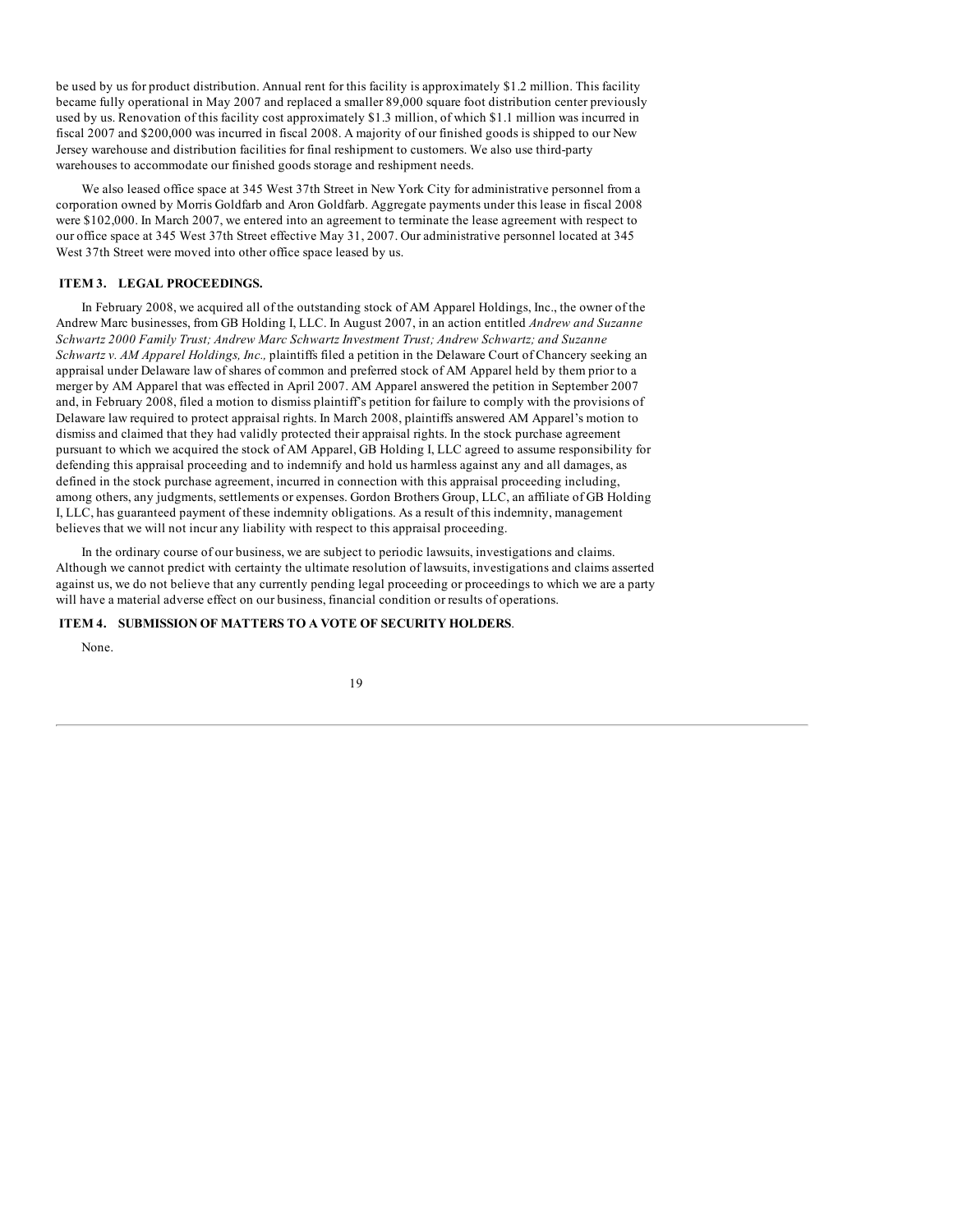be used by us for product distribution. Annual rent for this facility is approximately $1.2 million. This facility became fully operational in May 2007 and replaced a smaller 89,000 square foot distribution center previously used by us. Renovation of this facility cost approximately $1.3 million, of which $1.1 million was incurred in fiscal 2007 and $200,000 was incurred in fiscal 2008. A majority of our finished goods is shipped to our New Jersey warehouse and distribution facilities for final reshipment to customers. We also use third-party warehouses to accommodate our finished goods storage and reshipment needs.

We also leased office space at 345 West 37th Street in New York City for administrative personnel from a corporation owned by Morris Goldfarb and Aron Goldfarb. Aggregate payments under this lease in fiscal 2008 were $102,000. In March 2007, we entered into an agreement to terminate the lease agreement with respect to our office space at 345 West 37th Street effective May 31, 2007. Our administrative personnel located at 345 West 37th Street were moved into other office space leased by us.

## ITEM 3. LEGAL PROCEEDINGS.

In February 2008, we acquired all of the outstanding stock of AM Apparel Holdings, Inc., the owner of the Andrew Marc businesses, from GB Holding I, LLC. In August 2007, in an action entitled *Andrew and Suzanne Schwartz 2000 Family Trust; Andrew Marc Schwartz Investment Trust; Andrew Schwartz; and Suzanne Schwartz v. AM Apparel Holdings, Inc.,* plaintiffs filed a petition in the Delaware Court of Chancery seeking an appraisal under Delaware law of shares of common and preferred stock of AM Apparel held by them prior to a merger by AM Apparel that was effected in April 2007. AM Apparel answered the petition in September 2007 and, in February 2008, filed a motion to dismiss plaintiff's petition for failure to comply with the provisions of Delaware law required to protect appraisal rights. In March 2008, plaintiffs answered AM Apparel's motion to dismiss and claimed that they had validly protected their appraisal rights. In the stock purchase agreement pursuant to which we acquired the stock of AM Apparel, GB Holding I, LLC agreed to assume responsibility for defending this appraisal proceeding and to indemnify and hold us harmless against any and all damages, as defined in the stock purchase agreement, incurred in connection with this appraisal proceeding including, among others, any judgments, settlements or expenses. Gordon Brothers Group, LLC, an affiliate of GB Holding I, LLC, has guaranteed payment of these indemnity obligations. As a result of this indemnity, management believes that we will not incur any liability with respect to this appraisal proceeding.

In the ordinary course of our business, we are subject to periodic lawsuits, investigations and claims. Although we cannot predict with certainty the ultimate resolution of lawsuits, investigations and claims asserted against us, we do not believe that any currently pending legal proceeding or proceedings to which we are a party will have a material adverse effect on our business, financial condition or results of operations.

## ITEM 4. SUBMISSION OF MATTERS TO A VOTE OF SECURITY HOLDERS.

None.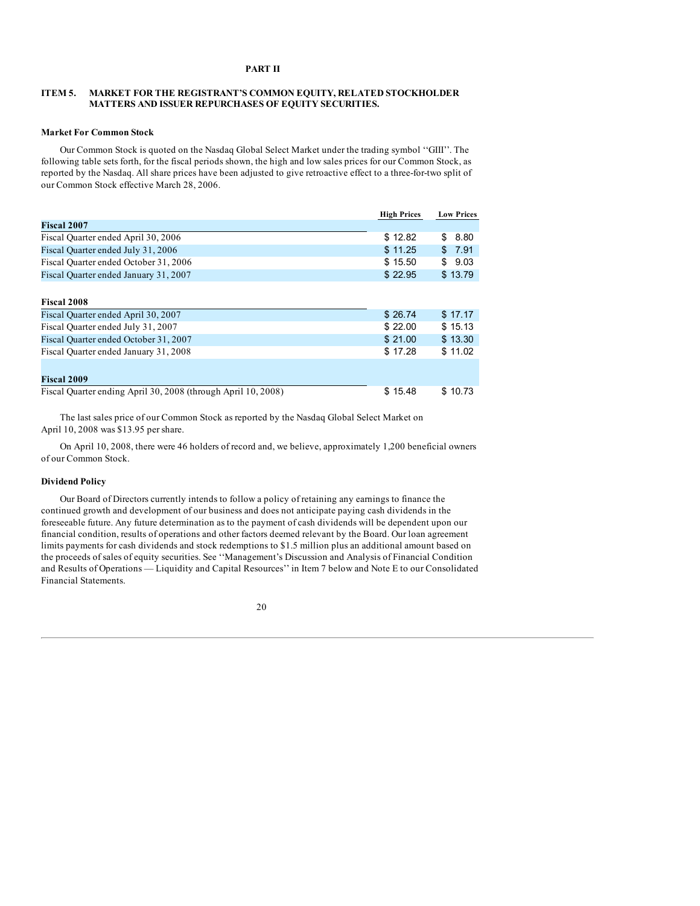# PART II

## ITEM 5. MARKET FOR THE REGISTRANT'S COMMON EQUITY, RELATED STOCKHOLDER MATTERS AND ISSUER REPURCHASES OF EQUITY SECURITIES.

### Market For Common Stock

Our Common Stock is quoted on the Nasdaq Global Select Market under the trading symbol ''GIII''. The following table sets forth, for the fiscal periods shown, the high and low sales prices for our Common Stock, as reported by the Nasdaq. All share prices have been adjusted to give retroactive effect to a three-for-two split of our Common Stock effective March 28, 2006.

| | High Prices | Low Prices |
|---|---|---|
| **Fiscal 2007** | | |
| Fiscal Quarter ended April 30, 2006 | $ 12.82 | $ 8.80 |
| Fiscal Quarter ended July 31, 2006 | $ 11.25 | $ 7.91 |
| Fiscal Quarter ended October 31, 2006 | $ 15.50 | $ 9.03 |
| Fiscal Quarter ended January 31, 2007 | $ 22.95 | $ 13.79 |
| **Fiscal 2008** | | |
| Fiscal Quarter ended April 30, 2007 | $ 26.74 | $ 17.17 |
| Fiscal Quarter ended July 31, 2007 | $ 22.00 | $ 15.13 |
| Fiscal Quarter ended October 31, 2007 | $ 21.00 | $ 13.30 |
| Fiscal Quarter ended January 31, 2008 | $ 17.28 | $ 11.02 |
| **Fiscal 2009** | | |
| Fiscal Quarter ending April 30, 2008 (through April 10, 2008) | $ 15.48 | $ 10.73 |

The last sales price of our Common Stock as reported by the Nasdaq Global Select Market on April 10, 2008 was $13.95 per share.

On April 10, 2008, there were 46 holders of record and, we believe, approximately 1,200 beneficial owners of our Common Stock.

### Dividend Policy

Our Board of Directors currently intends to follow a policy of retaining any earnings to finance the continued growth and development of our business and does not anticipate paying cash dividends in the foreseeable future. Any future determination as to the payment of cash dividends will be dependent upon our financial condition, results of operations and other factors deemed relevant by the Board. Our loan agreement limits payments for cash dividends and stock redemptions to $1.5 million plus an additional amount based on the proceeds of sales of equity securities. See ''Management's Discussion and Analysis of Financial Condition and Results of Operations — Liquidity and Capital Resources'' in Item 7 below and Note E to our Consolidated Financial Statements.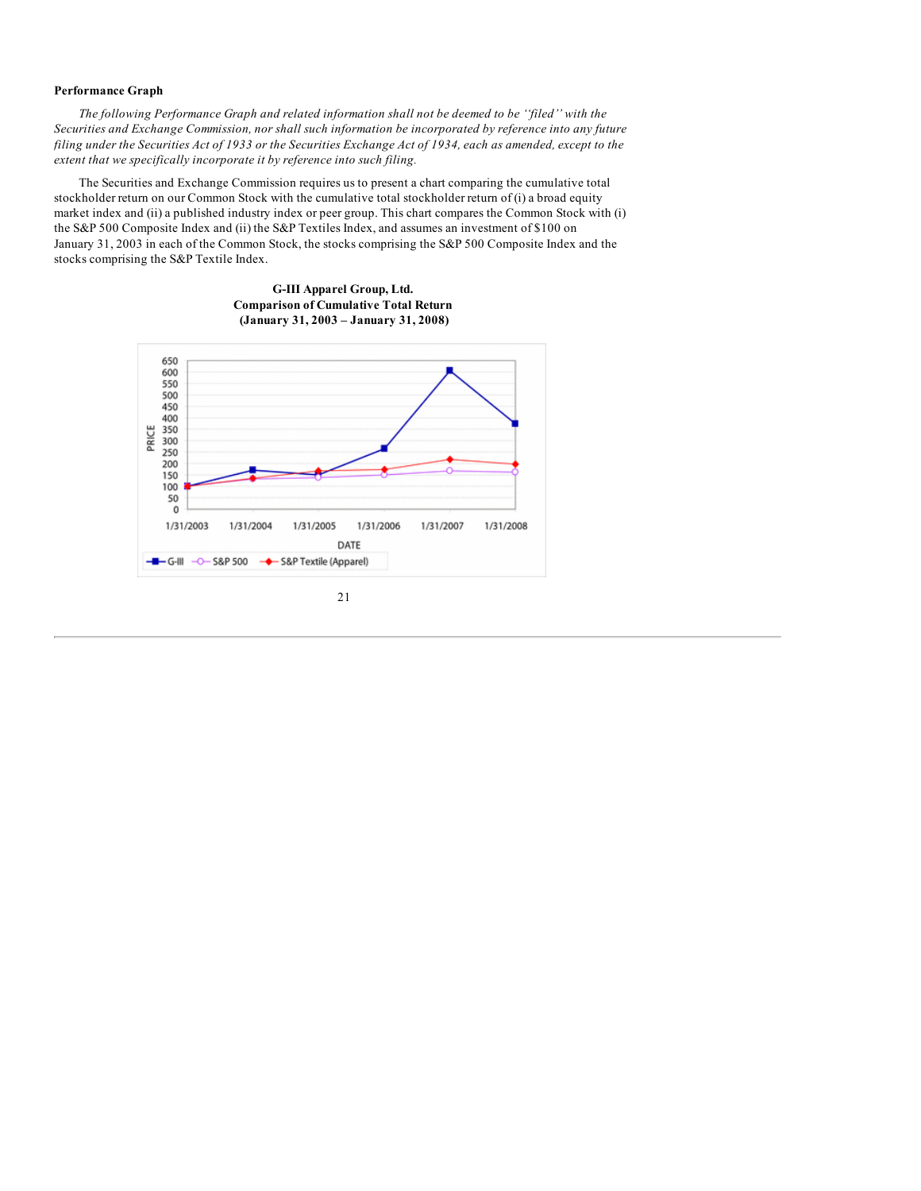**Performance Graph**

*The following Performance Graph and related information shall not be deemed to be ''filed'' with the Securities and Exchange Commission, nor shall such information be incorporated by reference into any future filing under the Securities Act of 1933 or the Securities Exchange Act of 1934, each as amended, except to the extent that we specifically incorporate it by reference into such filing.*

The Securities and Exchange Commission requires us to present a chart comparing the cumulative total stockholder return on our Common Stock with the cumulative total stockholder return of (i) a broad equity market index and (ii) a published industry index or peer group. This chart compares the Common Stock with (i) the S&P 500 Composite Index and (ii) the S&P Textiles Index, and assumes an investment of $100 on January 31, 2003 in each of the Common Stock, the stocks comprising the S&P 500 Composite Index and the stocks comprising the S&P Textile Index.

**G-III Apparel Group, Ltd.**
**Comparison of Cumulative Total Return**
**(January 31, 2003 – January 31, 2008)**

PRICE
650
600
550
500
450
400
350
300
250
200
150
100
50
0

1/31/2003
1/31/2004
1/31/2005
1/31/2006
1/31/2007
1/31/2008

DATE

G-III
S&P 500
S&P Textile (Apparel)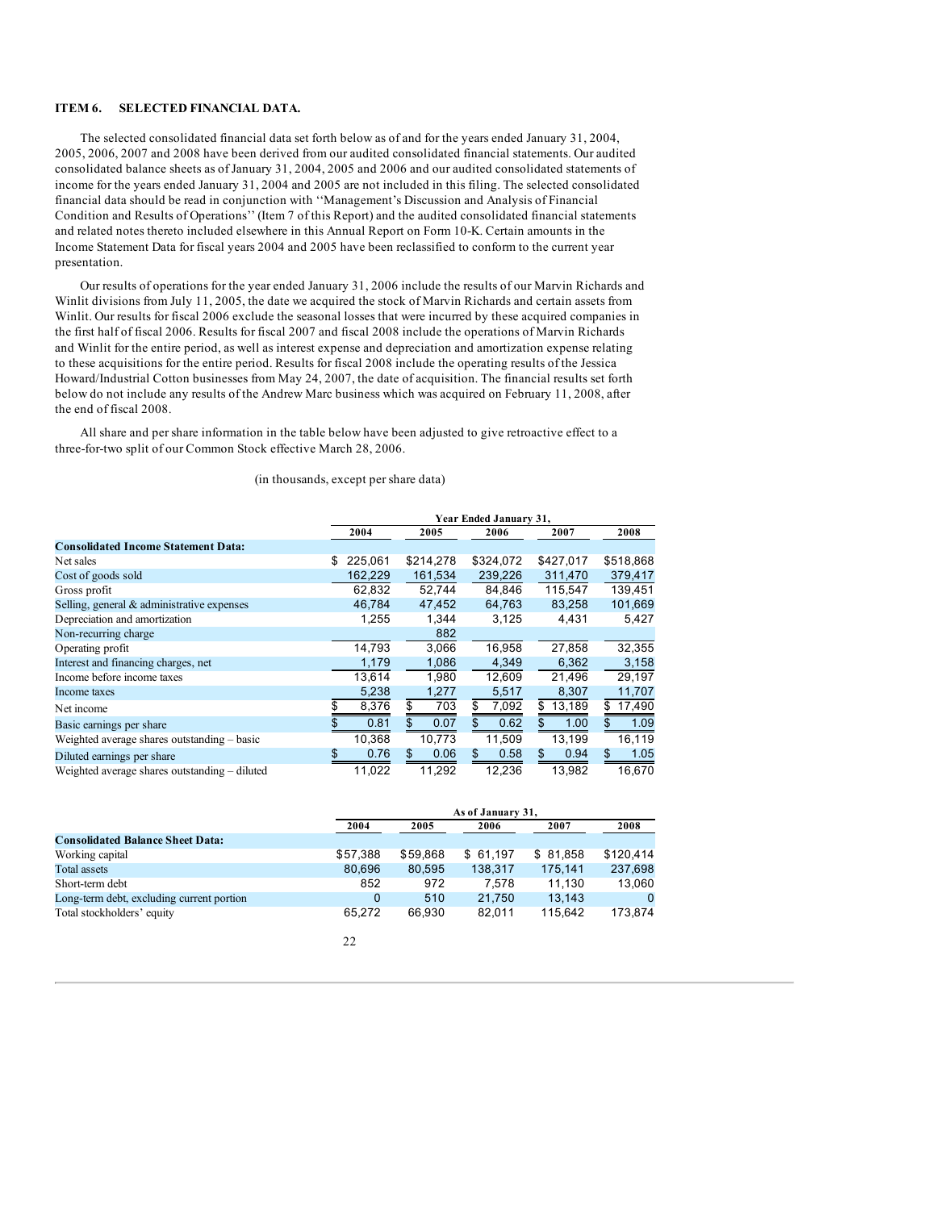## ITEM 6. SELECTED FINANCIAL DATA.

The selected consolidated financial data set forth below as of and for the years ended January 31, 2004, 2005, 2006, 2007 and 2008 have been derived from our audited consolidated financial statements. Our audited consolidated balance sheets as of January 31, 2004, 2005 and 2006 and our audited consolidated statements of income for the years ended January 31, 2004 and 2005 are not included in this filing. The selected consolidated financial data should be read in conjunction with ''Management's Discussion and Analysis of Financial Condition and Results of Operations'' (Item 7 of this Report) and the audited consolidated financial statements and related notes thereto included elsewhere in this Annual Report on Form 10-K. Certain amounts in the Income Statement Data for fiscal years 2004 and 2005 have been reclassified to conform to the current year presentation.

Our results of operations for the year ended January 31, 2006 include the results of our Marvin Richards and Winlit divisions from July 11, 2005, the date we acquired the stock of Marvin Richards and certain assets from Winlit. Our results for fiscal 2006 exclude the seasonal losses that were incurred by these acquired companies in the first half of fiscal 2006. Results for fiscal 2007 and fiscal 2008 include the operations of Marvin Richards and Winlit for the entire period, as well as interest expense and depreciation and amortization expense relating to these acquisitions for the entire period. Results for fiscal 2008 include the operating results of the Jessica Howard/Industrial Cotton businesses from May 24, 2007, the date of acquisition. The financial results set forth below do not include any results of the Andrew Marc business which was acquired on February 11, 2008, after the end of fiscal 2008.

All share and per share information in the table below have been adjusted to give retroactive effect to a three-for-two split of our Common Stock effective March 28, 2006.

(in thousands, except per share data)

| | Year Ended January 31, | | | | |
|---|---|---|---|---|---|
| | 2004 | 2005 | 2006 | 2007 | 2008 |
| **Consolidated Income Statement Data:** | | | | | |
| Net sales | $ 225,061 | $214,278 | $324,072 | $427,017 | $518,868 |
| Cost of goods sold | 162,229 | 161,534 | 239,226 | 311,470 | 379,417 |
| Gross profit | 62,832 | 52,744 | 84,846 | 115,547 | 139,451 |
| Selling, general & administrative expenses | 46,784 | 47,452 | 64,763 | 83,258 | 101,669 |
| Depreciation and amortization | 1,255 | 1,344 | 3,125 | 4,431 | 5,427 |
| Non-recurring charge | | 882 | | | |
| Operating profit | 14,793 | 3,066 | 16,958 | 27,858 | 32,355 |
| Interest and financing charges, net | 1,179 | 1,086 | 4,349 | 6,362 | 3,158 |
| Income before income taxes | 13,614 | 1,980 | 12,609 | 21,496 | 29,197 |
| Income taxes | 5,238 | 1,277 | 5,517 | 8,307 | 11,707 |
| Net income | $ 8,376 | $ 703 | $ 7,092 | $ 13,189 | $ 17,490 |
| Basic earnings per share | $ 0.81 | $ 0.07 | $ 0.62 | $ 1.00 | $ 1.09 |
| Weighted average shares outstanding – basic | 10,368 | 10,773 | 11,509 | 13,199 | 16,119 |
| Diluted earnings per share | $ 0.76 | $ 0.06 | $ 0.58 | $ 0.94 | $ 1.05 |
| Weighted average shares outstanding – diluted | 11,022 | 11,292 | 12,236 | 13,982 | 16,670 |

| | As of January 31, | | | | |
|---|---|---|---|---|---|
| | 2004 | 2005 | 2006 | 2007 | 2008 |
| **Consolidated Balance Sheet Data:** | | | | | |
| Working capital | $57,388 | $59,868 | $ 61,197 | $ 81,858 | $120,414 |
| Total assets | 80,696 | 80,595 | 138,317 | 175,141 | 237,698 |
| Short-term debt | 852 | 972 | 7,578 | 11,130 | 13,060 |
| Long-term debt, excluding current portion | 0 | 510 | 21,750 | 13,143 | 0 |
| Total stockholders' equity | 65,272 | 66,930 | 82,011 | 115,642 | 173,874 |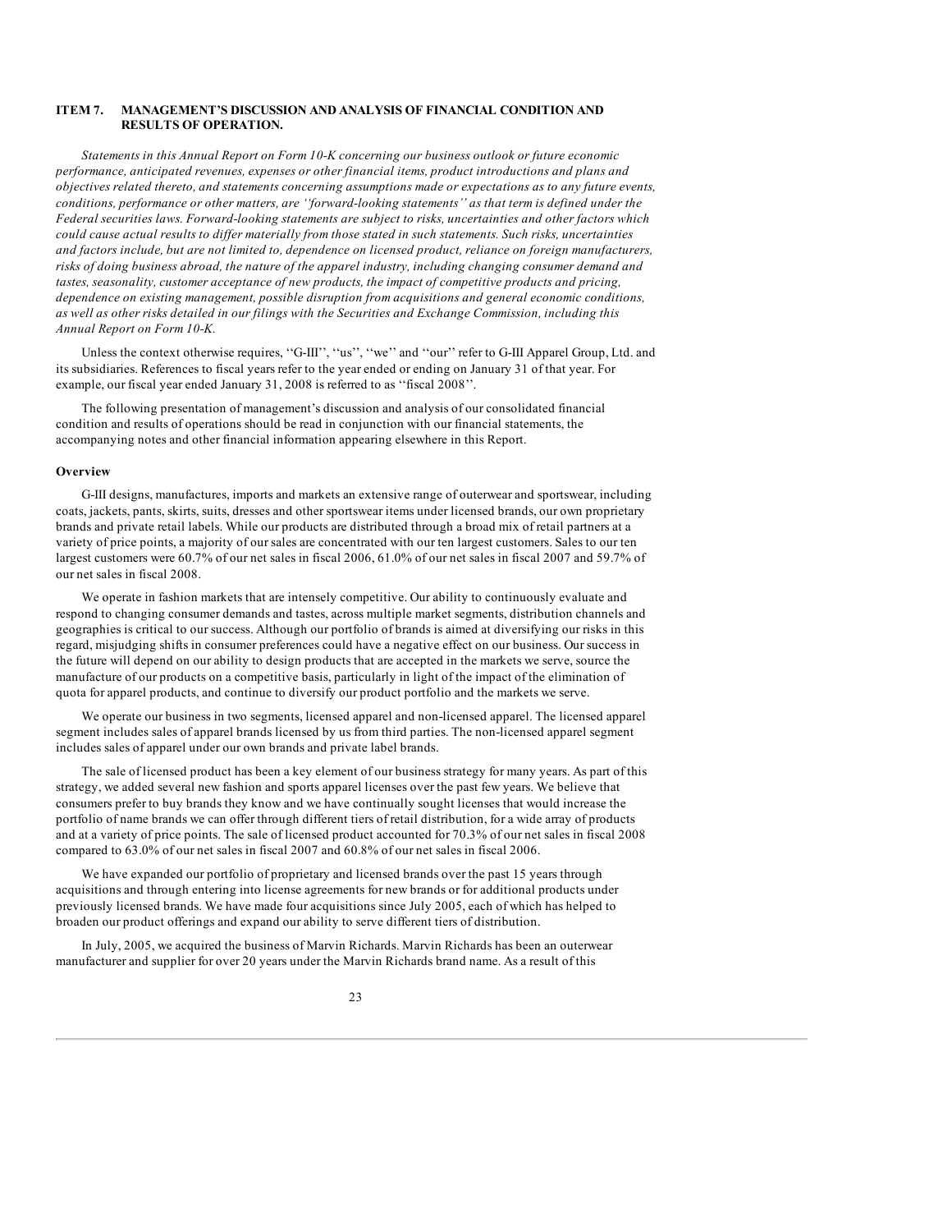## ITEM 7. MANAGEMENT'S DISCUSSION AND ANALYSIS OF FINANCIAL CONDITION AND RESULTS OF OPERATION.

*Statements in this Annual Report on Form 10-K concerning our business outlook or future economic performance, anticipated revenues, expenses or other financial items, product introductions and plans and objectives related thereto, and statements concerning assumptions made or expectations as to any future events, conditions, performance or other matters, are ''forward-looking statements'' as that term is defined under the Federal securities laws. Forward-looking statements are subject to risks, uncertainties and other factors which could cause actual results to differ materially from those stated in such statements. Such risks, uncertainties and factors include, but are not limited to, dependence on licensed product, reliance on foreign manufacturers, risks of doing business abroad, the nature of the apparel industry, including changing consumer demand and tastes, seasonality, customer acceptance of new products, the impact of competitive products and pricing, dependence on existing management, possible disruption from acquisitions and general economic conditions, as well as other risks detailed in our filings with the Securities and Exchange Commission, including this Annual Report on Form 10-K.*

Unless the context otherwise requires, ''G-III'', ''us'', ''we'' and ''our'' refer to G-III Apparel Group, Ltd. and its subsidiaries. References to fiscal years refer to the year ended or ending on January 31 of that year. For example, our fiscal year ended January 31, 2008 is referred to as ''fiscal 2008''.

The following presentation of management's discussion and analysis of our consolidated financial condition and results of operations should be read in conjunction with our financial statements, the accompanying notes and other financial information appearing elsewhere in this Report.

### Overview

G-III designs, manufactures, imports and markets an extensive range of outerwear and sportswear, including coats, jackets, pants, skirts, suits, dresses and other sportswear items under licensed brands, our own proprietary brands and private retail labels. While our products are distributed through a broad mix of retail partners at a variety of price points, a majority of our sales are concentrated with our ten largest customers. Sales to our ten largest customers were 60.7% of our net sales in fiscal 2006, 61.0% of our net sales in fiscal 2007 and 59.7% of our net sales in fiscal 2008.

We operate in fashion markets that are intensely competitive. Our ability to continuously evaluate and respond to changing consumer demands and tastes, across multiple market segments, distribution channels and geographies is critical to our success. Although our portfolio of brands is aimed at diversifying our risks in this regard, misjudging shifts in consumer preferences could have a negative effect on our business. Our success in the future will depend on our ability to design products that are accepted in the markets we serve, source the manufacture of our products on a competitive basis, particularly in light of the impact of the elimination of quota for apparel products, and continue to diversify our product portfolio and the markets we serve.

We operate our business in two segments, licensed apparel and non-licensed apparel. The licensed apparel segment includes sales of apparel brands licensed by us from third parties. The non-licensed apparel segment includes sales of apparel under our own brands and private label brands.

The sale of licensed product has been a key element of our business strategy for many years. As part of this strategy, we added several new fashion and sports apparel licenses over the past few years. We believe that consumers prefer to buy brands they know and we have continually sought licenses that would increase the portfolio of name brands we can offer through different tiers of retail distribution, for a wide array of products and at a variety of price points. The sale of licensed product accounted for 70.3% of our net sales in fiscal 2008 compared to 63.0% of our net sales in fiscal 2007 and 60.8% of our net sales in fiscal 2006.

We have expanded our portfolio of proprietary and licensed brands over the past 15 years through acquisitions and through entering into license agreements for new brands or for additional products under previously licensed brands. We have made four acquisitions since July 2005, each of which has helped to broaden our product offerings and expand our ability to serve different tiers of distribution.

In July, 2005, we acquired the business of Marvin Richards. Marvin Richards has been an outerwear manufacturer and supplier for over 20 years under the Marvin Richards brand name. As a result of this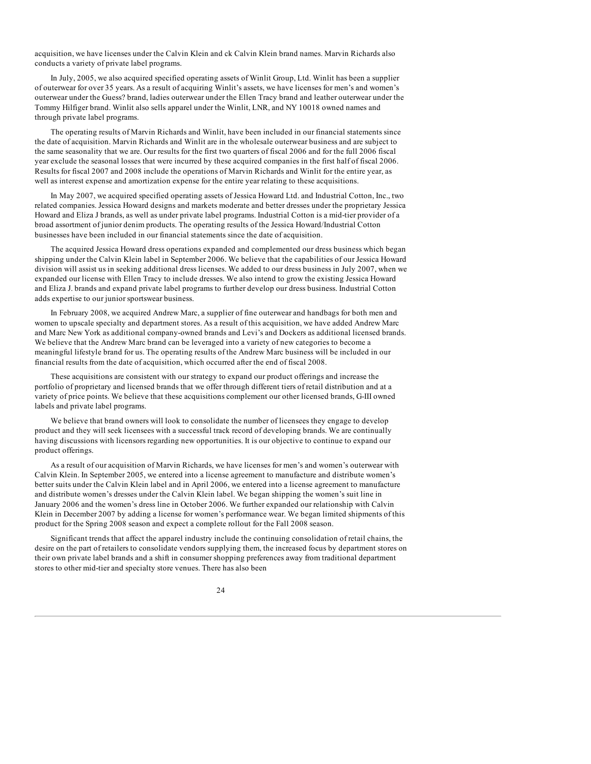acquisition, we have licenses under the Calvin Klein and ck Calvin Klein brand names. Marvin Richards also conducts a variety of private label programs.

In July, 2005, we also acquired specified operating assets of Winlit Group, Ltd. Winlit has been a supplier of outerwear for over 35 years. As a result of acquiring Winlit's assets, we have licenses for men's and women's outerwear under the Guess? brand, ladies outerwear under the Ellen Tracy brand and leather outerwear under the Tommy Hilfiger brand. Winlit also sells apparel under the Winlit, LNR, and NY 10018 owned names and through private label programs.

The operating results of Marvin Richards and Winlit, have been included in our financial statements since the date of acquisition. Marvin Richards and Winlit are in the wholesale outerwear business and are subject to the same seasonality that we are. Our results for the first two quarters of fiscal 2006 and for the full 2006 fiscal year exclude the seasonal losses that were incurred by these acquired companies in the first half of fiscal 2006. Results for fiscal 2007 and 2008 include the operations of Marvin Richards and Winlit for the entire year, as well as interest expense and amortization expense for the entire year relating to these acquisitions.

In May 2007, we acquired specified operating assets of Jessica Howard Ltd. and Industrial Cotton, Inc., two related companies. Jessica Howard designs and markets moderate and better dresses under the proprietary Jessica Howard and Eliza J brands, as well as under private label programs. Industrial Cotton is a mid-tier provider of a broad assortment of junior denim products. The operating results of the Jessica Howard/Industrial Cotton businesses have been included in our financial statements since the date of acquisition.

The acquired Jessica Howard dress operations expanded and complemented our dress business which began shipping under the Calvin Klein label in September 2006. We believe that the capabilities of our Jessica Howard division will assist us in seeking additional dress licenses. We added to our dress business in July 2007, when we expanded our license with Ellen Tracy to include dresses. We also intend to grow the existing Jessica Howard and Eliza J. brands and expand private label programs to further develop our dress business. Industrial Cotton adds expertise to our junior sportswear business.

In February 2008, we acquired Andrew Marc, a supplier of fine outerwear and handbags for both men and women to upscale specialty and department stores. As a result of this acquisition, we have added Andrew Marc and Marc New York as additional company-owned brands and Levi's and Dockers as additional licensed brands. We believe that the Andrew Marc brand can be leveraged into a variety of new categories to become a meaningful lifestyle brand for us. The operating results of the Andrew Marc business will be included in our financial results from the date of acquisition, which occurred after the end of fiscal 2008.

These acquisitions are consistent with our strategy to expand our product offerings and increase the portfolio of proprietary and licensed brands that we offer through different tiers of retail distribution and at a variety of price points. We believe that these acquisitions complement our other licensed brands, G-III owned labels and private label programs.

We believe that brand owners will look to consolidate the number of licensees they engage to develop product and they will seek licensees with a successful track record of developing brands. We are continually having discussions with licensors regarding new opportunities. It is our objective to continue to expand our product offerings.

As a result of our acquisition of Marvin Richards, we have licenses for men's and women's outerwear with Calvin Klein. In September 2005, we entered into a license agreement to manufacture and distribute women's better suits under the Calvin Klein label and in April 2006, we entered into a license agreement to manufacture and distribute women's dresses under the Calvin Klein label. We began shipping the women's suit line in January 2006 and the women's dress line in October 2006. We further expanded our relationship with Calvin Klein in December 2007 by adding a license for women's performance wear. We began limited shipments of this product for the Spring 2008 season and expect a complete rollout for the Fall 2008 season.

Significant trends that affect the apparel industry include the continuing consolidation of retail chains, the desire on the part of retailers to consolidate vendors supplying them, the increased focus by department stores on their own private label brands and a shift in consumer shopping preferences away from traditional department stores to other mid-tier and specialty store venues. There has also been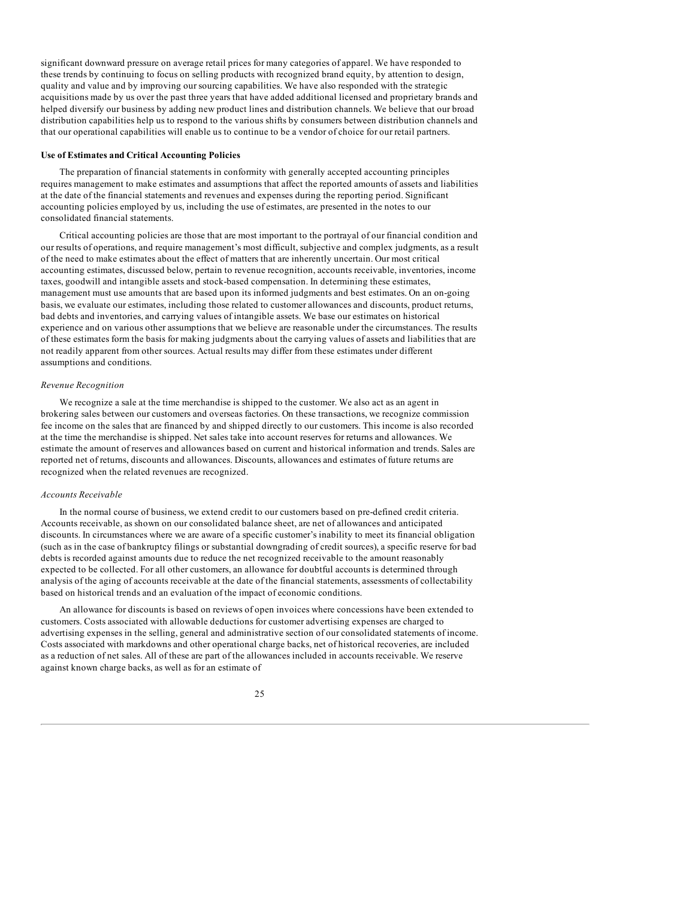significant downward pressure on average retail prices for many categories of apparel. We have responded to these trends by continuing to focus on selling products with recognized brand equity, by attention to design, quality and value and by improving our sourcing capabilities. We have also responded with the strategic acquisitions made by us over the past three years that have added additional licensed and proprietary brands and helped diversify our business by adding new product lines and distribution channels. We believe that our broad distribution capabilities help us to respond to the various shifts by consumers between distribution channels and that our operational capabilities will enable us to continue to be a vendor of choice for our retail partners.

**Use of Estimates and Critical Accounting Policies**

The preparation of financial statements in conformity with generally accepted accounting principles requires management to make estimates and assumptions that affect the reported amounts of assets and liabilities at the date of the financial statements and revenues and expenses during the reporting period. Significant accounting policies employed by us, including the use of estimates, are presented in the notes to our consolidated financial statements.

Critical accounting policies are those that are most important to the portrayal of our financial condition and our results of operations, and require management's most difficult, subjective and complex judgments, as a result of the need to make estimates about the effect of matters that are inherently uncertain. Our most critical accounting estimates, discussed below, pertain to revenue recognition, accounts receivable, inventories, income taxes, goodwill and intangible assets and stock-based compensation. In determining these estimates, management must use amounts that are based upon its informed judgments and best estimates. On an on-going basis, we evaluate our estimates, including those related to customer allowances and discounts, product returns, bad debts and inventories, and carrying values of intangible assets. We base our estimates on historical experience and on various other assumptions that we believe are reasonable under the circumstances. The results of these estimates form the basis for making judgments about the carrying values of assets and liabilities that are not readily apparent from other sources. Actual results may differ from these estimates under different assumptions and conditions.

*Revenue Recognition*

We recognize a sale at the time merchandise is shipped to the customer. We also act as an agent in brokering sales between our customers and overseas factories. On these transactions, we recognize commission fee income on the sales that are financed by and shipped directly to our customers. This income is also recorded at the time the merchandise is shipped. Net sales take into account reserves for returns and allowances. We estimate the amount of reserves and allowances based on current and historical information and trends. Sales are reported net of returns, discounts and allowances. Discounts, allowances and estimates of future returns are recognized when the related revenues are recognized.

*Accounts Receivable*

In the normal course of business, we extend credit to our customers based on pre-defined credit criteria. Accounts receivable, as shown on our consolidated balance sheet, are net of allowances and anticipated discounts. In circumstances where we are aware of a specific customer's inability to meet its financial obligation (such as in the case of bankruptcy filings or substantial downgrading of credit sources), a specific reserve for bad debts is recorded against amounts due to reduce the net recognized receivable to the amount reasonably expected to be collected. For all other customers, an allowance for doubtful accounts is determined through analysis of the aging of accounts receivable at the date of the financial statements, assessments of collectability based on historical trends and an evaluation of the impact of economic conditions.

An allowance for discounts is based on reviews of open invoices where concessions have been extended to customers. Costs associated with allowable deductions for customer advertising expenses are charged to advertising expenses in the selling, general and administrative section of our consolidated statements of income. Costs associated with markdowns and other operational charge backs, net of historical recoveries, are included as a reduction of net sales. All of these are part of the allowances included in accounts receivable. We reserve against known charge backs, as well as for an estimate of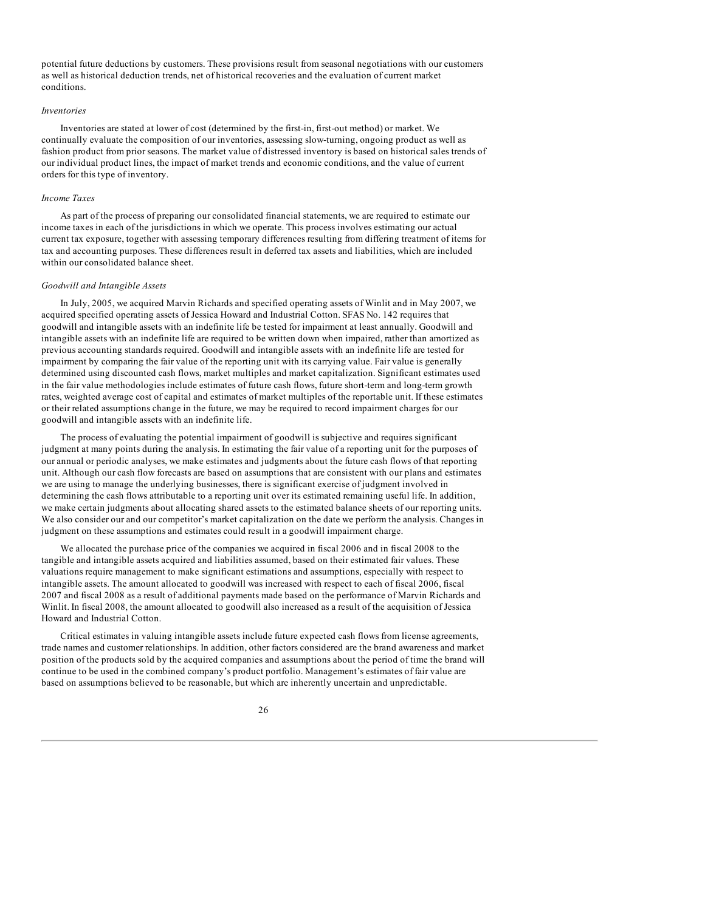potential future deductions by customers. These provisions result from seasonal negotiations with our customers as well as historical deduction trends, net of historical recoveries and the evaluation of current market conditions.

*Inventories*

Inventories are stated at lower of cost (determined by the first-in, first-out method) or market. We continually evaluate the composition of our inventories, assessing slow-turning, ongoing product as well as fashion product from prior seasons. The market value of distressed inventory is based on historical sales trends of our individual product lines, the impact of market trends and economic conditions, and the value of current orders for this type of inventory.

*Income Taxes*

As part of the process of preparing our consolidated financial statements, we are required to estimate our income taxes in each of the jurisdictions in which we operate. This process involves estimating our actual current tax exposure, together with assessing temporary differences resulting from differing treatment of items for tax and accounting purposes. These differences result in deferred tax assets and liabilities, which are included within our consolidated balance sheet.

*Goodwill and Intangible Assets*

In July, 2005, we acquired Marvin Richards and specified operating assets of Winlit and in May 2007, we acquired specified operating assets of Jessica Howard and Industrial Cotton. SFAS No. 142 requires that goodwill and intangible assets with an indefinite life be tested for impairment at least annually. Goodwill and intangible assets with an indefinite life are required to be written down when impaired, rather than amortized as previous accounting standards required. Goodwill and intangible assets with an indefinite life are tested for impairment by comparing the fair value of the reporting unit with its carrying value. Fair value is generally determined using discounted cash flows, market multiples and market capitalization. Significant estimates used in the fair value methodologies include estimates of future cash flows, future short-term and long-term growth rates, weighted average cost of capital and estimates of market multiples of the reportable unit. If these estimates or their related assumptions change in the future, we may be required to record impairment charges for our goodwill and intangible assets with an indefinite life.

The process of evaluating the potential impairment of goodwill is subjective and requires significant judgment at many points during the analysis. In estimating the fair value of a reporting unit for the purposes of our annual or periodic analyses, we make estimates and judgments about the future cash flows of that reporting unit. Although our cash flow forecasts are based on assumptions that are consistent with our plans and estimates we are using to manage the underlying businesses, there is significant exercise of judgment involved in determining the cash flows attributable to a reporting unit over its estimated remaining useful life. In addition, we make certain judgments about allocating shared assets to the estimated balance sheets of our reporting units. We also consider our and our competitor's market capitalization on the date we perform the analysis. Changes in judgment on these assumptions and estimates could result in a goodwill impairment charge.

We allocated the purchase price of the companies we acquired in fiscal 2006 and in fiscal 2008 to the tangible and intangible assets acquired and liabilities assumed, based on their estimated fair values. These valuations require management to make significant estimations and assumptions, especially with respect to intangible assets. The amount allocated to goodwill was increased with respect to each of fiscal 2006, fiscal 2007 and fiscal 2008 as a result of additional payments made based on the performance of Marvin Richards and Winlit. In fiscal 2008, the amount allocated to goodwill also increased as a result of the acquisition of Jessica Howard and Industrial Cotton.

Critical estimates in valuing intangible assets include future expected cash flows from license agreements, trade names and customer relationships. In addition, other factors considered are the brand awareness and market position of the products sold by the acquired companies and assumptions about the period of time the brand will continue to be used in the combined company's product portfolio. Management's estimates of fair value are based on assumptions believed to be reasonable, but which are inherently uncertain and unpredictable.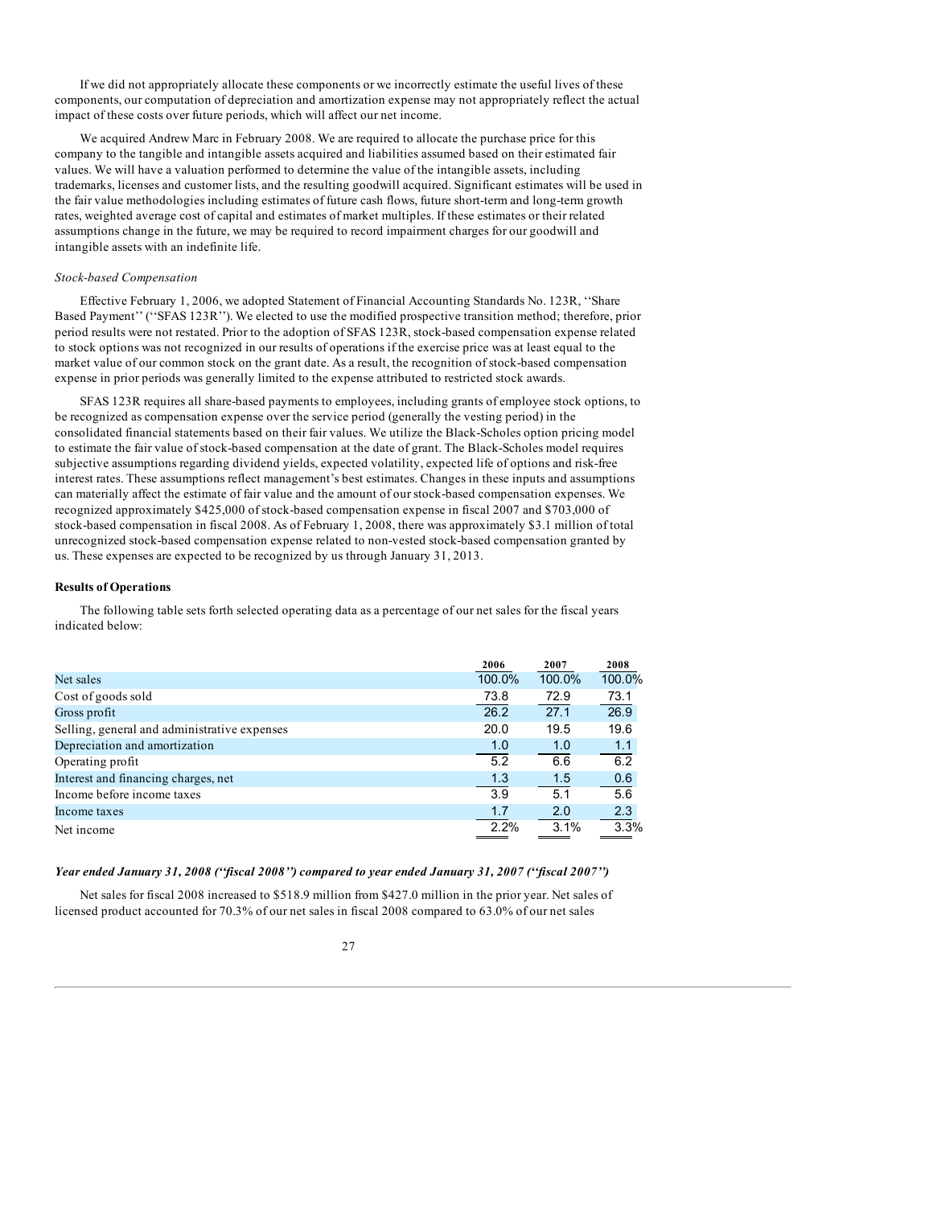If we did not appropriately allocate these components or we incorrectly estimate the useful lives of these components, our computation of depreciation and amortization expense may not appropriately reflect the actual impact of these costs over future periods, which will affect our net income.

We acquired Andrew Marc in February 2008. We are required to allocate the purchase price for this company to the tangible and intangible assets acquired and liabilities assumed based on their estimated fair values. We will have a valuation performed to determine the value of the intangible assets, including trademarks, licenses and customer lists, and the resulting goodwill acquired. Significant estimates will be used in the fair value methodologies including estimates of future cash flows, future short-term and long-term growth rates, weighted average cost of capital and estimates of market multiples. If these estimates or their related assumptions change in the future, we may be required to record impairment charges for our goodwill and intangible assets with an indefinite life.

*Stock-based Compensation*

Effective February 1, 2006, we adopted Statement of Financial Accounting Standards No. 123R, ''Share Based Payment'' (''SFAS 123R''). We elected to use the modified prospective transition method; therefore, prior period results were not restated. Prior to the adoption of SFAS 123R, stock-based compensation expense related to stock options was not recognized in our results of operations if the exercise price was at least equal to the market value of our common stock on the grant date. As a result, the recognition of stock-based compensation expense in prior periods was generally limited to the expense attributed to restricted stock awards.

SFAS 123R requires all share-based payments to employees, including grants of employee stock options, to be recognized as compensation expense over the service period (generally the vesting period) in the consolidated financial statements based on their fair values. We utilize the Black-Scholes option pricing model to estimate the fair value of stock-based compensation at the date of grant. The Black-Scholes model requires subjective assumptions regarding dividend yields, expected volatility, expected life of options and risk-free interest rates. These assumptions reflect management's best estimates. Changes in these inputs and assumptions can materially affect the estimate of fair value and the amount of our stock-based compensation expenses. We recognized approximately $425,000 of stock-based compensation expense in fiscal 2007 and $703,000 of stock-based compensation in fiscal 2008. As of February 1, 2008, there was approximately $3.1 million of total unrecognized stock-based compensation expense related to non-vested stock-based compensation granted by us. These expenses are expected to be recognized by us through January 31, 2013.

**Results of Operations**

The following table sets forth selected operating data as a percentage of our net sales for the fiscal years indicated below:

| | 2006 | 2007 | 2008 |
|---|---|---|---|
| Net sales | 100.0% | 100.0% | 100.0% |
| Cost of goods sold | 73.8 | 72.9 | 73.1 |
| Gross profit | 26.2 | 27.1 | 26.9 |
| Selling, general and administrative expenses | 20.0 | 19.5 | 19.6 |
| Depreciation and amortization | 1.0 | 1.0 | 1.1 |
| Operating profit | 5.2 | 6.6 | 6.2 |
| Interest and financing charges, net | 1.3 | 1.5 | 0.6 |
| Income before income taxes | 3.9 | 5.1 | 5.6 |
| Income taxes | 1.7 | 2.0 | 2.3 |
| Net income | 2.2% | 3.1% | 3.3% |

***Year ended January 31, 2008 (''fiscal 2008'') compared to year ended January 31, 2007 (''fiscal 2007'')***

Net sales for fiscal 2008 increased to $518.9 million from $427.0 million in the prior year. Net sales of licensed product accounted for 70.3% of our net sales in fiscal 2008 compared to 63.0% of our net sales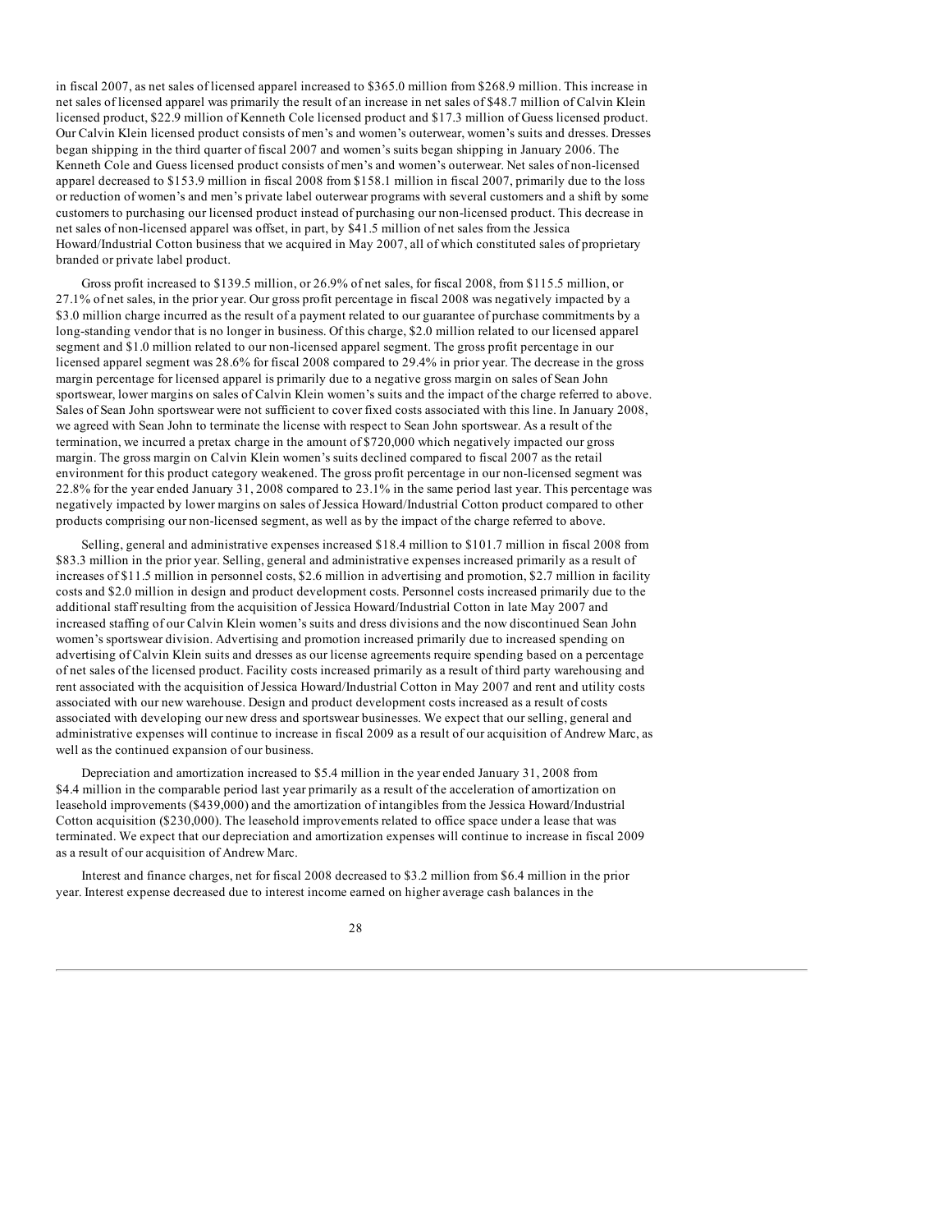in fiscal 2007, as net sales of licensed apparel increased to $365.0 million from $268.9 million. This increase in net sales of licensed apparel was primarily the result of an increase in net sales of $48.7 million of Calvin Klein licensed product, $22.9 million of Kenneth Cole licensed product and $17.3 million of Guess licensed product. Our Calvin Klein licensed product consists of men's and women's outerwear, women's suits and dresses. Dresses began shipping in the third quarter of fiscal 2007 and women's suits began shipping in January 2006. The Kenneth Cole and Guess licensed product consists of men's and women's outerwear. Net sales of non-licensed apparel decreased to $153.9 million in fiscal 2008 from $158.1 million in fiscal 2007, primarily due to the loss or reduction of women's and men's private label outerwear programs with several customers and a shift by some customers to purchasing our licensed product instead of purchasing our non-licensed product. This decrease in net sales of non-licensed apparel was offset, in part, by $41.5 million of net sales from the Jessica Howard/Industrial Cotton business that we acquired in May 2007, all of which constituted sales of proprietary branded or private label product.

Gross profit increased to $139.5 million, or 26.9% of net sales, for fiscal 2008, from $115.5 million, or 27.1% of net sales, in the prior year. Our gross profit percentage in fiscal 2008 was negatively impacted by a $3.0 million charge incurred as the result of a payment related to our guarantee of purchase commitments by a long-standing vendor that is no longer in business. Of this charge, $2.0 million related to our licensed apparel segment and $1.0 million related to our non-licensed apparel segment. The gross profit percentage in our licensed apparel segment was 28.6% for fiscal 2008 compared to 29.4% in prior year. The decrease in the gross margin percentage for licensed apparel is primarily due to a negative gross margin on sales of Sean John sportswear, lower margins on sales of Calvin Klein women's suits and the impact of the charge referred to above. Sales of Sean John sportswear were not sufficient to cover fixed costs associated with this line. In January 2008, we agreed with Sean John to terminate the license with respect to Sean John sportswear. As a result of the termination, we incurred a pretax charge in the amount of $720,000 which negatively impacted our gross margin. The gross margin on Calvin Klein women's suits declined compared to fiscal 2007 as the retail environment for this product category weakened. The gross profit percentage in our non-licensed segment was 22.8% for the year ended January 31, 2008 compared to 23.1% in the same period last year. This percentage was negatively impacted by lower margins on sales of Jessica Howard/Industrial Cotton product compared to other products comprising our non-licensed segment, as well as by the impact of the charge referred to above.

Selling, general and administrative expenses increased $18.4 million to $101.7 million in fiscal 2008 from $83.3 million in the prior year. Selling, general and administrative expenses increased primarily as a result of increases of $11.5 million in personnel costs, $2.6 million in advertising and promotion, $2.7 million in facility costs and $2.0 million in design and product development costs. Personnel costs increased primarily due to the additional staff resulting from the acquisition of Jessica Howard/Industrial Cotton in late May 2007 and increased staffing of our Calvin Klein women's suits and dress divisions and the now discontinued Sean John women's sportswear division. Advertising and promotion increased primarily due to increased spending on advertising of Calvin Klein suits and dresses as our license agreements require spending based on a percentage of net sales of the licensed product. Facility costs increased primarily as a result of third party warehousing and rent associated with the acquisition of Jessica Howard/Industrial Cotton in May 2007 and rent and utility costs associated with our new warehouse. Design and product development costs increased as a result of costs associated with developing our new dress and sportswear businesses. We expect that our selling, general and administrative expenses will continue to increase in fiscal 2009 as a result of our acquisition of Andrew Marc, as well as the continued expansion of our business.

Depreciation and amortization increased to $5.4 million in the year ended January 31, 2008 from $4.4 million in the comparable period last year primarily as a result of the acceleration of amortization on leasehold improvements ($439,000) and the amortization of intangibles from the Jessica Howard/Industrial Cotton acquisition ($230,000). The leasehold improvements related to office space under a lease that was terminated. We expect that our depreciation and amortization expenses will continue to increase in fiscal 2009 as a result of our acquisition of Andrew Marc.

Interest and finance charges, net for fiscal 2008 decreased to $3.2 million from $6.4 million in the prior year. Interest expense decreased due to interest income earned on higher average cash balances in the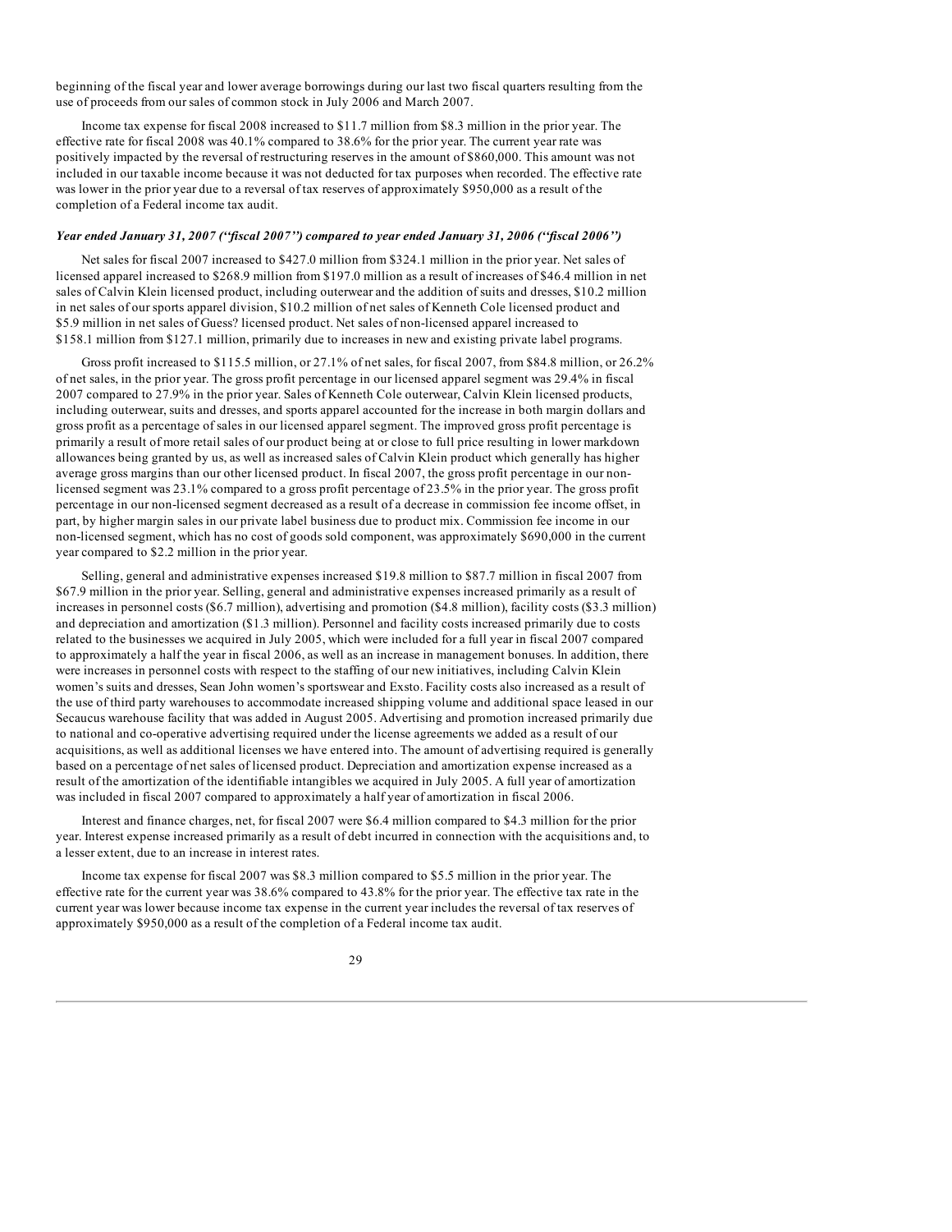beginning of the fiscal year and lower average borrowings during our last two fiscal quarters resulting from the use of proceeds from our sales of common stock in July 2006 and March 2007.

Income tax expense for fiscal 2008 increased to $11.7 million from $8.3 million in the prior year. The effective rate for fiscal 2008 was 40.1% compared to 38.6% for the prior year. The current year rate was positively impacted by the reversal of restructuring reserves in the amount of $860,000. This amount was not included in our taxable income because it was not deducted for tax purposes when recorded. The effective rate was lower in the prior year due to a reversal of tax reserves of approximately $950,000 as a result of the completion of a Federal income tax audit.

***Year ended January 31, 2007 ("fiscal 2007") compared to year ended January 31, 2006 ("fiscal 2006")***

Net sales for fiscal 2007 increased to $427.0 million from $324.1 million in the prior year. Net sales of licensed apparel increased to $268.9 million from $197.0 million as a result of increases of $46.4 million in net sales of Calvin Klein licensed product, including outerwear and the addition of suits and dresses, $10.2 million in net sales of our sports apparel division, $10.2 million of net sales of Kenneth Cole licensed product and $5.9 million in net sales of Guess? licensed product. Net sales of non-licensed apparel increased to $158.1 million from $127.1 million, primarily due to increases in new and existing private label programs.

Gross profit increased to $115.5 million, or 27.1% of net sales, for fiscal 2007, from $84.8 million, or 26.2% of net sales, in the prior year. The gross profit percentage in our licensed apparel segment was 29.4% in fiscal 2007 compared to 27.9% in the prior year. Sales of Kenneth Cole outerwear, Calvin Klein licensed products, including outerwear, suits and dresses, and sports apparel accounted for the increase in both margin dollars and gross profit as a percentage of sales in our licensed apparel segment. The improved gross profit percentage is primarily a result of more retail sales of our product being at or close to full price resulting in lower markdown allowances being granted by us, as well as increased sales of Calvin Klein product which generally has higher average gross margins than our other licensed product. In fiscal 2007, the gross profit percentage in our non-licensed segment was 23.1% compared to a gross profit percentage of 23.5% in the prior year. The gross profit percentage in our non-licensed segment decreased as a result of a decrease in commission fee income offset, in part, by higher margin sales in our private label business due to product mix. Commission fee income in our non-licensed segment, which has no cost of goods sold component, was approximately $690,000 in the current year compared to $2.2 million in the prior year.

Selling, general and administrative expenses increased $19.8 million to $87.7 million in fiscal 2007 from $67.9 million in the prior year. Selling, general and administrative expenses increased primarily as a result of increases in personnel costs ($6.7 million), advertising and promotion ($4.8 million), facility costs ($3.3 million) and depreciation and amortization ($1.3 million). Personnel and facility costs increased primarily due to costs related to the businesses we acquired in July 2005, which were included for a full year in fiscal 2007 compared to approximately a half the year in fiscal 2006, as well as an increase in management bonuses. In addition, there were increases in personnel costs with respect to the staffing of our new initiatives, including Calvin Klein women's suits and dresses, Sean John women's sportswear and Exsto. Facility costs also increased as a result of the use of third party warehouses to accommodate increased shipping volume and additional space leased in our Secaucus warehouse facility that was added in August 2005. Advertising and promotion increased primarily due to national and co-operative advertising required under the license agreements we added as a result of our acquisitions, as well as additional licenses we have entered into. The amount of advertising required is generally based on a percentage of net sales of licensed product. Depreciation and amortization expense increased as a result of the amortization of the identifiable intangibles we acquired in July 2005. A full year of amortization was included in fiscal 2007 compared to approximately a half year of amortization in fiscal 2006.

Interest and finance charges, net, for fiscal 2007 were $6.4 million compared to $4.3 million for the prior year. Interest expense increased primarily as a result of debt incurred in connection with the acquisitions and, to a lesser extent, due to an increase in interest rates.

Income tax expense for fiscal 2007 was $8.3 million compared to $5.5 million in the prior year. The effective rate for the current year was 38.6% compared to 43.8% for the prior year. The effective tax rate in the current year was lower because income tax expense in the current year includes the reversal of tax reserves of approximately $950,000 as a result of the completion of a Federal income tax audit.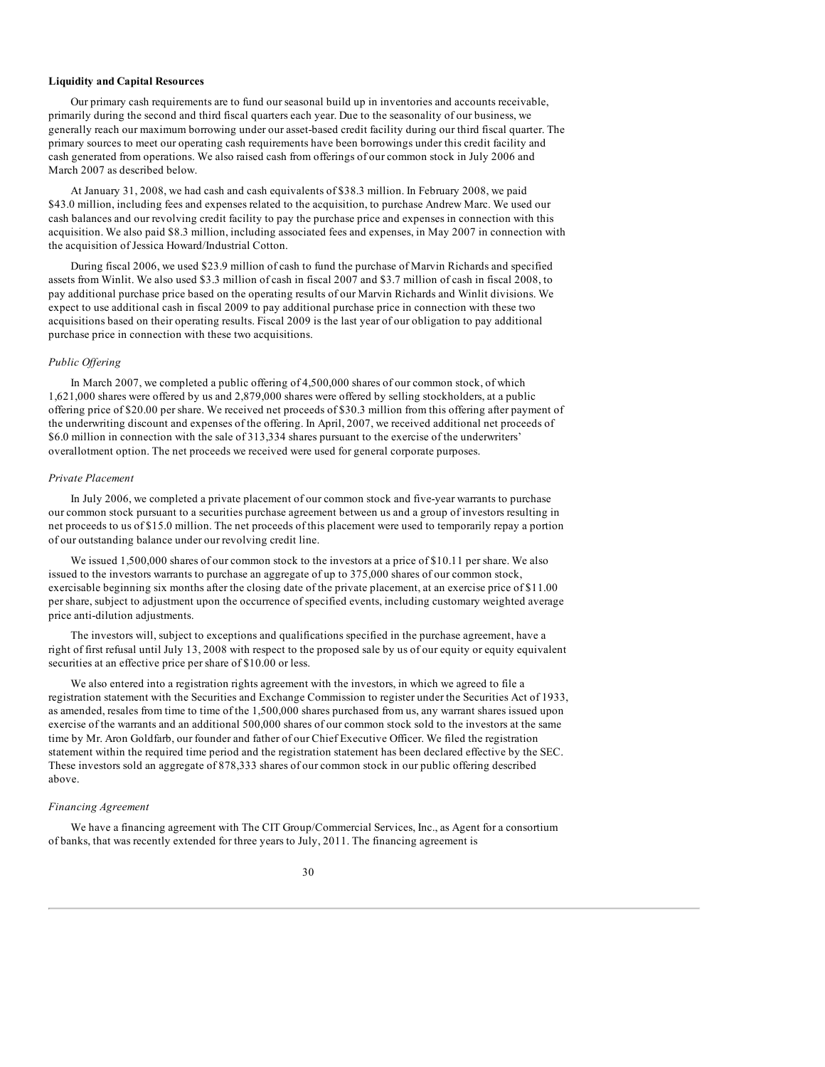**Liquidity and Capital Resources**

Our primary cash requirements are to fund our seasonal build up in inventories and accounts receivable, primarily during the second and third fiscal quarters each year. Due to the seasonality of our business, we generally reach our maximum borrowing under our asset-based credit facility during our third fiscal quarter. The primary sources to meet our operating cash requirements have been borrowings under this credit facility and cash generated from operations. We also raised cash from offerings of our common stock in July 2006 and March 2007 as described below.

At January 31, 2008, we had cash and cash equivalents of $38.3 million. In February 2008, we paid $43.0 million, including fees and expenses related to the acquisition, to purchase Andrew Marc. We used our cash balances and our revolving credit facility to pay the purchase price and expenses in connection with this acquisition. We also paid $8.3 million, including associated fees and expenses, in May 2007 in connection with the acquisition of Jessica Howard/Industrial Cotton.

During fiscal 2006, we used $23.9 million of cash to fund the purchase of Marvin Richards and specified assets from Winlit. We also used $3.3 million of cash in fiscal 2007 and $3.7 million of cash in fiscal 2008, to pay additional purchase price based on the operating results of our Marvin Richards and Winlit divisions. We expect to use additional cash in fiscal 2009 to pay additional purchase price in connection with these two acquisitions based on their operating results. Fiscal 2009 is the last year of our obligation to pay additional purchase price in connection with these two acquisitions.

*Public Offering*

In March 2007, we completed a public offering of 4,500,000 shares of our common stock, of which 1,621,000 shares were offered by us and 2,879,000 shares were offered by selling stockholders, at a public offering price of $20.00 per share. We received net proceeds of $30.3 million from this offering after payment of the underwriting discount and expenses of the offering. In April, 2007, we received additional net proceeds of $6.0 million in connection with the sale of 313,334 shares pursuant to the exercise of the underwriters' overallotment option. The net proceeds we received were used for general corporate purposes.

*Private Placement*

In July 2006, we completed a private placement of our common stock and five-year warrants to purchase our common stock pursuant to a securities purchase agreement between us and a group of investors resulting in net proceeds to us of $15.0 million. The net proceeds of this placement were used to temporarily repay a portion of our outstanding balance under our revolving credit line.

We issued 1,500,000 shares of our common stock to the investors at a price of $10.11 per share. We also issued to the investors warrants to purchase an aggregate of up to 375,000 shares of our common stock, exercisable beginning six months after the closing date of the private placement, at an exercise price of $11.00 per share, subject to adjustment upon the occurrence of specified events, including customary weighted average price anti-dilution adjustments.

The investors will, subject to exceptions and qualifications specified in the purchase agreement, have a right of first refusal until July 13, 2008 with respect to the proposed sale by us of our equity or equity equivalent securities at an effective price per share of $10.00 or less.

We also entered into a registration rights agreement with the investors, in which we agreed to file a registration statement with the Securities and Exchange Commission to register under the Securities Act of 1933, as amended, resales from time to time of the 1,500,000 shares purchased from us, any warrant shares issued upon exercise of the warrants and an additional 500,000 shares of our common stock sold to the investors at the same time by Mr. Aron Goldfarb, our founder and father of our Chief Executive Officer. We filed the registration statement within the required time period and the registration statement has been declared effective by the SEC. These investors sold an aggregate of 878,333 shares of our common stock in our public offering described above.

*Financing Agreement*

We have a financing agreement with The CIT Group/Commercial Services, Inc., as Agent for a consortium of banks, that was recently extended for three years to July, 2011. The financing agreement is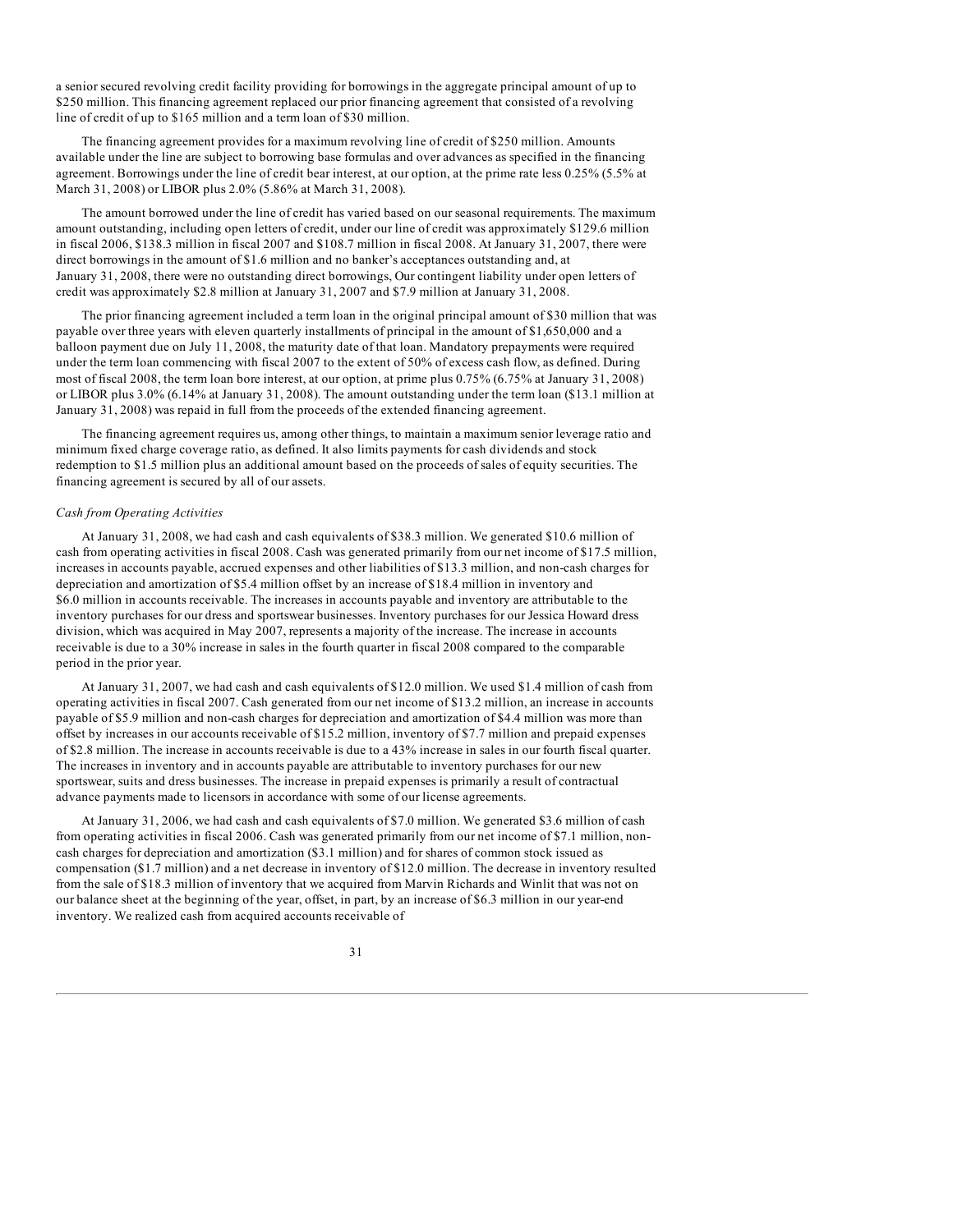a senior secured revolving credit facility providing for borrowings in the aggregate principal amount of up to $250 million. This financing agreement replaced our prior financing agreement that consisted of a revolving line of credit of up to $165 million and a term loan of $30 million.

The financing agreement provides for a maximum revolving line of credit of $250 million. Amounts available under the line are subject to borrowing base formulas and over advances as specified in the financing agreement. Borrowings under the line of credit bear interest, at our option, at the prime rate less 0.25% (5.5% at March 31, 2008) or LIBOR plus 2.0% (5.86% at March 31, 2008).

The amount borrowed under the line of credit has varied based on our seasonal requirements. The maximum amount outstanding, including open letters of credit, under our line of credit was approximately $129.6 million in fiscal 2006, $138.3 million in fiscal 2007 and $108.7 million in fiscal 2008. At January 31, 2007, there were direct borrowings in the amount of $1.6 million and no banker's acceptances outstanding and, at January 31, 2008, there were no outstanding direct borrowings, Our contingent liability under open letters of credit was approximately $2.8 million at January 31, 2007 and $7.9 million at January 31, 2008.

The prior financing agreement included a term loan in the original principal amount of $30 million that was payable over three years with eleven quarterly installments of principal in the amount of $1,650,000 and a balloon payment due on July 11, 2008, the maturity date of that loan. Mandatory prepayments were required under the term loan commencing with fiscal 2007 to the extent of 50% of excess cash flow, as defined. During most of fiscal 2008, the term loan bore interest, at our option, at prime plus 0.75% (6.75% at January 31, 2008) or LIBOR plus 3.0% (6.14% at January 31, 2008). The amount outstanding under the term loan ($13.1 million at January 31, 2008) was repaid in full from the proceeds of the extended financing agreement.

The financing agreement requires us, among other things, to maintain a maximum senior leverage ratio and minimum fixed charge coverage ratio, as defined. It also limits payments for cash dividends and stock redemption to $1.5 million plus an additional amount based on the proceeds of sales of equity securities. The financing agreement is secured by all of our assets.

*Cash from Operating Activities*

At January 31, 2008, we had cash and cash equivalents of $38.3 million. We generated $10.6 million of cash from operating activities in fiscal 2008. Cash was generated primarily from our net income of $17.5 million, increases in accounts payable, accrued expenses and other liabilities of $13.3 million, and non-cash charges for depreciation and amortization of $5.4 million offset by an increase of $18.4 million in inventory and $6.0 million in accounts receivable. The increases in accounts payable and inventory are attributable to the inventory purchases for our dress and sportswear businesses. Inventory purchases for our Jessica Howard dress division, which was acquired in May 2007, represents a majority of the increase. The increase in accounts receivable is due to a 30% increase in sales in the fourth quarter in fiscal 2008 compared to the comparable period in the prior year.

At January 31, 2007, we had cash and cash equivalents of $12.0 million. We used $1.4 million of cash from operating activities in fiscal 2007. Cash generated from our net income of $13.2 million, an increase in accounts payable of $5.9 million and non-cash charges for depreciation and amortization of $4.4 million was more than offset by increases in our accounts receivable of $15.2 million, inventory of $7.7 million and prepaid expenses of $2.8 million. The increase in accounts receivable is due to a 43% increase in sales in our fourth fiscal quarter. The increases in inventory and in accounts payable are attributable to inventory purchases for our new sportswear, suits and dress businesses. The increase in prepaid expenses is primarily a result of contractual advance payments made to licensors in accordance with some of our license agreements.

At January 31, 2006, we had cash and cash equivalents of $7.0 million. We generated $3.6 million of cash from operating activities in fiscal 2006. Cash was generated primarily from our net income of $7.1 million, non-cash charges for depreciation and amortization ($3.1 million) and for shares of common stock issued as compensation ($1.7 million) and a net decrease in inventory of $12.0 million. The decrease in inventory resulted from the sale of $18.3 million of inventory that we acquired from Marvin Richards and Winlit that was not on our balance sheet at the beginning of the year, offset, in part, by an increase of $6.3 million in our year-end inventory. We realized cash from acquired accounts receivable of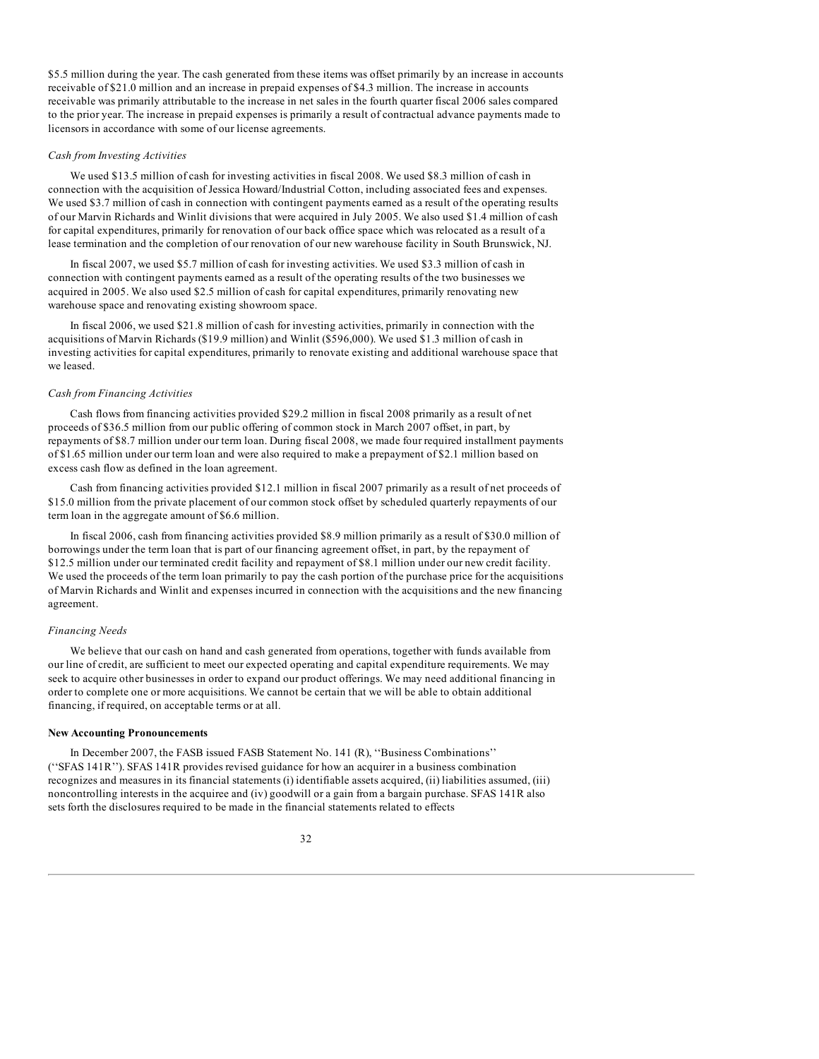$5.5 million during the year. The cash generated from these items was offset primarily by an increase in accounts receivable of $21.0 million and an increase in prepaid expenses of $4.3 million. The increase in accounts receivable was primarily attributable to the increase in net sales in the fourth quarter fiscal 2006 sales compared to the prior year. The increase in prepaid expenses is primarily a result of contractual advance payments made to licensors in accordance with some of our license agreements.

*Cash from Investing Activities*

We used $13.5 million of cash for investing activities in fiscal 2008. We used $8.3 million of cash in connection with the acquisition of Jessica Howard/Industrial Cotton, including associated fees and expenses. We used $3.7 million of cash in connection with contingent payments earned as a result of the operating results of our Marvin Richards and Winlit divisions that were acquired in July 2005. We also used $1.4 million of cash for capital expenditures, primarily for renovation of our back office space which was relocated as a result of a lease termination and the completion of our renovation of our new warehouse facility in South Brunswick, NJ.

In fiscal 2007, we used $5.7 million of cash for investing activities. We used $3.3 million of cash in connection with contingent payments earned as a result of the operating results of the two businesses we acquired in 2005. We also used $2.5 million of cash for capital expenditures, primarily renovating new warehouse space and renovating existing showroom space.

In fiscal 2006, we used $21.8 million of cash for investing activities, primarily in connection with the acquisitions of Marvin Richards ($19.9 million) and Winlit ($596,000). We used $1.3 million of cash in investing activities for capital expenditures, primarily to renovate existing and additional warehouse space that we leased.

*Cash from Financing Activities*

Cash flows from financing activities provided $29.2 million in fiscal 2008 primarily as a result of net proceeds of $36.5 million from our public offering of common stock in March 2007 offset, in part, by repayments of $8.7 million under our term loan. During fiscal 2008, we made four required installment payments of $1.65 million under our term loan and were also required to make a prepayment of $2.1 million based on excess cash flow as defined in the loan agreement.

Cash from financing activities provided $12.1 million in fiscal 2007 primarily as a result of net proceeds of $15.0 million from the private placement of our common stock offset by scheduled quarterly repayments of our term loan in the aggregate amount of $6.6 million.

In fiscal 2006, cash from financing activities provided $8.9 million primarily as a result of $30.0 million of borrowings under the term loan that is part of our financing agreement offset, in part, by the repayment of $12.5 million under our terminated credit facility and repayment of $8.1 million under our new credit facility. We used the proceeds of the term loan primarily to pay the cash portion of the purchase price for the acquisitions of Marvin Richards and Winlit and expenses incurred in connection with the acquisitions and the new financing agreement.

*Financing Needs*

We believe that our cash on hand and cash generated from operations, together with funds available from our line of credit, are sufficient to meet our expected operating and capital expenditure requirements. We may seek to acquire other businesses in order to expand our product offerings. We may need additional financing in order to complete one or more acquisitions. We cannot be certain that we will be able to obtain additional financing, if required, on acceptable terms or at all.

**New Accounting Pronouncements**

In December 2007, the FASB issued FASB Statement No. 141 (R), ''Business Combinations'' (''SFAS 141R''). SFAS 141R provides revised guidance for how an acquirer in a business combination recognizes and measures in its financial statements (i) identifiable assets acquired, (ii) liabilities assumed, (iii) noncontrolling interests in the acquiree and (iv) goodwill or a gain from a bargain purchase. SFAS 141R also sets forth the disclosures required to be made in the financial statements related to effects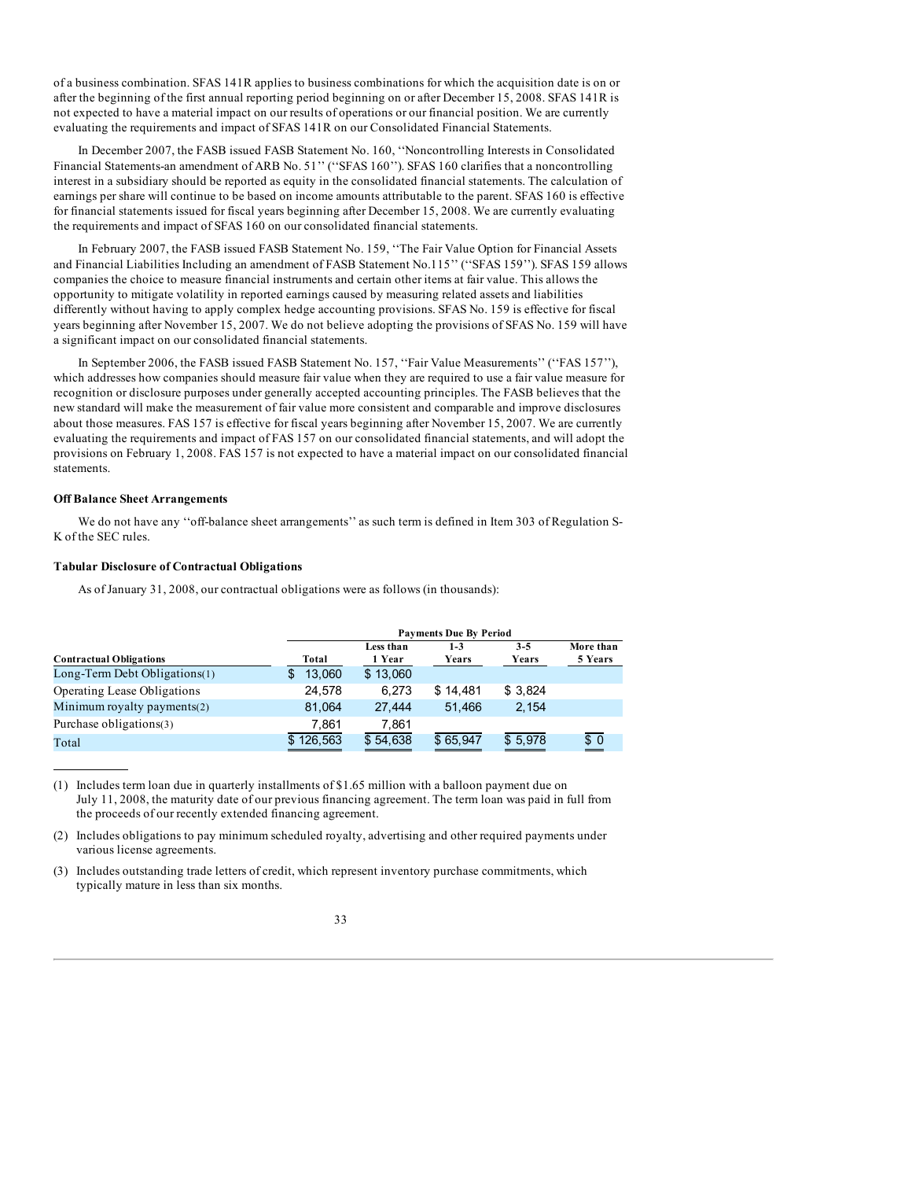of a business combination. SFAS 141R applies to business combinations for which the acquisition date is on or after the beginning of the first annual reporting period beginning on or after December 15, 2008. SFAS 141R is not expected to have a material impact on our results of operations or our financial position. We are currently evaluating the requirements and impact of SFAS 141R on our Consolidated Financial Statements.

In December 2007, the FASB issued FASB Statement No. 160, ''Noncontrolling Interests in Consolidated Financial Statements-an amendment of ARB No. 51'' (''SFAS 160''). SFAS 160 clarifies that a noncontrolling interest in a subsidiary should be reported as equity in the consolidated financial statements. The calculation of earnings per share will continue to be based on income amounts attributable to the parent. SFAS 160 is effective for financial statements issued for fiscal years beginning after December 15, 2008. We are currently evaluating the requirements and impact of SFAS 160 on our consolidated financial statements.

In February 2007, the FASB issued FASB Statement No. 159, ''The Fair Value Option for Financial Assets and Financial Liabilities Including an amendment of FASB Statement No.115'' (''SFAS 159''). SFAS 159 allows companies the choice to measure financial instruments and certain other items at fair value. This allows the opportunity to mitigate volatility in reported earnings caused by measuring related assets and liabilities differently without having to apply complex hedge accounting provisions. SFAS No. 159 is effective for fiscal years beginning after November 15, 2007. We do not believe adopting the provisions of SFAS No. 159 will have a significant impact on our consolidated financial statements.

In September 2006, the FASB issued FASB Statement No. 157, ''Fair Value Measurements'' (''FAS 157''), which addresses how companies should measure fair value when they are required to use a fair value measure for recognition or disclosure purposes under generally accepted accounting principles. The FASB believes that the new standard will make the measurement of fair value more consistent and comparable and improve disclosures about those measures. FAS 157 is effective for fiscal years beginning after November 15, 2007. We are currently evaluating the requirements and impact of FAS 157 on our consolidated financial statements, and will adopt the provisions on February 1, 2008. FAS 157 is not expected to have a material impact on our consolidated financial statements.

**Off Balance Sheet Arrangements**

We do not have any ''off-balance sheet arrangements'' as such term is defined in Item 303 of Regulation S-K of the SEC rules.

**Tabular Disclosure of Contractual Obligations**

As of January 31, 2008, our contractual obligations were as follows (in thousands):

| | Payments Due By Period | | | | |
|---|---|---|---|---|---|
| **Contractual Obligations** | **Total** | **Less than 1 Year** | **1-3 Years** | **3-5 Years** | **More than 5 Years** |
| Long-Term Debt Obligations(1) | $ 13,060 | $ 13,060 | | | |
| Operating Lease Obligations | 24,578 | 6,273 | $ 14,481 | $ 3,824 | |
| Minimum royalty payments(2) | 81,064 | 27,444 | 51,466 | 2,154 | |
| Purchase obligations(3) | 7,861 | 7,861 | | | |
| Total | $ 126,563 | $ 54,638 | $ 65,947 | $ 5,978 | $ 0 |

(1) Includes term loan due in quarterly installments of $1.65 million with a balloon payment due on July 11, 2008, the maturity date of our previous financing agreement. The term loan was paid in full from the proceeds of our recently extended financing agreement.

(2) Includes obligations to pay minimum scheduled royalty, advertising and other required payments under various license agreements.

(3) Includes outstanding trade letters of credit, which represent inventory purchase commitments, which typically mature in less than six months.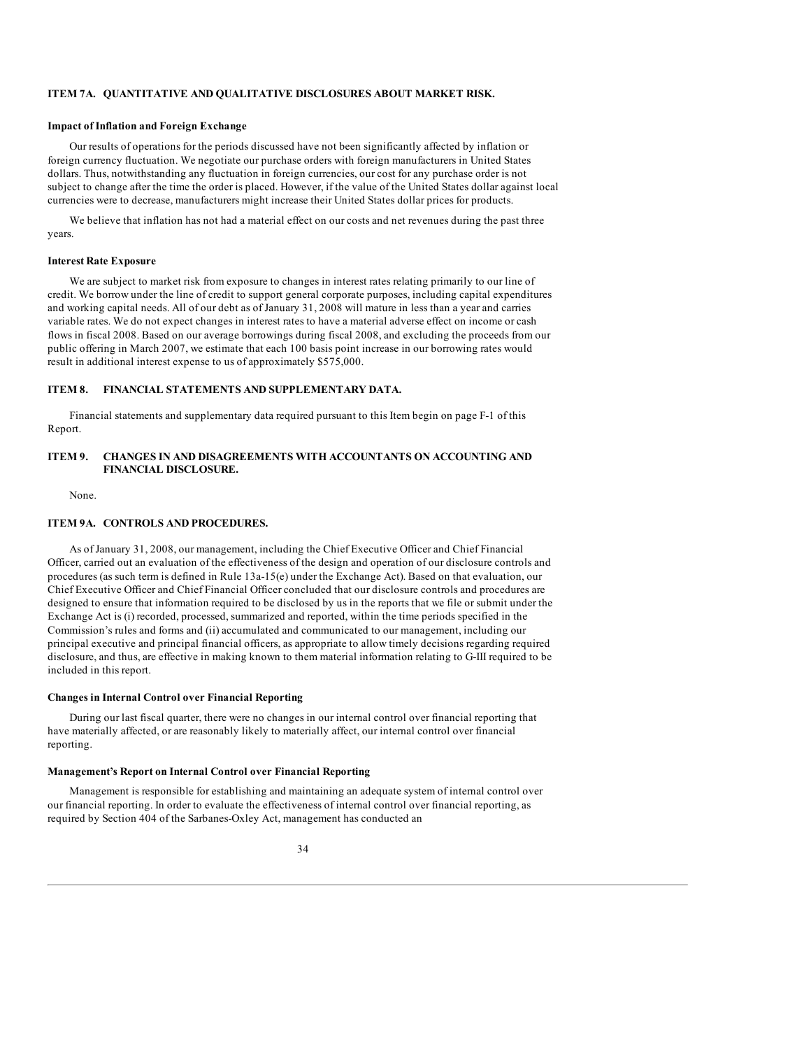## ITEM 7A. QUANTITATIVE AND QUALITATIVE DISCLOSURES ABOUT MARKET RISK.

### Impact of Inflation and Foreign Exchange

Our results of operations for the periods discussed have not been significantly affected by inflation or foreign currency fluctuation. We negotiate our purchase orders with foreign manufacturers in United States dollars. Thus, notwithstanding any fluctuation in foreign currencies, our cost for any purchase order is not subject to change after the time the order is placed. However, if the value of the United States dollar against local currencies were to decrease, manufacturers might increase their United States dollar prices for products.

We believe that inflation has not had a material effect on our costs and net revenues during the past three years.

### Interest Rate Exposure

We are subject to market risk from exposure to changes in interest rates relating primarily to our line of credit. We borrow under the line of credit to support general corporate purposes, including capital expenditures and working capital needs. All of our debt as of January 31, 2008 will mature in less than a year and carries variable rates. We do not expect changes in interest rates to have a material adverse effect on income or cash flows in fiscal 2008. Based on our average borrowings during fiscal 2008, and excluding the proceeds from our public offering in March 2007, we estimate that each 100 basis point increase in our borrowing rates would result in additional interest expense to us of approximately $575,000.

## ITEM 8. FINANCIAL STATEMENTS AND SUPPLEMENTARY DATA.

Financial statements and supplementary data required pursuant to this Item begin on page F-1 of this Report.

## ITEM 9. CHANGES IN AND DISAGREEMENTS WITH ACCOUNTANTS ON ACCOUNTING AND FINANCIAL DISCLOSURE.

None.

## ITEM 9A. CONTROLS AND PROCEDURES.

As of January 31, 2008, our management, including the Chief Executive Officer and Chief Financial Officer, carried out an evaluation of the effectiveness of the design and operation of our disclosure controls and procedures (as such term is defined in Rule 13a-15(e) under the Exchange Act). Based on that evaluation, our Chief Executive Officer and Chief Financial Officer concluded that our disclosure controls and procedures are designed to ensure that information required to be disclosed by us in the reports that we file or submit under the Exchange Act is (i) recorded, processed, summarized and reported, within the time periods specified in the Commission's rules and forms and (ii) accumulated and communicated to our management, including our principal executive and principal financial officers, as appropriate to allow timely decisions regarding required disclosure, and thus, are effective in making known to them material information relating to G-III required to be included in this report.

### Changes in Internal Control over Financial Reporting

During our last fiscal quarter, there were no changes in our internal control over financial reporting that have materially affected, or are reasonably likely to materially affect, our internal control over financial reporting.

### Management's Report on Internal Control over Financial Reporting

Management is responsible for establishing and maintaining an adequate system of internal control over our financial reporting. In order to evaluate the effectiveness of internal control over financial reporting, as required by Section 404 of the Sarbanes-Oxley Act, management has conducted an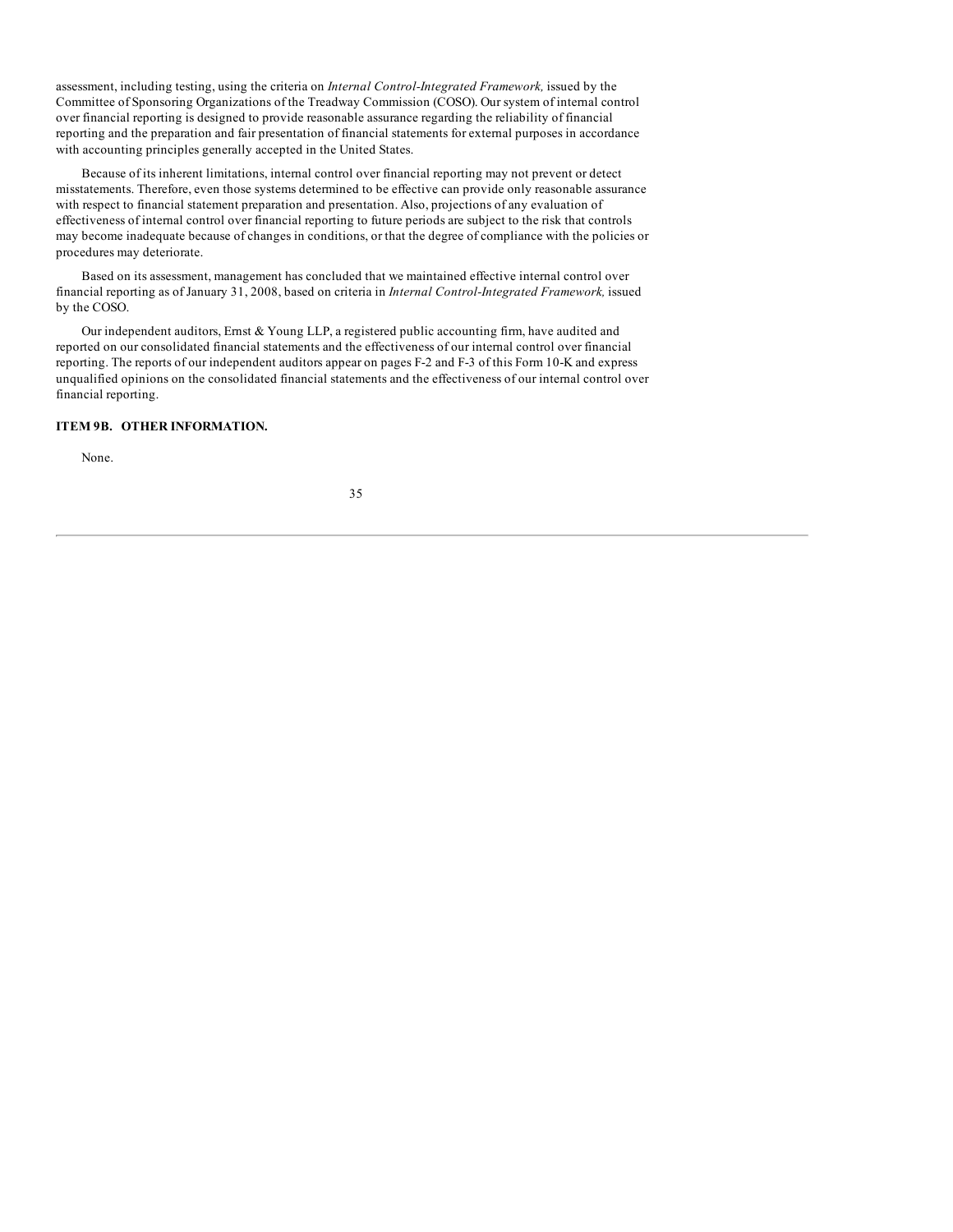assessment, including testing, using the criteria on *Internal Control-Integrated Framework,* issued by the Committee of Sponsoring Organizations of the Treadway Commission (COSO). Our system of internal control over financial reporting is designed to provide reasonable assurance regarding the reliability of financial reporting and the preparation and fair presentation of financial statements for external purposes in accordance with accounting principles generally accepted in the United States.

Because of its inherent limitations, internal control over financial reporting may not prevent or detect misstatements. Therefore, even those systems determined to be effective can provide only reasonable assurance with respect to financial statement preparation and presentation. Also, projections of any evaluation of effectiveness of internal control over financial reporting to future periods are subject to the risk that controls may become inadequate because of changes in conditions, or that the degree of compliance with the policies or procedures may deteriorate.

Based on its assessment, management has concluded that we maintained effective internal control over financial reporting as of January 31, 2008, based on criteria in *Internal Control-Integrated Framework,* issued by the COSO.

Our independent auditors, Ernst & Young LLP, a registered public accounting firm, have audited and reported on our consolidated financial statements and the effectiveness of our internal control over financial reporting. The reports of our independent auditors appear on pages F-2 and F-3 of this Form 10-K and express unqualified opinions on the consolidated financial statements and the effectiveness of our internal control over financial reporting.

**ITEM 9B. OTHER INFORMATION.**

None.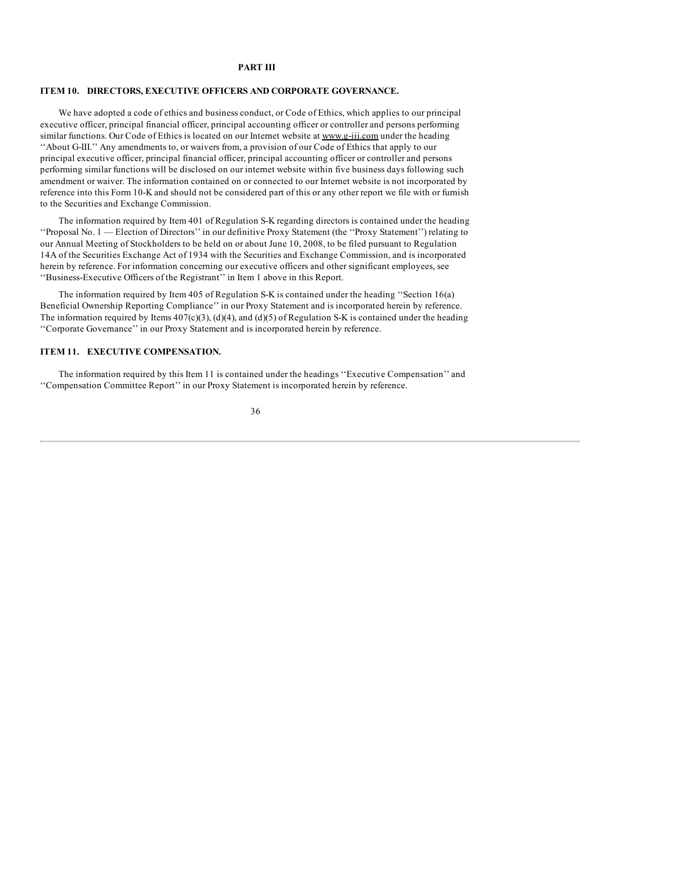# PART III

## ITEM 10. DIRECTORS, EXECUTIVE OFFICERS AND CORPORATE GOVERNANCE.

We have adopted a code of ethics and business conduct, or Code of Ethics, which applies to our principal executive officer, principal financial officer, principal accounting officer or controller and persons performing similar functions. Our Code of Ethics is located on our Internet website at www.g-iii.com under the heading ''About G-III.'' Any amendments to, or waivers from, a provision of our Code of Ethics that apply to our principal executive officer, principal financial officer, principal accounting officer or controller and persons performing similar functions will be disclosed on our internet website within five business days following such amendment or waiver. The information contained on or connected to our Internet website is not incorporated by reference into this Form 10-K and should not be considered part of this or any other report we file with or furnish to the Securities and Exchange Commission.

The information required by Item 401 of Regulation S-K regarding directors is contained under the heading ''Proposal No. 1 — Election of Directors'' in our definitive Proxy Statement (the ''Proxy Statement'') relating to our Annual Meeting of Stockholders to be held on or about June 10, 2008, to be filed pursuant to Regulation 14A of the Securities Exchange Act of 1934 with the Securities and Exchange Commission, and is incorporated herein by reference. For information concerning our executive officers and other significant employees, see ''Business-Executive Officers of the Registrant'' in Item 1 above in this Report.

The information required by Item 405 of Regulation S-K is contained under the heading ''Section 16(a) Beneficial Ownership Reporting Compliance'' in our Proxy Statement and is incorporated herein by reference. The information required by Items 407(c)(3), (d)(4), and (d)(5) of Regulation S-K is contained under the heading ''Corporate Governance'' in our Proxy Statement and is incorporated herein by reference.

## ITEM 11. EXECUTIVE COMPENSATION.

The information required by this Item 11 is contained under the headings ''Executive Compensation'' and ''Compensation Committee Report'' in our Proxy Statement is incorporated herein by reference.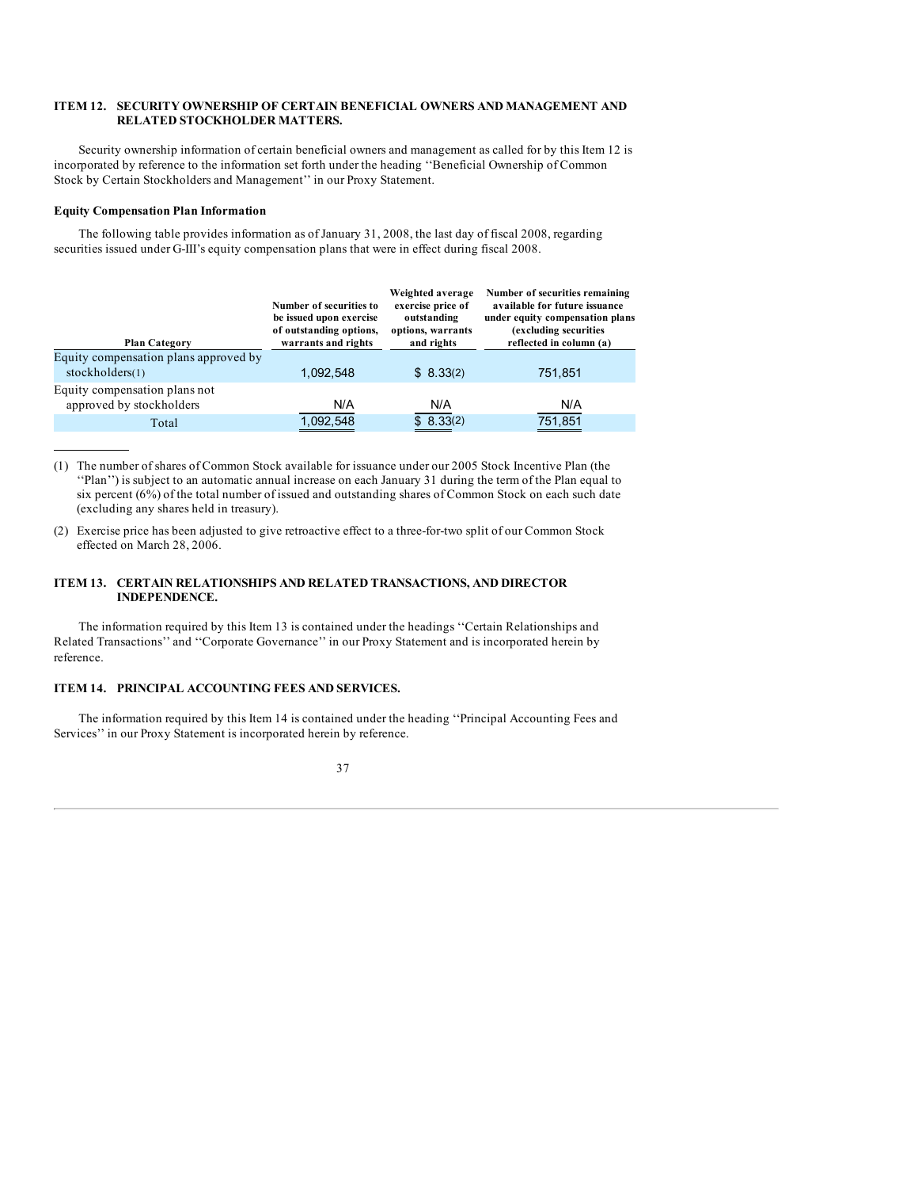## ITEM 12. SECURITY OWNERSHIP OF CERTAIN BENEFICIAL OWNERS AND MANAGEMENT AND RELATED STOCKHOLDER MATTERS.

Security ownership information of certain beneficial owners and management as called for by this Item 12 is incorporated by reference to the information set forth under the heading ''Beneficial Ownership of Common Stock by Certain Stockholders and Management'' in our Proxy Statement.

### Equity Compensation Plan Information

The following table provides information as of January 31, 2008, the last day of fiscal 2008, regarding securities issued under G-III's equity compensation plans that were in effect during fiscal 2008.

| Plan Category | Number of securities to be issued upon exercise of outstanding options, warrants and rights | Weighted average exercise price of outstanding options, warrants and rights | Number of securities remaining available for future issuance under equity compensation plans (excluding securities reflected in column (a) |
|---|---|---|---|
| Equity compensation plans approved by stockholders(1) | 1,092,548 | $ 8.33(2) | 751,851 |
| Equity compensation plans not approved by stockholders | N/A | N/A | N/A |
| Total | 1,092,548 | $ 8.33(2) | 751,851 |

(1) The number of shares of Common Stock available for issuance under our 2005 Stock Incentive Plan (the ''Plan'') is subject to an automatic annual increase on each January 31 during the term of the Plan equal to six percent (6%) of the total number of issued and outstanding shares of Common Stock on each such date (excluding any shares held in treasury).

(2) Exercise price has been adjusted to give retroactive effect to a three-for-two split of our Common Stock effected on March 28, 2006.

## ITEM 13. CERTAIN RELATIONSHIPS AND RELATED TRANSACTIONS, AND DIRECTOR INDEPENDENCE.

The information required by this Item 13 is contained under the headings ''Certain Relationships and Related Transactions'' and ''Corporate Governance'' in our Proxy Statement and is incorporated herein by reference.

## ITEM 14. PRINCIPAL ACCOUNTING FEES AND SERVICES.

The information required by this Item 14 is contained under the heading ''Principal Accounting Fees and Services'' in our Proxy Statement is incorporated herein by reference.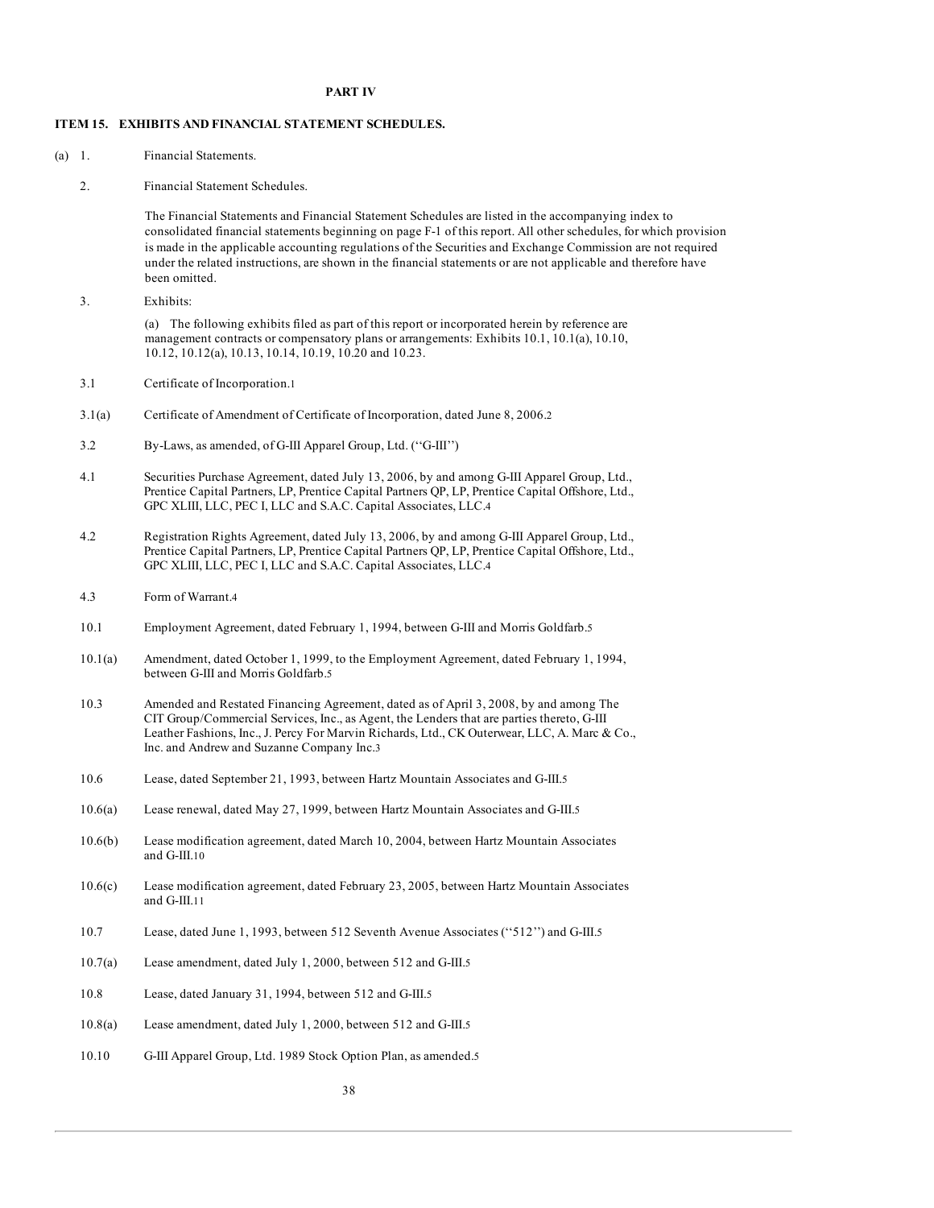**PART IV**

**ITEM 15. EXHIBITS AND FINANCIAL STATEMENT SCHEDULES.**

(a) 1. Financial Statements.

2. Financial Statement Schedules.

The Financial Statements and Financial Statement Schedules are listed in the accompanying index to consolidated financial statements beginning on page F-1 of this report. All other schedules, for which provision is made in the applicable accounting regulations of the Securities and Exchange Commission are not required under the related instructions, are shown in the financial statements or are not applicable and therefore have been omitted.

3. Exhibits:

(a) The following exhibits filed as part of this report or incorporated herein by reference are management contracts or compensatory plans or arrangements: Exhibits 10.1, 10.1(a), 10.10, 10.12, 10.12(a), 10.13, 10.14, 10.19, 10.20 and 10.23.

| | |
|---|---|
| 3.1 | Certificate of Incorporation.[1] |
| 3.1(a) | Certificate of Amendment of Certificate of Incorporation, dated June 8, 2006.[2] |
| 3.2 | By-Laws, as amended, of G-III Apparel Group, Ltd. (''G-III'') |
| 4.1 | Securities Purchase Agreement, dated July 13, 2006, by and among G-III Apparel Group, Ltd., Prentice Capital Partners, LP, Prentice Capital Partners QP, LP, Prentice Capital Offshore, Ltd., GPC XLIII, LLC, PEC I, LLC and S.A.C. Capital Associates, LLC.[4] |
| 4.2 | Registration Rights Agreement, dated July 13, 2006, by and among G-III Apparel Group, Ltd., Prentice Capital Partners, LP, Prentice Capital Partners QP, LP, Prentice Capital Offshore, Ltd., GPC XLIII, LLC, PEC I, LLC and S.A.C. Capital Associates, LLC.[4] |
| 4.3 | Form of Warrant.[4] |
| 10.1 | Employment Agreement, dated February 1, 1994, between G-III and Morris Goldfarb.[5] |
| 10.1(a) | Amendment, dated October 1, 1999, to the Employment Agreement, dated February 1, 1994, between G-III and Morris Goldfarb.[5] |
| 10.3 | Amended and Restated Financing Agreement, dated as of April 3, 2008, by and among The CIT Group/Commercial Services, Inc., as Agent, the Lenders that are parties thereto, G-III Leather Fashions, Inc., J. Percy For Marvin Richards, Ltd., CK Outerwear, LLC, A. Marc & Co., Inc. and Andrew and Suzanne Company Inc.[3] |
| 10.6 | Lease, dated September 21, 1993, between Hartz Mountain Associates and G-III.[5] |
| 10.6(a) | Lease renewal, dated May 27, 1999, between Hartz Mountain Associates and G-III.[5] |
| 10.6(b) | Lease modification agreement, dated March 10, 2004, between Hartz Mountain Associates and G-III.[10] |
| 10.6(c) | Lease modification agreement, dated February 23, 2005, between Hartz Mountain Associates and G-III.[11] |
| 10.7 | Lease, dated June 1, 1993, between 512 Seventh Avenue Associates (''512'') and G-III.[5] |
| 10.7(a) | Lease amendment, dated July 1, 2000, between 512 and G-III.[5] |
| 10.8 | Lease, dated January 31, 1994, between 512 and G-III.[5] |
| 10.8(a) | Lease amendment, dated July 1, 2000, between 512 and G-III.[5] |
| 10.10 | G-III Apparel Group, Ltd. 1989 Stock Option Plan, as amended.[5] |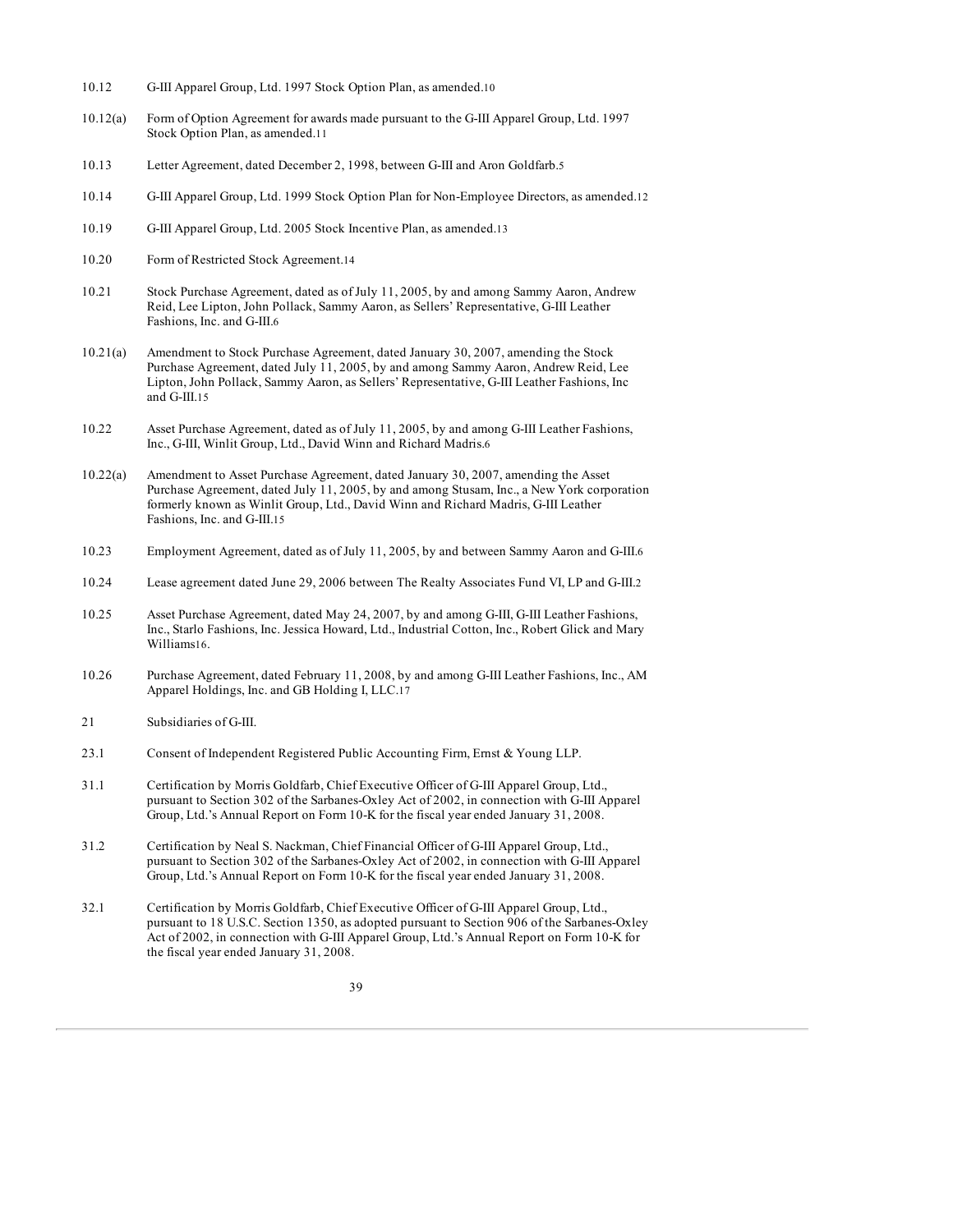| | |
|---|---|
| 10.12 | G-III Apparel Group, Ltd. 1997 Stock Option Plan, as amended.[10] |
| 10.12(a) | Form of Option Agreement for awards made pursuant to the G-III Apparel Group, Ltd. 1997 Stock Option Plan, as amended.[11] |
| 10.13 | Letter Agreement, dated December 2, 1998, between G-III and Aron Goldfarb.[5] |
| 10.14 | G-III Apparel Group, Ltd. 1999 Stock Option Plan for Non-Employee Directors, as amended.[12] |
| 10.19 | G-III Apparel Group, Ltd. 2005 Stock Incentive Plan, as amended.[13] |
| 10.20 | Form of Restricted Stock Agreement.[14] |
| 10.21 | Stock Purchase Agreement, dated as of July 11, 2005, by and among Sammy Aaron, Andrew Reid, Lee Lipton, John Pollack, Sammy Aaron, as Sellers' Representative, G-III Leather Fashions, Inc. and G-III.[6] |
| 10.21(a) | Amendment to Stock Purchase Agreement, dated January 30, 2007, amending the Stock Purchase Agreement, dated July 11, 2005, by and among Sammy Aaron, Andrew Reid, Lee Lipton, John Pollack, Sammy Aaron, as Sellers' Representative, G-III Leather Fashions, Inc and G-III.[15] |
| 10.22 | Asset Purchase Agreement, dated as of July 11, 2005, by and among G-III Leather Fashions, Inc., G-III, Winlit Group, Ltd., David Winn and Richard Madris.[6] |
| 10.22(a) | Amendment to Asset Purchase Agreement, dated January 30, 2007, amending the Asset Purchase Agreement, dated July 11, 2005, by and among Stusam, Inc., a New York corporation formerly known as Winlit Group, Ltd., David Winn and Richard Madris, G-III Leather Fashions, Inc. and G-III.[15] |
| 10.23 | Employment Agreement, dated as of July 11, 2005, by and between Sammy Aaron and G-III.[6] |
| 10.24 | Lease agreement dated June 29, 2006 between The Realty Associates Fund VI, LP and G-III.[2] |
| 10.25 | Asset Purchase Agreement, dated May 24, 2007, by and among G-III, G-III Leather Fashions, Inc., Starlo Fashions, Inc. Jessica Howard, Ltd., Industrial Cotton, Inc., Robert Glick and Mary Williams[16]. |
| 10.26 | Purchase Agreement, dated February 11, 2008, by and among G-III Leather Fashions, Inc., AM Apparel Holdings, Inc. and GB Holding I, LLC.[17] |
| 21 | Subsidiaries of G-III. |
| 23.1 | Consent of Independent Registered Public Accounting Firm, Ernst & Young LLP. |
| 31.1 | Certification by Morris Goldfarb, Chief Executive Officer of G-III Apparel Group, Ltd., pursuant to Section 302 of the Sarbanes-Oxley Act of 2002, in connection with G-III Apparel Group, Ltd.'s Annual Report on Form 10-K for the fiscal year ended January 31, 2008. |
| 31.2 | Certification by Neal S. Nackman, Chief Financial Officer of G-III Apparel Group, Ltd., pursuant to Section 302 of the Sarbanes-Oxley Act of 2002, in connection with G-III Apparel Group, Ltd.'s Annual Report on Form 10-K for the fiscal year ended January 31, 2008. |
| 32.1 | Certification by Morris Goldfarb, Chief Executive Officer of G-III Apparel Group, Ltd., pursuant to 18 U.S.C. Section 1350, as adopted pursuant to Section 906 of the Sarbanes-Oxley Act of 2002, in connection with G-III Apparel Group, Ltd.'s Annual Report on Form 10-K for the fiscal year ended January 31, 2008. |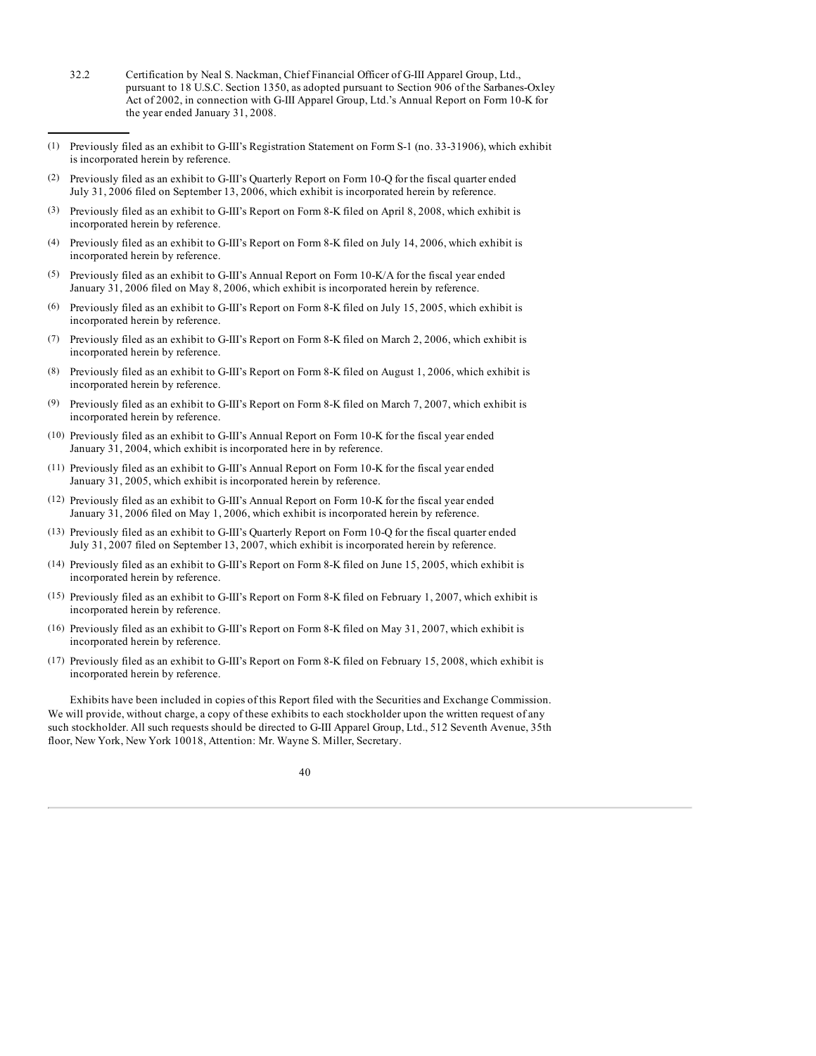32.2 Certification by Neal S. Nackman, Chief Financial Officer of G-III Apparel Group, Ltd., pursuant to 18 U.S.C. Section 1350, as adopted pursuant to Section 906 of the Sarbanes-Oxley Act of 2002, in connection with G-III Apparel Group, Ltd.'s Annual Report on Form 10-K for the year ended January 31, 2008.

---

(1) Previously filed as an exhibit to G-III's Registration Statement on Form S-1 (no. 33-31906), which exhibit is incorporated herein by reference.

(2) Previously filed as an exhibit to G-III's Quarterly Report on Form 10-Q for the fiscal quarter ended July 31, 2006 filed on September 13, 2006, which exhibit is incorporated herein by reference.

(3) Previously filed as an exhibit to G-III's Report on Form 8-K filed on April 8, 2008, which exhibit is incorporated herein by reference.

(4) Previously filed as an exhibit to G-III's Report on Form 8-K filed on July 14, 2006, which exhibit is incorporated herein by reference.

(5) Previously filed as an exhibit to G-III's Annual Report on Form 10-K/A for the fiscal year ended January 31, 2006 filed on May 8, 2006, which exhibit is incorporated herein by reference.

(6) Previously filed as an exhibit to G-III's Report on Form 8-K filed on July 15, 2005, which exhibit is incorporated herein by reference.

(7) Previously filed as an exhibit to G-III's Report on Form 8-K filed on March 2, 2006, which exhibit is incorporated herein by reference.

(8) Previously filed as an exhibit to G-III's Report on Form 8-K filed on August 1, 2006, which exhibit is incorporated herein by reference.

(9) Previously filed as an exhibit to G-III's Report on Form 8-K filed on March 7, 2007, which exhibit is incorporated herein by reference.

(10) Previously filed as an exhibit to G-III's Annual Report on Form 10-K for the fiscal year ended January 31, 2004, which exhibit is incorporated here in by reference.

(11) Previously filed as an exhibit to G-III's Annual Report on Form 10-K for the fiscal year ended January 31, 2005, which exhibit is incorporated herein by reference.

(12) Previously filed as an exhibit to G-III's Annual Report on Form 10-K for the fiscal year ended January 31, 2006 filed on May 1, 2006, which exhibit is incorporated herein by reference.

(13) Previously filed as an exhibit to G-III's Quarterly Report on Form 10-Q for the fiscal quarter ended July 31, 2007 filed on September 13, 2007, which exhibit is incorporated herein by reference.

(14) Previously filed as an exhibit to G-III's Report on Form 8-K filed on June 15, 2005, which exhibit is incorporated herein by reference.

(15) Previously filed as an exhibit to G-III's Report on Form 8-K filed on February 1, 2007, which exhibit is incorporated herein by reference.

(16) Previously filed as an exhibit to G-III's Report on Form 8-K filed on May 31, 2007, which exhibit is incorporated herein by reference.

(17) Previously filed as an exhibit to G-III's Report on Form 8-K filed on February 15, 2008, which exhibit is incorporated herein by reference.

Exhibits have been included in copies of this Report filed with the Securities and Exchange Commission. We will provide, without charge, a copy of these exhibits to each stockholder upon the written request of any such stockholder. All such requests should be directed to G-III Apparel Group, Ltd., 512 Seventh Avenue, 35th floor, New York, New York 10018, Attention: Mr. Wayne S. Miller, Secretary.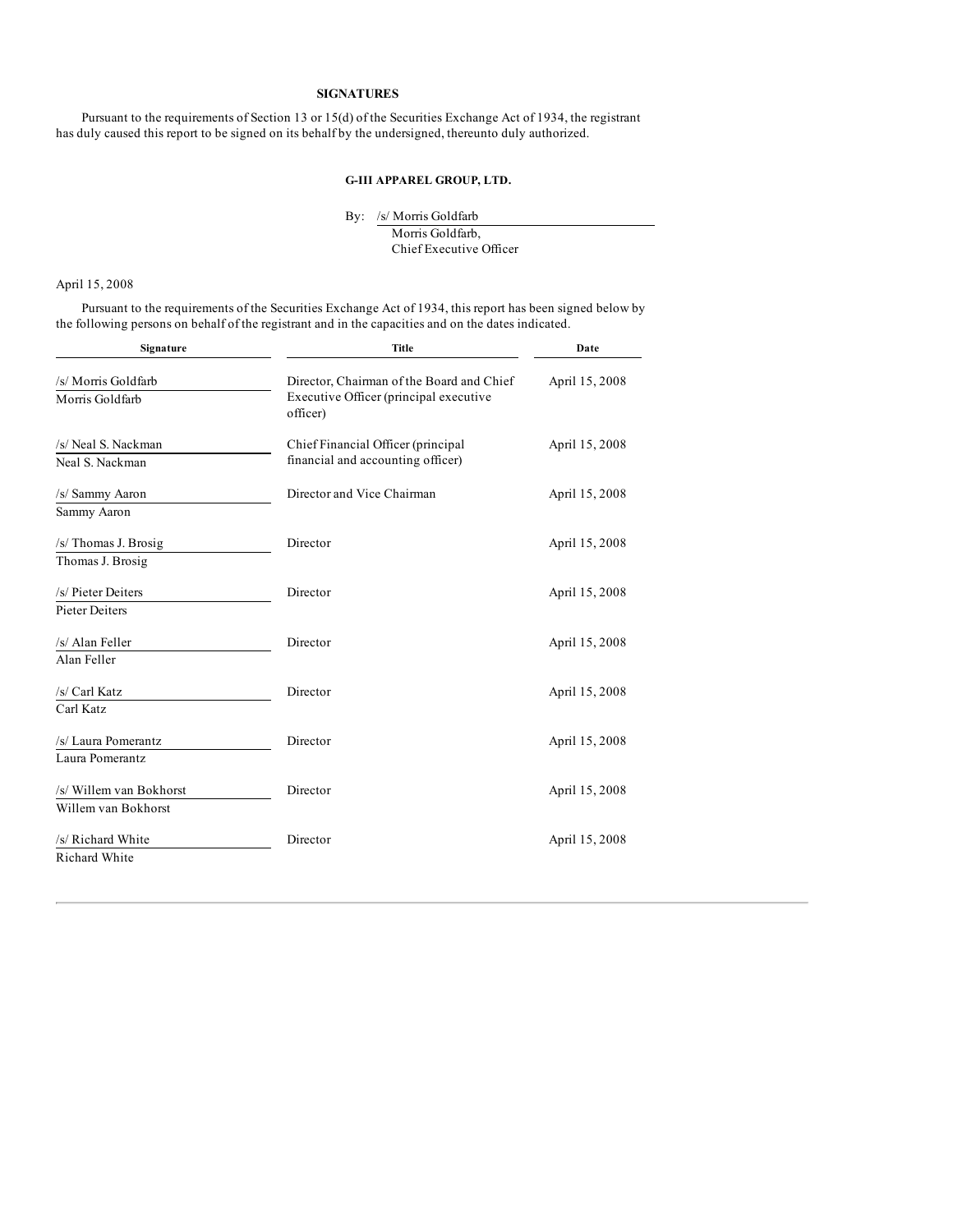## SIGNATURES

Pursuant to the requirements of Section 13 or 15(d) of the Securities Exchange Act of 1934, the registrant has duly caused this report to be signed on its behalf by the undersigned, thereunto duly authorized.

**G-III APPAREL GROUP, LTD.**

By: /s/ Morris Goldfarb
Morris Goldfarb,
Chief Executive Officer

April 15, 2008

Pursuant to the requirements of the Securities Exchange Act of 1934, this report has been signed below by the following persons on behalf of the registrant and in the capacities and on the dates indicated.

| Signature | Title | Date |
|---|---|---|
| /s/ Morris Goldfarb<br>Morris Goldfarb | Director, Chairman of the Board and Chief Executive Officer (principal executive officer) | April 15, 2008 |
| /s/ Neal S. Nackman<br>Neal S. Nackman | Chief Financial Officer (principal financial and accounting officer) | April 15, 2008 |
| /s/ Sammy Aaron<br>Sammy Aaron | Director and Vice Chairman | April 15, 2008 |
| /s/ Thomas J. Brosig<br>Thomas J. Brosig | Director | April 15, 2008 |
| /s/ Pieter Deiters<br>Pieter Deiters | Director | April 15, 2008 |
| /s/ Alan Feller<br>Alan Feller | Director | April 15, 2008 |
| /s/ Carl Katz<br>Carl Katz | Director | April 15, 2008 |
| /s/ Laura Pomerantz<br>Laura Pomerantz | Director | April 15, 2008 |
| /s/ Willem van Bokhorst<br>Willem van Bokhorst | Director | April 15, 2008 |
| /s/ Richard White<br>Richard White | Director | April 15, 2008 |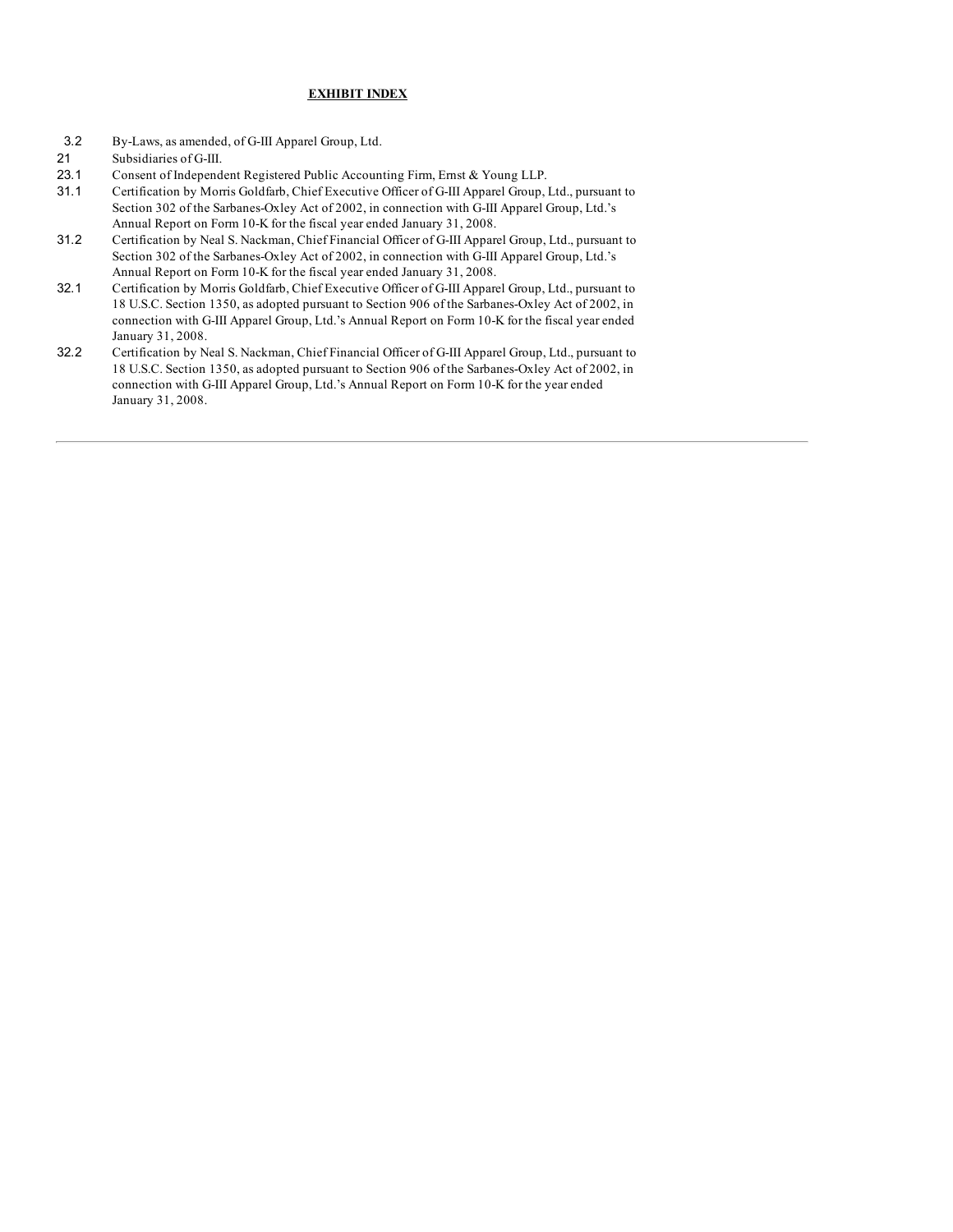**EXHIBIT INDEX**

| | |
|---|---|
| 3.2 | By-Laws, as amended, of G-III Apparel Group, Ltd. |
| 21 | Subsidiaries of G-III. |
| 23.1 | Consent of Independent Registered Public Accounting Firm, Ernst & Young LLP. |
| 31.1 | Certification by Morris Goldfarb, Chief Executive Officer of G-III Apparel Group, Ltd., pursuant to Section 302 of the Sarbanes-Oxley Act of 2002, in connection with G-III Apparel Group, Ltd.'s Annual Report on Form 10-K for the fiscal year ended January 31, 2008. |
| 31.2 | Certification by Neal S. Nackman, Chief Financial Officer of G-III Apparel Group, Ltd., pursuant to Section 302 of the Sarbanes-Oxley Act of 2002, in connection with G-III Apparel Group, Ltd.'s Annual Report on Form 10-K for the fiscal year ended January 31, 2008. |
| 32.1 | Certification by Morris Goldfarb, Chief Executive Officer of G-III Apparel Group, Ltd., pursuant to 18 U.S.C. Section 1350, as adopted pursuant to Section 906 of the Sarbanes-Oxley Act of 2002, in connection with G-III Apparel Group, Ltd.'s Annual Report on Form 10-K for the fiscal year ended January 31, 2008. |
| 32.2 | Certification by Neal S. Nackman, Chief Financial Officer of G-III Apparel Group, Ltd., pursuant to 18 U.S.C. Section 1350, as adopted pursuant to Section 906 of the Sarbanes-Oxley Act of 2002, in connection with G-III Apparel Group, Ltd.'s Annual Report on Form 10-K for the year ended January 31, 2008. |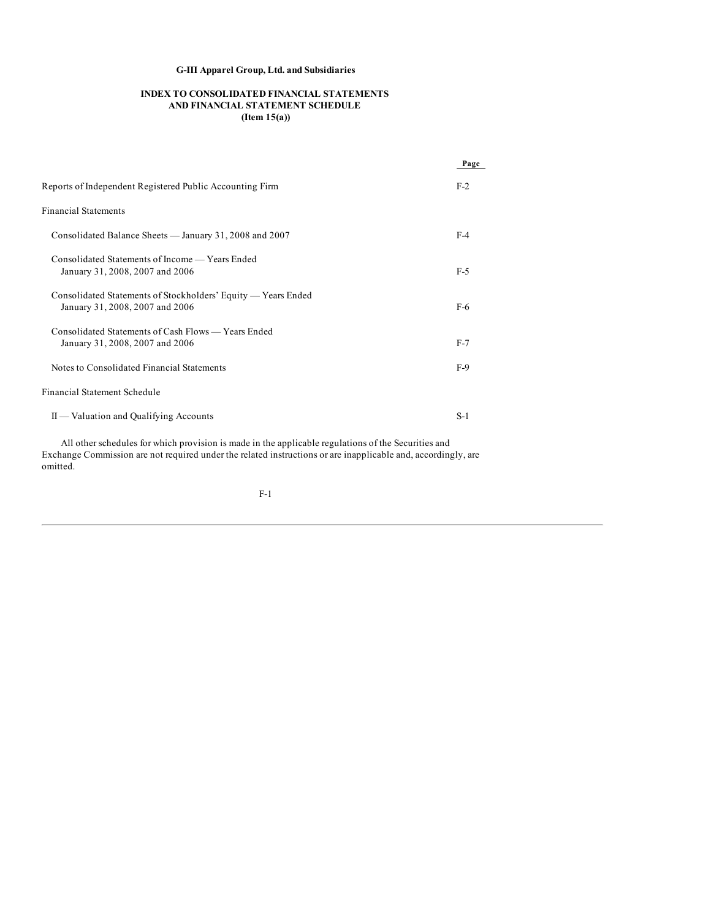**G-III Apparel Group, Ltd. and Subsidiaries**

**INDEX TO CONSOLIDATED FINANCIAL STATEMENTS AND FINANCIAL STATEMENT SCHEDULE (Item 15(a))**

| | Page |
|---|---|
| Reports of Independent Registered Public Accounting Firm | F-2 |
| Financial Statements | |
| Consolidated Balance Sheets — January 31, 2008 and 2007 | F-4 |
| Consolidated Statements of Income — Years Ended January 31, 2008, 2007 and 2006 | F-5 |
| Consolidated Statements of Stockholders' Equity — Years Ended January 31, 2008, 2007 and 2006 | F-6 |
| Consolidated Statements of Cash Flows — Years Ended January 31, 2008, 2007 and 2006 | F-7 |
| Notes to Consolidated Financial Statements | F-9 |
| Financial Statement Schedule | |
| II — Valuation and Qualifying Accounts | S-1 |

All other schedules for which provision is made in the applicable regulations of the Securities and Exchange Commission are not required under the related instructions or are inapplicable and, accordingly, are omitted.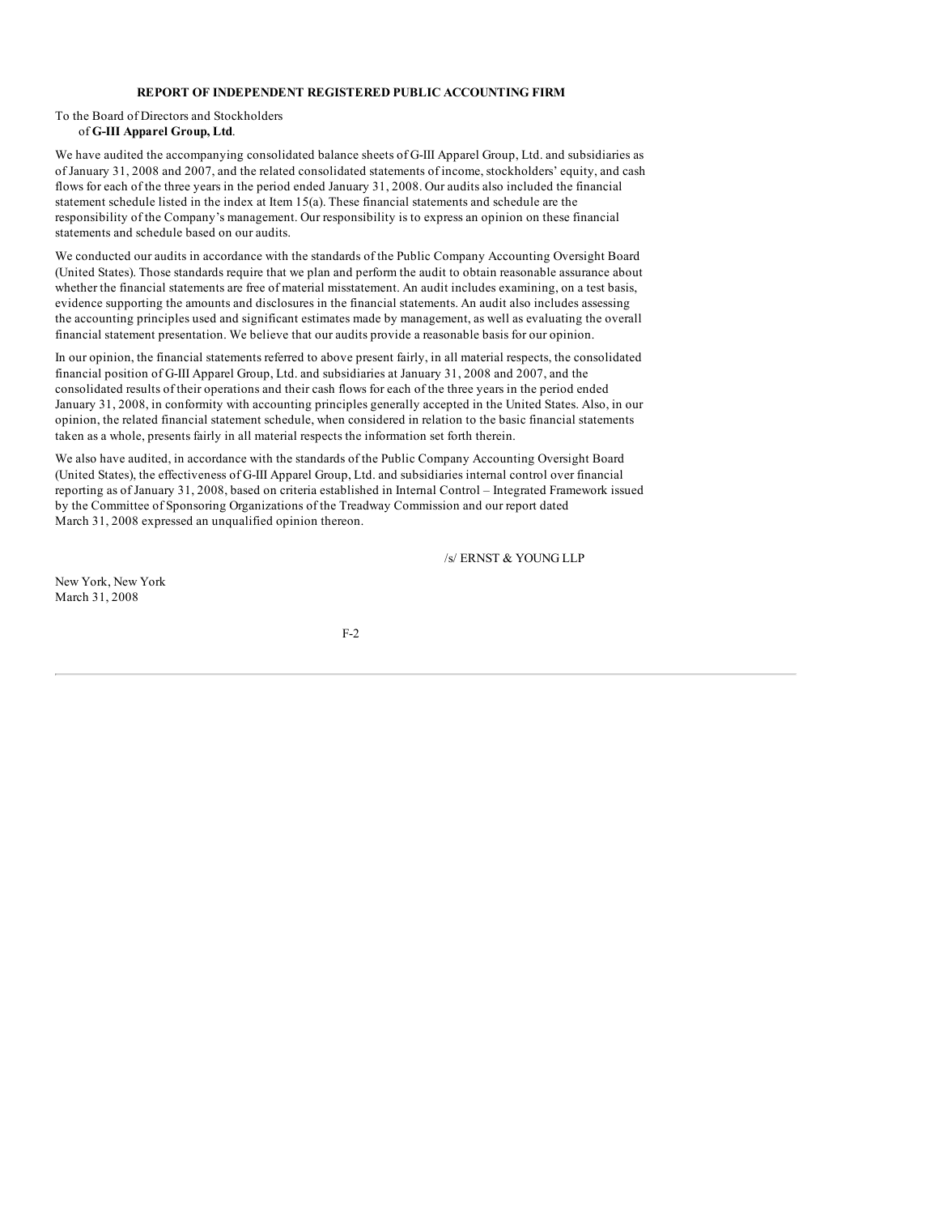## REPORT OF INDEPENDENT REGISTERED PUBLIC ACCOUNTING FIRM

To the Board of Directors and Stockholders
of **G-III Apparel Group, Ltd**.

We have audited the accompanying consolidated balance sheets of G-III Apparel Group, Ltd. and subsidiaries as of January 31, 2008 and 2007, and the related consolidated statements of income, stockholders' equity, and cash flows for each of the three years in the period ended January 31, 2008. Our audits also included the financial statement schedule listed in the index at Item 15(a). These financial statements and schedule are the responsibility of the Company's management. Our responsibility is to express an opinion on these financial statements and schedule based on our audits.

We conducted our audits in accordance with the standards of the Public Company Accounting Oversight Board (United States). Those standards require that we plan and perform the audit to obtain reasonable assurance about whether the financial statements are free of material misstatement. An audit includes examining, on a test basis, evidence supporting the amounts and disclosures in the financial statements. An audit also includes assessing the accounting principles used and significant estimates made by management, as well as evaluating the overall financial statement presentation. We believe that our audits provide a reasonable basis for our opinion.

In our opinion, the financial statements referred to above present fairly, in all material respects, the consolidated financial position of G-III Apparel Group, Ltd. and subsidiaries at January 31, 2008 and 2007, and the consolidated results of their operations and their cash flows for each of the three years in the period ended January 31, 2008, in conformity with accounting principles generally accepted in the United States. Also, in our opinion, the related financial statement schedule, when considered in relation to the basic financial statements taken as a whole, presents fairly in all material respects the information set forth therein.

We also have audited, in accordance with the standards of the Public Company Accounting Oversight Board (United States), the effectiveness of G-III Apparel Group, Ltd. and subsidiaries internal control over financial reporting as of January 31, 2008, based on criteria established in Internal Control – Integrated Framework issued by the Committee of Sponsoring Organizations of the Treadway Commission and our report dated March 31, 2008 expressed an unqualified opinion thereon.

/s/ ERNST & YOUNG LLP

New York, New York
March 31, 2008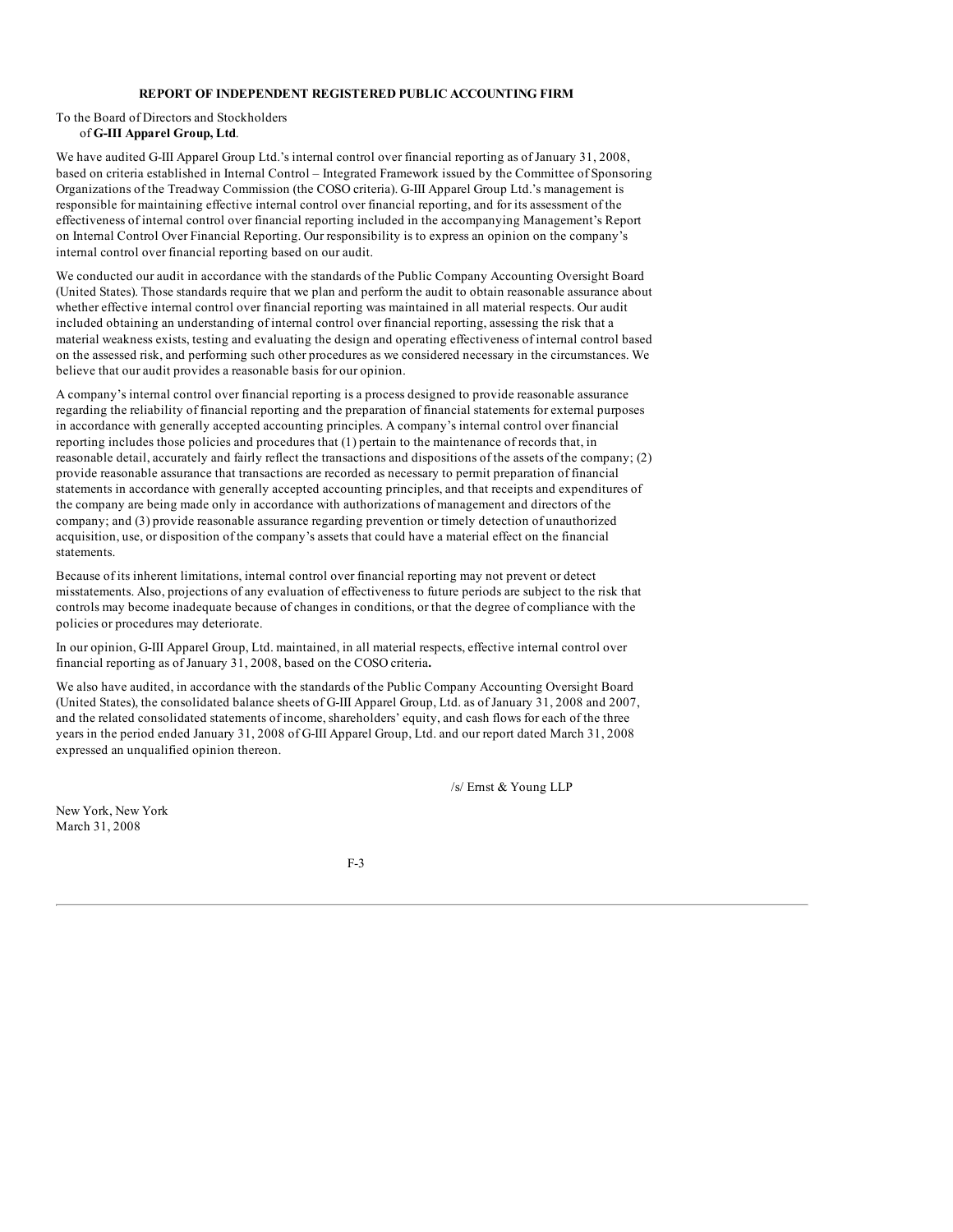## REPORT OF INDEPENDENT REGISTERED PUBLIC ACCOUNTING FIRM

To the Board of Directors and Stockholders
of **G-III Apparel Group, Ltd**.

We have audited G-III Apparel Group Ltd.'s internal control over financial reporting as of January 31, 2008, based on criteria established in Internal Control – Integrated Framework issued by the Committee of Sponsoring Organizations of the Treadway Commission (the COSO criteria). G-III Apparel Group Ltd.'s management is responsible for maintaining effective internal control over financial reporting, and for its assessment of the effectiveness of internal control over financial reporting included in the accompanying Management's Report on Internal Control Over Financial Reporting. Our responsibility is to express an opinion on the company's internal control over financial reporting based on our audit.

We conducted our audit in accordance with the standards of the Public Company Accounting Oversight Board (United States). Those standards require that we plan and perform the audit to obtain reasonable assurance about whether effective internal control over financial reporting was maintained in all material respects. Our audit included obtaining an understanding of internal control over financial reporting, assessing the risk that a material weakness exists, testing and evaluating the design and operating effectiveness of internal control based on the assessed risk, and performing such other procedures as we considered necessary in the circumstances. We believe that our audit provides a reasonable basis for our opinion.

A company's internal control over financial reporting is a process designed to provide reasonable assurance regarding the reliability of financial reporting and the preparation of financial statements for external purposes in accordance with generally accepted accounting principles. A company's internal control over financial reporting includes those policies and procedures that (1) pertain to the maintenance of records that, in reasonable detail, accurately and fairly reflect the transactions and dispositions of the assets of the company; (2) provide reasonable assurance that transactions are recorded as necessary to permit preparation of financial statements in accordance with generally accepted accounting principles, and that receipts and expenditures of the company are being made only in accordance with authorizations of management and directors of the company; and (3) provide reasonable assurance regarding prevention or timely detection of unauthorized acquisition, use, or disposition of the company's assets that could have a material effect on the financial statements.

Because of its inherent limitations, internal control over financial reporting may not prevent or detect misstatements. Also, projections of any evaluation of effectiveness to future periods are subject to the risk that controls may become inadequate because of changes in conditions, or that the degree of compliance with the policies or procedures may deteriorate.

In our opinion, G-III Apparel Group, Ltd. maintained, in all material respects, effective internal control over financial reporting as of January 31, 2008, based on the COSO criteria**.**

We also have audited, in accordance with the standards of the Public Company Accounting Oversight Board (United States), the consolidated balance sheets of G-III Apparel Group, Ltd. as of January 31, 2008 and 2007, and the related consolidated statements of income, shareholders' equity, and cash flows for each of the three years in the period ended January 31, 2008 of G-III Apparel Group, Ltd. and our report dated March 31, 2008 expressed an unqualified opinion thereon.

/s/ Ernst & Young LLP

New York, New York
March 31, 2008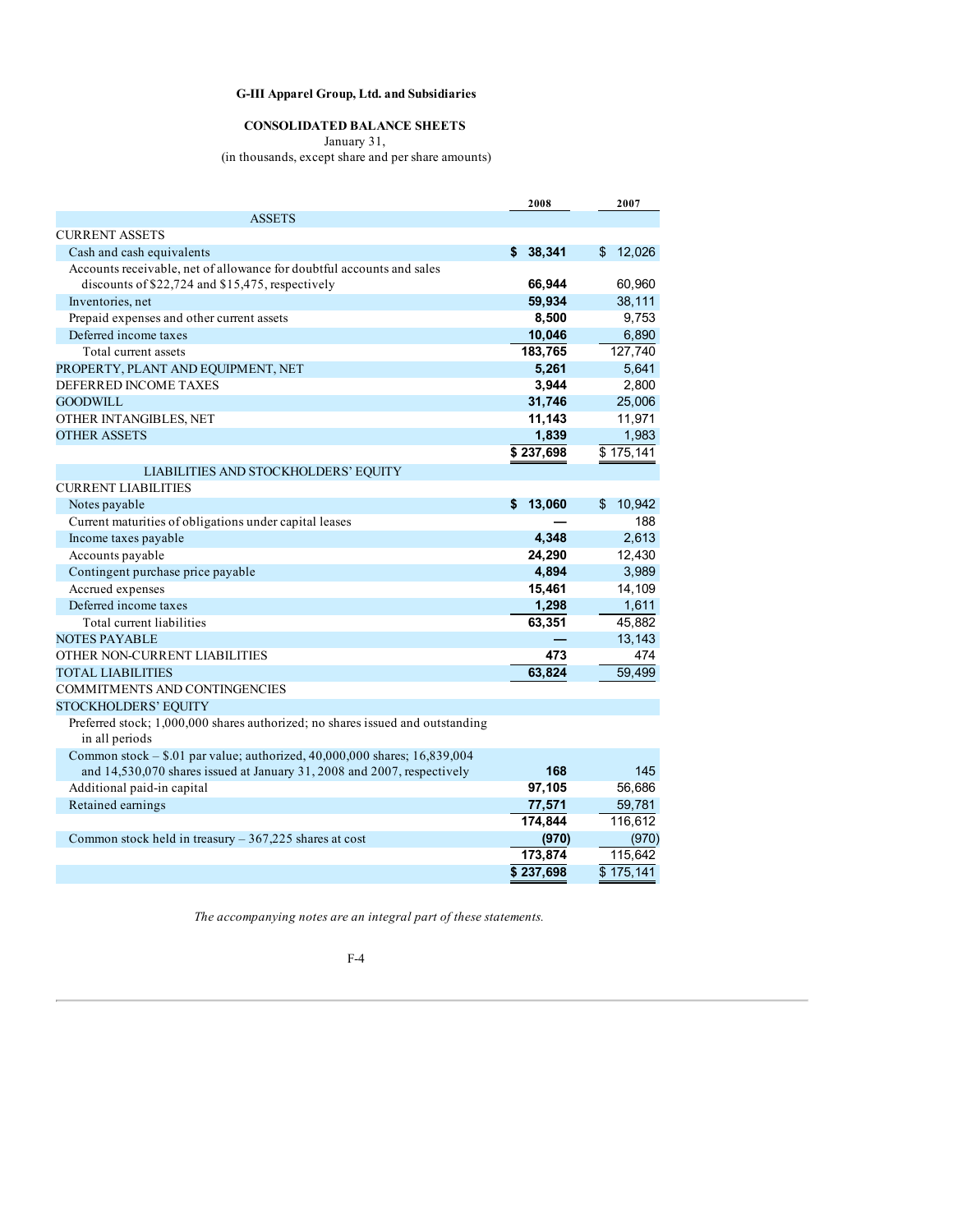**G-III Apparel Group, Ltd. and Subsidiaries**

**CONSOLIDATED BALANCE SHEETS**

January 31,

(in thousands, except share and per share amounts)

| | 2008 | 2007 |
|---|---|---|
| ASSETS | | |
| CURRENT ASSETS | | |
| Cash and cash equivalents | $ 38,341 | $ 12,026 |
| Accounts receivable, net of allowance for doubtful accounts and sales discounts of $22,724 and $15,475, respectively | 66,944 | 60,960 |
| Inventories, net | 59,934 | 38,111 |
| Prepaid expenses and other current assets | 8,500 | 9,753 |
| Deferred income taxes | 10,046 | 6,890 |
| Total current assets | 183,765 | 127,740 |
| PROPERTY, PLANT AND EQUIPMENT, NET | 5,261 | 5,641 |
| DEFERRED INCOME TAXES | 3,944 | 2,800 |
| GOODWILL | 31,746 | 25,006 |
| OTHER INTANGIBLES, NET | 11,143 | 11,971 |
| OTHER ASSETS | 1,839 | 1,983 |
| | $ 237,698 | $ 175,141 |
| LIABILITIES AND STOCKHOLDERS' EQUITY | | |
| CURRENT LIABILITIES | | |
| Notes payable | $ 13,060 | $ 10,942 |
| Current maturities of obligations under capital leases | — | 188 |
| Income taxes payable | 4,348 | 2,613 |
| Accounts payable | 24,290 | 12,430 |
| Contingent purchase price payable | 4,894 | 3,989 |
| Accrued expenses | 15,461 | 14,109 |
| Deferred income taxes | 1,298 | 1,611 |
| Total current liabilities | 63,351 | 45,882 |
| NOTES PAYABLE | — | 13,143 |
| OTHER NON-CURRENT LIABILITIES | 473 | 474 |
| TOTAL LIABILITIES | 63,824 | 59,499 |
| COMMITMENTS AND CONTINGENCIES | | |
| STOCKHOLDERS' EQUITY | | |
| Preferred stock; 1,000,000 shares authorized; no shares issued and outstanding in all periods | | |
| Common stock – $.01 par value; authorized, 40,000,000 shares; 16,839,004 and 14,530,070 shares issued at January 31, 2008 and 2007, respectively | 168 | 145 |
| Additional paid-in capital | 97,105 | 56,686 |
| Retained earnings | 77,571 | 59,781 |
| | 174,844 | 116,612 |
| Common stock held in treasury – 367,225 shares at cost | (970) | (970) |
| | 173,874 | 115,642 |
| | $ 237,698 | $ 175,141 |

*The accompanying notes are an integral part of these statements.*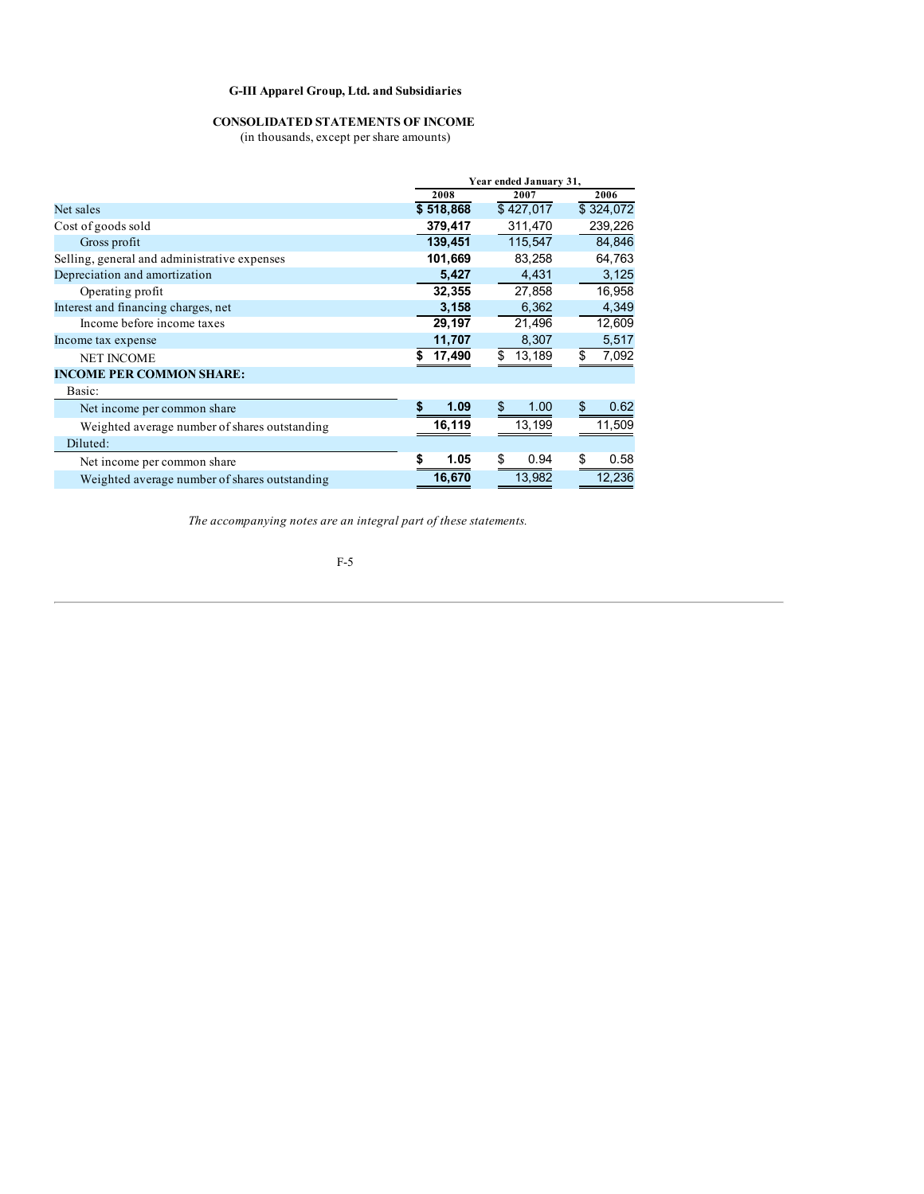**G-III Apparel Group, Ltd. and Subsidiaries**

**CONSOLIDATED STATEMENTS OF INCOME**

(in thousands, except per share amounts)

| | Year ended January 31, | | |
|---|---|---|---|
| | **2008** | **2007** | **2006** |
| Net sales | **$ 518,868** | $ 427,017 | $ 324,072 |
| Cost of goods sold | **379,417** | 311,470 | 239,226 |
| Gross profit | **139,451** | 115,547 | 84,846 |
| Selling, general and administrative expenses | **101,669** | 83,258 | 64,763 |
| Depreciation and amortization | **5,427** | 4,431 | 3,125 |
| Operating profit | **32,355** | 27,858 | 16,958 |
| Interest and financing charges, net | **3,158** | 6,362 | 4,349 |
| Income before income taxes | **29,197** | 21,496 | 12,609 |
| Income tax expense | **11,707** | 8,307 | 5,517 |
| NET INCOME | **$ 17,490** | $ 13,189 | $ 7,092 |
| **INCOME PER COMMON SHARE:** | | | |
| Basic: | | | |
| Net income per common share | **$ 1.09** | $ 1.00 | $ 0.62 |
| Weighted average number of shares outstanding | **16,119** | 13,199 | 11,509 |
| Diluted: | | | |
| Net income per common share | **$ 1.05** | $ 0.94 | $ 0.58 |
| Weighted average number of shares outstanding | **16,670** | 13,982 | 12,236 |

*The accompanying notes are an integral part of these statements.*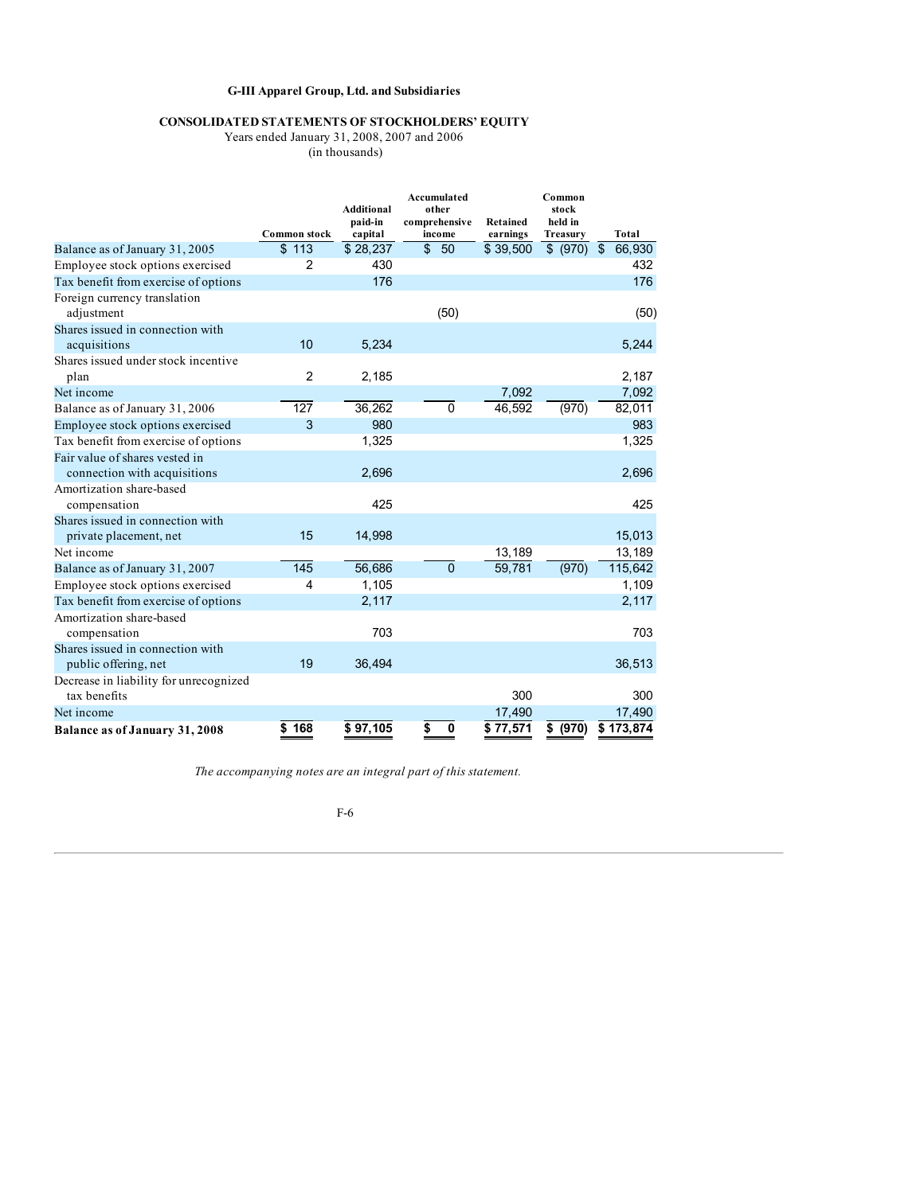**G-III Apparel Group, Ltd. and Subsidiaries**

**CONSOLIDATED STATEMENTS OF STOCKHOLDERS' EQUITY**
Years ended January 31, 2008, 2007 and 2006
(in thousands)

| | Common stock | Additional paid-in capital | Accumulated other comprehensive income | Retained earnings | Common stock held in Treasury | Total |
|---|---|---|---|---|---|---|
| Balance as of January 31, 2005 | $ 113 | $ 28,237 | $ 50 | $ 39,500 | $ (970) | $ 66,930 |
| Employee stock options exercised | 2 | 430 | | | | 432 |
| Tax benefit from exercise of options | | 176 | | | | 176 |
| Foreign currency translation adjustment | | | (50) | | | (50) |
| Shares issued in connection with acquisitions | 10 | 5,234 | | | | 5,244 |
| Shares issued under stock incentive plan | 2 | 2,185 | | | | 2,187 |
| Net income | | | | 7,092 | | 7,092 |
| Balance as of January 31, 2006 | 127 | 36,262 | 0 | 46,592 | (970) | 82,011 |
| Employee stock options exercised | 3 | 980 | | | | 983 |
| Tax benefit from exercise of options | | 1,325 | | | | 1,325 |
| Fair value of shares vested in connection with acquisitions | | 2,696 | | | | 2,696 |
| Amortization share-based compensation | | 425 | | | | 425 |
| Shares issued in connection with private placement, net | 15 | 14,998 | | | | 15,013 |
| Net income | | | | 13,189 | | 13,189 |
| Balance as of January 31, 2007 | 145 | 56,686 | 0 | 59,781 | (970) | 115,642 |
| Employee stock options exercised | 4 | 1,105 | | | | 1,109 |
| Tax benefit from exercise of options | | 2,117 | | | | 2,117 |
| Amortization share-based compensation | | 703 | | | | 703 |
| Shares issued in connection with public offering, net | 19 | 36,494 | | | | 36,513 |
| Decrease in liability for unrecognized tax benefits | | | | 300 | | 300 |
| Net income | | | | 17,490 | | 17,490 |
| **Balance as of January 31, 2008** | **$ 168** | **$ 97,105** | **$ 0** | **$ 77,571** | **$ (970)** | **$ 173,874** |

*The accompanying notes are an integral part of this statement.*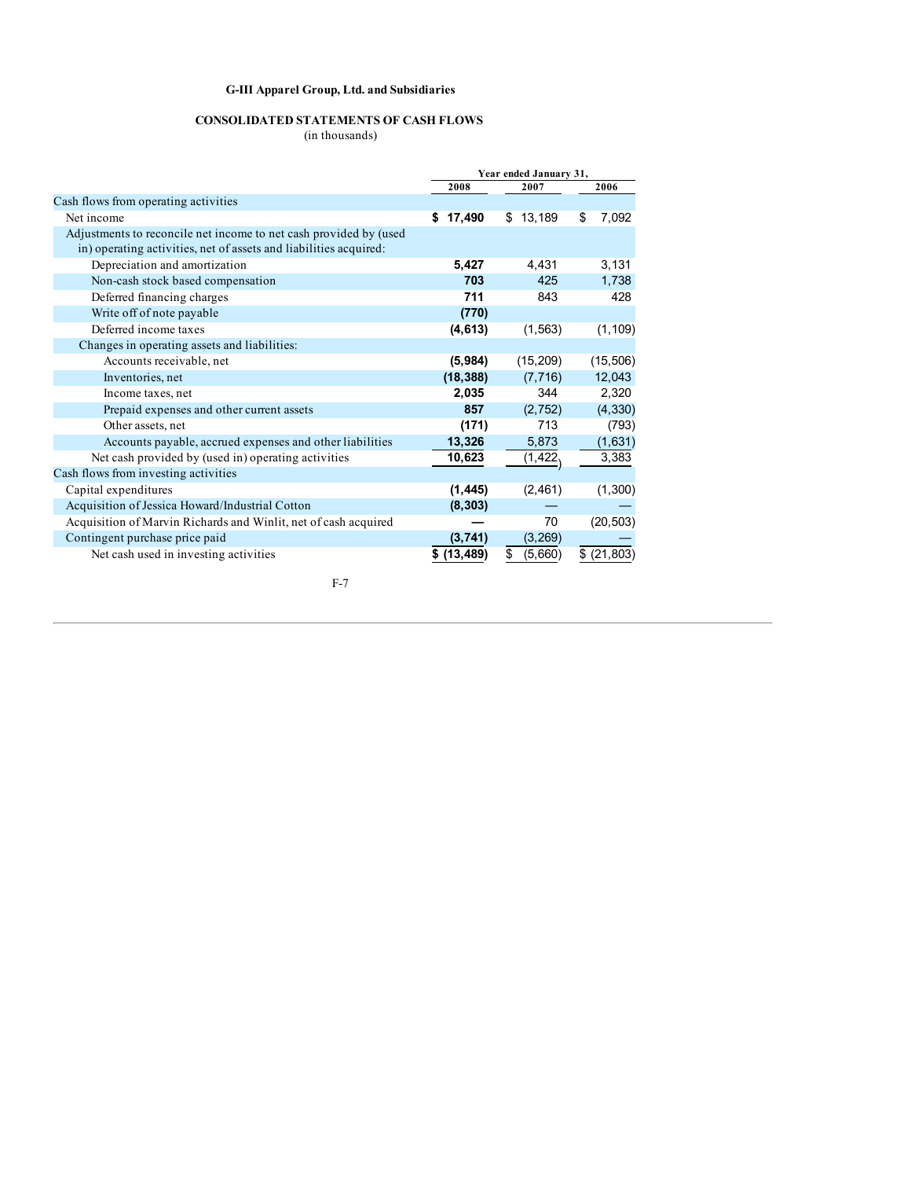G-III Apparel Group, Ltd. and Subsidiaries

**CONSOLIDATED STATEMENTS OF CASH FLOWS**
(in thousands)

| | Year ended January 31, | | |
|---|---|---|---|
| | 2008 | 2007 | 2006 |
| Cash flows from operating activities | | | |
| Net income | **$ 17,490** | $ 13,189 | $ 7,092 |
| Adjustments to reconcile net income to net cash provided by (used in) operating activities, net of assets and liabilities acquired: | | | |
| Depreciation and amortization | **5,427** | 4,431 | 3,131 |
| Non-cash stock based compensation | **703** | 425 | 1,738 |
| Deferred financing charges | **711** | 843 | 428 |
| Write off of note payable | **(770)** | | |
| Deferred income taxes | **(4,613)** | (1,563) | (1,109) |
| Changes in operating assets and liabilities: | | | |
| Accounts receivable, net | **(5,984)** | (15,209) | (15,506) |
| Inventories, net | **(18,388)** | (7,716) | 12,043 |
| Income taxes, net | **2,035** | 344 | 2,320 |
| Prepaid expenses and other current assets | **857** | (2,752) | (4,330) |
| Other assets, net | **(171)** | 713 | (793) |
| Accounts payable, accrued expenses and other liabilities | **13,326** | 5,873 | (1,631) |
| Net cash provided by (used in) operating activities | **10,623** | (1,422) | 3,383 |
| Cash flows from investing activities | | | |
| Capital expenditures | **(1,445)** | (2,461) | (1,300) |
| Acquisition of Jessica Howard/Industrial Cotton | **(8,303)** | — | — |
| Acquisition of Marvin Richards and Winlit, net of cash acquired | **—** | 70 | (20,503) |
| Contingent purchase price paid | **(3,741)** | (3,269) | — |
| Net cash used in investing activities | **$ (13,489)** | $ (5,660) | $ (21,803) |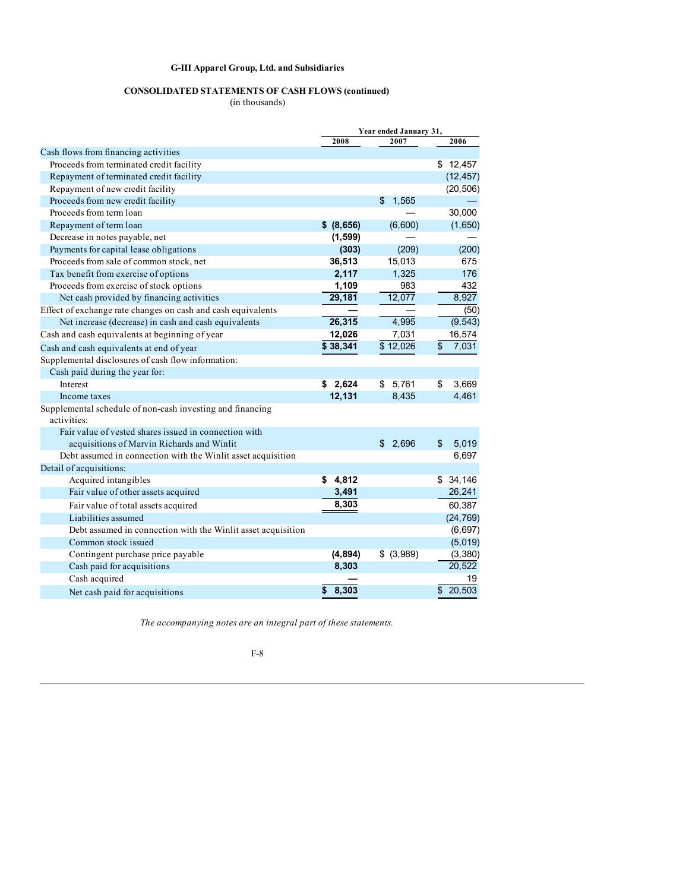**G-III Apparel Group, Ltd. and Subsidiaries**

**CONSOLIDATED STATEMENTS OF CASH FLOWS (continued)**
(in thousands)

| | Year ended January 31, | | |
|---|---|---|---|
| | 2008 | 2007 | 2006 |
| Cash flows from financing activities | | | |
| Proceeds from terminated credit facility | | | $ 12,457 |
| Repayment of terminated credit facility | | | (12,457) |
| Repayment of new credit facility | | | (20,506) |
| Proceeds from new credit facility | | $ 1,565 | — |
| Proceeds from term loan | | — | 30,000 |
| Repayment of term loan | **$ (8,656)** | (6,600) | (1,650) |
| Decrease in notes payable, net | **(1,599)** | — | — |
| Payments for capital lease obligations | **(303)** | (209) | (200) |
| Proceeds from sale of common stock, net | **36,513** | 15,013 | 675 |
| Tax benefit from exercise of options | **2,117** | 1,325 | 176 |
| Proceeds from exercise of stock options | **1,109** | 983 | 432 |
| Net cash provided by financing activities | **29,181** | 12,077 | 8,927 |
| Effect of exchange rate changes on cash and cash equivalents | **—** | — | (50) |
| Net increase (decrease) in cash and cash equivalents | **26,315** | 4,995 | (9,543) |
| Cash and cash equivalents at beginning of year | **12,026** | 7,031 | 16,574 |
| Cash and cash equivalents at end of year | **$ 38,341** | $ 12,026 | $ 7,031 |
| Supplemental disclosures of cash flow information: | | | |
| Cash paid during the year for: | | | |
| Interest | **$ 2,624** | $ 5,761 | $ 3,669 |
| Income taxes | **12,131** | 8,435 | 4,461 |
| Supplemental schedule of non-cash investing and financing activities: | | | |
| Fair value of vested shares issued in connection with acquisitions of Marvin Richards and Winlit | | $ 2,696 | $ 5,019 |
| Debt assumed in connection with the Winlit asset acquisition | | | 6,697 |
| Detail of acquisitions: | | | |
| Acquired intangibles | **$ 4,812** | | $ 34,146 |
| Fair value of other assets acquired | **3,491** | | 26,241 |
| Fair value of total assets acquired | **8,303** | | 60,387 |
| Liabilities assumed | | | (24,769) |
| Debt assumed in connection with the Winlit asset acquisition | | | (6,697) |
| Common stock issued | | | (5,019) |
| Contingent purchase price payable | **(4,894)** | $ (3,989) | (3,380) |
| Cash paid for acquisitions | **8,303** | | 20,522 |
| Cash acquired | **—** | | 19 |
| Net cash paid for acquisitions | **$ 8,303** | | $ 20,503 |

*The accompanying notes are an integral part of these statements.*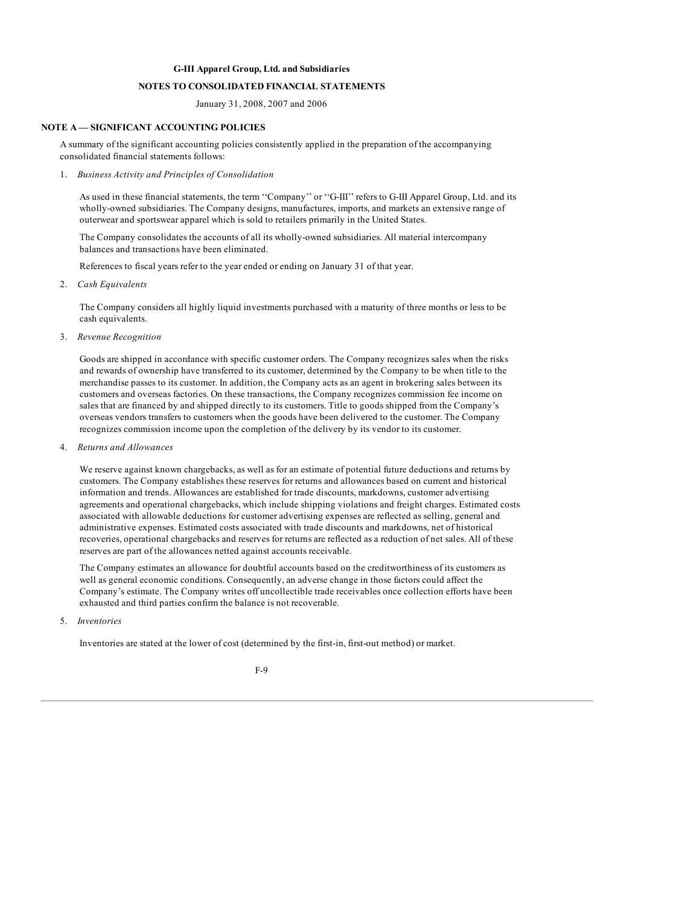**G-III Apparel Group, Ltd. and Subsidiaries**

**NOTES TO CONSOLIDATED FINANCIAL STATEMENTS**

January 31, 2008, 2007 and 2006

## NOTE A — SIGNIFICANT ACCOUNTING POLICIES

A summary of the significant accounting policies consistently applied in the preparation of the accompanying consolidated financial statements follows:

1. *Business Activity and Principles of Consolidation*

As used in these financial statements, the term ''Company'' or ''G-III'' refers to G-III Apparel Group, Ltd. and its wholly-owned subsidiaries. The Company designs, manufactures, imports, and markets an extensive range of outerwear and sportswear apparel which is sold to retailers primarily in the United States.

The Company consolidates the accounts of all its wholly-owned subsidiaries. All material intercompany balances and transactions have been eliminated.

References to fiscal years refer to the year ended or ending on January 31 of that year.

2. *Cash Equivalents*

The Company considers all highly liquid investments purchased with a maturity of three months or less to be cash equivalents.

3. *Revenue Recognition*

Goods are shipped in accordance with specific customer orders. The Company recognizes sales when the risks and rewards of ownership have transferred to its customer, determined by the Company to be when title to the merchandise passes to its customer. In addition, the Company acts as an agent in brokering sales between its customers and overseas factories. On these transactions, the Company recognizes commission fee income on sales that are financed by and shipped directly to its customers. Title to goods shipped from the Company's overseas vendors transfers to customers when the goods have been delivered to the customer. The Company recognizes commission income upon the completion of the delivery by its vendor to its customer.

4. *Returns and Allowances*

We reserve against known chargebacks, as well as for an estimate of potential future deductions and returns by customers. The Company establishes these reserves for returns and allowances based on current and historical information and trends. Allowances are established for trade discounts, markdowns, customer advertising agreements and operational chargebacks, which include shipping violations and freight charges. Estimated costs associated with allowable deductions for customer advertising expenses are reflected as selling, general and administrative expenses. Estimated costs associated with trade discounts and markdowns, net of historical recoveries, operational chargebacks and reserves for returns are reflected as a reduction of net sales. All of these reserves are part of the allowances netted against accounts receivable.

The Company estimates an allowance for doubtful accounts based on the creditworthiness of its customers as well as general economic conditions. Consequently, an adverse change in those factors could affect the Company's estimate. The Company writes off uncollectible trade receivables once collection efforts have been exhausted and third parties confirm the balance is not recoverable.

5. *Inventories*

Inventories are stated at the lower of cost (determined by the first-in, first-out method) or market.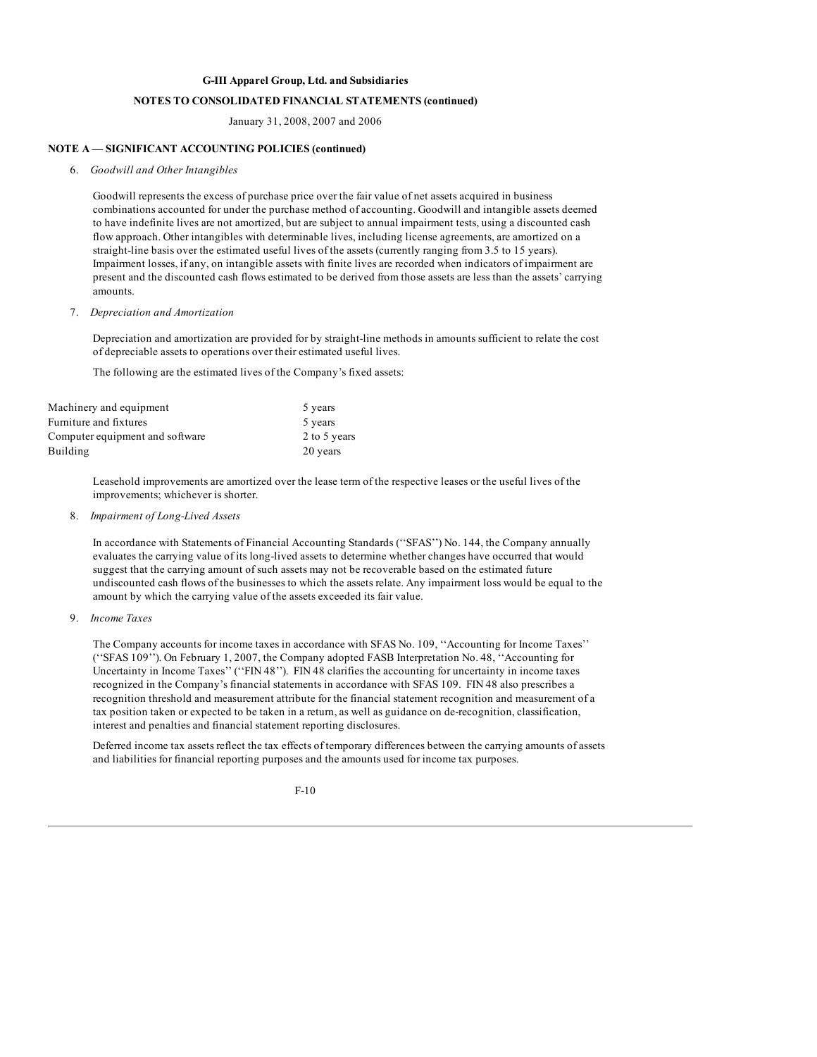**G-III Apparel Group, Ltd. and Subsidiaries**

**NOTES TO CONSOLIDATED FINANCIAL STATEMENTS (continued)**

January 31, 2008, 2007 and 2006

**NOTE A — SIGNIFICANT ACCOUNTING POLICIES (continued)**

6. *Goodwill and Other Intangibles*

Goodwill represents the excess of purchase price over the fair value of net assets acquired in business combinations accounted for under the purchase method of accounting. Goodwill and intangible assets deemed to have indefinite lives are not amortized, but are subject to annual impairment tests, using a discounted cash flow approach. Other intangibles with determinable lives, including license agreements, are amortized on a straight-line basis over the estimated useful lives of the assets (currently ranging from 3.5 to 15 years). Impairment losses, if any, on intangible assets with finite lives are recorded when indicators of impairment are present and the discounted cash flows estimated to be derived from those assets are less than the assets' carrying amounts.

7. *Depreciation and Amortization*

Depreciation and amortization are provided for by straight-line methods in amounts sufficient to relate the cost of depreciable assets to operations over their estimated useful lives.

The following are the estimated lives of the Company's fixed assets:

| | |
|---|---|
| Machinery and equipment | 5 years |
| Furniture and fixtures | 5 years |
| Computer equipment and software | 2 to 5 years |
| Building | 20 years |

Leasehold improvements are amortized over the lease term of the respective leases or the useful lives of the improvements; whichever is shorter.

8. *Impairment of Long-Lived Assets*

In accordance with Statements of Financial Accounting Standards (''SFAS'') No. 144, the Company annually evaluates the carrying value of its long-lived assets to determine whether changes have occurred that would suggest that the carrying amount of such assets may not be recoverable based on the estimated future undiscounted cash flows of the businesses to which the assets relate. Any impairment loss would be equal to the amount by which the carrying value of the assets exceeded its fair value.

9. *Income Taxes*

The Company accounts for income taxes in accordance with SFAS No. 109, ''Accounting for Income Taxes'' (''SFAS 109''). On February 1, 2007, the Company adopted FASB Interpretation No. 48, ''Accounting for Uncertainty in Income Taxes'' (''FIN 48''). FIN 48 clarifies the accounting for uncertainty in income taxes recognized in the Company's financial statements in accordance with SFAS 109. FIN 48 also prescribes a recognition threshold and measurement attribute for the financial statement recognition and measurement of a tax position taken or expected to be taken in a return, as well as guidance on de-recognition, classification, interest and penalties and financial statement reporting disclosures.

Deferred income tax assets reflect the tax effects of temporary differences between the carrying amounts of assets and liabilities for financial reporting purposes and the amounts used for income tax purposes.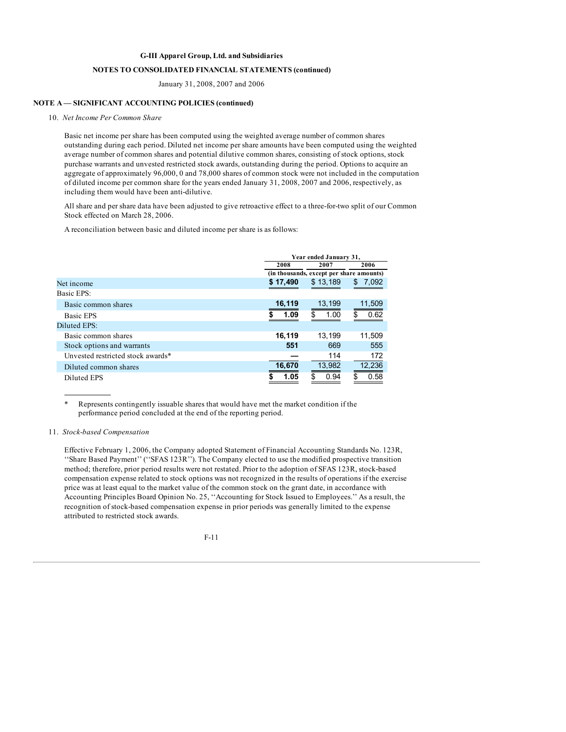G-III Apparel Group, Ltd. and Subsidiaries

NOTES TO CONSOLIDATED FINANCIAL STATEMENTS (continued)

January 31, 2008, 2007 and 2006

## NOTE A — SIGNIFICANT ACCOUNTING POLICIES (continued)

10. *Net Income Per Common Share*

Basic net income per share has been computed using the weighted average number of common shares outstanding during each period. Diluted net income per share amounts have been computed using the weighted average number of common shares and potential dilutive common shares, consisting of stock options, stock purchase warrants and unvested restricted stock awards, outstanding during the period. Options to acquire an aggregate of approximately 96,000, 0 and 78,000 shares of common stock were not included in the computation of diluted income per common share for the years ended January 31, 2008, 2007 and 2006, respectively, as including them would have been anti-dilutive.

All share and per share data have been adjusted to give retroactive effect to a three-for-two split of our Common Stock effected on March 28, 2006.

A reconciliation between basic and diluted income per share is as follows:

| | Year ended January 31, | | |
|---|---|---|---|
| | 2008 | 2007 | 2006 |
| | (in thousands, except per share amounts) | | |
| Net income | **$ 17,490** | $ 13,189 | $ 7,092 |
| Basic EPS: | | | |
| Basic common shares | **16,119** | 13,199 | 11,509 |
| Basic EPS | **$ 1.09** | $ 1.00 | $ 0.62 |
| Diluted EPS: | | | |
| Basic common shares | **16,119** | 13,199 | 11,509 |
| Stock options and warrants | **551** | 669 | 555 |
| Unvested restricted stock awards* | **—** | 114 | 172 |
| Diluted common shares | **16,670** | 13,982 | 12,236 |
| Diluted EPS | **$ 1.05** | $ 0.94 | $ 0.58 |

\* Represents contingently issuable shares that would have met the market condition if the performance period concluded at the end of the reporting period.

11. *Stock-based Compensation*

Effective February 1, 2006, the Company adopted Statement of Financial Accounting Standards No. 123R, ''Share Based Payment'' (''SFAS 123R''). The Company elected to use the modified prospective transition method; therefore, prior period results were not restated. Prior to the adoption of SFAS 123R, stock-based compensation expense related to stock options was not recognized in the results of operations if the exercise price was at least equal to the market value of the common stock on the grant date, in accordance with Accounting Principles Board Opinion No. 25, ''Accounting for Stock Issued to Employees.'' As a result, the recognition of stock-based compensation expense in prior periods was generally limited to the expense attributed to restricted stock awards.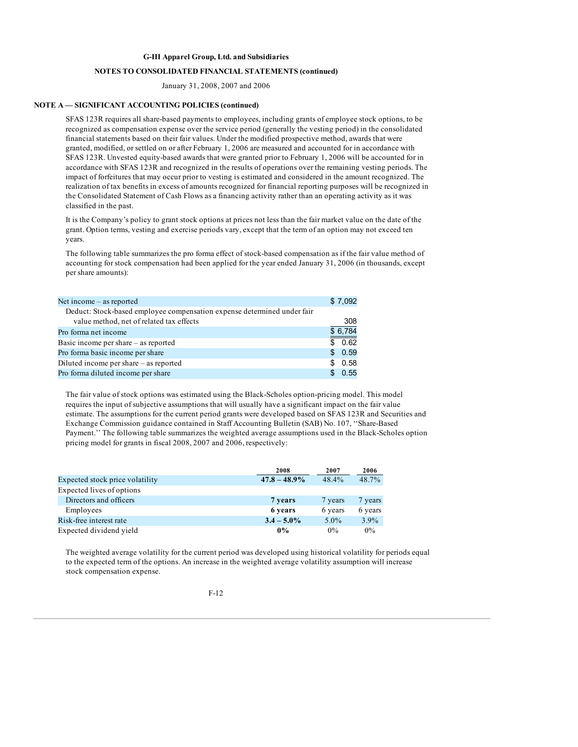**NOTE A — SIGNIFICANT ACCOUNTING POLICIES (continued)**

SFAS 123R requires all share-based payments to employees, including grants of employee stock options, to be recognized as compensation expense over the service period (generally the vesting period) in the consolidated financial statements based on their fair values. Under the modified prospective method, awards that were granted, modified, or settled on or after February 1, 2006 are measured and accounted for in accordance with SFAS 123R. Unvested equity-based awards that were granted prior to February 1, 2006 will be accounted for in accordance with SFAS 123R and recognized in the results of operations over the remaining vesting periods. The impact of forfeitures that may occur prior to vesting is estimated and considered in the amount recognized. The realization of tax benefits in excess of amounts recognized for financial reporting purposes will be recognized in the Consolidated Statement of Cash Flows as a financing activity rather than an operating activity as it was classified in the past.

It is the Company's policy to grant stock options at prices not less than the fair market value on the date of the grant. Option terms, vesting and exercise periods vary, except that the term of an option may not exceed ten years.

The following table summarizes the pro forma effect of stock-based compensation as if the fair value method of accounting for stock compensation had been applied for the year ended January 31, 2006 (in thousands, except per share amounts):

| | |
|---|---|
| Net income – as reported | $ 7,092 |
| Deduct: Stock-based employee compensation expense determined under fair value method, net of related tax effects | 308 |
| Pro forma net income | $ 6,784 |
| Basic income per share – as reported | $ 0.62 |
| Pro forma basic income per share | $ 0.59 |
| Diluted income per share – as reported | $ 0.58 |
| Pro forma diluted income per share | $ 0.55 |

The fair value of stock options was estimated using the Black-Scholes option-pricing model. This model requires the input of subjective assumptions that will usually have a significant impact on the fair value estimate. The assumptions for the current period grants were developed based on SFAS 123R and Securities and Exchange Commission guidance contained in Staff Accounting Bulletin (SAB) No. 107, ''Share-Based Payment.'' The following table summarizes the weighted average assumptions used in the Black-Scholes option pricing model for grants in fiscal 2008, 2007 and 2006, respectively:

| | 2008 | 2007 | 2006 |
|---|---|---|---|
| Expected stock price volatility | **47.8 – 48.9%** | 48.4% | 48.7% |
| Expected lives of options | | | |
| Directors and officers | **7 years** | 7 years | 7 years |
| Employees | **6 years** | 6 years | 6 years |
| Risk-free interest rate | **3.4 – 5.0%** | 5.0% | 3.9% |
| Expected dividend yield | **0%** | 0% | 0% |

The weighted average volatility for the current period was developed using historical volatility for periods equal to the expected term of the options. An increase in the weighted average volatility assumption will increase stock compensation expense.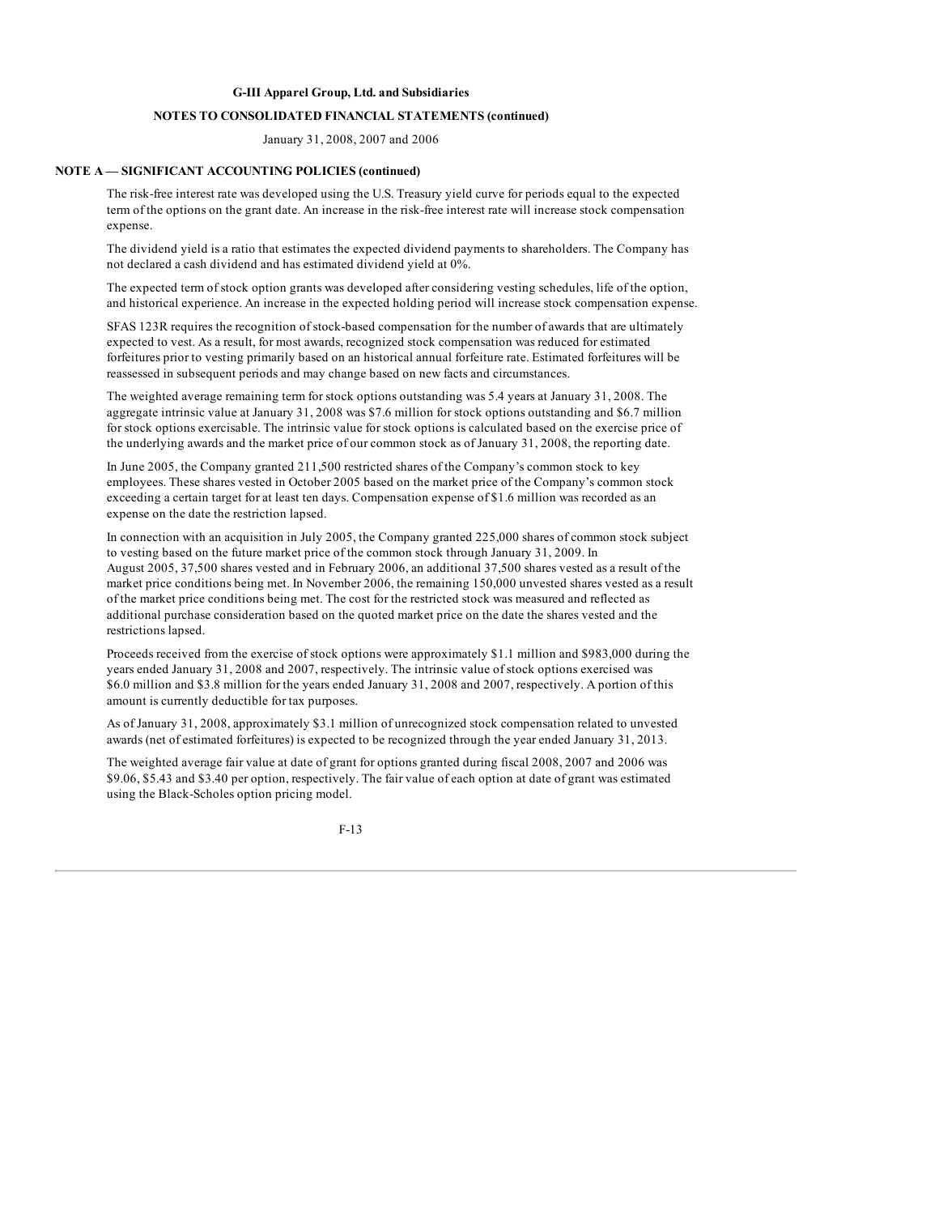## NOTE A — SIGNIFICANT ACCOUNTING POLICIES (continued)

The risk-free interest rate was developed using the U.S. Treasury yield curve for periods equal to the expected term of the options on the grant date. An increase in the risk-free interest rate will increase stock compensation expense.

The dividend yield is a ratio that estimates the expected dividend payments to shareholders. The Company has not declared a cash dividend and has estimated dividend yield at 0%.

The expected term of stock option grants was developed after considering vesting schedules, life of the option, and historical experience. An increase in the expected holding period will increase stock compensation expense.

SFAS 123R requires the recognition of stock-based compensation for the number of awards that are ultimately expected to vest. As a result, for most awards, recognized stock compensation was reduced for estimated forfeitures prior to vesting primarily based on an historical annual forfeiture rate. Estimated forfeitures will be reassessed in subsequent periods and may change based on new facts and circumstances.

The weighted average remaining term for stock options outstanding was 5.4 years at January 31, 2008. The aggregate intrinsic value at January 31, 2008 was $7.6 million for stock options outstanding and $6.7 million for stock options exercisable. The intrinsic value for stock options is calculated based on the exercise price of the underlying awards and the market price of our common stock as of January 31, 2008, the reporting date.

In June 2005, the Company granted 211,500 restricted shares of the Company's common stock to key employees. These shares vested in October 2005 based on the market price of the Company's common stock exceeding a certain target for at least ten days. Compensation expense of $1.6 million was recorded as an expense on the date the restriction lapsed.

In connection with an acquisition in July 2005, the Company granted 225,000 shares of common stock subject to vesting based on the future market price of the common stock through January 31, 2009. In August 2005, 37,500 shares vested and in February 2006, an additional 37,500 shares vested as a result of the market price conditions being met. In November 2006, the remaining 150,000 unvested shares vested as a result of the market price conditions being met. The cost for the restricted stock was measured and reflected as additional purchase consideration based on the quoted market price on the date the shares vested and the restrictions lapsed.

Proceeds received from the exercise of stock options were approximately $1.1 million and $983,000 during the years ended January 31, 2008 and 2007, respectively. The intrinsic value of stock options exercised was $6.0 million and $3.8 million for the years ended January 31, 2008 and 2007, respectively. A portion of this amount is currently deductible for tax purposes.

As of January 31, 2008, approximately $3.1 million of unrecognized stock compensation related to unvested awards (net of estimated forfeitures) is expected to be recognized through the year ended January 31, 2013.

The weighted average fair value at date of grant for options granted during fiscal 2008, 2007 and 2006 was $9.06, $5.43 and $3.40 per option, respectively. The fair value of each option at date of grant was estimated using the Black-Scholes option pricing model.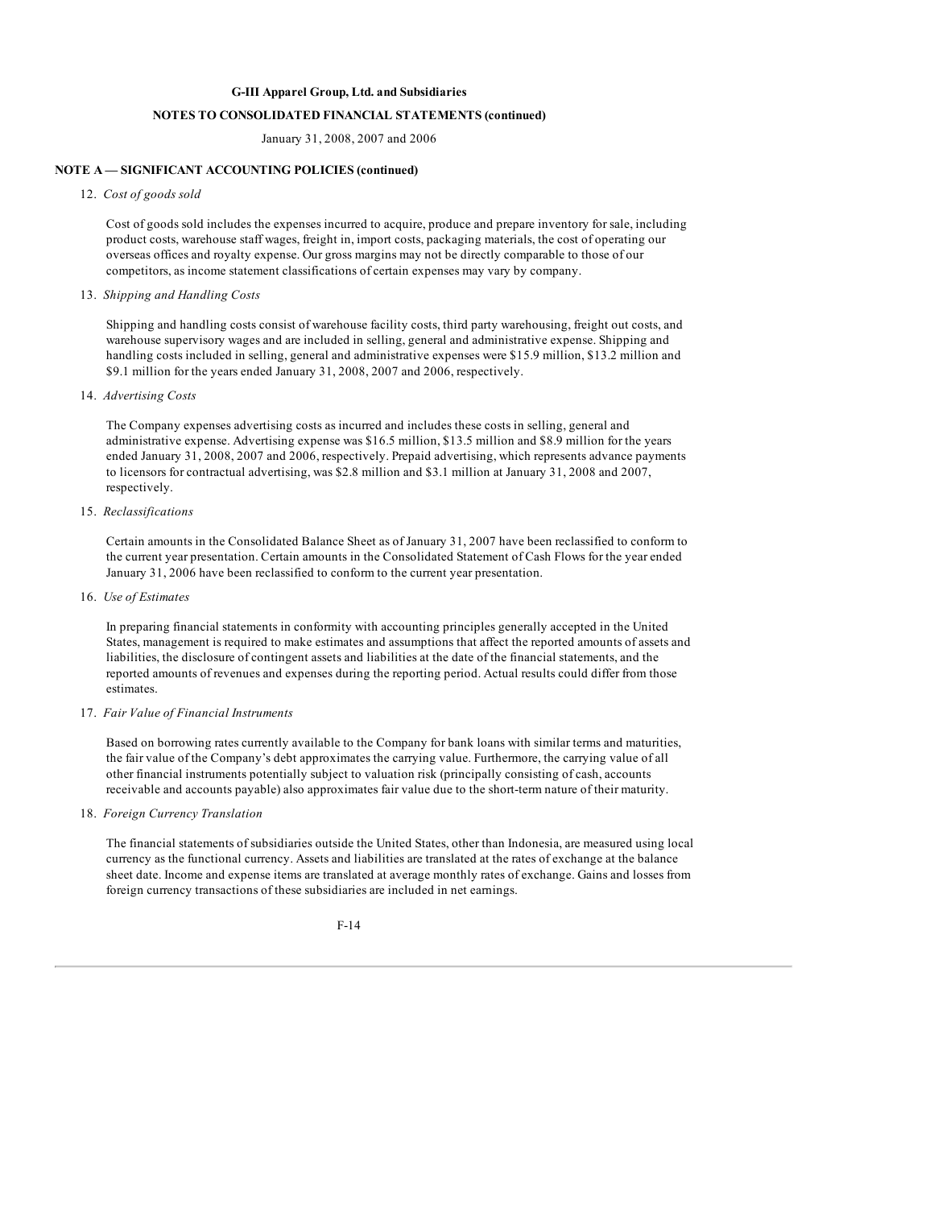**G-III Apparel Group, Ltd. and Subsidiaries**

**NOTES TO CONSOLIDATED FINANCIAL STATEMENTS (continued)**

January 31, 2008, 2007 and 2006

## NOTE A — SIGNIFICANT ACCOUNTING POLICIES (continued)

12. *Cost of goods sold*

Cost of goods sold includes the expenses incurred to acquire, produce and prepare inventory for sale, including product costs, warehouse staff wages, freight in, import costs, packaging materials, the cost of operating our overseas offices and royalty expense. Our gross margins may not be directly comparable to those of our competitors, as income statement classifications of certain expenses may vary by company.

13. *Shipping and Handling Costs*

Shipping and handling costs consist of warehouse facility costs, third party warehousing, freight out costs, and warehouse supervisory wages and are included in selling, general and administrative expense. Shipping and handling costs included in selling, general and administrative expenses were $15.9 million, $13.2 million and $9.1 million for the years ended January 31, 2008, 2007 and 2006, respectively.

14. *Advertising Costs*

The Company expenses advertising costs as incurred and includes these costs in selling, general and administrative expense. Advertising expense was $16.5 million, $13.5 million and $8.9 million for the years ended January 31, 2008, 2007 and 2006, respectively. Prepaid advertising, which represents advance payments to licensors for contractual advertising, was $2.8 million and $3.1 million at January 31, 2008 and 2007, respectively.

15. *Reclassifications*

Certain amounts in the Consolidated Balance Sheet as of January 31, 2007 have been reclassified to conform to the current year presentation. Certain amounts in the Consolidated Statement of Cash Flows for the year ended January 31, 2006 have been reclassified to conform to the current year presentation.

16. *Use of Estimates*

In preparing financial statements in conformity with accounting principles generally accepted in the United States, management is required to make estimates and assumptions that affect the reported amounts of assets and liabilities, the disclosure of contingent assets and liabilities at the date of the financial statements, and the reported amounts of revenues and expenses during the reporting period. Actual results could differ from those estimates.

17. *Fair Value of Financial Instruments*

Based on borrowing rates currently available to the Company for bank loans with similar terms and maturities, the fair value of the Company's debt approximates the carrying value. Furthermore, the carrying value of all other financial instruments potentially subject to valuation risk (principally consisting of cash, accounts receivable and accounts payable) also approximates fair value due to the short-term nature of their maturity.

18. *Foreign Currency Translation*

The financial statements of subsidiaries outside the United States, other than Indonesia, are measured using local currency as the functional currency. Assets and liabilities are translated at the rates of exchange at the balance sheet date. Income and expense items are translated at average monthly rates of exchange. Gains and losses from foreign currency transactions of these subsidiaries are included in net earnings.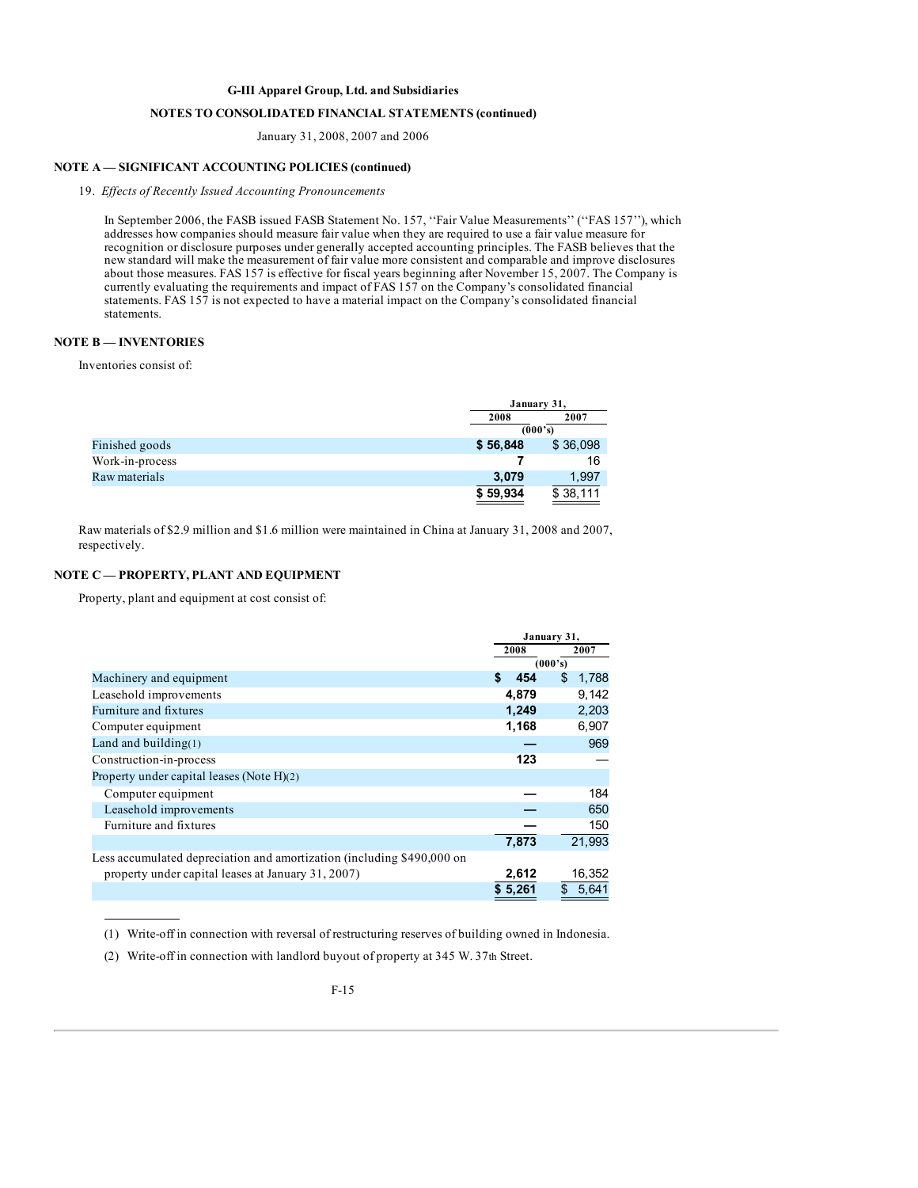G-III Apparel Group, Ltd. and Subsidiaries

NOTES TO CONSOLIDATED FINANCIAL STATEMENTS (continued)

January 31, 2008, 2007 and 2006

## NOTE A — SIGNIFICANT ACCOUNTING POLICIES (continued)

19. *Effects of Recently Issued Accounting Pronouncements*

In September 2006, the FASB issued FASB Statement No. 157, ''Fair Value Measurements'' (''FAS 157''), which addresses how companies should measure fair value when they are required to use a fair value measure for recognition or disclosure purposes under generally accepted accounting principles. The FASB believes that the new standard will make the measurement of fair value more consistent and comparable and improve disclosures about those measures. FAS 157 is effective for fiscal years beginning after November 15, 2007. The Company is currently evaluating the requirements and impact of FAS 157 on the Company's consolidated financial statements. FAS 157 is not expected to have a material impact on the Company's consolidated financial statements.

## NOTE B — INVENTORIES

Inventories consist of:

| | January 31, 2008 | January 31, 2007 |
|---|---|---|
| | (000's) | |
| Finished goods | **$ 56,848** | $ 36,098 |
| Work-in-process | **7** | 16 |
| Raw materials | **3,079** | 1,997 |
| | **$ 59,934** | $ 38,111 |

Raw materials of $2.9 million and $1.6 million were maintained in China at January 31, 2008 and 2007, respectively.

## NOTE C — PROPERTY, PLANT AND EQUIPMENT

Property, plant and equipment at cost consist of:

| | January 31, 2008 | January 31, 2007 |
|---|---|---|
| | (000's) | |
| Machinery and equipment | **$ 454** | $ 1,788 |
| Leasehold improvements | **4,879** | 9,142 |
| Furniture and fixtures | **1,249** | 2,203 |
| Computer equipment | **1,168** | 6,907 |
| Land and building(1) | **—** | 969 |
| Construction-in-process | **123** | — |
| Property under capital leases (Note H)(2) | | |
| Computer equipment | **—** | 184 |
| Leasehold improvements | **—** | 650 |
| Furniture and fixtures | **—** | 150 |
| | **7,873** | 21,993 |
| Less accumulated depreciation and amortization (including $490,000 on property under capital leases at January 31, 2007) | **2,612** | 16,352 |
| | **$ 5,261** | $ 5,641 |

(1) Write-off in connection with reversal of restructuring reserves of building owned in Indonesia.

(2) Write-off in connection with landlord buyout of property at 345 W. 37th Street.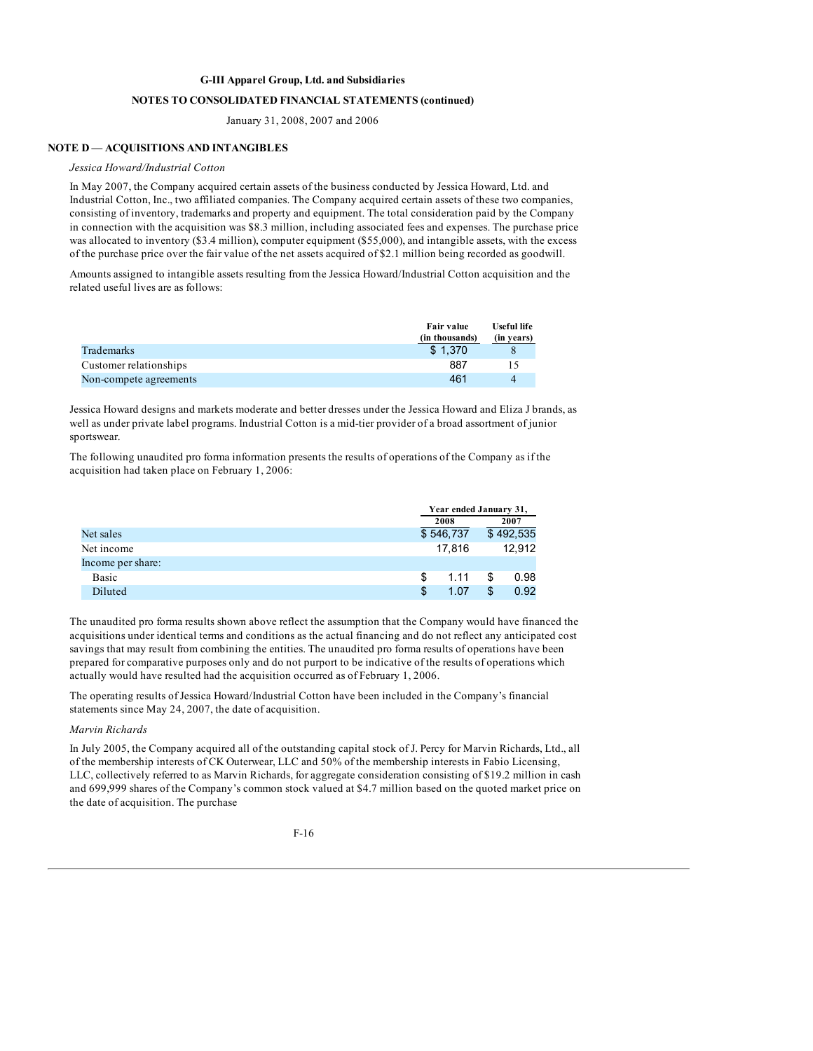**G-III Apparel Group, Ltd. and Subsidiaries**

**NOTES TO CONSOLIDATED FINANCIAL STATEMENTS (continued)**

January 31, 2008, 2007 and 2006

## NOTE D — ACQUISITIONS AND INTANGIBLES

*Jessica Howard/Industrial Cotton*

In May 2007, the Company acquired certain assets of the business conducted by Jessica Howard, Ltd. and Industrial Cotton, Inc., two affiliated companies. The Company acquired certain assets of these two companies, consisting of inventory, trademarks and property and equipment. The total consideration paid by the Company in connection with the acquisition was $8.3 million, including associated fees and expenses. The purchase price was allocated to inventory ($3.4 million), computer equipment ($55,000), and intangible assets, with the excess of the purchase price over the fair value of the net assets acquired of $2.1 million being recorded as goodwill.

Amounts assigned to intangible assets resulting from the Jessica Howard/Industrial Cotton acquisition and the related useful lives are as follows:

| | Fair value (in thousands) | Useful life (in years) |
|---|---|---|
| Trademarks | $ 1,370 | 8 |
| Customer relationships | 887 | 15 |
| Non-compete agreements | 461 | 4 |

Jessica Howard designs and markets moderate and better dresses under the Jessica Howard and Eliza J brands, as well as under private label programs. Industrial Cotton is a mid-tier provider of a broad assortment of junior sportswear.

The following unaudited pro forma information presents the results of operations of the Company as if the acquisition had taken place on February 1, 2006:

| | Year ended January 31, | |
|---|---|---|
| | 2008 | 2007 |
| Net sales | $ 546,737 | $ 492,535 |
| Net income | 17,816 | 12,912 |
| Income per share: | | |
| Basic | $ 1.11 | $ 0.98 |
| Diluted | $ 1.07 | $ 0.92 |

The unaudited pro forma results shown above reflect the assumption that the Company would have financed the acquisitions under identical terms and conditions as the actual financing and do not reflect any anticipated cost savings that may result from combining the entities. The unaudited pro forma results of operations have been prepared for comparative purposes only and do not purport to be indicative of the results of operations which actually would have resulted had the acquisition occurred as of February 1, 2006.

The operating results of Jessica Howard/Industrial Cotton have been included in the Company's financial statements since May 24, 2007, the date of acquisition.

*Marvin Richards*

In July 2005, the Company acquired all of the outstanding capital stock of J. Percy for Marvin Richards, Ltd., all of the membership interests of CK Outerwear, LLC and 50% of the membership interests in Fabio Licensing, LLC, collectively referred to as Marvin Richards, for aggregate consideration consisting of $19.2 million in cash and 699,999 shares of the Company's common stock valued at $4.7 million based on the quoted market price on the date of acquisition. The purchase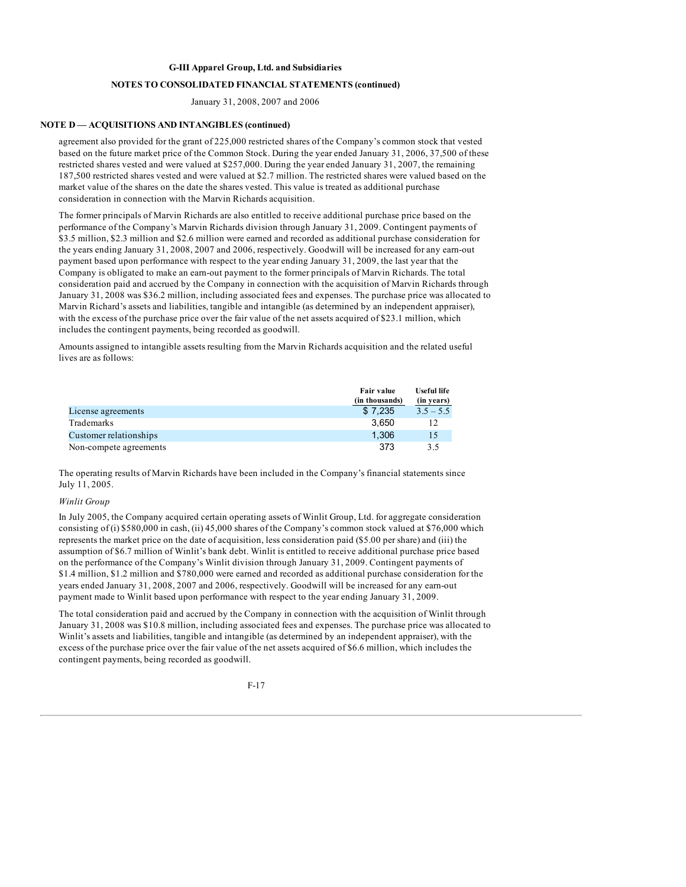## NOTE D — ACQUISITIONS AND INTANGIBLES (continued)

agreement also provided for the grant of 225,000 restricted shares of the Company's common stock that vested based on the future market price of the Common Stock. During the year ended January 31, 2006, 37,500 of these restricted shares vested and were valued at $257,000. During the year ended January 31, 2007, the remaining 187,500 restricted shares vested and were valued at $2.7 million. The restricted shares were valued based on the market value of the shares on the date the shares vested. This value is treated as additional purchase consideration in connection with the Marvin Richards acquisition.

The former principals of Marvin Richards are also entitled to receive additional purchase price based on the performance of the Company's Marvin Richards division through January 31, 2009. Contingent payments of $3.5 million, $2.3 million and $2.6 million were earned and recorded as additional purchase consideration for the years ending January 31, 2008, 2007 and 2006, respectively. Goodwill will be increased for any earn-out payment based upon performance with respect to the year ending January 31, 2009, the last year that the Company is obligated to make an earn-out payment to the former principals of Marvin Richards. The total consideration paid and accrued by the Company in connection with the acquisition of Marvin Richards through January 31, 2008 was $36.2 million, including associated fees and expenses. The purchase price was allocated to Marvin Richard's assets and liabilities, tangible and intangible (as determined by an independent appraiser), with the excess of the purchase price over the fair value of the net assets acquired of $23.1 million, which includes the contingent payments, being recorded as goodwill.

Amounts assigned to intangible assets resulting from the Marvin Richards acquisition and the related useful lives are as follows:

| | Fair value (in thousands) | Useful life (in years) |
|---|---|---|
| License agreements | $ 7,235 | 3.5 – 5.5 |
| Trademarks | 3,650 | 12 |
| Customer relationships | 1,306 | 15 |
| Non-compete agreements | 373 | 3.5 |

The operating results of Marvin Richards have been included in the Company's financial statements since July 11, 2005.

*Winlit Group*

In July 2005, the Company acquired certain operating assets of Winlit Group, Ltd. for aggregate consideration consisting of (i) $580,000 in cash, (ii) 45,000 shares of the Company's common stock valued at $76,000 which represents the market price on the date of acquisition, less consideration paid ($5.00 per share) and (iii) the assumption of $6.7 million of Winlit's bank debt. Winlit is entitled to receive additional purchase price based on the performance of the Company's Winlit division through January 31, 2009. Contingent payments of $1.4 million, $1.2 million and $780,000 were earned and recorded as additional purchase consideration for the years ended January 31, 2008, 2007 and 2006, respectively. Goodwill will be increased for any earn-out payment made to Winlit based upon performance with respect to the year ending January 31, 2009.

The total consideration paid and accrued by the Company in connection with the acquisition of Winlit through January 31, 2008 was $10.8 million, including associated fees and expenses. The purchase price was allocated to Winlit's assets and liabilities, tangible and intangible (as determined by an independent appraiser), with the excess of the purchase price over the fair value of the net assets acquired of $6.6 million, which includes the contingent payments, being recorded as goodwill.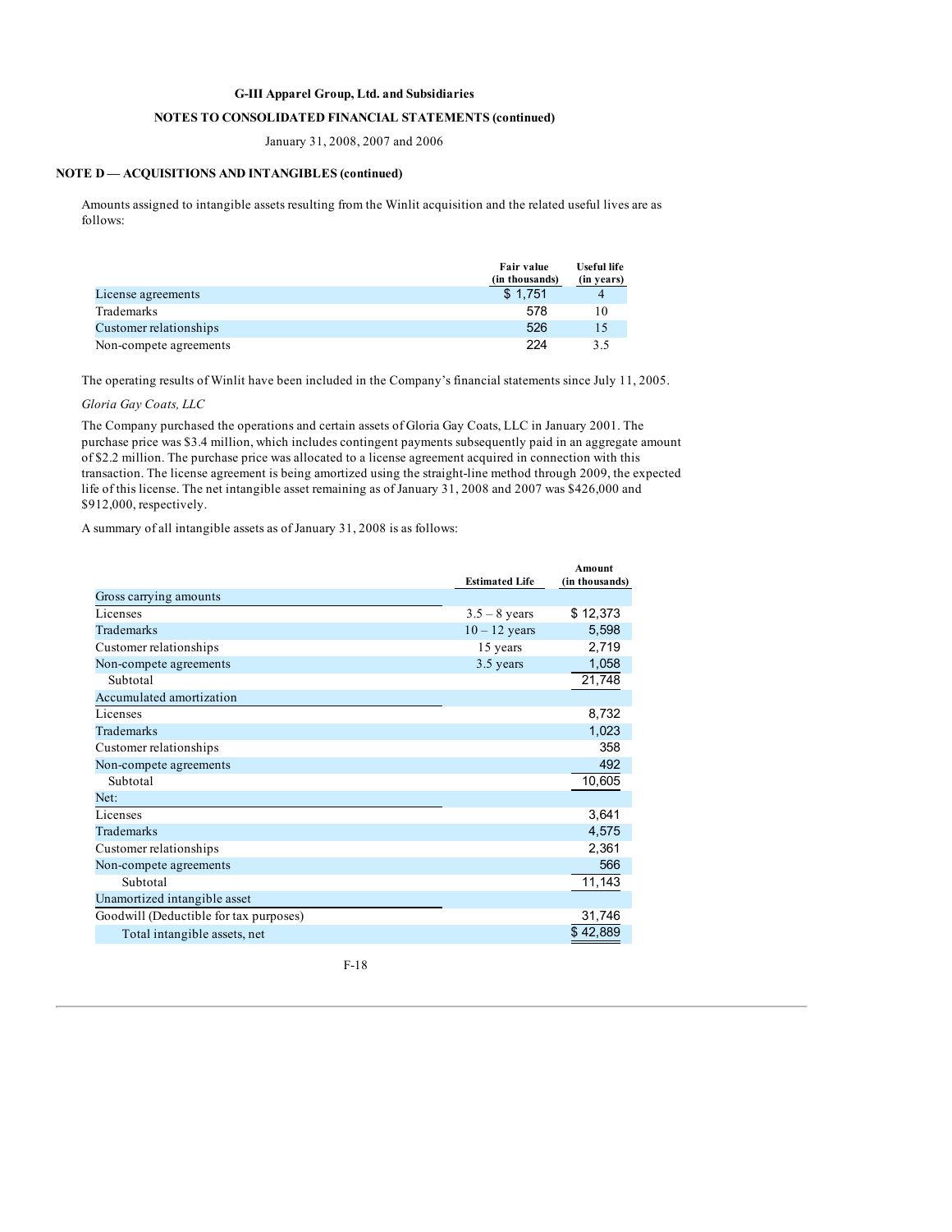G-III Apparel Group, Ltd. and Subsidiaries

NOTES TO CONSOLIDATED FINANCIAL STATEMENTS (continued)

January 31, 2008, 2007 and 2006

**NOTE D — ACQUISITIONS AND INTANGIBLES (continued)**

Amounts assigned to intangible assets resulting from the Winlit acquisition and the related useful lives are as follows:

| | Fair value (in thousands) | Useful life (in years) |
|---|---|---|
| License agreements | $ 1,751 | 4 |
| Trademarks | 578 | 10 |
| Customer relationships | 526 | 15 |
| Non-compete agreements | 224 | 3.5 |

The operating results of Winlit have been included in the Company's financial statements since July 11, 2005.

*Gloria Gay Coats, LLC*

The Company purchased the operations and certain assets of Gloria Gay Coats, LLC in January 2001. The purchase price was $3.4 million, which includes contingent payments subsequently paid in an aggregate amount of $2.2 million. The purchase price was allocated to a license agreement acquired in connection with this transaction. The license agreement is being amortized using the straight-line method through 2009, the expected life of this license. The net intangible asset remaining as of January 31, 2008 and 2007 was $426,000 and $912,000, respectively.

A summary of all intangible assets as of January 31, 2008 is as follows:

| | Estimated Life | Amount (in thousands) |
|---|---|---|
| Gross carrying amounts | | |
| Licenses | 3.5 – 8 years | $ 12,373 |
| Trademarks | 10 – 12 years | 5,598 |
| Customer relationships | 15 years | 2,719 |
| Non-compete agreements | 3.5 years | 1,058 |
| Subtotal | | 21,748 |
| Accumulated amortization | | |
| Licenses | | 8,732 |
| Trademarks | | 1,023 |
| Customer relationships | | 358 |
| Non-compete agreements | | 492 |
| Subtotal | | 10,605 |
| Net: | | |
| Licenses | | 3,641 |
| Trademarks | | 4,575 |
| Customer relationships | | 2,361 |
| Non-compete agreements | | 566 |
| Subtotal | | 11,143 |
| Unamortized intangible asset | | |
| Goodwill (Deductible for tax purposes) | | 31,746 |
| Total intangible assets, net | | $ 42,889 |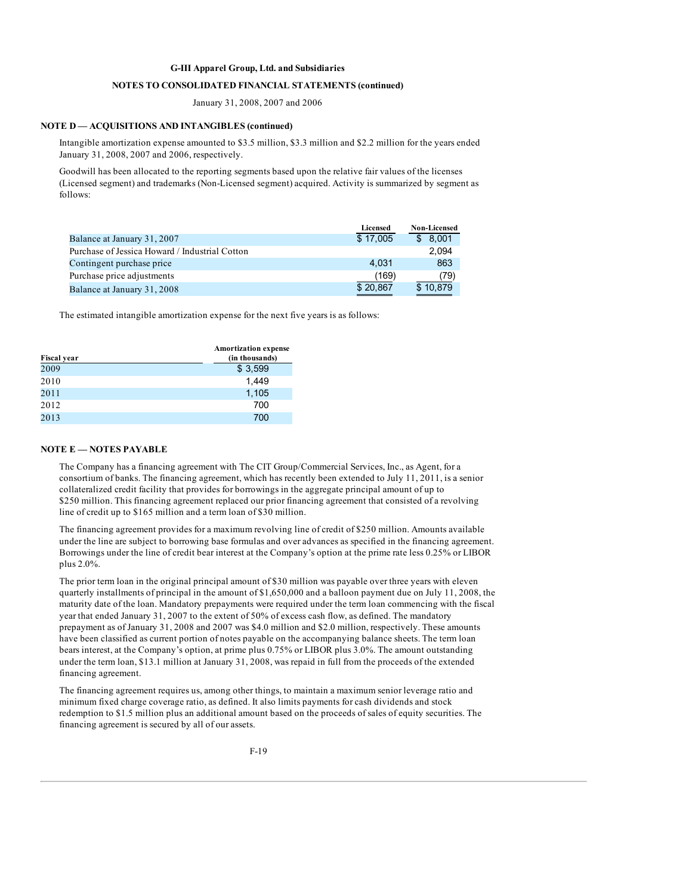**G-III Apparel Group, Ltd. and Subsidiaries**

**NOTES TO CONSOLIDATED FINANCIAL STATEMENTS (continued)**

January 31, 2008, 2007 and 2006

**NOTE D — ACQUISITIONS AND INTANGIBLES (continued)**

Intangible amortization expense amounted to $3.5 million, $3.3 million and $2.2 million for the years ended January 31, 2008, 2007 and 2006, respectively.

Goodwill has been allocated to the reporting segments based upon the relative fair values of the licenses (Licensed segment) and trademarks (Non-Licensed segment) acquired. Activity is summarized by segment as follows:

| | Licensed | Non-Licensed |
|---|---|---|
| Balance at January 31, 2007 | $ 17,005 | $ 8,001 |
| Purchase of Jessica Howard / Industrial Cotton | | 2,094 |
| Contingent purchase price | 4,031 | 863 |
| Purchase price adjustments | (169) | (79) |
| Balance at January 31, 2008 | $ 20,867 | $ 10,879 |

The estimated intangible amortization expense for the next five years is as follows:

| Fiscal year | Amortization expense (in thousands) |
|---|---|
| 2009 | $ 3,599 |
| 2010 | 1,449 |
| 2011 | 1,105 |
| 2012 | 700 |
| 2013 | 700 |

**NOTE E — NOTES PAYABLE**

The Company has a financing agreement with The CIT Group/Commercial Services, Inc., as Agent, for a consortium of banks. The financing agreement, which has recently been extended to July 11, 2011, is a senior collateralized credit facility that provides for borrowings in the aggregate principal amount of up to $250 million. This financing agreement replaced our prior financing agreement that consisted of a revolving line of credit up to $165 million and a term loan of $30 million.

The financing agreement provides for a maximum revolving line of credit of $250 million. Amounts available under the line are subject to borrowing base formulas and over advances as specified in the financing agreement. Borrowings under the line of credit bear interest at the Company's option at the prime rate less 0.25% or LIBOR plus 2.0%.

The prior term loan in the original principal amount of $30 million was payable over three years with eleven quarterly installments of principal in the amount of $1,650,000 and a balloon payment due on July 11, 2008, the maturity date of the loan. Mandatory prepayments were required under the term loan commencing with the fiscal year that ended January 31, 2007 to the extent of 50% of excess cash flow, as defined. The mandatory prepayment as of January 31, 2008 and 2007 was $4.0 million and $2.0 million, respectively. These amounts have been classified as current portion of notes payable on the accompanying balance sheets. The term loan bears interest, at the Company's option, at prime plus 0.75% or LIBOR plus 3.0%. The amount outstanding under the term loan, $13.1 million at January 31, 2008, was repaid in full from the proceeds of the extended financing agreement.

The financing agreement requires us, among other things, to maintain a maximum senior leverage ratio and minimum fixed charge coverage ratio, as defined. It also limits payments for cash dividends and stock redemption to $1.5 million plus an additional amount based on the proceeds of sales of equity securities. The financing agreement is secured by all of our assets.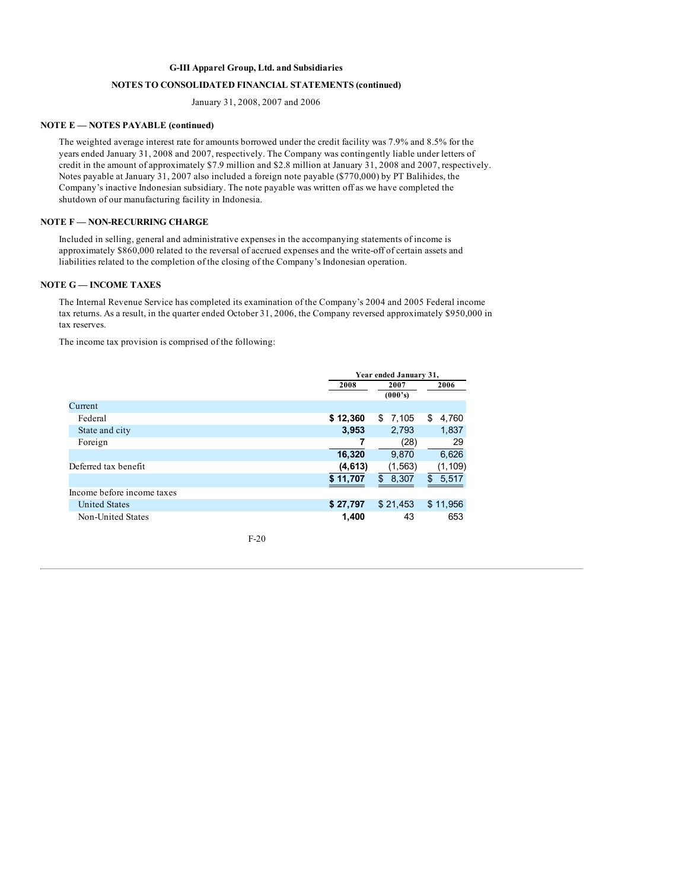G-III Apparel Group, Ltd. and Subsidiaries

NOTES TO CONSOLIDATED FINANCIAL STATEMENTS (continued)

January 31, 2008, 2007 and 2006

## NOTE E — NOTES PAYABLE (continued)

The weighted average interest rate for amounts borrowed under the credit facility was 7.9% and 8.5% for the years ended January 31, 2008 and 2007, respectively. The Company was contingently liable under letters of credit in the amount of approximately $7.9 million and $2.8 million at January 31, 2008 and 2007, respectively. Notes payable at January 31, 2007 also included a foreign note payable ($770,000) by PT Balihides, the Company's inactive Indonesian subsidiary. The note payable was written off as we have completed the shutdown of our manufacturing facility in Indonesia.

## NOTE F — NON-RECURRING CHARGE

Included in selling, general and administrative expenses in the accompanying statements of income is approximately $860,000 related to the reversal of accrued expenses and the write-off of certain assets and liabilities related to the completion of the closing of the Company's Indonesian operation.

## NOTE G — INCOME TAXES

The Internal Revenue Service has completed its examination of the Company's 2004 and 2005 Federal income tax returns. As a result, in the quarter ended October 31, 2006, the Company reversed approximately $950,000 in tax reserves.

The income tax provision is comprised of the following:

| | Year ended January 31, | | |
|---|---|---|---|
| | 2008 | 2007 | 2006 |
| | | (000's) | |
| Current | | | |
| Federal | **$ 12,360** | $ 7,105 | $ 4,760 |
| State and city | **3,953** | 2,793 | 1,837 |
| Foreign | **7** | (28) | 29 |
| | **16,320** | 9,870 | 6,626 |
| Deferred tax benefit | **(4,613)** | (1,563) | (1,109) |
| | **$ 11,707** | $ 8,307 | $ 5,517 |
| Income before income taxes | | | |
| United States | **$ 27,797** | $ 21,453 | $ 11,956 |
| Non-United States | **1,400** | 43 | 653 |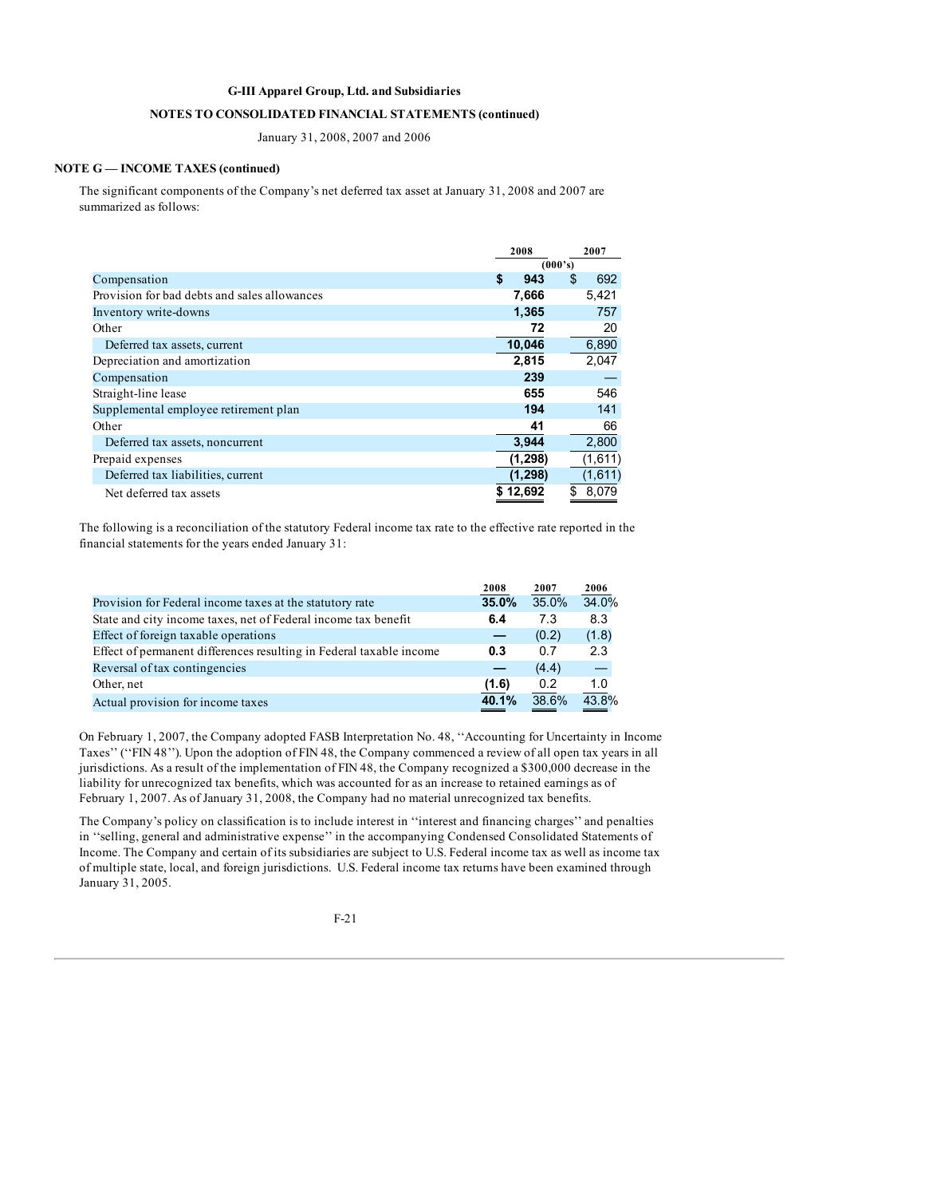G-III Apparel Group, Ltd. and Subsidiaries

NOTES TO CONSOLIDATED FINANCIAL STATEMENTS (continued)

January 31, 2008, 2007 and 2006

**NOTE G — INCOME TAXES (continued)**

The significant components of the Company's net deferred tax asset at January 31, 2008 and 2007 are summarized as follows:

| | 2008 | 2007 |
|---|---|---|
| | (000's) | |
| Compensation | $ 943 | $ 692 |
| Provision for bad debts and sales allowances | 7,666 | 5,421 |
| Inventory write-downs | 1,365 | 757 |
| Other | 72 | 20 |
| Deferred tax assets, current | 10,046 | 6,890 |
| Depreciation and amortization | 2,815 | 2,047 |
| Compensation | 239 | — |
| Straight-line lease | 655 | 546 |
| Supplemental employee retirement plan | 194 | 141 |
| Other | 41 | 66 |
| Deferred tax assets, noncurrent | 3,944 | 2,800 |
| Prepaid expenses | (1,298) | (1,611) |
| Deferred tax liabilities, current | (1,298) | (1,611) |
| Net deferred tax assets | $ 12,692 | $ 8,079 |

The following is a reconciliation of the statutory Federal income tax rate to the effective rate reported in the financial statements for the years ended January 31:

| | 2008 | 2007 | 2006 |
|---|---|---|---|
| Provision for Federal income taxes at the statutory rate | 35.0% | 35.0% | 34.0% |
| State and city income taxes, net of Federal income tax benefit | 6.4 | 7.3 | 8.3 |
| Effect of foreign taxable operations | — | (0.2) | (1.8) |
| Effect of permanent differences resulting in Federal taxable income | 0.3 | 0.7 | 2.3 |
| Reversal of tax contingencies | — | (4.4) | — |
| Other, net | (1.6) | 0.2 | 1.0 |
| Actual provision for income taxes | 40.1% | 38.6% | 43.8% |

On February 1, 2007, the Company adopted FASB Interpretation No. 48, ''Accounting for Uncertainty in Income Taxes'' (''FIN 48''). Upon the adoption of FIN 48, the Company commenced a review of all open tax years in all jurisdictions. As a result of the implementation of FIN 48, the Company recognized a $300,000 decrease in the liability for unrecognized tax benefits, which was accounted for as an increase to retained earnings as of February 1, 2007. As of January 31, 2008, the Company had no material unrecognized tax benefits.

The Company's policy on classification is to include interest in ''interest and financing charges'' and penalties in ''selling, general and administrative expense'' in the accompanying Condensed Consolidated Statements of Income. The Company and certain of its subsidiaries are subject to U.S. Federal income tax as well as income tax of multiple state, local, and foreign jurisdictions. U.S. Federal income tax returns have been examined through January 31, 2005.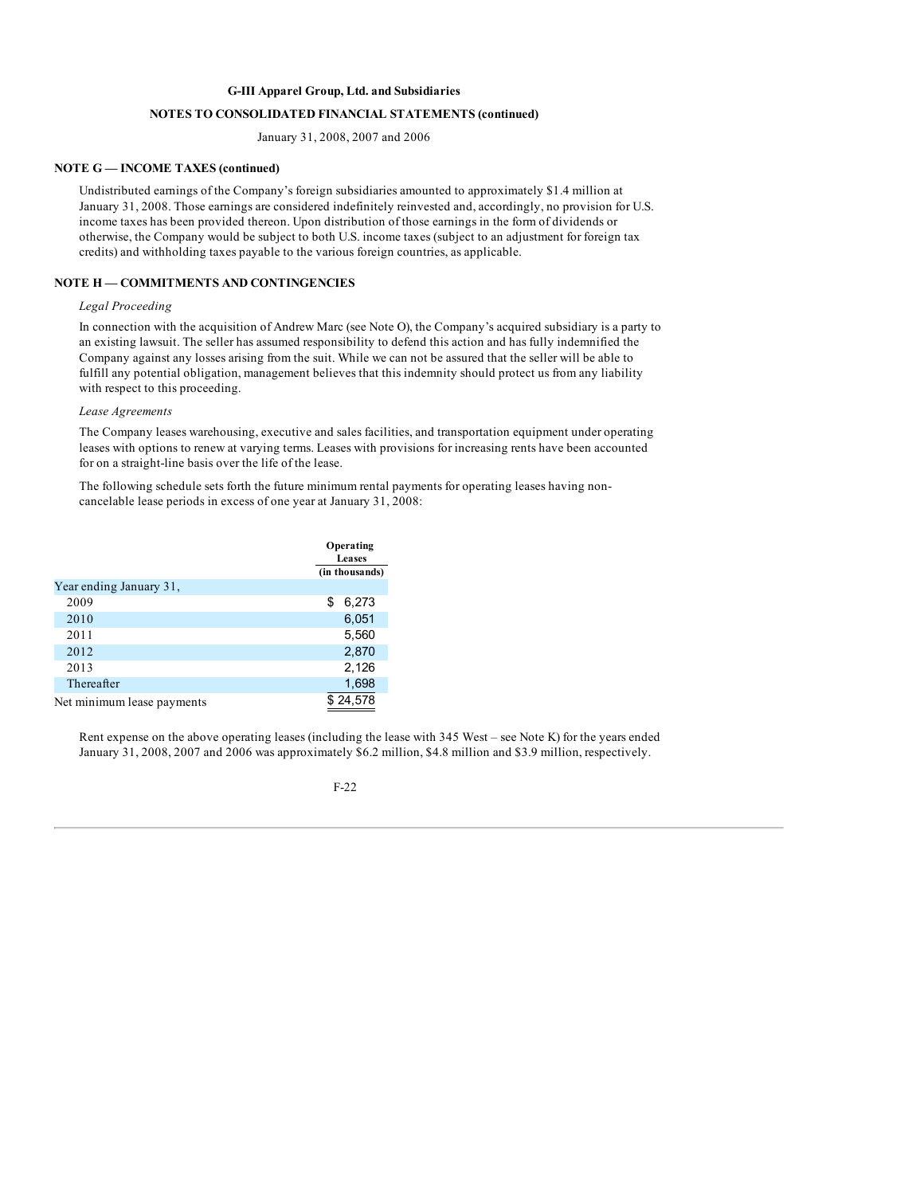**G-III Apparel Group, Ltd. and Subsidiaries**

**NOTES TO CONSOLIDATED FINANCIAL STATEMENTS (continued)**

January 31, 2008, 2007 and 2006

**NOTE G — INCOME TAXES (continued)**

Undistributed earnings of the Company's foreign subsidiaries amounted to approximately $1.4 million at January 31, 2008. Those earnings are considered indefinitely reinvested and, accordingly, no provision for U.S. income taxes has been provided thereon. Upon distribution of those earnings in the form of dividends or otherwise, the Company would be subject to both U.S. income taxes (subject to an adjustment for foreign tax credits) and withholding taxes payable to the various foreign countries, as applicable.

**NOTE H — COMMITMENTS AND CONTINGENCIES**

*Legal Proceeding*

In connection with the acquisition of Andrew Marc (see Note O), the Company's acquired subsidiary is a party to an existing lawsuit. The seller has assumed responsibility to defend this action and has fully indemnified the Company against any losses arising from the suit. While we can not be assured that the seller will be able to fulfill any potential obligation, management believes that this indemnity should protect us from any liability with respect to this proceeding.

*Lease Agreements*

The Company leases warehousing, executive and sales facilities, and transportation equipment under operating leases with options to renew at varying terms. Leases with provisions for increasing rents have been accounted for on a straight-line basis over the life of the lease.

The following schedule sets forth the future minimum rental payments for operating leases having non-cancelable lease periods in excess of one year at January 31, 2008:

| | Operating Leases (in thousands) |
|---|---|
| Year ending January 31, | |
| 2009 | $ 6,273 |
| 2010 | 6,051 |
| 2011 | 5,560 |
| 2012 | 2,870 |
| 2013 | 2,126 |
| Thereafter | 1,698 |
| Net minimum lease payments | $ 24,578 |

Rent expense on the above operating leases (including the lease with 345 West – see Note K) for the years ended January 31, 2008, 2007 and 2006 was approximately $6.2 million, $4.8 million and $3.9 million, respectively.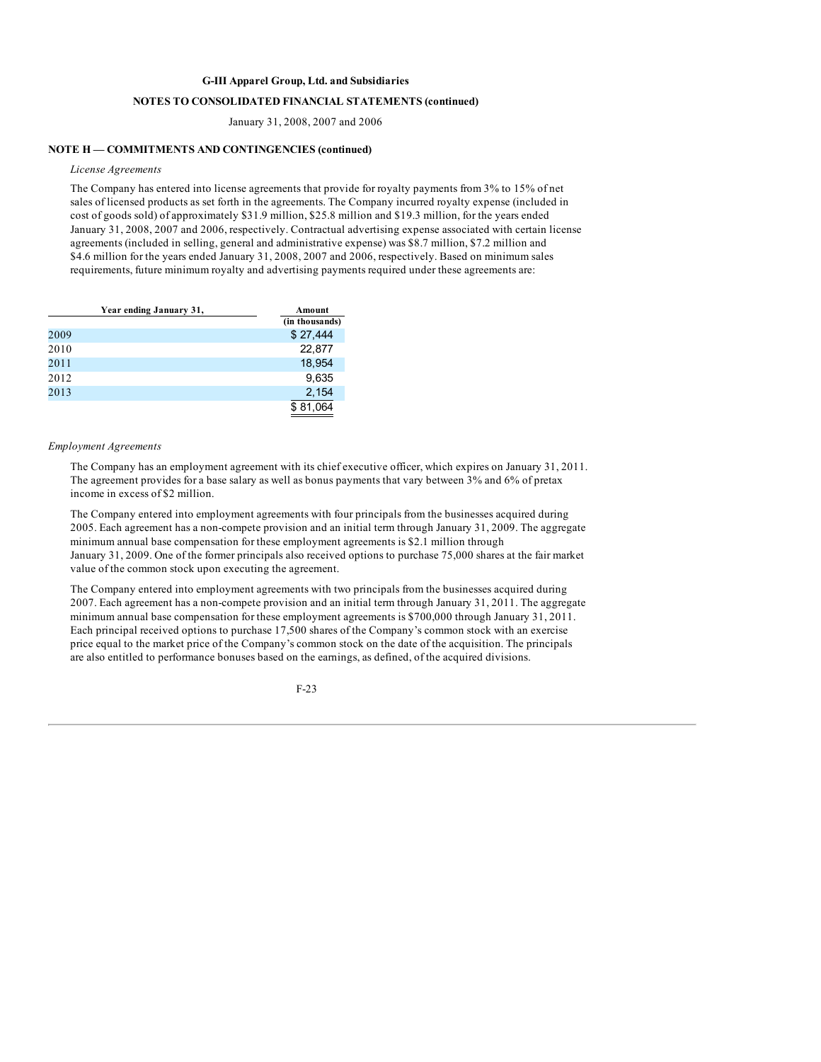**G-III Apparel Group, Ltd. and Subsidiaries**

**NOTES TO CONSOLIDATED FINANCIAL STATEMENTS (continued)**

January 31, 2008, 2007 and 2006

**NOTE H — COMMITMENTS AND CONTINGENCIES (continued)**

*License Agreements*

The Company has entered into license agreements that provide for royalty payments from 3% to 15% of net sales of licensed products as set forth in the agreements. The Company incurred royalty expense (included in cost of goods sold) of approximately $31.9 million, $25.8 million and $19.3 million, for the years ended January 31, 2008, 2007 and 2006, respectively. Contractual advertising expense associated with certain license agreements (included in selling, general and administrative expense) was $8.7 million, $7.2 million and $4.6 million for the years ended January 31, 2008, 2007 and 2006, respectively. Based on minimum sales requirements, future minimum royalty and advertising payments required under these agreements are:

| Year ending January 31, | Amount (in thousands) |
|---|---|
| 2009 | $ 27,444 |
| 2010 | 22,877 |
| 2011 | 18,954 |
| 2012 | 9,635 |
| 2013 | 2,154 |
| | $ 81,064 |

*Employment Agreements*

The Company has an employment agreement with its chief executive officer, which expires on January 31, 2011. The agreement provides for a base salary as well as bonus payments that vary between 3% and 6% of pretax income in excess of $2 million.

The Company entered into employment agreements with four principals from the businesses acquired during 2005. Each agreement has a non-compete provision and an initial term through January 31, 2009. The aggregate minimum annual base compensation for these employment agreements is $2.1 million through January 31, 2009. One of the former principals also received options to purchase 75,000 shares at the fair market value of the common stock upon executing the agreement.

The Company entered into employment agreements with two principals from the businesses acquired during 2007. Each agreement has a non-compete provision and an initial term through January 31, 2011. The aggregate minimum annual base compensation for these employment agreements is $700,000 through January 31, 2011. Each principal received options to purchase 17,500 shares of the Company's common stock with an exercise price equal to the market price of the Company's common stock on the date of the acquisition. The principals are also entitled to performance bonuses based on the earnings, as defined, of the acquired divisions.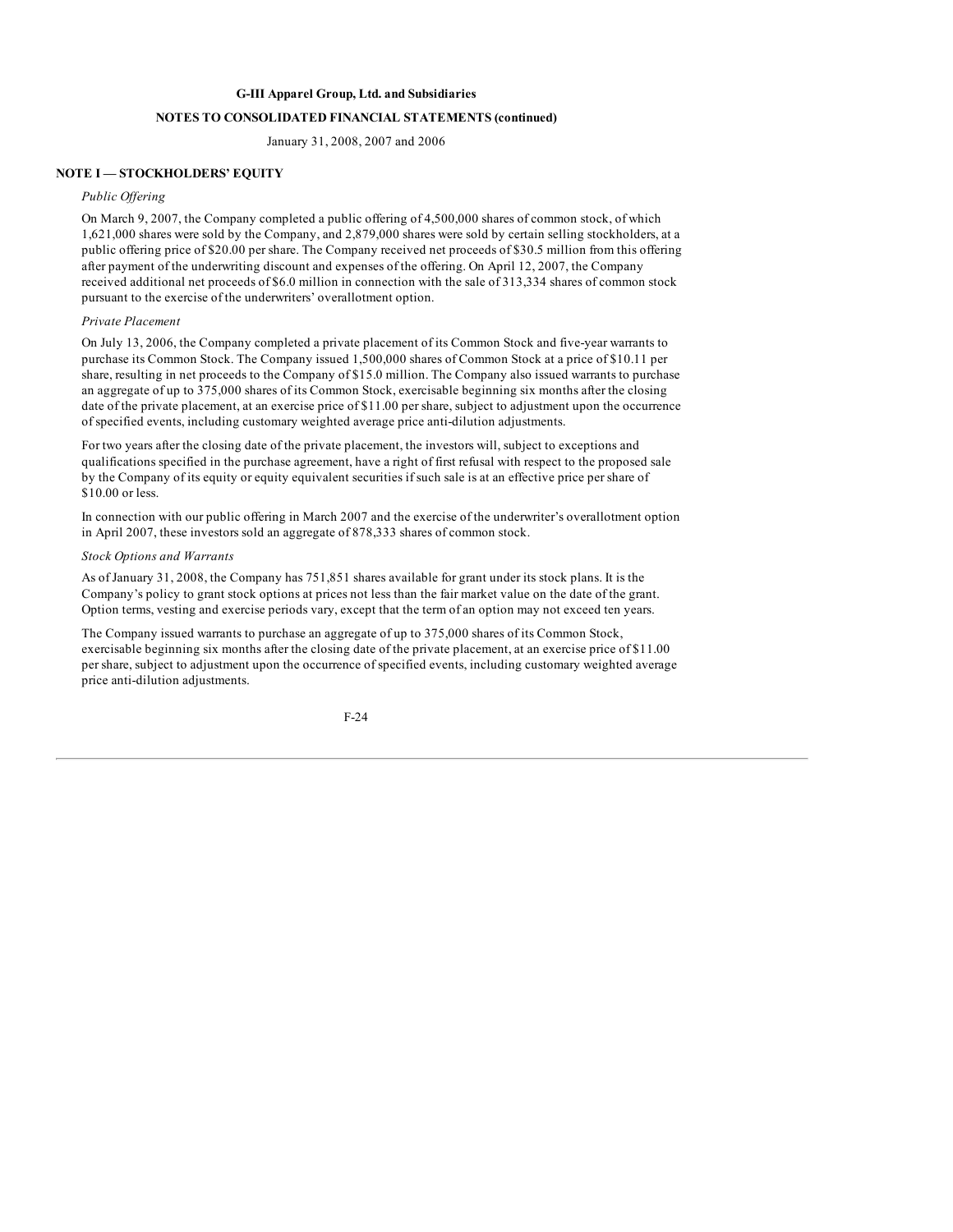**G-III Apparel Group, Ltd. and Subsidiaries**

**NOTES TO CONSOLIDATED FINANCIAL STATEMENTS (continued)**

January 31, 2008, 2007 and 2006

## NOTE I — STOCKHOLDERS' EQUITY

*Public Offering*

On March 9, 2007, the Company completed a public offering of 4,500,000 shares of common stock, of which 1,621,000 shares were sold by the Company, and 2,879,000 shares were sold by certain selling stockholders, at a public offering price of $20.00 per share. The Company received net proceeds of $30.5 million from this offering after payment of the underwriting discount and expenses of the offering. On April 12, 2007, the Company received additional net proceeds of $6.0 million in connection with the sale of 313,334 shares of common stock pursuant to the exercise of the underwriters' overallotment option.

*Private Placement*

On July 13, 2006, the Company completed a private placement of its Common Stock and five-year warrants to purchase its Common Stock. The Company issued 1,500,000 shares of Common Stock at a price of $10.11 per share, resulting in net proceeds to the Company of $15.0 million. The Company also issued warrants to purchase an aggregate of up to 375,000 shares of its Common Stock, exercisable beginning six months after the closing date of the private placement, at an exercise price of $11.00 per share, subject to adjustment upon the occurrence of specified events, including customary weighted average price anti-dilution adjustments.

For two years after the closing date of the private placement, the investors will, subject to exceptions and qualifications specified in the purchase agreement, have a right of first refusal with respect to the proposed sale by the Company of its equity or equity equivalent securities if such sale is at an effective price per share of $10.00 or less.

In connection with our public offering in March 2007 and the exercise of the underwriter's overallotment option in April 2007, these investors sold an aggregate of 878,333 shares of common stock.

*Stock Options and Warrants*

As of January 31, 2008, the Company has 751,851 shares available for grant under its stock plans. It is the Company's policy to grant stock options at prices not less than the fair market value on the date of the grant. Option terms, vesting and exercise periods vary, except that the term of an option may not exceed ten years.

The Company issued warrants to purchase an aggregate of up to 375,000 shares of its Common Stock, exercisable beginning six months after the closing date of the private placement, at an exercise price of $11.00 per share, subject to adjustment upon the occurrence of specified events, including customary weighted average price anti-dilution adjustments.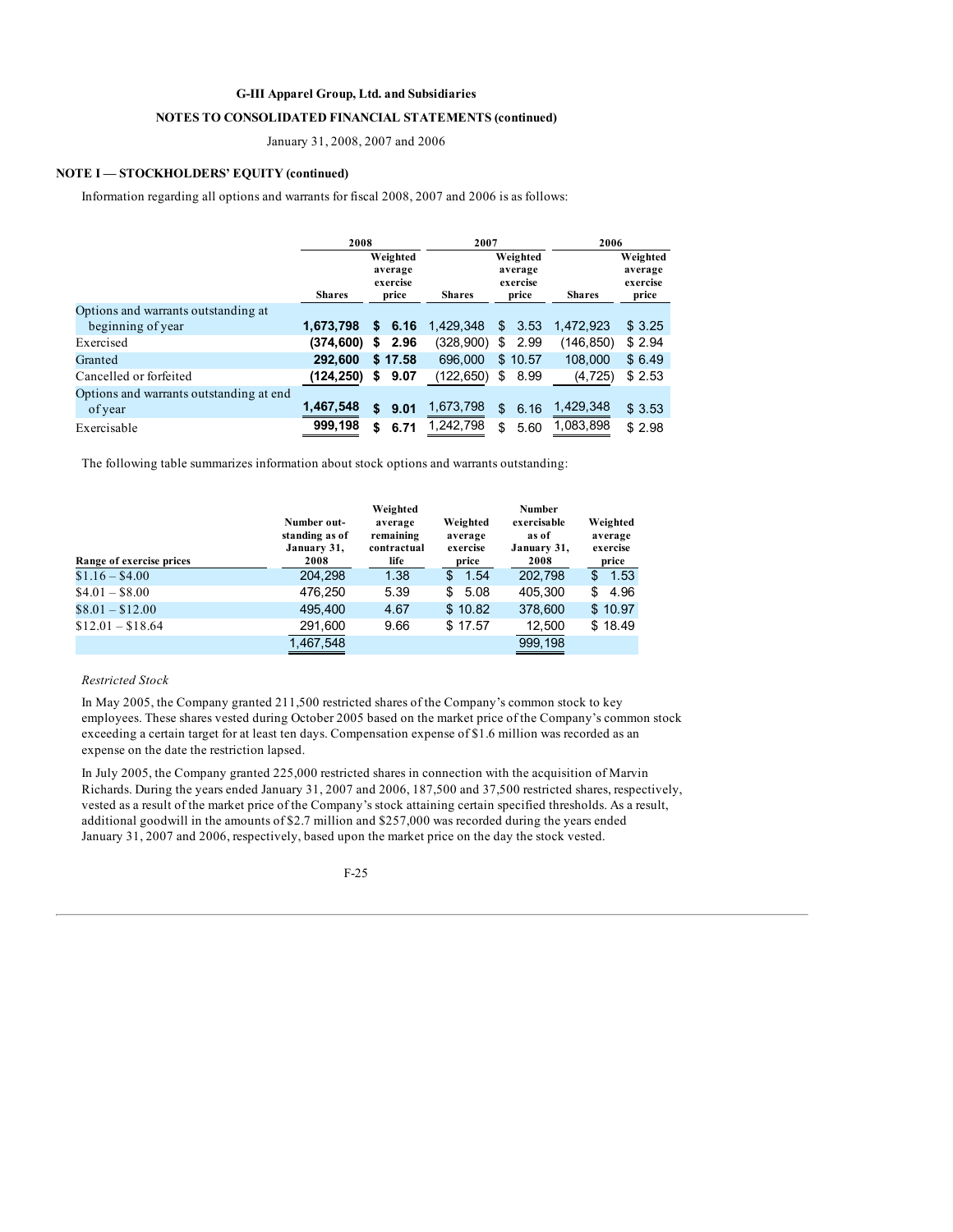G-III Apparel Group, Ltd. and Subsidiaries

NOTES TO CONSOLIDATED FINANCIAL STATEMENTS (continued)

January 31, 2008, 2007 and 2006

## NOTE I — STOCKHOLDERS' EQUITY (continued)

Information regarding all options and warrants for fiscal 2008, 2007 and 2006 is as follows:

| | 2008 | | 2007 | | 2006 | |
|---|---|---|---|---|---|---|
| | Shares | Weighted average exercise price | Shares | Weighted average exercise price | Shares | Weighted average exercise price |
| Options and warrants outstanding at beginning of year | **1,673,798** | **$ 6.16** | 1,429,348 | $ 3.53 | 1,472,923 | $ 3.25 |
| Exercised | **(374,600)** | **$ 2.96** | (328,900) | $ 2.99 | (146,850) | $ 2.94 |
| Granted | **292,600** | **$ 17.58** | 696,000 | $ 10.57 | 108,000 | $ 6.49 |
| Cancelled or forfeited | **(124,250)** | **$ 9.07** | (122,650) | $ 8.99 | (4,725) | $ 2.53 |
| Options and warrants outstanding at end of year | **1,467,548** | **$ 9.01** | 1,673,798 | $ 6.16 | 1,429,348 | $ 3.53 |
| Exercisable | **999,198** | **$ 6.71** | 1,242,798 | $ 5.60 | 1,083,898 | $ 2.98 |

The following table summarizes information about stock options and warrants outstanding:

| Range of exercise prices | Number outstanding as of January 31, 2008 | Weighted average remaining contractual life | Weighted average exercise price | Number exercisable as of January 31, 2008 | Weighted average exercise price |
|---|---|---|---|---|---|
| $1.16 – $4.00 | 204,298 | 1.38 | $ 1.54 | 202,798 | $ 1.53 |
| $4.01 – $8.00 | 476,250 | 5.39 | $ 5.08 | 405,300 | $ 4.96 |
| $8.01 – $12.00 | 495,400 | 4.67 | $ 10.82 | 378,600 | $ 10.97 |
| $12.01 – $18.64 | 291,600 | 9.66 | $ 17.57 | 12,500 | $ 18.49 |
| | 1,467,548 | | | 999,198 | |

*Restricted Stock*

In May 2005, the Company granted 211,500 restricted shares of the Company's common stock to key employees. These shares vested during October 2005 based on the market price of the Company's common stock exceeding a certain target for at least ten days. Compensation expense of $1.6 million was recorded as an expense on the date the restriction lapsed.

In July 2005, the Company granted 225,000 restricted shares in connection with the acquisition of Marvin Richards. During the years ended January 31, 2007 and 2006, 187,500 and 37,500 restricted shares, respectively, vested as a result of the market price of the Company's stock attaining certain specified thresholds. As a result, additional goodwill in the amounts of $2.7 million and $257,000 was recorded during the years ended January 31, 2007 and 2006, respectively, based upon the market price on the day the stock vested.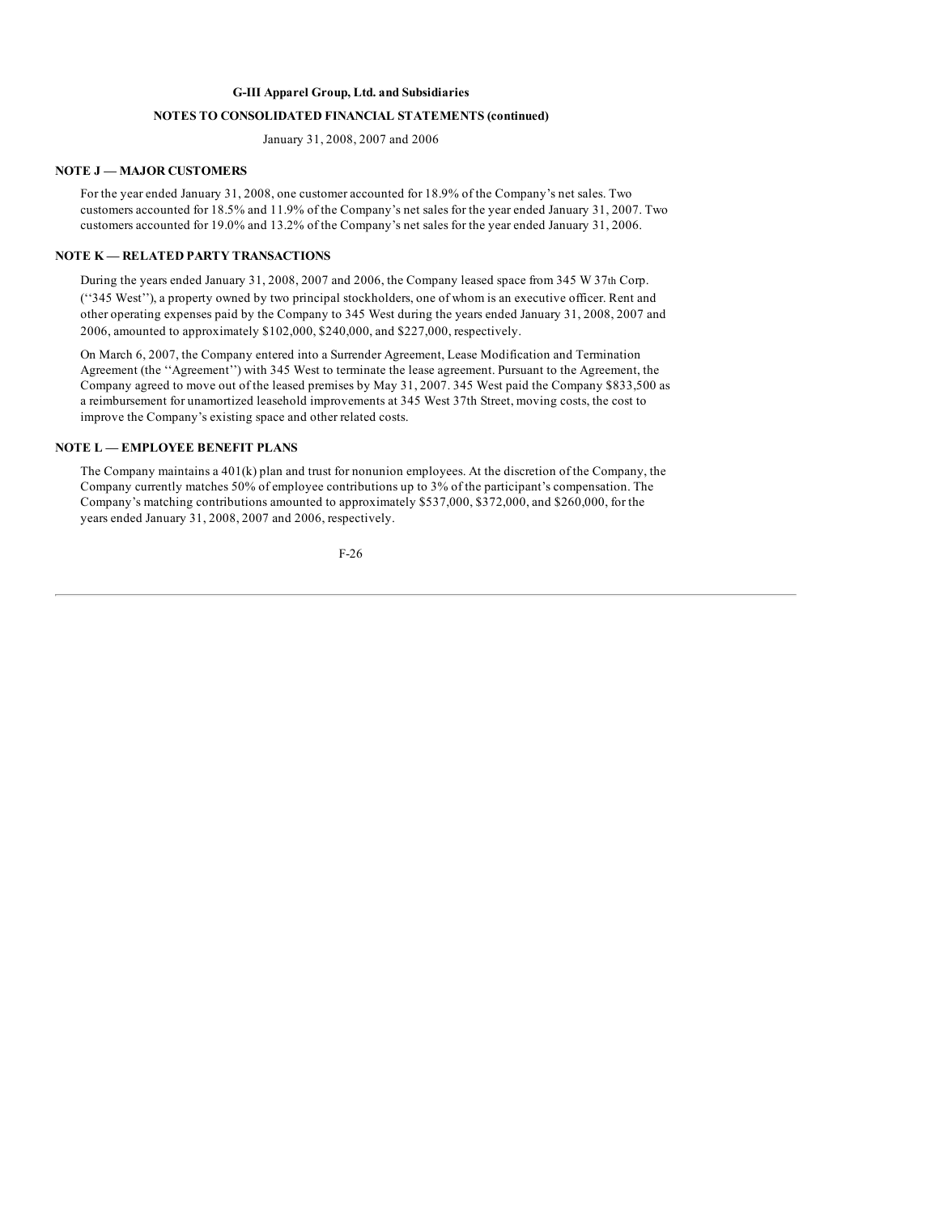## NOTE J — MAJOR CUSTOMERS

For the year ended January 31, 2008, one customer accounted for 18.9% of the Company's net sales. Two customers accounted for 18.5% and 11.9% of the Company's net sales for the year ended January 31, 2007. Two customers accounted for 19.0% and 13.2% of the Company's net sales for the year ended January 31, 2006.

## NOTE K — RELATED PARTY TRANSACTIONS

During the years ended January 31, 2008, 2007 and 2006, the Company leased space from 345 W 37th Corp. (''345 West''), a property owned by two principal stockholders, one of whom is an executive officer. Rent and other operating expenses paid by the Company to 345 West during the years ended January 31, 2008, 2007 and 2006, amounted to approximately $102,000, $240,000, and $227,000, respectively.

On March 6, 2007, the Company entered into a Surrender Agreement, Lease Modification and Termination Agreement (the ''Agreement'') with 345 West to terminate the lease agreement. Pursuant to the Agreement, the Company agreed to move out of the leased premises by May 31, 2007. 345 West paid the Company $833,500 as a reimbursement for unamortized leasehold improvements at 345 West 37th Street, moving costs, the cost to improve the Company's existing space and other related costs.

## NOTE L — EMPLOYEE BENEFIT PLANS

The Company maintains a 401(k) plan and trust for nonunion employees. At the discretion of the Company, the Company currently matches 50% of employee contributions up to 3% of the participant's compensation. The Company's matching contributions amounted to approximately $537,000, $372,000, and $260,000, for the years ended January 31, 2008, 2007 and 2006, respectively.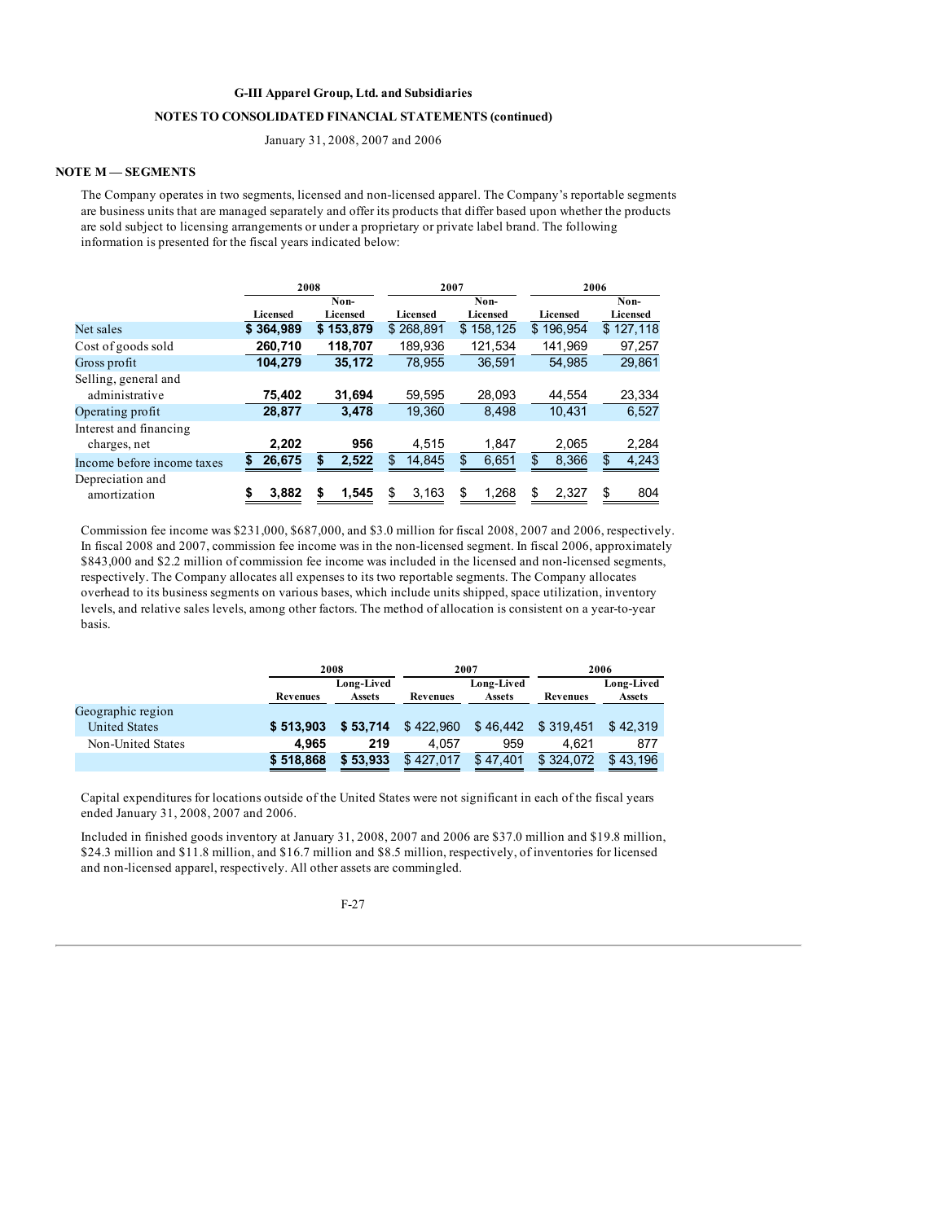**G-III Apparel Group, Ltd. and Subsidiaries**

**NOTES TO CONSOLIDATED FINANCIAL STATEMENTS (continued)**

January 31, 2008, 2007 and 2006

### NOTE M — SEGMENTS

The Company operates in two segments, licensed and non-licensed apparel. The Company's reportable segments are business units that are managed separately and offer its products that differ based upon whether the products are sold subject to licensing arrangements or under a proprietary or private label brand. The following information is presented for the fiscal years indicated below:

| | 2008 | | 2007 | | 2006 | |
|---|---|---|---|---|---|---|
| | Licensed | Non-Licensed | Licensed | Non-Licensed | Licensed | Non-Licensed |
| Net sales | **$ 364,989** | **$ 153,879** | $ 268,891 | $ 158,125 | $ 196,954 | $ 127,118 |
| Cost of goods sold | **260,710** | **118,707** | 189,936 | 121,534 | 141,969 | 97,257 |
| Gross profit | **104,279** | **35,172** | 78,955 | 36,591 | 54,985 | 29,861 |
| Selling, general and administrative | **75,402** | **31,694** | 59,595 | 28,093 | 44,554 | 23,334 |
| Operating profit | **28,877** | **3,478** | 19,360 | 8,498 | 10,431 | 6,527 |
| Interest and financing charges, net | **2,202** | **956** | 4,515 | 1,847 | 2,065 | 2,284 |
| Income before income taxes | **$ 26,675** | **$ 2,522** | $ 14,845 | $ 6,651 | $ 8,366 | $ 4,243 |
| Depreciation and amortization | **$ 3,882** | **$ 1,545** | $ 3,163 | $ 1,268 | $ 2,327 | $ 804 |

Commission fee income was $231,000, $687,000, and $3.0 million for fiscal 2008, 2007 and 2006, respectively. In fiscal 2008 and 2007, commission fee income was in the non-licensed segment. In fiscal 2006, approximately $843,000 and $2.2 million of commission fee income was included in the licensed and non-licensed segments, respectively. The Company allocates all expenses to its two reportable segments. The Company allocates overhead to its business segments on various bases, which include units shipped, space utilization, inventory levels, and relative sales levels, among other factors. The method of allocation is consistent on a year-to-year basis.

| | 2008 | | 2007 | | 2006 | |
|---|---|---|---|---|---|---|
| | Revenues | Long-Lived Assets | Revenues | Long-Lived Assets | Revenues | Long-Lived Assets |
| Geographic region | | | | | | |
| United States | **$ 513,903** | **$ 53,714** | $ 422,960 | $ 46,442 | $ 319,451 | $ 42,319 |
| Non-United States | **4,965** | **219** | 4,057 | 959 | 4,621 | 877 |
| | **$ 518,868** | **$ 53,933** | $ 427,017 | $ 47,401 | $ 324,072 | $ 43,196 |

Capital expenditures for locations outside of the United States were not significant in each of the fiscal years ended January 31, 2008, 2007 and 2006.

Included in finished goods inventory at January 31, 2008, 2007 and 2006 are $37.0 million and $19.8 million, $24.3 million and $11.8 million, and $16.7 million and $8.5 million, respectively, of inventories for licensed and non-licensed apparel, respectively. All other assets are commingled.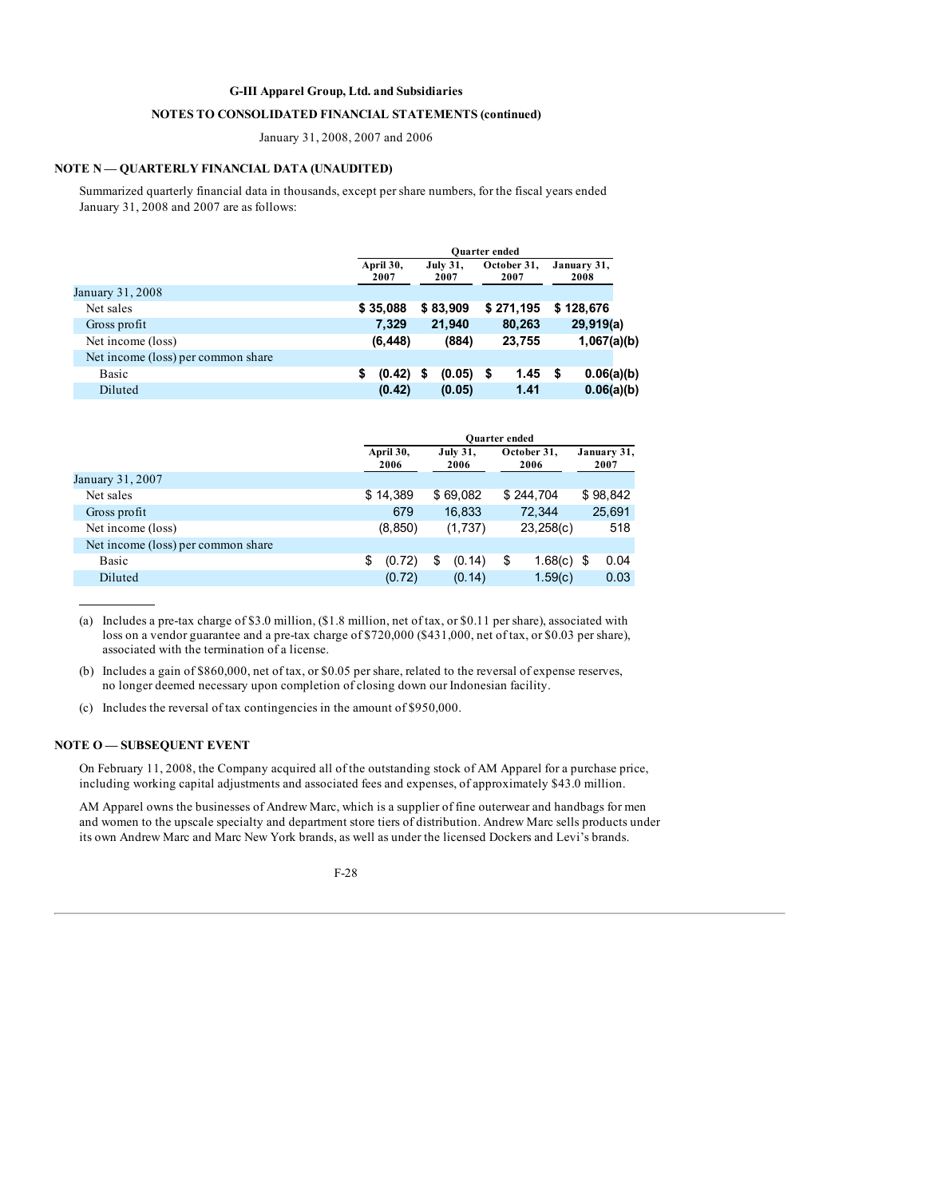G-III Apparel Group, Ltd. and Subsidiaries

NOTES TO CONSOLIDATED FINANCIAL STATEMENTS (continued)

January 31, 2008, 2007 and 2006

## NOTE N — QUARTERLY FINANCIAL DATA (UNAUDITED)

Summarized quarterly financial data in thousands, except per share numbers, for the fiscal years ended January 31, 2008 and 2007 are as follows:

| | Quarter ended | | | |
|---|---|---|---|---|
| | April 30, 2007 | July 31, 2007 | October 31, 2007 | January 31, 2008 |
| January 31, 2008 | | | | |
| Net sales | $ 35,088 | $ 83,909 | $ 271,195 | $ 128,676 |
| Gross profit | 7,329 | 21,940 | 80,263 | 29,919(a) |
| Net income (loss) | (6,448) | (884) | 23,755 | 1,067(a)(b) |
| Net income (loss) per common share | | | | |
| Basic | $ (0.42) | $ (0.05) | $ 1.45 | $ 0.06(a)(b) |
| Diluted | (0.42) | (0.05) | 1.41 | 0.06(a)(b) |

| | Quarter ended | | | |
|---|---|---|---|---|
| | April 30, 2006 | July 31, 2006 | October 31, 2006 | January 31, 2007 |
| January 31, 2007 | | | | |
| Net sales | $ 14,389 | $ 69,082 | $ 244,704 | $ 98,842 |
| Gross profit | 679 | 16,833 | 72,344 | 25,691 |
| Net income (loss) | (8,850) | (1,737) | 23,258(c) | 518 |
| Net income (loss) per common share | | | | |
| Basic | $ (0.72) | $ (0.14) | $ 1.68(c) | $ 0.04 |
| Diluted | (0.72) | (0.14) | 1.59(c) | 0.03 |

(a) Includes a pre-tax charge of $3.0 million, ($1.8 million, net of tax, or $0.11 per share), associated with loss on a vendor guarantee and a pre-tax charge of $720,000 ($431,000, net of tax, or $0.03 per share), associated with the termination of a license.

(b) Includes a gain of $860,000, net of tax, or $0.05 per share, related to the reversal of expense reserves, no longer deemed necessary upon completion of closing down our Indonesian facility.

(c) Includes the reversal of tax contingencies in the amount of $950,000.

## NOTE O — SUBSEQUENT EVENT

On February 11, 2008, the Company acquired all of the outstanding stock of AM Apparel for a purchase price, including working capital adjustments and associated fees and expenses, of approximately $43.0 million.

AM Apparel owns the businesses of Andrew Marc, which is a supplier of fine outerwear and handbags for men and women to the upscale specialty and department store tiers of distribution. Andrew Marc sells products under its own Andrew Marc and Marc New York brands, as well as under the licensed Dockers and Levi's brands.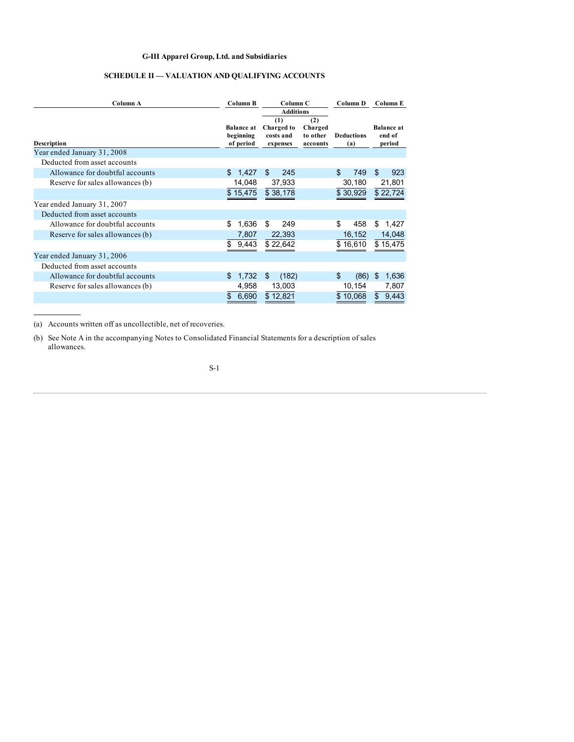**G-III Apparel Group, Ltd. and Subsidiaries**

**SCHEDULE II — VALUATION AND QUALIFYING ACCOUNTS**

| Column A | Column B | Column C | | Column D | Column E |
|---|---|---|---|---|---|
| | | Additions | | | |
| Description | Balance at beginning of period | (1) Charged to costs and expenses | (2) Charged to other accounts | Deductions (a) | Balance at end of period |
| Year ended January 31, 2008 | | | | | |
| Deducted from asset accounts | | | | | |
| Allowance for doubtful accounts | $ 1,427 | $ 245 | | $ 749 | $ 923 |
| Reserve for sales allowances (b) | 14,048 | 37,933 | | 30,180 | 21,801 |
| | $ 15,475 | $ 38,178 | | $ 30,929 | $ 22,724 |
| Year ended January 31, 2007 | | | | | |
| Deducted from asset accounts | | | | | |
| Allowance for doubtful accounts | $ 1,636 | $ 249 | | $ 458 | $ 1,427 |
| Reserve for sales allowances (b) | 7,807 | 22,393 | | 16,152 | 14,048 |
| | $ 9,443 | $ 22,642 | | $ 16,610 | $ 15,475 |
| Year ended January 31, 2006 | | | | | |
| Deducted from asset accounts | | | | | |
| Allowance for doubtful accounts | $ 1,732 | $ (182) | | $ (86) | $ 1,636 |
| Reserve for sales allowances (b) | 4,958 | 13,003 | | 10,154 | 7,807 |
| | $ 6,690 | $ 12,821 | | $ 10,068 | $ 9,443 |

(a) Accounts written off as uncollectible, net of recoveries.

(b) See Note A in the accompanying Notes to Consolidated Financial Statements for a description of sales allowances.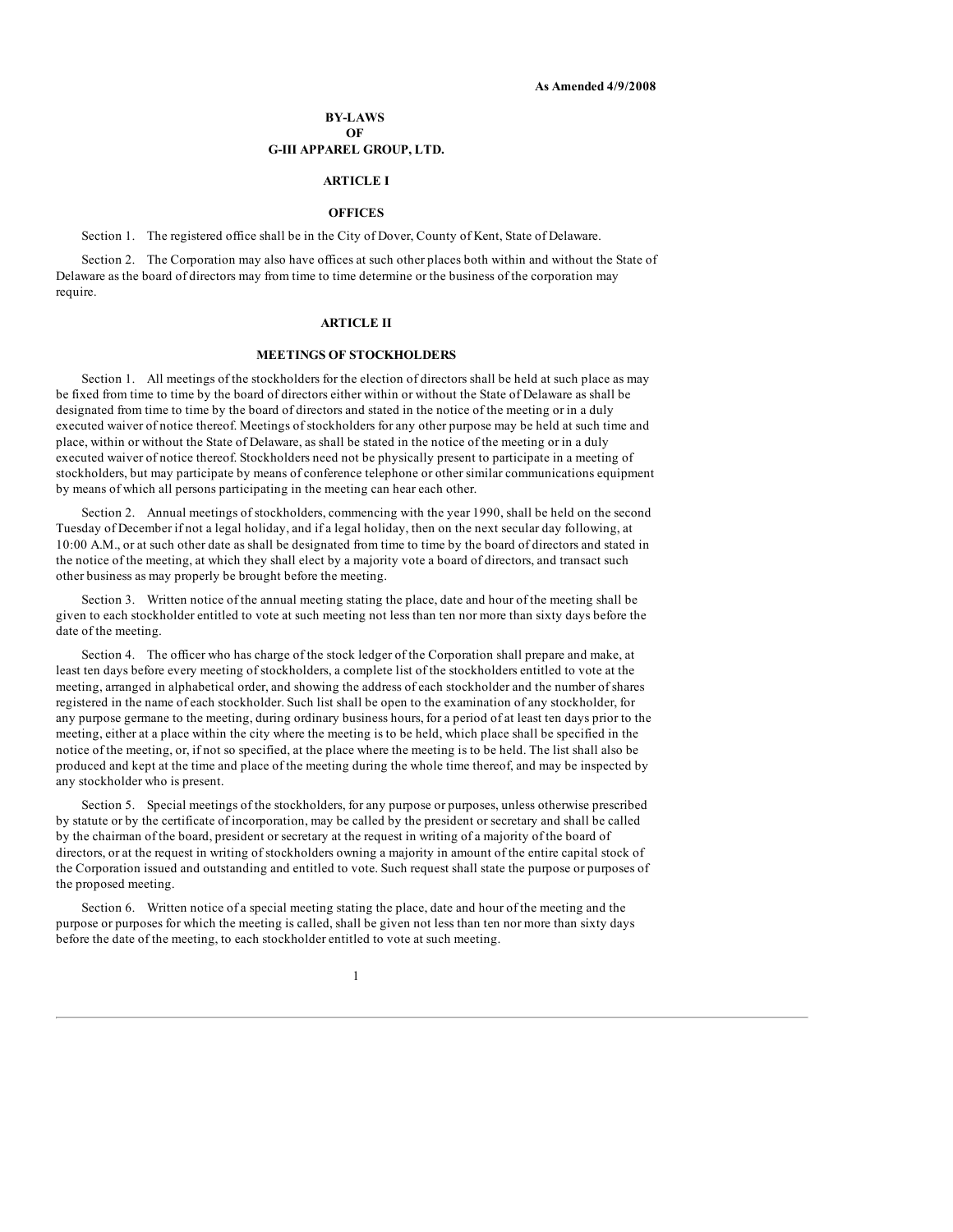**As Amended 4/9/2008**

# BY-LAWS OF G-III APPAREL GROUP, LTD.

## ARTICLE I

## OFFICES

Section 1. The registered office shall be in the City of Dover, County of Kent, State of Delaware.

Section 2. The Corporation may also have offices at such other places both within and without the State of Delaware as the board of directors may from time to time determine or the business of the corporation may require.

## ARTICLE II

## MEETINGS OF STOCKHOLDERS

Section 1. All meetings of the stockholders for the election of directors shall be held at such place as may be fixed from time to time by the board of directors either within or without the State of Delaware as shall be designated from time to time by the board of directors and stated in the notice of the meeting or in a duly executed waiver of notice thereof. Meetings of stockholders for any other purpose may be held at such time and place, within or without the State of Delaware, as shall be stated in the notice of the meeting or in a duly executed waiver of notice thereof. Stockholders need not be physically present to participate in a meeting of stockholders, but may participate by means of conference telephone or other similar communications equipment by means of which all persons participating in the meeting can hear each other.

Section 2. Annual meetings of stockholders, commencing with the year 1990, shall be held on the second Tuesday of December if not a legal holiday, and if a legal holiday, then on the next secular day following, at 10:00 A.M., or at such other date as shall be designated from time to time by the board of directors and stated in the notice of the meeting, at which they shall elect by a majority vote a board of directors, and transact such other business as may properly be brought before the meeting.

Section 3. Written notice of the annual meeting stating the place, date and hour of the meeting shall be given to each stockholder entitled to vote at such meeting not less than ten nor more than sixty days before the date of the meeting.

Section 4. The officer who has charge of the stock ledger of the Corporation shall prepare and make, at least ten days before every meeting of stockholders, a complete list of the stockholders entitled to vote at the meeting, arranged in alphabetical order, and showing the address of each stockholder and the number of shares registered in the name of each stockholder. Such list shall be open to the examination of any stockholder, for any purpose germane to the meeting, during ordinary business hours, for a period of at least ten days prior to the meeting, either at a place within the city where the meeting is to be held, which place shall be specified in the notice of the meeting, or, if not so specified, at the place where the meeting is to be held. The list shall also be produced and kept at the time and place of the meeting during the whole time thereof, and may be inspected by any stockholder who is present.

Section 5. Special meetings of the stockholders, for any purpose or purposes, unless otherwise prescribed by statute or by the certificate of incorporation, may be called by the president or secretary and shall be called by the chairman of the board, president or secretary at the request in writing of a majority of the board of directors, or at the request in writing of stockholders owning a majority in amount of the entire capital stock of the Corporation issued and outstanding and entitled to vote. Such request shall state the purpose or purposes of the proposed meeting.

Section 6. Written notice of a special meeting stating the place, date and hour of the meeting and the purpose or purposes for which the meeting is called, shall be given not less than ten nor more than sixty days before the date of the meeting, to each stockholder entitled to vote at such meeting.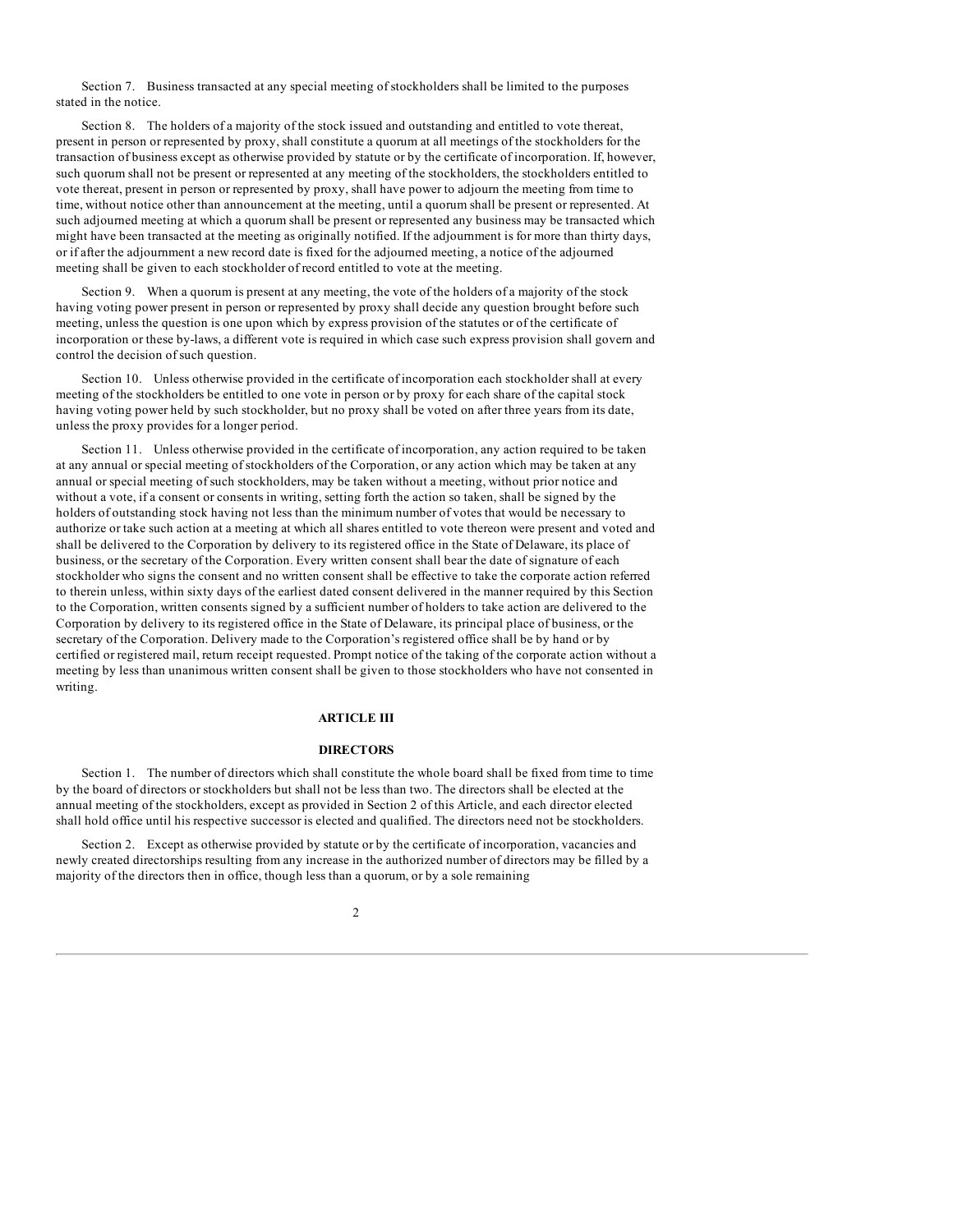Section 7. Business transacted at any special meeting of stockholders shall be limited to the purposes stated in the notice.

Section 8. The holders of a majority of the stock issued and outstanding and entitled to vote thereat, present in person or represented by proxy, shall constitute a quorum at all meetings of the stockholders for the transaction of business except as otherwise provided by statute or by the certificate of incorporation. If, however, such quorum shall not be present or represented at any meeting of the stockholders, the stockholders entitled to vote thereat, present in person or represented by proxy, shall have power to adjourn the meeting from time to time, without notice other than announcement at the meeting, until a quorum shall be present or represented. At such adjourned meeting at which a quorum shall be present or represented any business may be transacted which might have been transacted at the meeting as originally notified. If the adjournment is for more than thirty days, or if after the adjournment a new record date is fixed for the adjourned meeting, a notice of the adjourned meeting shall be given to each stockholder of record entitled to vote at the meeting.

Section 9. When a quorum is present at any meeting, the vote of the holders of a majority of the stock having voting power present in person or represented by proxy shall decide any question brought before such meeting, unless the question is one upon which by express provision of the statutes or of the certificate of incorporation or these by-laws, a different vote is required in which case such express provision shall govern and control the decision of such question.

Section 10. Unless otherwise provided in the certificate of incorporation each stockholder shall at every meeting of the stockholders be entitled to one vote in person or by proxy for each share of the capital stock having voting power held by such stockholder, but no proxy shall be voted on after three years from its date, unless the proxy provides for a longer period.

Section 11. Unless otherwise provided in the certificate of incorporation, any action required to be taken at any annual or special meeting of stockholders of the Corporation, or any action which may be taken at any annual or special meeting of such stockholders, may be taken without a meeting, without prior notice and without a vote, if a consent or consents in writing, setting forth the action so taken, shall be signed by the holders of outstanding stock having not less than the minimum number of votes that would be necessary to authorize or take such action at a meeting at which all shares entitled to vote thereon were present and voted and shall be delivered to the Corporation by delivery to its registered office in the State of Delaware, its place of business, or the secretary of the Corporation. Every written consent shall bear the date of signature of each stockholder who signs the consent and no written consent shall be effective to take the corporate action referred to therein unless, within sixty days of the earliest dated consent delivered in the manner required by this Section to the Corporation, written consents signed by a sufficient number of holders to take action are delivered to the Corporation by delivery to its registered office in the State of Delaware, its principal place of business, or the secretary of the Corporation. Delivery made to the Corporation's registered office shall be by hand or by certified or registered mail, return receipt requested. Prompt notice of the taking of the corporate action without a meeting by less than unanimous written consent shall be given to those stockholders who have not consented in writing.

## ARTICLE III

## DIRECTORS

Section 1. The number of directors which shall constitute the whole board shall be fixed from time to time by the board of directors or stockholders but shall not be less than two. The directors shall be elected at the annual meeting of the stockholders, except as provided in Section 2 of this Article, and each director elected shall hold office until his respective successor is elected and qualified. The directors need not be stockholders.

Section 2. Except as otherwise provided by statute or by the certificate of incorporation, vacancies and newly created directorships resulting from any increase in the authorized number of directors may be filled by a majority of the directors then in office, though less than a quorum, or by a sole remaining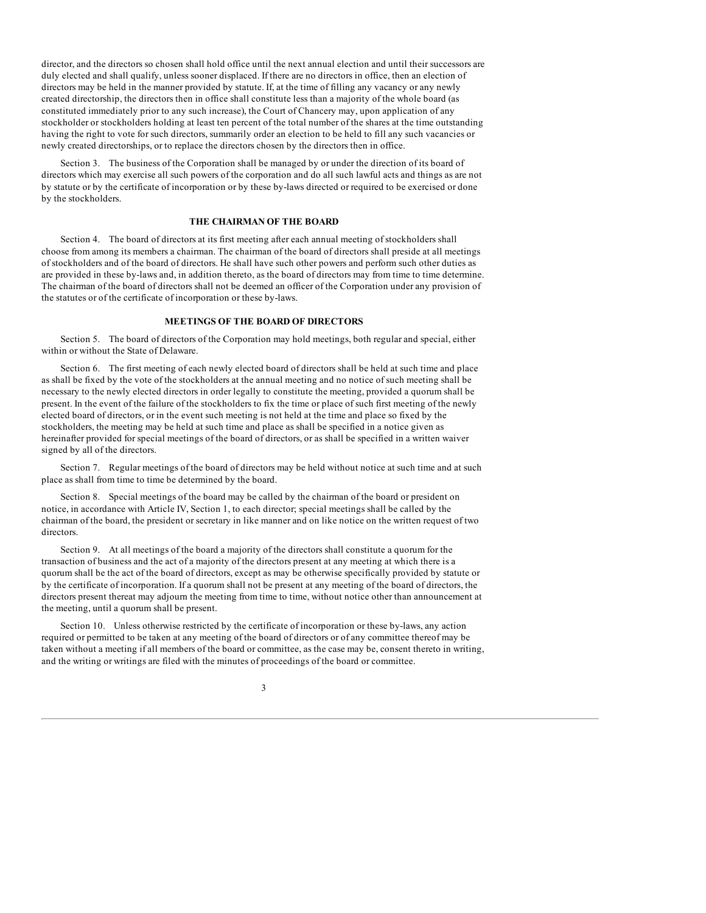director, and the directors so chosen shall hold office until the next annual election and until their successors are duly elected and shall qualify, unless sooner displaced. If there are no directors in office, then an election of directors may be held in the manner provided by statute. If, at the time of filling any vacancy or any newly created directorship, the directors then in office shall constitute less than a majority of the whole board (as constituted immediately prior to any such increase), the Court of Chancery may, upon application of any stockholder or stockholders holding at least ten percent of the total number of the shares at the time outstanding having the right to vote for such directors, summarily order an election to be held to fill any such vacancies or newly created directorships, or to replace the directors chosen by the directors then in office.

Section 3. The business of the Corporation shall be managed by or under the direction of its board of directors which may exercise all such powers of the corporation and do all such lawful acts and things as are not by statute or by the certificate of incorporation or by these by-laws directed or required to be exercised or done by the stockholders.

**THE CHAIRMAN OF THE BOARD**

Section 4. The board of directors at its first meeting after each annual meeting of stockholders shall choose from among its members a chairman. The chairman of the board of directors shall preside at all meetings of stockholders and of the board of directors. He shall have such other powers and perform such other duties as are provided in these by-laws and, in addition thereto, as the board of directors may from time to time determine. The chairman of the board of directors shall not be deemed an officer of the Corporation under any provision of the statutes or of the certificate of incorporation or these by-laws.

**MEETINGS OF THE BOARD OF DIRECTORS**

Section 5. The board of directors of the Corporation may hold meetings, both regular and special, either within or without the State of Delaware.

Section 6. The first meeting of each newly elected board of directors shall be held at such time and place as shall be fixed by the vote of the stockholders at the annual meeting and no notice of such meeting shall be necessary to the newly elected directors in order legally to constitute the meeting, provided a quorum shall be present. In the event of the failure of the stockholders to fix the time or place of such first meeting of the newly elected board of directors, or in the event such meeting is not held at the time and place so fixed by the stockholders, the meeting may be held at such time and place as shall be specified in a notice given as hereinafter provided for special meetings of the board of directors, or as shall be specified in a written waiver signed by all of the directors.

Section 7. Regular meetings of the board of directors may be held without notice at such time and at such place as shall from time to time be determined by the board.

Section 8. Special meetings of the board may be called by the chairman of the board or president on notice, in accordance with Article IV, Section 1, to each director; special meetings shall be called by the chairman of the board, the president or secretary in like manner and on like notice on the written request of two directors.

Section 9. At all meetings of the board a majority of the directors shall constitute a quorum for the transaction of business and the act of a majority of the directors present at any meeting at which there is a quorum shall be the act of the board of directors, except as may be otherwise specifically provided by statute or by the certificate of incorporation. If a quorum shall not be present at any meeting of the board of directors, the directors present thereat may adjourn the meeting from time to time, without notice other than announcement at the meeting, until a quorum shall be present.

Section 10. Unless otherwise restricted by the certificate of incorporation or these by-laws, any action required or permitted to be taken at any meeting of the board of directors or of any committee thereof may be taken without a meeting if all members of the board or committee, as the case may be, consent thereto in writing, and the writing or writings are filed with the minutes of proceedings of the board or committee.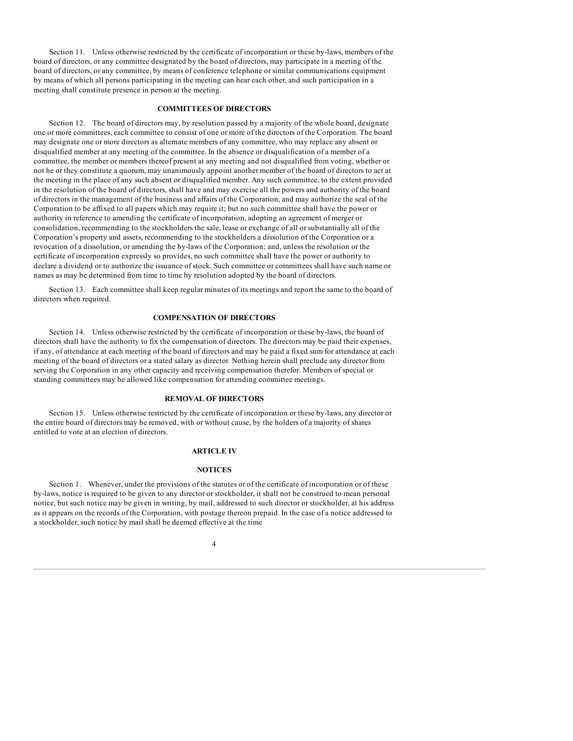Section 11. Unless otherwise restricted by the certificate of incorporation or these by-laws, members of the board of directors, or any committee designated by the board of directors, may participate in a meeting of the board of directors, or any committee, by means of conference telephone or similar communications equipment by means of which all persons participating in the meeting can hear each other, and such participation in a meeting shall constitute presence in person at the meeting.

**COMMITTEES OF DIRECTORS**

Section 12. The board of directors may, by resolution passed by a majority of the whole board, designate one or more committees, each committee to consist of one or more of the directors of the Corporation. The board may designate one or more directors as alternate members of any committee, who may replace any absent or disqualified member at any meeting of the committee. In the absence or disqualification of a member of a committee, the member or members thereof present at any meeting and not disqualified from voting, whether or not he or they constitute a quorum, may unanimously appoint another member of the board of directors to act at the meeting in the place of any such absent or disqualified member. Any such committee, to the extent provided in the resolution of the board of directors, shall have and may exercise all the powers and authority of the board of directors in the management of the business and affairs of the Corporation, and may authorize the seal of the Corporation to be affixed to all papers which may require it; but no such committee shall have the power or authority in reference to amending the certificate of incorporation, adopting an agreement of merger or consolidation, recommending to the stockholders the sale, lease or exchange of all or substantially all of the Corporation's property and assets, recommending to the stockholders a dissolution of the Corporation or a revocation of a dissolution, or amending the by-laws of the Corporation; and, unless the resolution or the certificate of incorporation expressly so provides, no such committee shall have the power or authority to declare a dividend or to authorize the issuance of stock. Such committee or committees shall have such name or names as may be determined from time to time by resolution adopted by the board of directors.

Section 13. Each committee shall keep regular minutes of its meetings and report the same to the board of directors when required.

**COMPENSATION OF DIRECTORS**

Section 14. Unless otherwise restricted by the certificate of incorporation or these by-laws, the board of directors shall have the authority to fix the compensation of directors. The directors may be paid their expenses, if any, of attendance at each meeting of the board of directors and may be paid a fixed sum for attendance at each meeting of the board of directors or a stated salary as director. Nothing herein shall preclude any director from serving the Corporation in any other capacity and receiving compensation therefor. Members of special or standing committees may be allowed like compensation for attending committee meetings.

**REMOVAL OF DIRECTORS**

Section 15. Unless otherwise restricted by the certificate of incorporation or these by-laws, any director or the entire board of directors may be removed, with or without cause, by the holders of a majority of shares entitled to vote at an election of directors.

**ARTICLE IV**

**NOTICES**

Section 1. Whenever, under the provisions of the statutes or of the certificate of incorporation or of these by-laws, notice is required to be given to any director or stockholder, it shall not be construed to mean personal notice, but such notice may be given in writing, by mail, addressed to such director or stockholder, at his address as it appears on the records of the Corporation, with postage thereon prepaid. In the case of a notice addressed to a stockholder, such notice by mail shall be deemed effective at the time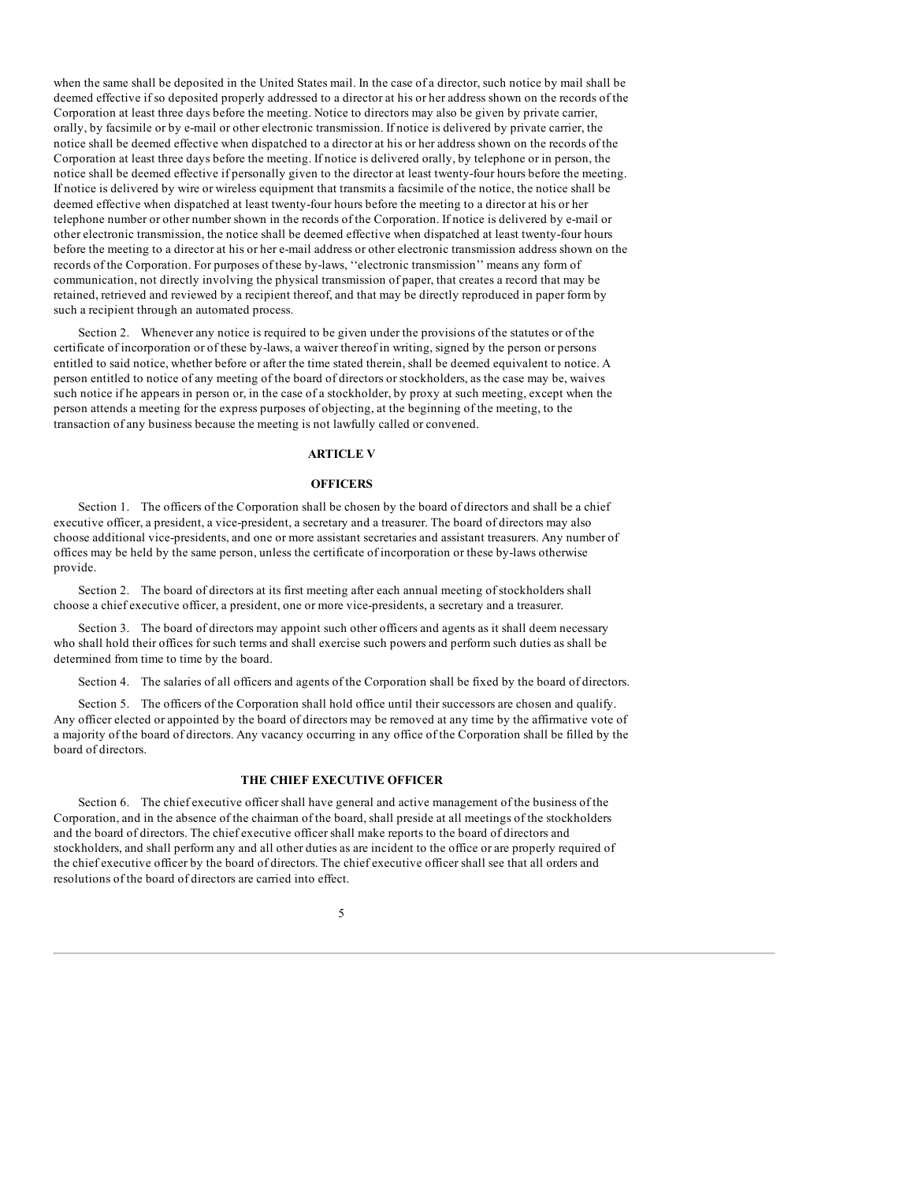when the same shall be deposited in the United States mail. In the case of a director, such notice by mail shall be deemed effective if so deposited properly addressed to a director at his or her address shown on the records of the Corporation at least three days before the meeting. Notice to directors may also be given by private carrier, orally, by facsimile or by e-mail or other electronic transmission. If notice is delivered by private carrier, the notice shall be deemed effective when dispatched to a director at his or her address shown on the records of the Corporation at least three days before the meeting. If notice is delivered orally, by telephone or in person, the notice shall be deemed effective if personally given to the director at least twenty-four hours before the meeting. If notice is delivered by wire or wireless equipment that transmits a facsimile of the notice, the notice shall be deemed effective when dispatched at least twenty-four hours before the meeting to a director at his or her telephone number or other number shown in the records of the Corporation. If notice is delivered by e-mail or other electronic transmission, the notice shall be deemed effective when dispatched at least twenty-four hours before the meeting to a director at his or her e-mail address or other electronic transmission address shown on the records of the Corporation. For purposes of these by-laws, ''electronic transmission'' means any form of communication, not directly involving the physical transmission of paper, that creates a record that may be retained, retrieved and reviewed by a recipient thereof, and that may be directly reproduced in paper form by such a recipient through an automated process.

Section 2. Whenever any notice is required to be given under the provisions of the statutes or of the certificate of incorporation or of these by-laws, a waiver thereof in writing, signed by the person or persons entitled to said notice, whether before or after the time stated therein, shall be deemed equivalent to notice. A person entitled to notice of any meeting of the board of directors or stockholders, as the case may be, waives such notice if he appears in person or, in the case of a stockholder, by proxy at such meeting, except when the person attends a meeting for the express purposes of objecting, at the beginning of the meeting, to the transaction of any business because the meeting is not lawfully called or convened.

## ARTICLE V

## OFFICERS

Section 1. The officers of the Corporation shall be chosen by the board of directors and shall be a chief executive officer, a president, a vice-president, a secretary and a treasurer. The board of directors may also choose additional vice-presidents, and one or more assistant secretaries and assistant treasurers. Any number of offices may be held by the same person, unless the certificate of incorporation or these by-laws otherwise provide.

Section 2. The board of directors at its first meeting after each annual meeting of stockholders shall choose a chief executive officer, a president, one or more vice-presidents, a secretary and a treasurer.

Section 3. The board of directors may appoint such other officers and agents as it shall deem necessary who shall hold their offices for such terms and shall exercise such powers and perform such duties as shall be determined from time to time by the board.

Section 4. The salaries of all officers and agents of the Corporation shall be fixed by the board of directors.

Section 5. The officers of the Corporation shall hold office until their successors are chosen and qualify. Any officer elected or appointed by the board of directors may be removed at any time by the affirmative vote of a majority of the board of directors. Any vacancy occurring in any office of the Corporation shall be filled by the board of directors.

## THE CHIEF EXECUTIVE OFFICER

Section 6. The chief executive officer shall have general and active management of the business of the Corporation, and in the absence of the chairman of the board, shall preside at all meetings of the stockholders and the board of directors. The chief executive officer shall make reports to the board of directors and stockholders, and shall perform any and all other duties as are incident to the office or are properly required of the chief executive officer by the board of directors. The chief executive officer shall see that all orders and resolutions of the board of directors are carried into effect.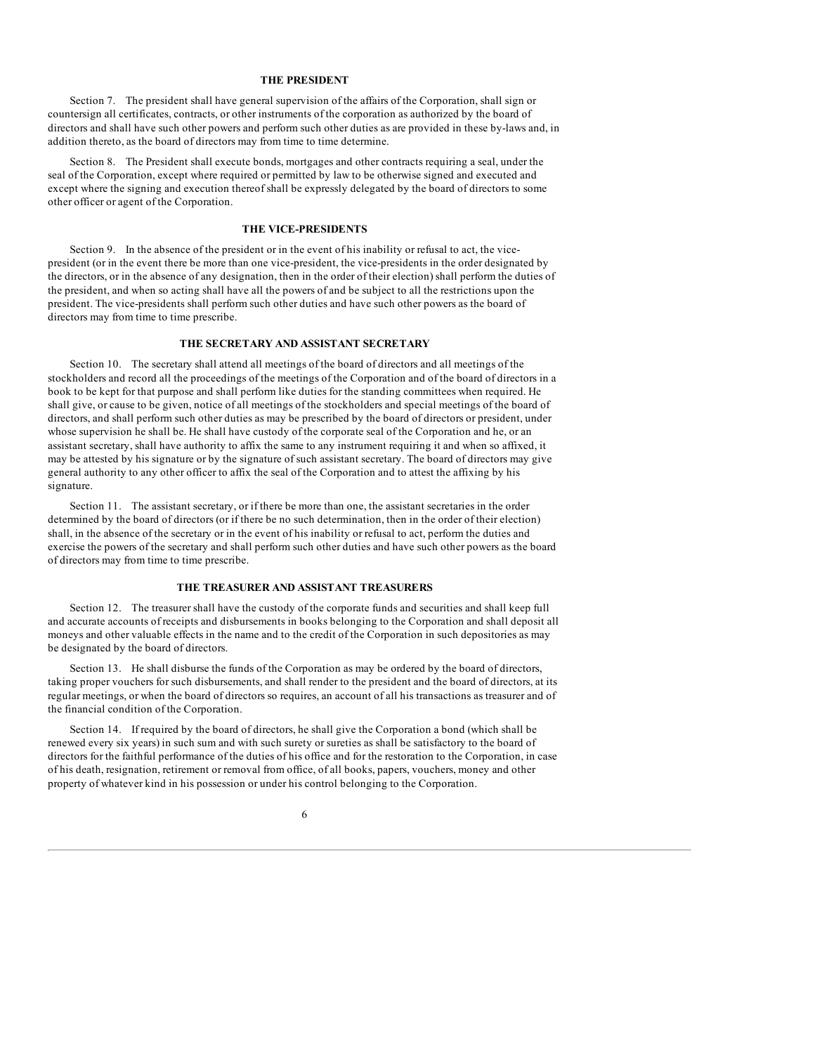### THE PRESIDENT

Section 7. The president shall have general supervision of the affairs of the Corporation, shall sign or countersign all certificates, contracts, or other instruments of the corporation as authorized by the board of directors and shall have such other powers and perform such other duties as are provided in these by-laws and, in addition thereto, as the board of directors may from time to time determine.

Section 8. The President shall execute bonds, mortgages and other contracts requiring a seal, under the seal of the Corporation, except where required or permitted by law to be otherwise signed and executed and except where the signing and execution thereof shall be expressly delegated by the board of directors to some other officer or agent of the Corporation.

### THE VICE-PRESIDENTS

Section 9. In the absence of the president or in the event of his inability or refusal to act, the vice-president (or in the event there be more than one vice-president, the vice-presidents in the order designated by the directors, or in the absence of any designation, then in the order of their election) shall perform the duties of the president, and when so acting shall have all the powers of and be subject to all the restrictions upon the president. The vice-presidents shall perform such other duties and have such other powers as the board of directors may from time to time prescribe.

### THE SECRETARY AND ASSISTANT SECRETARY

Section 10. The secretary shall attend all meetings of the board of directors and all meetings of the stockholders and record all the proceedings of the meetings of the Corporation and of the board of directors in a book to be kept for that purpose and shall perform like duties for the standing committees when required. He shall give, or cause to be given, notice of all meetings of the stockholders and special meetings of the board of directors, and shall perform such other duties as may be prescribed by the board of directors or president, under whose supervision he shall be. He shall have custody of the corporate seal of the Corporation and he, or an assistant secretary, shall have authority to affix the same to any instrument requiring it and when so affixed, it may be attested by his signature or by the signature of such assistant secretary. The board of directors may give general authority to any other officer to affix the seal of the Corporation and to attest the affixing by his signature.

Section 11. The assistant secretary, or if there be more than one, the assistant secretaries in the order determined by the board of directors (or if there be no such determination, then in the order of their election) shall, in the absence of the secretary or in the event of his inability or refusal to act, perform the duties and exercise the powers of the secretary and shall perform such other duties and have such other powers as the board of directors may from time to time prescribe.

### THE TREASURER AND ASSISTANT TREASURERS

Section 12. The treasurer shall have the custody of the corporate funds and securities and shall keep full and accurate accounts of receipts and disbursements in books belonging to the Corporation and shall deposit all moneys and other valuable effects in the name and to the credit of the Corporation in such depositories as may be designated by the board of directors.

Section 13. He shall disburse the funds of the Corporation as may be ordered by the board of directors, taking proper vouchers for such disbursements, and shall render to the president and the board of directors, at its regular meetings, or when the board of directors so requires, an account of all his transactions as treasurer and of the financial condition of the Corporation.

Section 14. If required by the board of directors, he shall give the Corporation a bond (which shall be renewed every six years) in such sum and with such surety or sureties as shall be satisfactory to the board of directors for the faithful performance of the duties of his office and for the restoration to the Corporation, in case of his death, resignation, retirement or removal from office, of all books, papers, vouchers, money and other property of whatever kind in his possession or under his control belonging to the Corporation.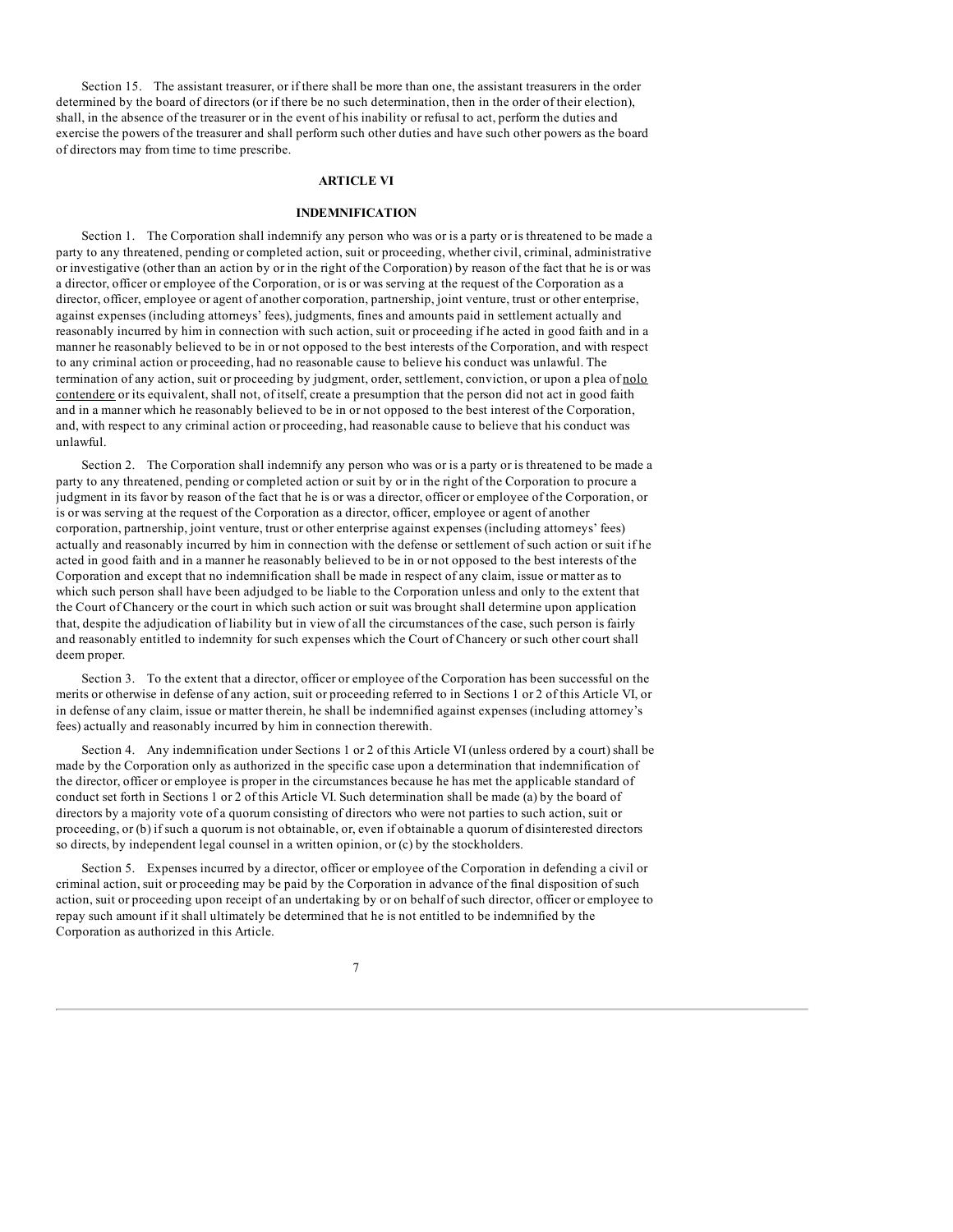Section 15. The assistant treasurer, or if there shall be more than one, the assistant treasurers in the order determined by the board of directors (or if there be no such determination, then in the order of their election), shall, in the absence of the treasurer or in the event of his inability or refusal to act, perform the duties and exercise the powers of the treasurer and shall perform such other duties and have such other powers as the board of directors may from time to time prescribe.

## ARTICLE VI

## INDEMNIFICATION

Section 1. The Corporation shall indemnify any person who was or is a party or is threatened to be made a party to any threatened, pending or completed action, suit or proceeding, whether civil, criminal, administrative or investigative (other than an action by or in the right of the Corporation) by reason of the fact that he is or was a director, officer or employee of the Corporation, or is or was serving at the request of the Corporation as a director, officer, employee or agent of another corporation, partnership, joint venture, trust or other enterprise, against expenses (including attorneys' fees), judgments, fines and amounts paid in settlement actually and reasonably incurred by him in connection with such action, suit or proceeding if he acted in good faith and in a manner he reasonably believed to be in or not opposed to the best interests of the Corporation, and with respect to any criminal action or proceeding, had no reasonable cause to believe his conduct was unlawful. The termination of any action, suit or proceeding by judgment, order, settlement, conviction, or upon a plea of nolo contendere or its equivalent, shall not, of itself, create a presumption that the person did not act in good faith and in a manner which he reasonably believed to be in or not opposed to the best interest of the Corporation, and, with respect to any criminal action or proceeding, had reasonable cause to believe that his conduct was unlawful.

Section 2. The Corporation shall indemnify any person who was or is a party or is threatened to be made a party to any threatened, pending or completed action or suit by or in the right of the Corporation to procure a judgment in its favor by reason of the fact that he is or was a director, officer or employee of the Corporation, or is or was serving at the request of the Corporation as a director, officer, employee or agent of another corporation, partnership, joint venture, trust or other enterprise against expenses (including attorneys' fees) actually and reasonably incurred by him in connection with the defense or settlement of such action or suit if he acted in good faith and in a manner he reasonably believed to be in or not opposed to the best interests of the Corporation and except that no indemnification shall be made in respect of any claim, issue or matter as to which such person shall have been adjudged to be liable to the Corporation unless and only to the extent that the Court of Chancery or the court in which such action or suit was brought shall determine upon application that, despite the adjudication of liability but in view of all the circumstances of the case, such person is fairly and reasonably entitled to indemnity for such expenses which the Court of Chancery or such other court shall deem proper.

Section 3. To the extent that a director, officer or employee of the Corporation has been successful on the merits or otherwise in defense of any action, suit or proceeding referred to in Sections 1 or 2 of this Article VI, or in defense of any claim, issue or matter therein, he shall be indemnified against expenses (including attorney's fees) actually and reasonably incurred by him in connection therewith.

Section 4. Any indemnification under Sections 1 or 2 of this Article VI (unless ordered by a court) shall be made by the Corporation only as authorized in the specific case upon a determination that indemnification of the director, officer or employee is proper in the circumstances because he has met the applicable standard of conduct set forth in Sections 1 or 2 of this Article VI. Such determination shall be made (a) by the board of directors by a majority vote of a quorum consisting of directors who were not parties to such action, suit or proceeding, or (b) if such a quorum is not obtainable, or, even if obtainable a quorum of disinterested directors so directs, by independent legal counsel in a written opinion, or (c) by the stockholders.

Section 5. Expenses incurred by a director, officer or employee of the Corporation in defending a civil or criminal action, suit or proceeding may be paid by the Corporation in advance of the final disposition of such action, suit or proceeding upon receipt of an undertaking by or on behalf of such director, officer or employee to repay such amount if it shall ultimately be determined that he is not entitled to be indemnified by the Corporation as authorized in this Article.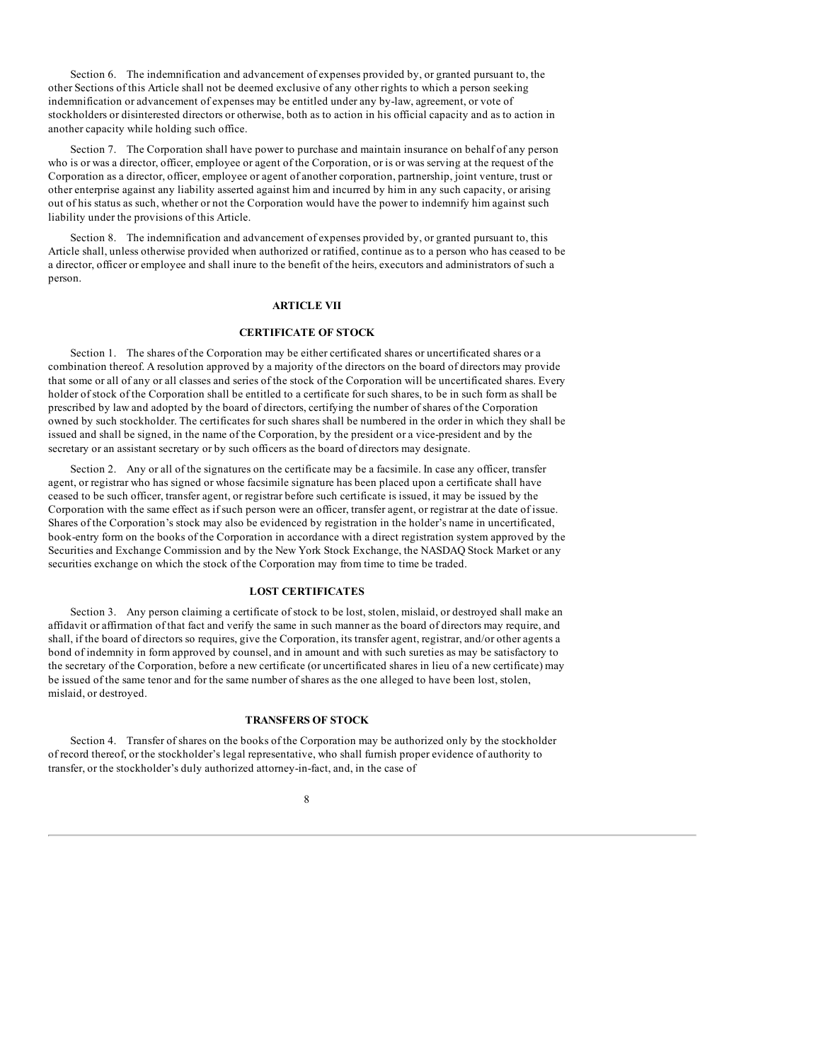Section 6. The indemnification and advancement of expenses provided by, or granted pursuant to, the other Sections of this Article shall not be deemed exclusive of any other rights to which a person seeking indemnification or advancement of expenses may be entitled under any by-law, agreement, or vote of stockholders or disinterested directors or otherwise, both as to action in his official capacity and as to action in another capacity while holding such office.

Section 7. The Corporation shall have power to purchase and maintain insurance on behalf of any person who is or was a director, officer, employee or agent of the Corporation, or is or was serving at the request of the Corporation as a director, officer, employee or agent of another corporation, partnership, joint venture, trust or other enterprise against any liability asserted against him and incurred by him in any such capacity, or arising out of his status as such, whether or not the Corporation would have the power to indemnify him against such liability under the provisions of this Article.

Section 8. The indemnification and advancement of expenses provided by, or granted pursuant to, this Article shall, unless otherwise provided when authorized or ratified, continue as to a person who has ceased to be a director, officer or employee and shall inure to the benefit of the heirs, executors and administrators of such a person.

## ARTICLE VII

## CERTIFICATE OF STOCK

Section 1. The shares of the Corporation may be either certificated shares or uncertificated shares or a combination thereof. A resolution approved by a majority of the directors on the board of directors may provide that some or all of any or all classes and series of the stock of the Corporation will be uncertificated shares. Every holder of stock of the Corporation shall be entitled to a certificate for such shares, to be in such form as shall be prescribed by law and adopted by the board of directors, certifying the number of shares of the Corporation owned by such stockholder. The certificates for such shares shall be numbered in the order in which they shall be issued and shall be signed, in the name of the Corporation, by the president or a vice-president and by the secretary or an assistant secretary or by such officers as the board of directors may designate.

Section 2. Any or all of the signatures on the certificate may be a facsimile. In case any officer, transfer agent, or registrar who has signed or whose facsimile signature has been placed upon a certificate shall have ceased to be such officer, transfer agent, or registrar before such certificate is issued, it may be issued by the Corporation with the same effect as if such person were an officer, transfer agent, or registrar at the date of issue. Shares of the Corporation's stock may also be evidenced by registration in the holder's name in uncertificated, book-entry form on the books of the Corporation in accordance with a direct registration system approved by the Securities and Exchange Commission and by the New York Stock Exchange, the NASDAQ Stock Market or any securities exchange on which the stock of the Corporation may from time to time be traded.

## LOST CERTIFICATES

Section 3. Any person claiming a certificate of stock to be lost, stolen, mislaid, or destroyed shall make an affidavit or affirmation of that fact and verify the same in such manner as the board of directors may require, and shall, if the board of directors so requires, give the Corporation, its transfer agent, registrar, and/or other agents a bond of indemnity in form approved by counsel, and in amount and with such sureties as may be satisfactory to the secretary of the Corporation, before a new certificate (or uncertificated shares in lieu of a new certificate) may be issued of the same tenor and for the same number of shares as the one alleged to have been lost, stolen, mislaid, or destroyed.

## TRANSFERS OF STOCK

Section 4. Transfer of shares on the books of the Corporation may be authorized only by the stockholder of record thereof, or the stockholder's legal representative, who shall furnish proper evidence of authority to transfer, or the stockholder's duly authorized attorney-in-fact, and, in the case of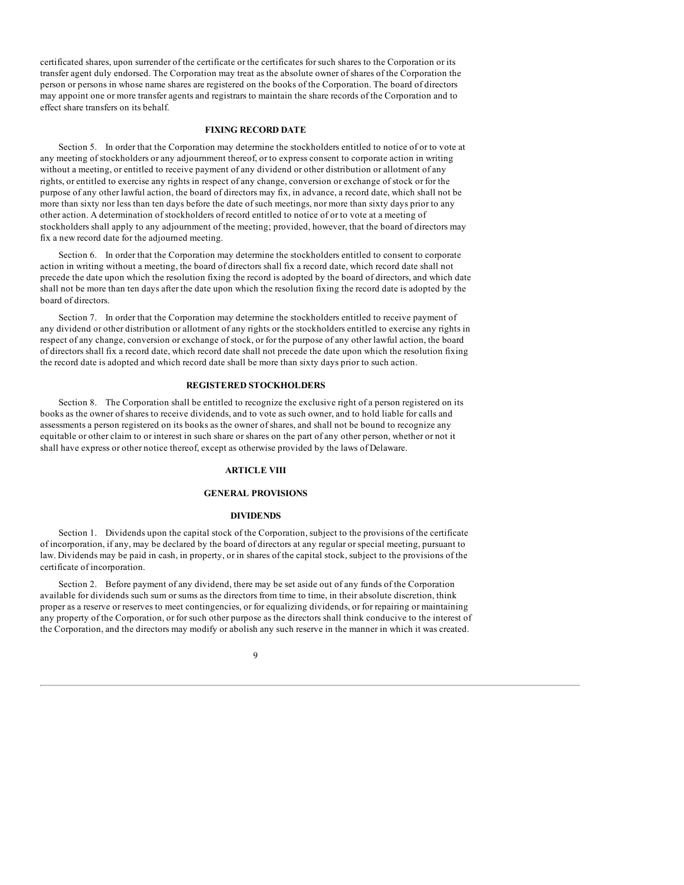certificated shares, upon surrender of the certificate or the certificates for such shares to the Corporation or its transfer agent duly endorsed. The Corporation may treat as the absolute owner of shares of the Corporation the person or persons in whose name shares are registered on the books of the Corporation. The board of directors may appoint one or more transfer agents and registrars to maintain the share records of the Corporation and to effect share transfers on its behalf.

**FIXING RECORD DATE**

Section 5. In order that the Corporation may determine the stockholders entitled to notice of or to vote at any meeting of stockholders or any adjournment thereof, or to express consent to corporate action in writing without a meeting, or entitled to receive payment of any dividend or other distribution or allotment of any rights, or entitled to exercise any rights in respect of any change, conversion or exchange of stock or for the purpose of any other lawful action, the board of directors may fix, in advance, a record date, which shall not be more than sixty nor less than ten days before the date of such meetings, nor more than sixty days prior to any other action. A determination of stockholders of record entitled to notice of or to vote at a meeting of stockholders shall apply to any adjournment of the meeting; provided, however, that the board of directors may fix a new record date for the adjourned meeting.

Section 6. In order that the Corporation may determine the stockholders entitled to consent to corporate action in writing without a meeting, the board of directors shall fix a record date, which record date shall not precede the date upon which the resolution fixing the record is adopted by the board of directors, and which date shall not be more than ten days after the date upon which the resolution fixing the record date is adopted by the board of directors.

Section 7. In order that the Corporation may determine the stockholders entitled to receive payment of any dividend or other distribution or allotment of any rights or the stockholders entitled to exercise any rights in respect of any change, conversion or exchange of stock, or for the purpose of any other lawful action, the board of directors shall fix a record date, which record date shall not precede the date upon which the resolution fixing the record date is adopted and which record date shall be more than sixty days prior to such action.

**REGISTERED STOCKHOLDERS**

Section 8. The Corporation shall be entitled to recognize the exclusive right of a person registered on its books as the owner of shares to receive dividends, and to vote as such owner, and to hold liable for calls and assessments a person registered on its books as the owner of shares, and shall not be bound to recognize any equitable or other claim to or interest in such share or shares on the part of any other person, whether or not it shall have express or other notice thereof, except as otherwise provided by the laws of Delaware.

## ARTICLE VIII

## GENERAL PROVISIONS

**DIVIDENDS**

Section 1. Dividends upon the capital stock of the Corporation, subject to the provisions of the certificate of incorporation, if any, may be declared by the board of directors at any regular or special meeting, pursuant to law. Dividends may be paid in cash, in property, or in shares of the capital stock, subject to the provisions of the certificate of incorporation.

Section 2. Before payment of any dividend, there may be set aside out of any funds of the Corporation available for dividends such sum or sums as the directors from time to time, in their absolute discretion, think proper as a reserve or reserves to meet contingencies, or for equalizing dividends, or for repairing or maintaining any property of the Corporation, or for such other purpose as the directors shall think conducive to the interest of the Corporation, and the directors may modify or abolish any such reserve in the manner in which it was created.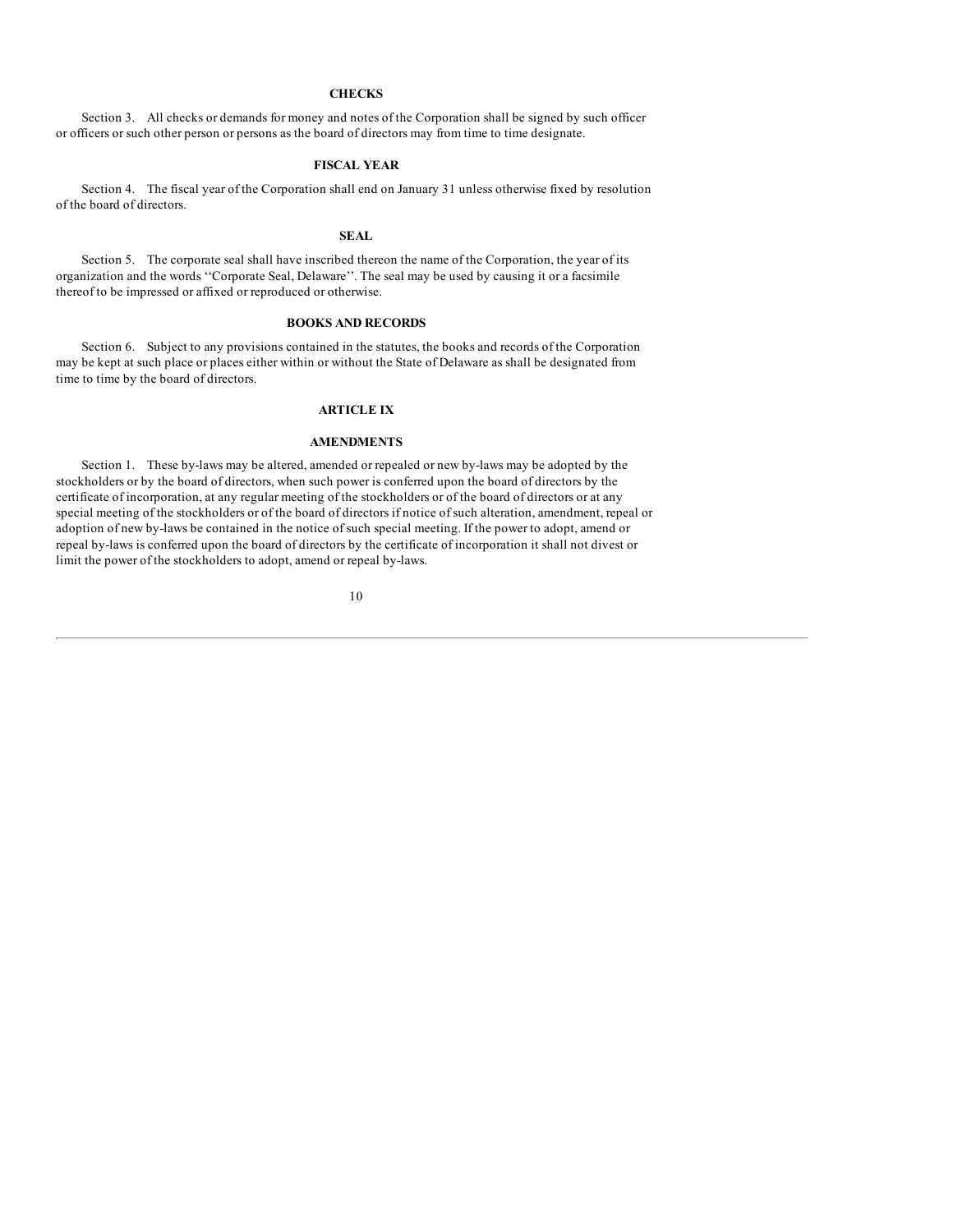#### CHECKS

Section 3. All checks or demands for money and notes of the Corporation shall be signed by such officer or officers or such other person or persons as the board of directors may from time to time designate.

#### FISCAL YEAR

Section 4. The fiscal year of the Corporation shall end on January 31 unless otherwise fixed by resolution of the board of directors.

#### SEAL

Section 5. The corporate seal shall have inscribed thereon the name of the Corporation, the year of its organization and the words ''Corporate Seal, Delaware''. The seal may be used by causing it or a facsimile thereof to be impressed or affixed or reproduced or otherwise.

#### BOOKS AND RECORDS

Section 6. Subject to any provisions contained in the statutes, the books and records of the Corporation may be kept at such place or places either within or without the State of Delaware as shall be designated from time to time by the board of directors.

## ARTICLE IX

### AMENDMENTS

Section 1. These by-laws may be altered, amended or repealed or new by-laws may be adopted by the stockholders or by the board of directors, when such power is conferred upon the board of directors by the certificate of incorporation, at any regular meeting of the stockholders or of the board of directors or at any special meeting of the stockholders or of the board of directors if notice of such alteration, amendment, repeal or adoption of new by-laws be contained in the notice of such special meeting. If the power to adopt, amend or repeal by-laws is conferred upon the board of directors by the certificate of incorporation it shall not divest or limit the power of the stockholders to adopt, amend or repeal by-laws.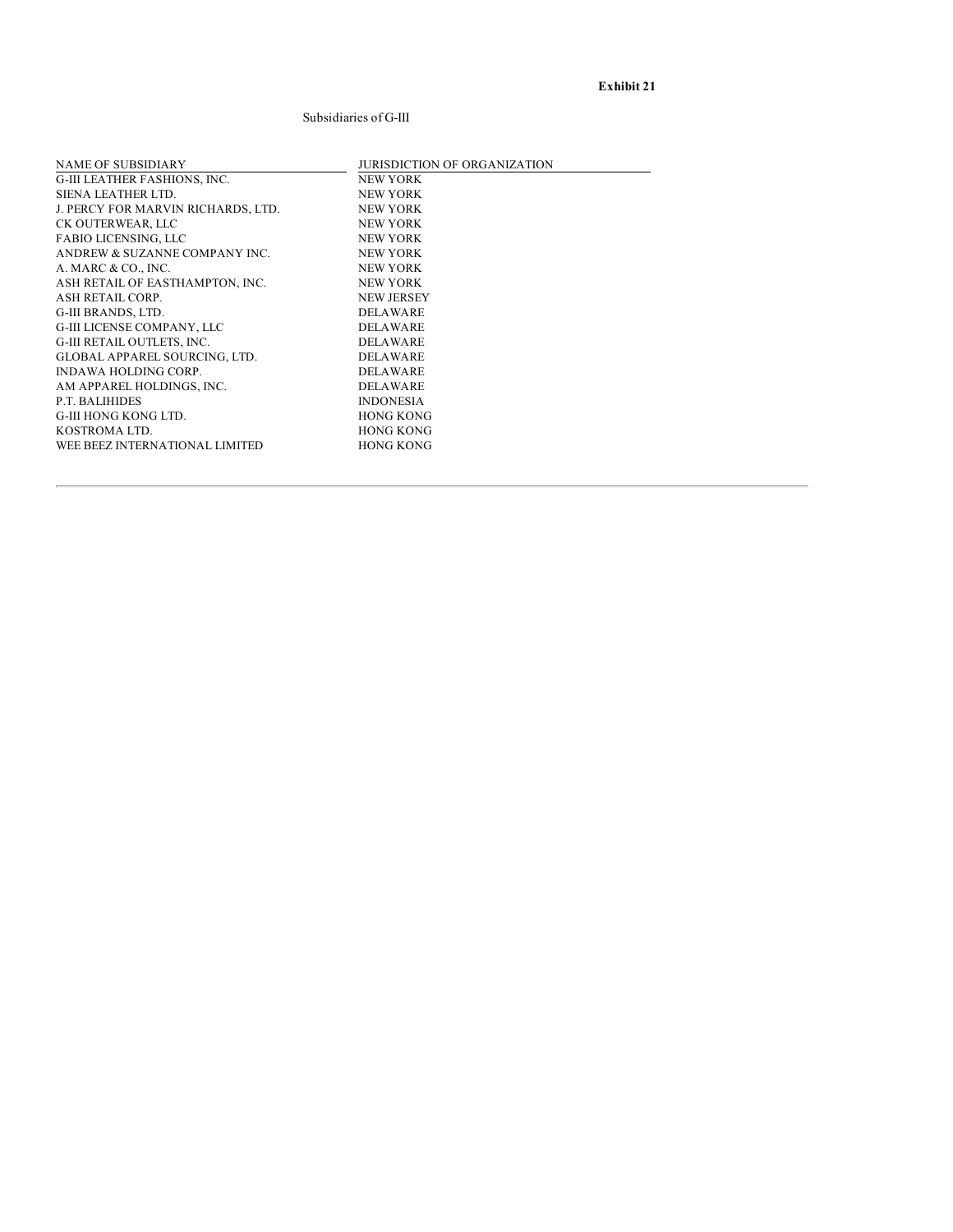**Exhibit 21**

Subsidiaries of G-III

| NAME OF SUBSIDIARY | JURISDICTION OF ORGANIZATION |
|---|---|
| G-III LEATHER FASHIONS, INC. | NEW YORK |
| SIENA LEATHER LTD. | NEW YORK |
| J. PERCY FOR MARVIN RICHARDS, LTD. | NEW YORK |
| CK OUTERWEAR, LLC | NEW YORK |
| FABIO LICENSING, LLC | NEW YORK |
| ANDREW & SUZANNE COMPANY INC. | NEW YORK |
| A. MARC & CO., INC. | NEW YORK |
| ASH RETAIL OF EASTHAMPTON, INC. | NEW YORK |
| ASH RETAIL CORP. | NEW JERSEY |
| G-III BRANDS, LTD. | DELAWARE |
| G-III LICENSE COMPANY, LLC | DELAWARE |
| G-III RETAIL OUTLETS, INC. | DELAWARE |
| GLOBAL APPAREL SOURCING, LTD. | DELAWARE |
| INDAWA HOLDING CORP. | DELAWARE |
| AM APPAREL HOLDINGS, INC. | DELAWARE |
| P.T. BALIHIDES | INDONESIA |
| G-III HONG KONG LTD. | HONG KONG |
| KOSTROMA LTD. | HONG KONG |
| WEE BEEZ INTERNATIONAL LIMITED | HONG KONG |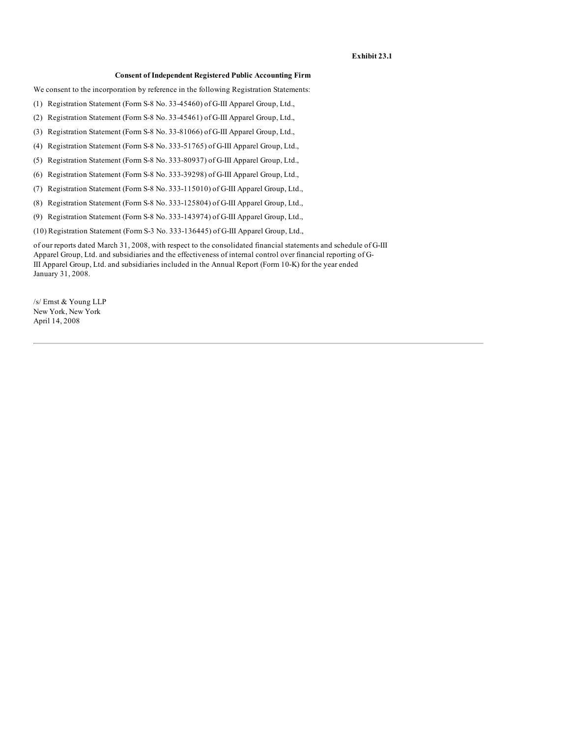**Exhibit 23.1**

**Consent of Independent Registered Public Accounting Firm**

We consent to the incorporation by reference in the following Registration Statements:

(1) Registration Statement (Form S-8 No. 33-45460) of G-III Apparel Group, Ltd.,

(2) Registration Statement (Form S-8 No. 33-45461) of G-III Apparel Group, Ltd.,

(3) Registration Statement (Form S-8 No. 33-81066) of G-III Apparel Group, Ltd.,

(4) Registration Statement (Form S-8 No. 333-51765) of G-III Apparel Group, Ltd.,

(5) Registration Statement (Form S-8 No. 333-80937) of G-III Apparel Group, Ltd.,

(6) Registration Statement (Form S-8 No. 333-39298) of G-III Apparel Group, Ltd.,

(7) Registration Statement (Form S-8 No. 333-115010) of G-III Apparel Group, Ltd.,

(8) Registration Statement (Form S-8 No. 333-125804) of G-III Apparel Group, Ltd.,

(9) Registration Statement (Form S-8 No. 333-143974) of G-III Apparel Group, Ltd.,

(10) Registration Statement (Form S-3 No. 333-136445) of G-III Apparel Group, Ltd.,

of our reports dated March 31, 2008, with respect to the consolidated financial statements and schedule of G-III Apparel Group, Ltd. and subsidiaries and the effectiveness of internal control over financial reporting of G-III Apparel Group, Ltd. and subsidiaries included in the Annual Report (Form 10-K) for the year ended January 31, 2008.

/s/ Ernst & Young LLP
New York, New York
April 14, 2008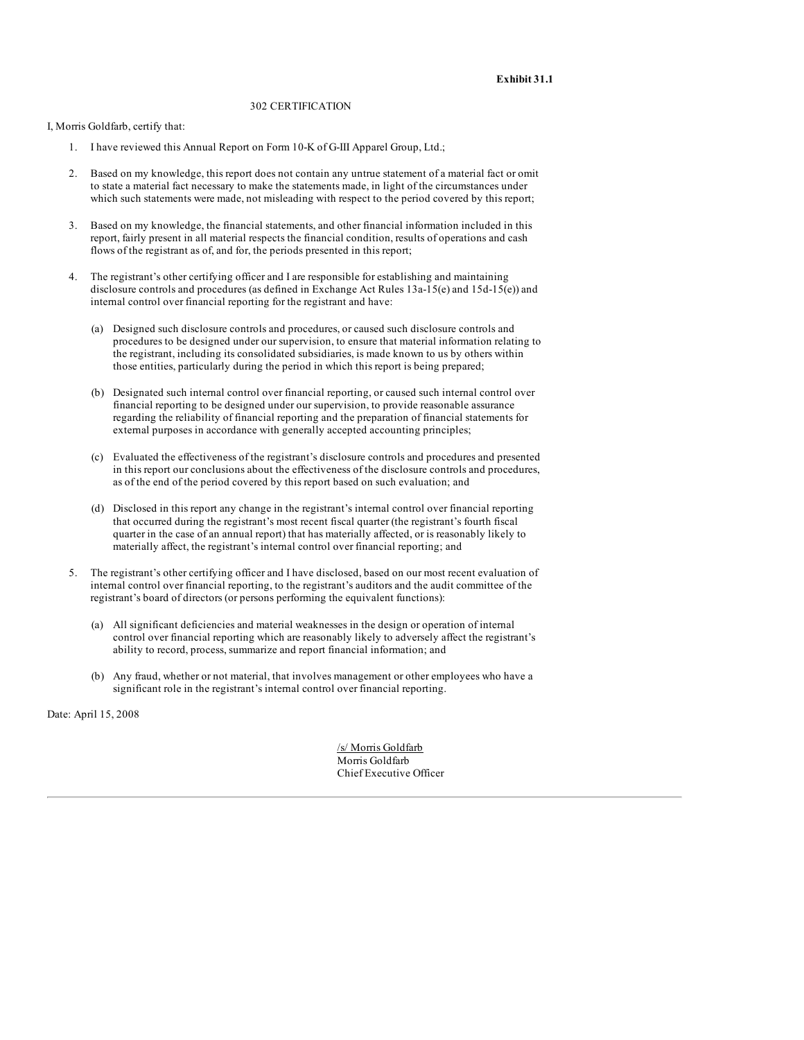**Exhibit 31.1**

302 CERTIFICATION

I, Morris Goldfarb, certify that:

1. I have reviewed this Annual Report on Form 10-K of G-III Apparel Group, Ltd.;

2. Based on my knowledge, this report does not contain any untrue statement of a material fact or omit to state a material fact necessary to make the statements made, in light of the circumstances under which such statements were made, not misleading with respect to the period covered by this report;

3. Based on my knowledge, the financial statements, and other financial information included in this report, fairly present in all material respects the financial condition, results of operations and cash flows of the registrant as of, and for, the periods presented in this report;

4. The registrant's other certifying officer and I are responsible for establishing and maintaining disclosure controls and procedures (as defined in Exchange Act Rules 13a-15(e) and 15d-15(e)) and internal control over financial reporting for the registrant and have:

   (a) Designed such disclosure controls and procedures, or caused such disclosure controls and procedures to be designed under our supervision, to ensure that material information relating to the registrant, including its consolidated subsidiaries, is made known to us by others within those entities, particularly during the period in which this report is being prepared;

   (b) Designated such internal control over financial reporting, or caused such internal control over financial reporting to be designed under our supervision, to provide reasonable assurance regarding the reliability of financial reporting and the preparation of financial statements for external purposes in accordance with generally accepted accounting principles;

   (c) Evaluated the effectiveness of the registrant's disclosure controls and procedures and presented in this report our conclusions about the effectiveness of the disclosure controls and procedures, as of the end of the period covered by this report based on such evaluation; and

   (d) Disclosed in this report any change in the registrant's internal control over financial reporting that occurred during the registrant's most recent fiscal quarter (the registrant's fourth fiscal quarter in the case of an annual report) that has materially affected, or is reasonably likely to materially affect, the registrant's internal control over financial reporting; and

5. The registrant's other certifying officer and I have disclosed, based on our most recent evaluation of internal control over financial reporting, to the registrant's auditors and the audit committee of the registrant's board of directors (or persons performing the equivalent functions):

   (a) All significant deficiencies and material weaknesses in the design or operation of internal control over financial reporting which are reasonably likely to adversely affect the registrant's ability to record, process, summarize and report financial information; and

   (b) Any fraud, whether or not material, that involves management or other employees who have a significant role in the registrant's internal control over financial reporting.

Date: April 15, 2008

/s/ Morris Goldfarb
Morris Goldfarb
Chief Executive Officer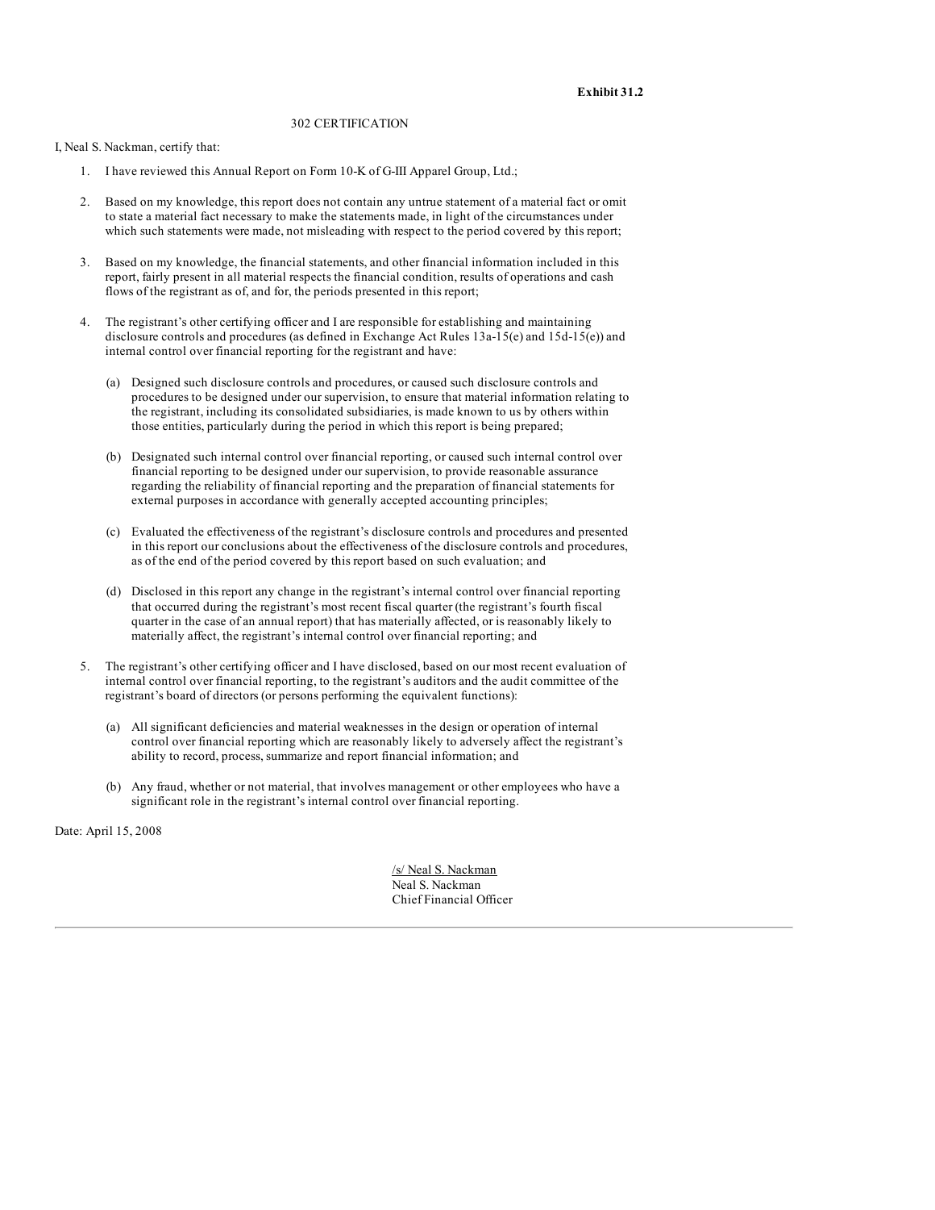**Exhibit 31.2**

302 CERTIFICATION

I, Neal S. Nackman, certify that:

1. I have reviewed this Annual Report on Form 10-K of G-III Apparel Group, Ltd.;

2. Based on my knowledge, this report does not contain any untrue statement of a material fact or omit to state a material fact necessary to make the statements made, in light of the circumstances under which such statements were made, not misleading with respect to the period covered by this report;

3. Based on my knowledge, the financial statements, and other financial information included in this report, fairly present in all material respects the financial condition, results of operations and cash flows of the registrant as of, and for, the periods presented in this report;

4. The registrant's other certifying officer and I are responsible for establishing and maintaining disclosure controls and procedures (as defined in Exchange Act Rules 13a-15(e) and 15d-15(e)) and internal control over financial reporting for the registrant and have:

   (a) Designed such disclosure controls and procedures, or caused such disclosure controls and procedures to be designed under our supervision, to ensure that material information relating to the registrant, including its consolidated subsidiaries, is made known to us by others within those entities, particularly during the period in which this report is being prepared;

   (b) Designated such internal control over financial reporting, or caused such internal control over financial reporting to be designed under our supervision, to provide reasonable assurance regarding the reliability of financial reporting and the preparation of financial statements for external purposes in accordance with generally accepted accounting principles;

   (c) Evaluated the effectiveness of the registrant's disclosure controls and procedures and presented in this report our conclusions about the effectiveness of the disclosure controls and procedures, as of the end of the period covered by this report based on such evaluation; and

   (d) Disclosed in this report any change in the registrant's internal control over financial reporting that occurred during the registrant's most recent fiscal quarter (the registrant's fourth fiscal quarter in the case of an annual report) that has materially affected, or is reasonably likely to materially affect, the registrant's internal control over financial reporting; and

5. The registrant's other certifying officer and I have disclosed, based on our most recent evaluation of internal control over financial reporting, to the registrant's auditors and the audit committee of the registrant's board of directors (or persons performing the equivalent functions):

   (a) All significant deficiencies and material weaknesses in the design or operation of internal control over financial reporting which are reasonably likely to adversely affect the registrant's ability to record, process, summarize and report financial information; and

   (b) Any fraud, whether or not material, that involves management or other employees who have a significant role in the registrant's internal control over financial reporting.

Date: April 15, 2008

/s/ Neal S. Nackman
Neal S. Nackman
Chief Financial Officer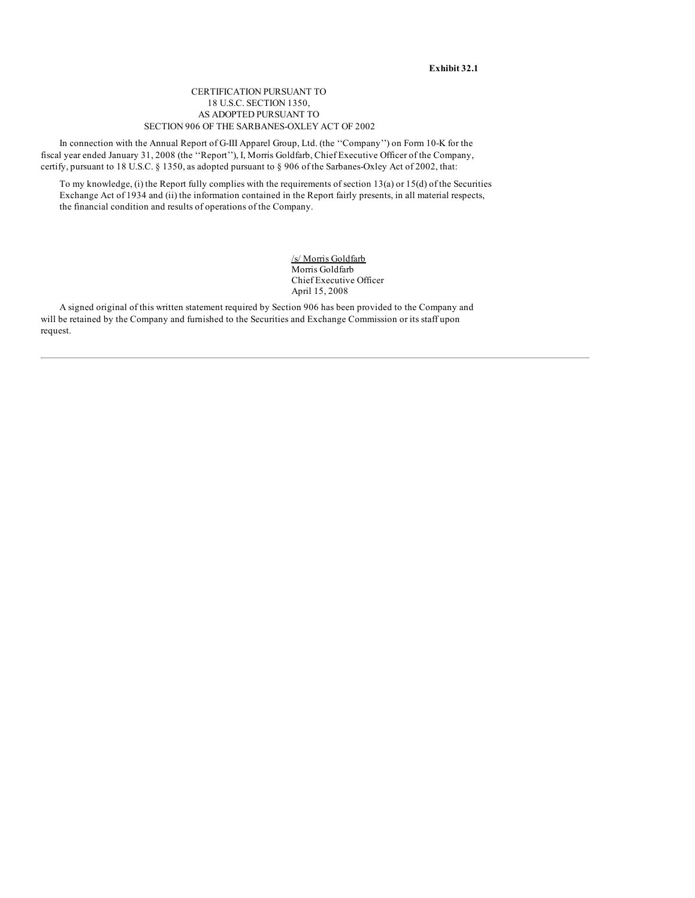**Exhibit 32.1**

CERTIFICATION PURSUANT TO
18 U.S.C. SECTION 1350,
AS ADOPTED PURSUANT TO
SECTION 906 OF THE SARBANES-OXLEY ACT OF 2002

In connection with the Annual Report of G-III Apparel Group, Ltd. (the ''Company'') on Form 10-K for the fiscal year ended January 31, 2008 (the ''Report''), I, Morris Goldfarb, Chief Executive Officer of the Company, certify, pursuant to 18 U.S.C. § 1350, as adopted pursuant to § 906 of the Sarbanes-Oxley Act of 2002, that:

To my knowledge, (i) the Report fully complies with the requirements of section 13(a) or 15(d) of the Securities Exchange Act of 1934 and (ii) the information contained in the Report fairly presents, in all material respects, the financial condition and results of operations of the Company.

/s/ Morris Goldfarb
Morris Goldfarb
Chief Executive Officer
April 15, 2008

A signed original of this written statement required by Section 906 has been provided to the Company and will be retained by the Company and furnished to the Securities and Exchange Commission or its staff upon request.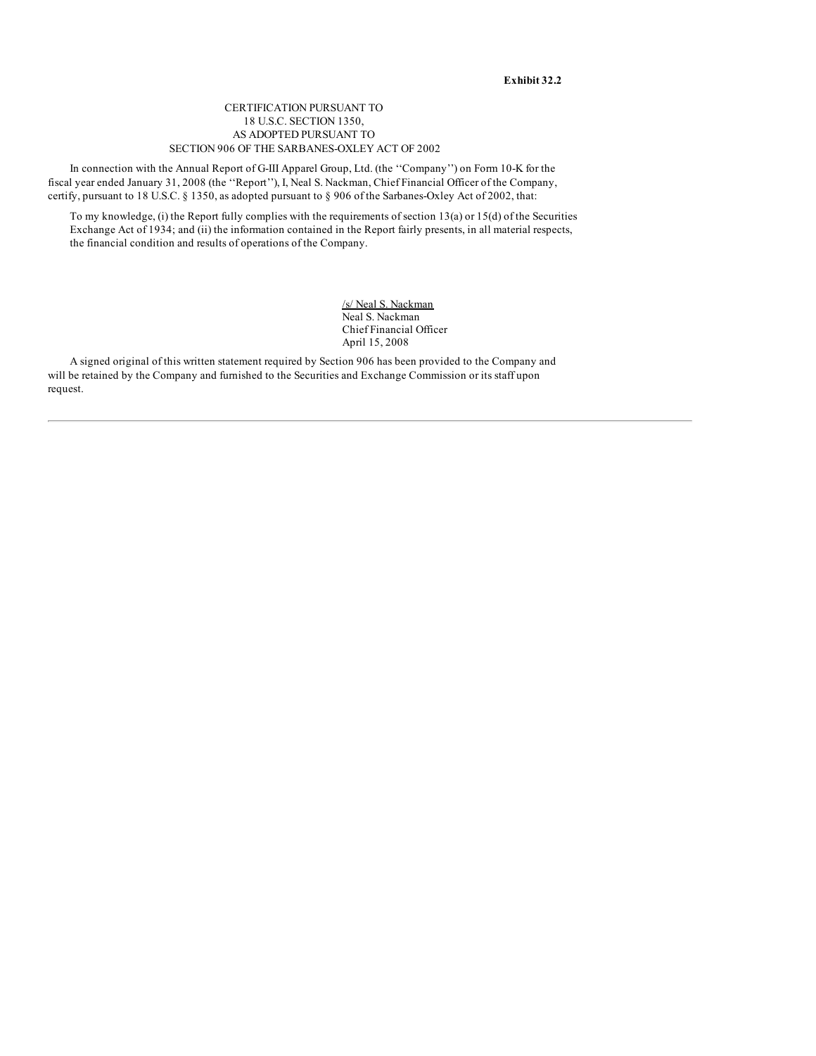**Exhibit 32.2**

CERTIFICATION PURSUANT TO
18 U.S.C. SECTION 1350,
AS ADOPTED PURSUANT TO
SECTION 906 OF THE SARBANES-OXLEY ACT OF 2002

In connection with the Annual Report of G-III Apparel Group, Ltd. (the ''Company'') on Form 10-K for the fiscal year ended January 31, 2008 (the ''Report''), I, Neal S. Nackman, Chief Financial Officer of the Company, certify, pursuant to 18 U.S.C. § 1350, as adopted pursuant to § 906 of the Sarbanes-Oxley Act of 2002, that:

To my knowledge, (i) the Report fully complies with the requirements of section 13(a) or 15(d) of the Securities Exchange Act of 1934; and (ii) the information contained in the Report fairly presents, in all material respects, the financial condition and results of operations of the Company.

/s/ Neal S. Nackman
Neal S. Nackman
Chief Financial Officer
April 15, 2008

A signed original of this written statement required by Section 906 has been provided to the Company and will be retained by the Company and furnished to the Securities and Exchange Commission or its staff upon request.